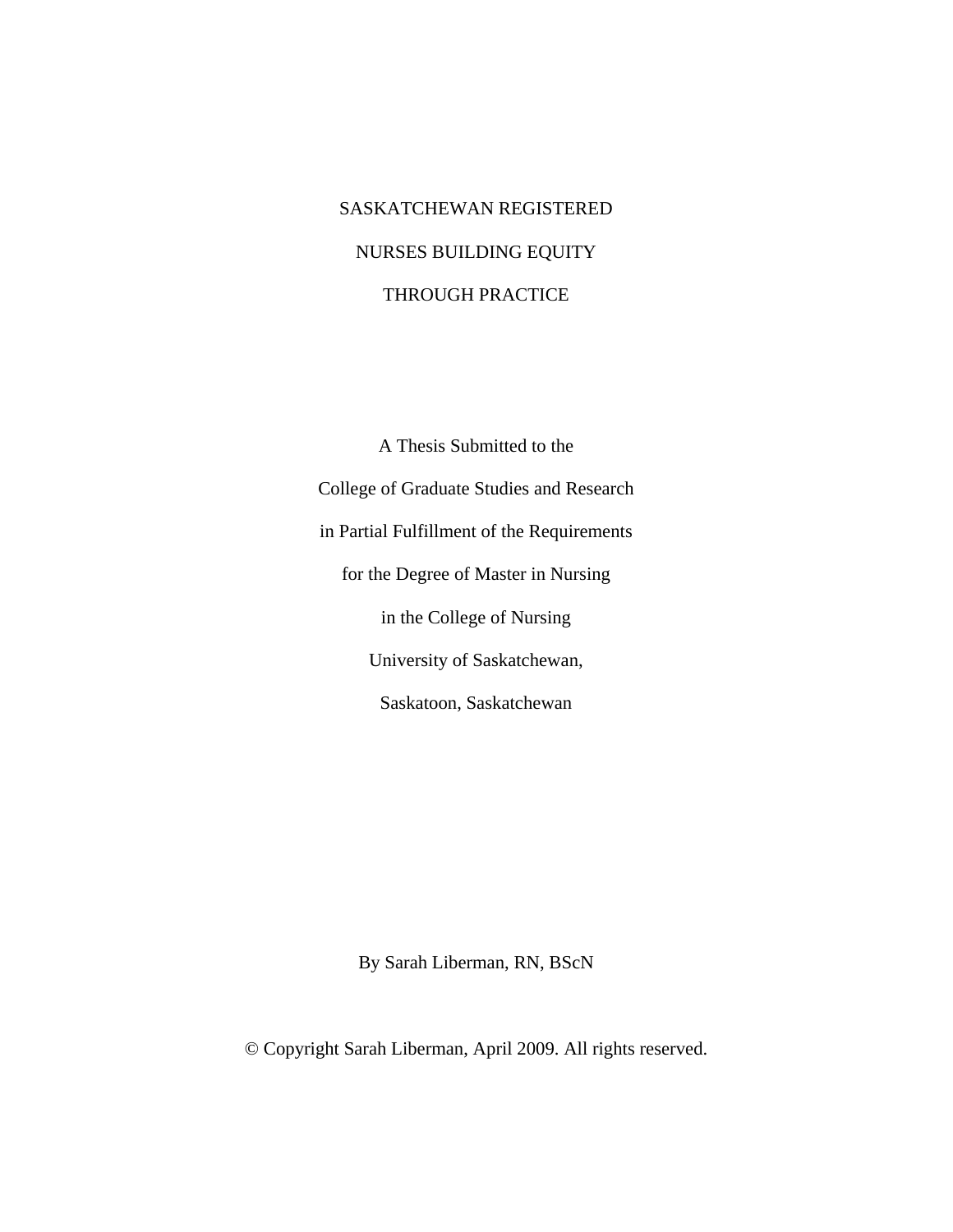# SASKATCHEWAN REGISTERED NURSES BUILDING EQUITY THROUGH PRACTICE

A Thesis Submitted to the

College of Graduate Studies and Research

in Partial Fulfillment of the Requirements

for the Degree of Master in Nursing

in the College of Nursing

University of Saskatchewan,

Saskatoon, Saskatchewan

By Sarah Liberman, RN, BScN

© Copyright Sarah Liberman, April 2009. All rights reserved.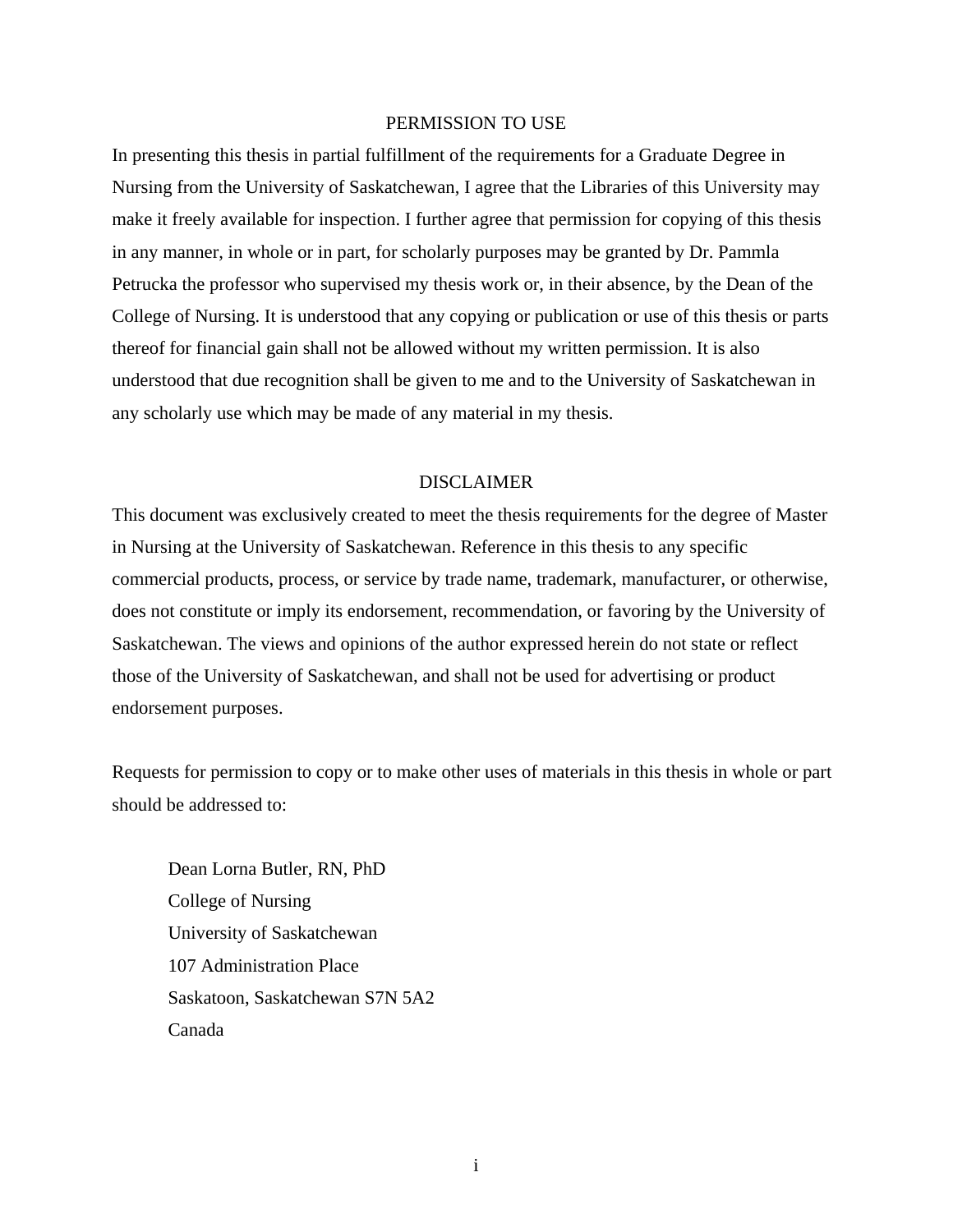## PERMISSION TO USE

In presenting this thesis in partial fulfillment of the requirements for a Graduate Degree in Nursing from the University of Saskatchewan, I agree that the Libraries of this University may make it freely available for inspection. I further agree that permission for copying of this thesis in any manner, in whole or in part, for scholarly purposes may be granted by Dr. Pammla Petrucka the professor who supervised my thesis work or, in their absence, by the Dean of the College of Nursing. It is understood that any copying or publication or use of this thesis or parts thereof for financial gain shall not be allowed without my written permission. It is also understood that due recognition shall be given to me and to the University of Saskatchewan in any scholarly use which may be made of any material in my thesis.

## DISCLAIMER

This document was exclusively created to meet the thesis requirements for the degree of Master in Nursing at the University of Saskatchewan. Reference in this thesis to any specific commercial products, process, or service by trade name, trademark, manufacturer, or otherwise, does not constitute or imply its endorsement, recommendation, or favoring by the University of Saskatchewan. The views and opinions of the author expressed herein do not state or reflect those of the University of Saskatchewan, and shall not be used for advertising or product endorsement purposes.

Requests for permission to copy or to make other uses of materials in this thesis in whole or part should be addressed to:

Dean Lorna Butler, RN, PhD
College of Nursing
University of Saskatchewan
107 Administration Place
Saskatoon, Saskatchewan S7N 5A2
Canada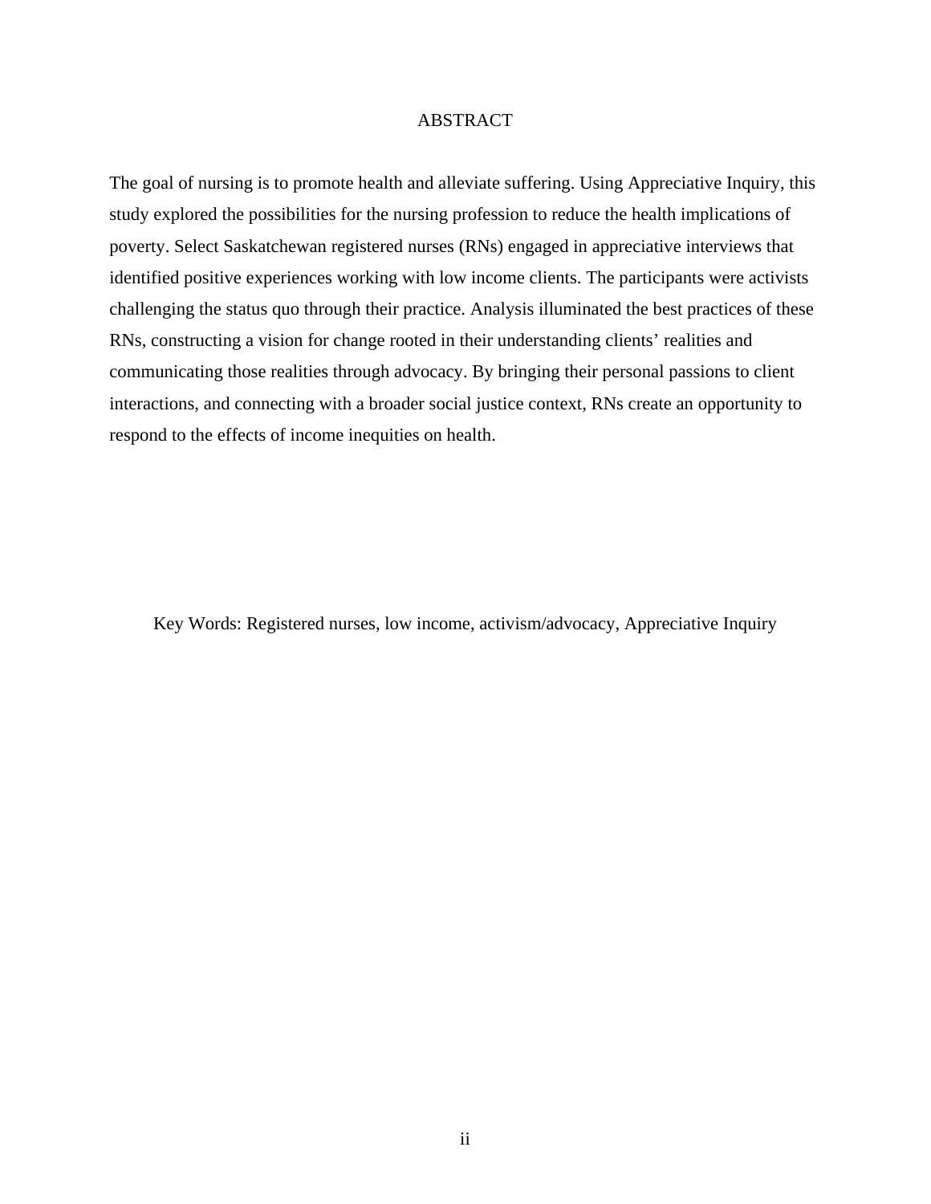# ABSTRACT

The goal of nursing is to promote health and alleviate suffering. Using Appreciative Inquiry, this study explored the possibilities for the nursing profession to reduce the health implications of poverty. Select Saskatchewan registered nurses (RNs) engaged in appreciative interviews that identified positive experiences working with low income clients. The participants were activists challenging the status quo through their practice. Analysis illuminated the best practices of these RNs, constructing a vision for change rooted in their understanding clients' realities and communicating those realities through advocacy. By bringing their personal passions to client interactions, and connecting with a broader social justice context, RNs create an opportunity to respond to the effects of income inequities on health.

Key Words: Registered nurses, low income, activism/advocacy, Appreciative Inquiry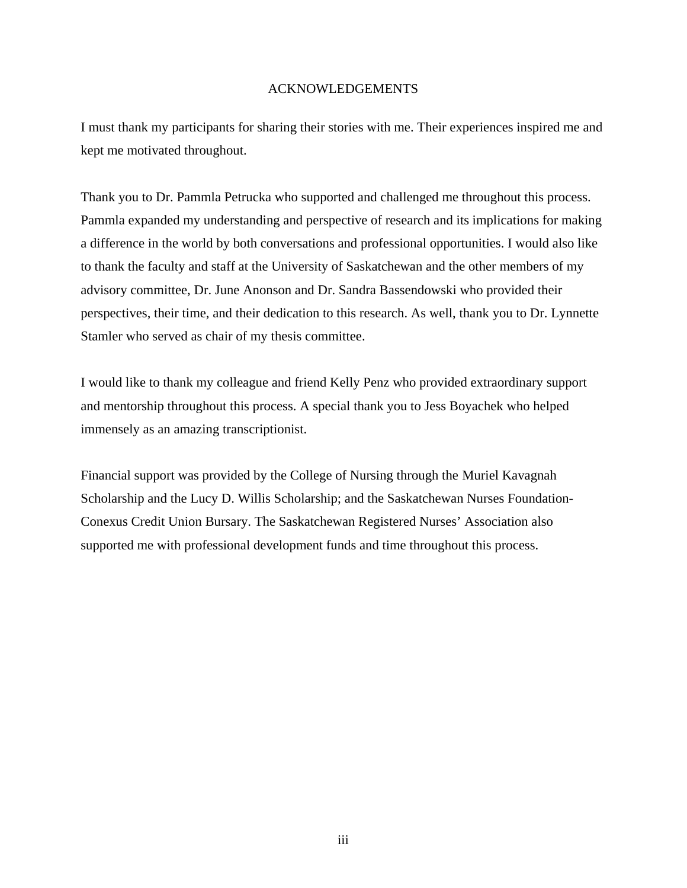# ACKNOWLEDGEMENTS

I must thank my participants for sharing their stories with me. Their experiences inspired me and kept me motivated throughout.

Thank you to Dr. Pammla Petrucka who supported and challenged me throughout this process. Pammla expanded my understanding and perspective of research and its implications for making a difference in the world by both conversations and professional opportunities. I would also like to thank the faculty and staff at the University of Saskatchewan and the other members of my advisory committee, Dr. June Anonson and Dr. Sandra Bassendowski who provided their perspectives, their time, and their dedication to this research. As well, thank you to Dr. Lynnette Stamler who served as chair of my thesis committee.

I would like to thank my colleague and friend Kelly Penz who provided extraordinary support and mentorship throughout this process. A special thank you to Jess Boyachek who helped immensely as an amazing transcriptionist.

Financial support was provided by the College of Nursing through the Muriel Kavagnah Scholarship and the Lucy D. Willis Scholarship; and the Saskatchewan Nurses Foundation-Conexus Credit Union Bursary. The Saskatchewan Registered Nurses' Association also supported me with professional development funds and time throughout this process.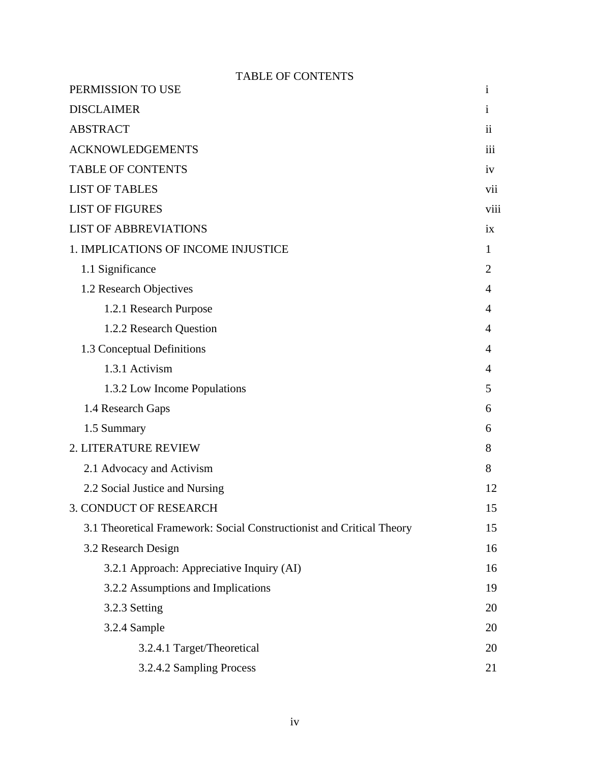# TABLE OF CONTENTS

| | |
|---|---|
| PERMISSION TO USE | i |
| DISCLAIMER | i |
| ABSTRACT | ii |
| ACKNOWLEDGEMENTS | iii |
| TABLE OF CONTENTS | iv |
| LIST OF TABLES | vii |
| LIST OF FIGURES | viii |
| LIST OF ABBREVIATIONS | ix |
| 1. IMPLICATIONS OF INCOME INJUSTICE | 1 |
| 1.1 Significance | 2 |
| 1.2 Research Objectives | 4 |
| 1.2.1 Research Purpose | 4 |
| 1.2.2 Research Question | 4 |
| 1.3 Conceptual Definitions | 4 |
| 1.3.1 Activism | 4 |
| 1.3.2 Low Income Populations | 5 |
| 1.4 Research Gaps | 6 |
| 1.5 Summary | 6 |
| 2. LITERATURE REVIEW | 8 |
| 2.1 Advocacy and Activism | 8 |
| 2.2 Social Justice and Nursing | 12 |
| 3. CONDUCT OF RESEARCH | 15 |
| 3.1 Theoretical Framework: Social Constructionist and Critical Theory | 15 |
| 3.2 Research Design | 16 |
| 3.2.1 Approach: Appreciative Inquiry (AI) | 16 |
| 3.2.2 Assumptions and Implications | 19 |
| 3.2.3 Setting | 20 |
| 3.2.4 Sample | 20 |
| 3.2.4.1 Target/Theoretical | 20 |
| 3.2.4.2 Sampling Process | 21 |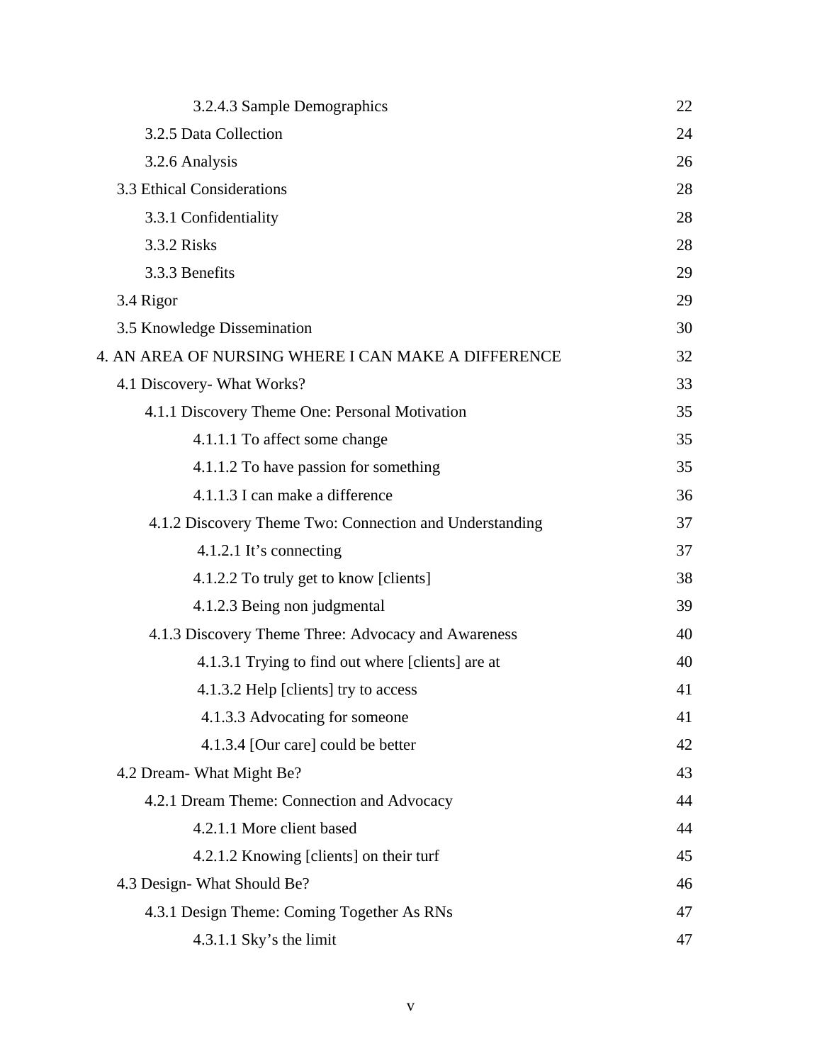| | |
|---|---|
| 3.2.4.3 Sample Demographics | 22 |
| 3.2.5 Data Collection | 24 |
| 3.2.6 Analysis | 26 |
| 3.3 Ethical Considerations | 28 |
| 3.3.1 Confidentiality | 28 |
| 3.3.2 Risks | 28 |
| 3.3.3 Benefits | 29 |
| 3.4 Rigor | 29 |
| 3.5 Knowledge Dissemination | 30 |
| 4. AN AREA OF NURSING WHERE I CAN MAKE A DIFFERENCE | 32 |
| 4.1 Discovery- What Works? | 33 |
| 4.1.1 Discovery Theme One: Personal Motivation | 35 |
| 4.1.1.1 To affect some change | 35 |
| 4.1.1.2 To have passion for something | 35 |
| 4.1.1.3 I can make a difference | 36 |
| 4.1.2 Discovery Theme Two: Connection and Understanding | 37 |
| 4.1.2.1 It's connecting | 37 |
| 4.1.2.2 To truly get to know [clients] | 38 |
| 4.1.2.3 Being non judgmental | 39 |
| 4.1.3 Discovery Theme Three: Advocacy and Awareness | 40 |
| 4.1.3.1 Trying to find out where [clients] are at | 40 |
| 4.1.3.2 Help [clients] try to access | 41 |
| 4.1.3.3 Advocating for someone | 41 |
| 4.1.3.4 [Our care] could be better | 42 |
| 4.2 Dream- What Might Be? | 43 |
| 4.2.1 Dream Theme: Connection and Advocacy | 44 |
| 4.2.1.1 More client based | 44 |
| 4.2.1.2 Knowing [clients] on their turf | 45 |
| 4.3 Design- What Should Be? | 46 |
| 4.3.1 Design Theme: Coming Together As RNs | 47 |
| 4.3.1.1 Sky's the limit | 47 |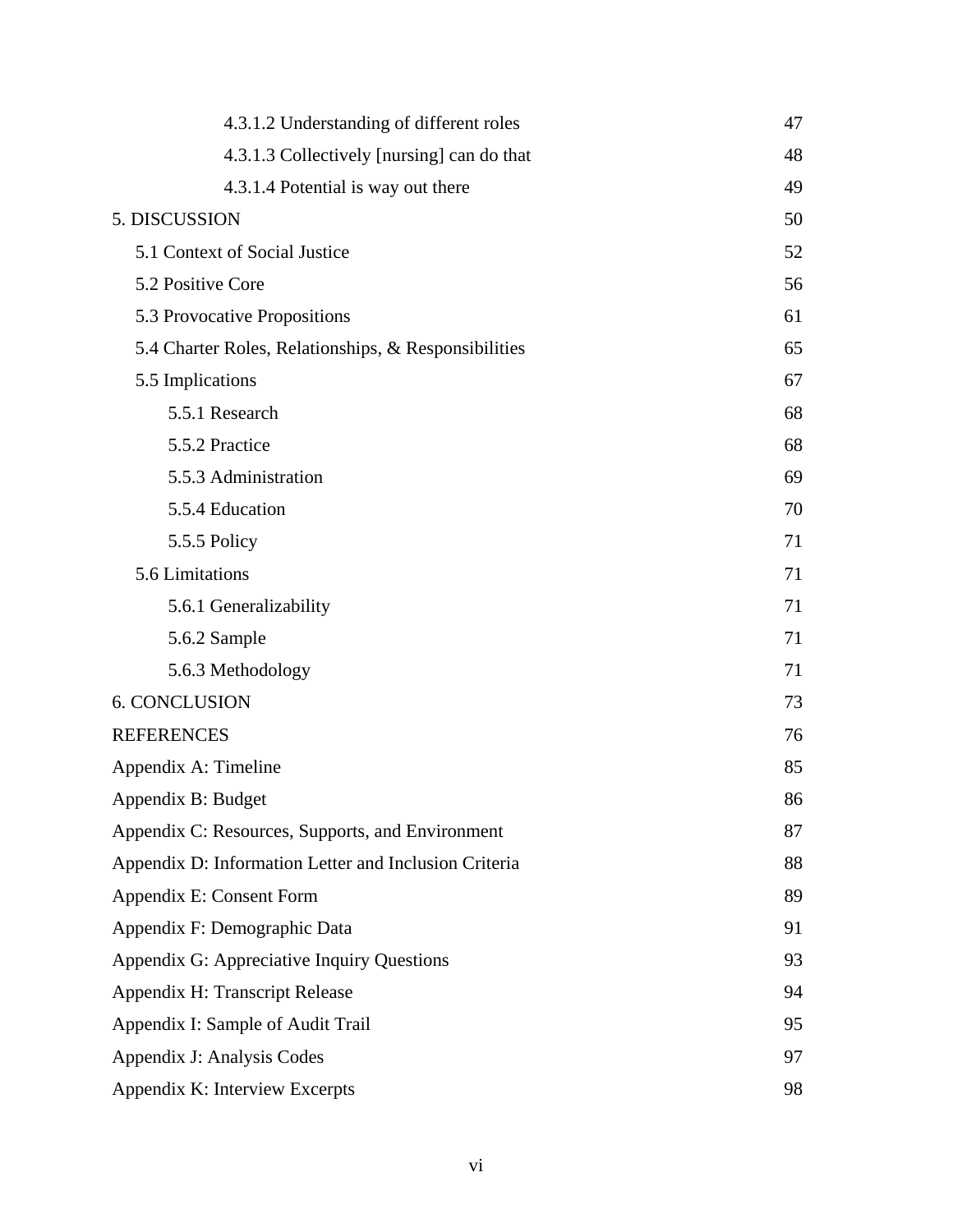| | |
|---|---|
| 4.3.1.2 Understanding of different roles | 47 |
| 4.3.1.3 Collectively [nursing] can do that | 48 |
| 4.3.1.4 Potential is way out there | 49 |
| 5. DISCUSSION | 50 |
| 5.1 Context of Social Justice | 52 |
| 5.2 Positive Core | 56 |
| 5.3 Provocative Propositions | 61 |
| 5.4 Charter Roles, Relationships, & Responsibilities | 65 |
| 5.5 Implications | 67 |
| 5.5.1 Research | 68 |
| 5.5.2 Practice | 68 |
| 5.5.3 Administration | 69 |
| 5.5.4 Education | 70 |
| 5.5.5 Policy | 71 |
| 5.6 Limitations | 71 |
| 5.6.1 Generalizability | 71 |
| 5.6.2 Sample | 71 |
| 5.6.3 Methodology | 71 |
| 6. CONCLUSION | 73 |
| REFERENCES | 76 |
| Appendix A: Timeline | 85 |
| Appendix B: Budget | 86 |
| Appendix C: Resources, Supports, and Environment | 87 |
| Appendix D: Information Letter and Inclusion Criteria | 88 |
| Appendix E: Consent Form | 89 |
| Appendix F: Demographic Data | 91 |
| Appendix G: Appreciative Inquiry Questions | 93 |
| Appendix H: Transcript Release | 94 |
| Appendix I: Sample of Audit Trail | 95 |
| Appendix J: Analysis Codes | 97 |
| Appendix K: Interview Excerpts | 98 |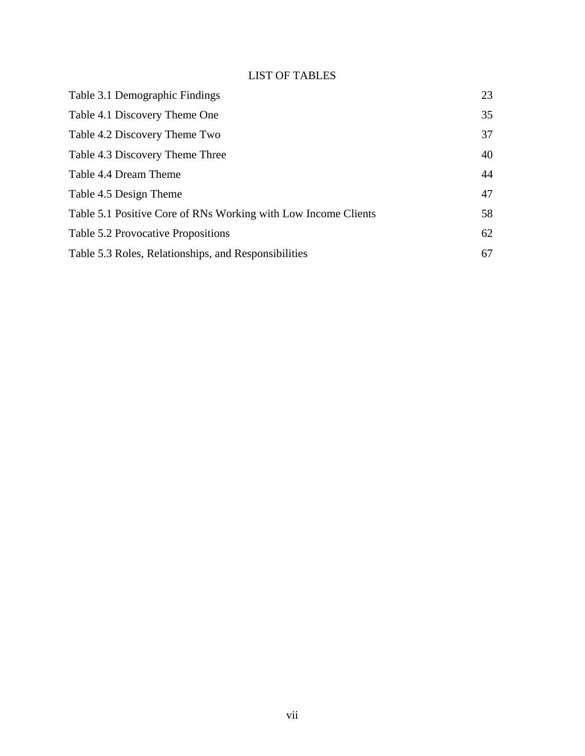# LIST OF TABLES

| | |
|---|---|
| Table 3.1 Demographic Findings | 23 |
| Table 4.1 Discovery Theme One | 35 |
| Table 4.2 Discovery Theme Two | 37 |
| Table 4.3 Discovery Theme Three | 40 |
| Table 4.4 Dream Theme | 44 |
| Table 4.5 Design Theme | 47 |
| Table 5.1 Positive Core of RNs Working with Low Income Clients | 58 |
| Table 5.2 Provocative Propositions | 62 |
| Table 5.3 Roles, Relationships, and Responsibilities | 67 |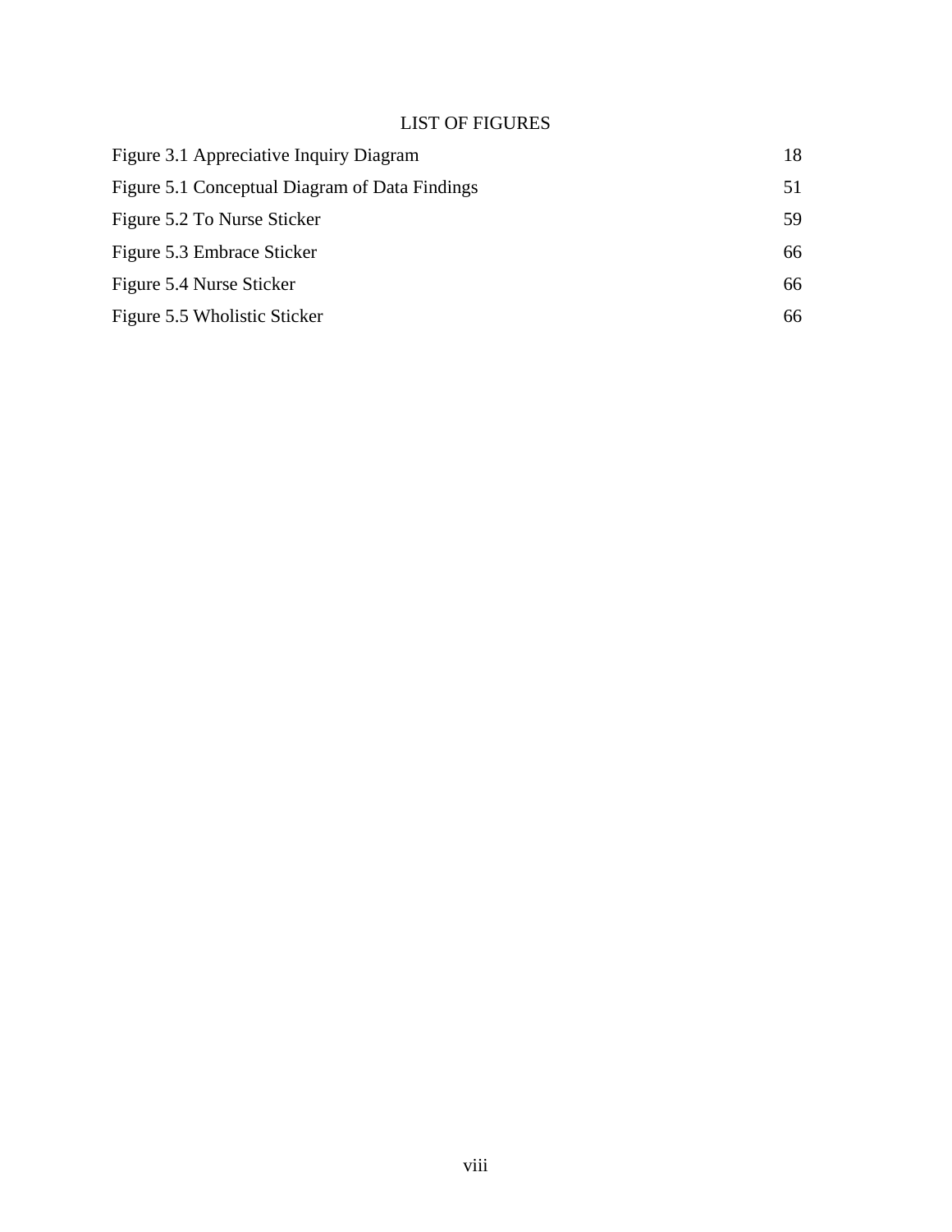# LIST OF FIGURES

| | |
|---|---|
| Figure 3.1 Appreciative Inquiry Diagram | 18 |
| Figure 5.1 Conceptual Diagram of Data Findings | 51 |
| Figure 5.2 To Nurse Sticker | 59 |
| Figure 5.3 Embrace Sticker | 66 |
| Figure 5.4 Nurse Sticker | 66 |
| Figure 5.5 Wholistic Sticker | 66 |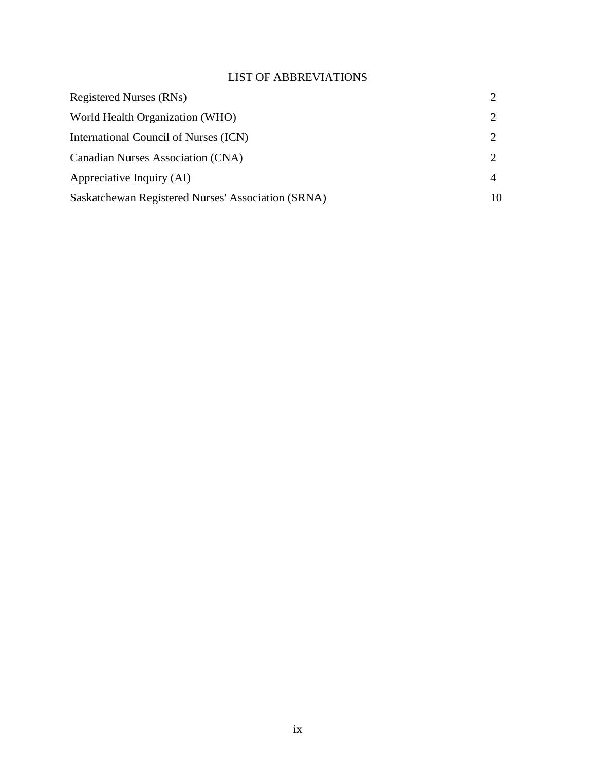# LIST OF ABBREVIATIONS

| | |
|---|---|
| Registered Nurses (RNs) | 2 |
| World Health Organization (WHO) | 2 |
| International Council of Nurses (ICN) | 2 |
| Canadian Nurses Association (CNA) | 2 |
| Appreciative Inquiry (AI) | 4 |
| Saskatchewan Registered Nurses' Association (SRNA) | 10 |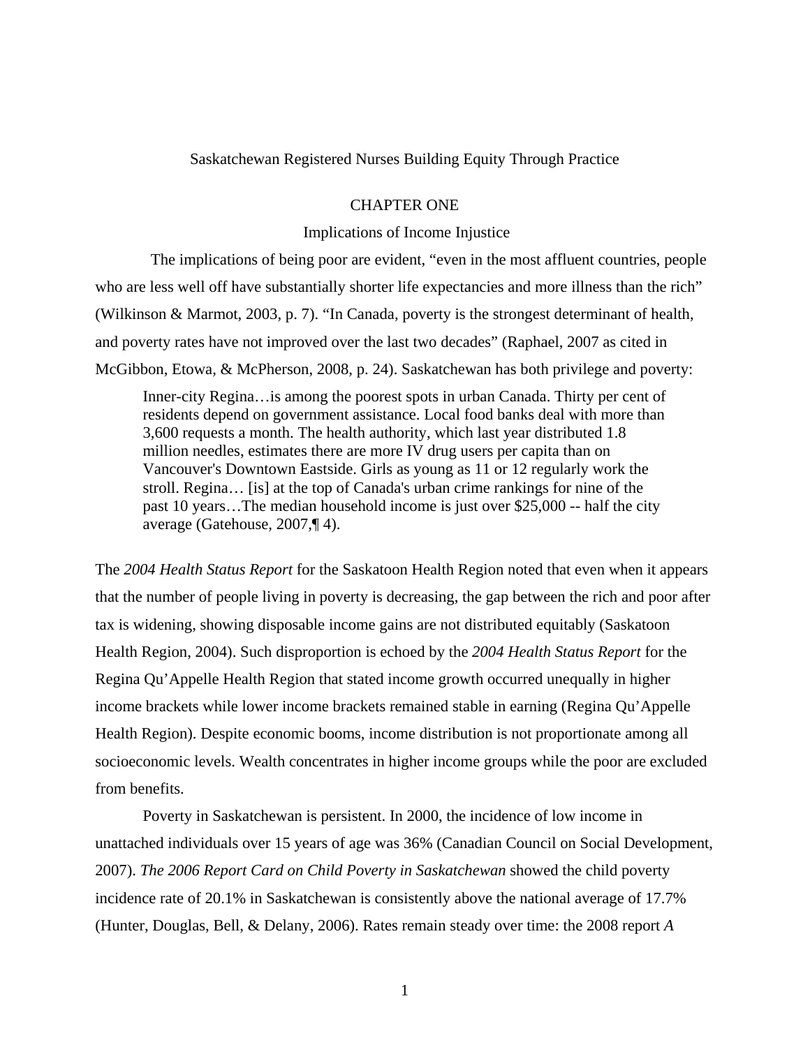# Saskatchewan Registered Nurses Building Equity Through Practice

## CHAPTER ONE

### Implications of Income Injustice

The implications of being poor are evident, "even in the most affluent countries, people who are less well off have substantially shorter life expectancies and more illness than the rich" (Wilkinson & Marmot, 2003, p. 7). "In Canada, poverty is the strongest determinant of health, and poverty rates have not improved over the last two decades" (Raphael, 2007 as cited in McGibbon, Etowa, & McPherson, 2008, p. 24). Saskatchewan has both privilege and poverty:

> Inner-city Regina…is among the poorest spots in urban Canada. Thirty per cent of residents depend on government assistance. Local food banks deal with more than 3,600 requests a month. The health authority, which last year distributed 1.8 million needles, estimates there are more IV drug users per capita than on Vancouver's Downtown Eastside. Girls as young as 11 or 12 regularly work the stroll. Regina… [is] at the top of Canada's urban crime rankings for nine of the past 10 years…The median household income is just over $25,000 -- half the city average (Gatehouse, 2007,¶ 4).

The *2004 Health Status Report* for the Saskatoon Health Region noted that even when it appears that the number of people living in poverty is decreasing, the gap between the rich and poor after tax is widening, showing disposable income gains are not distributed equitably (Saskatoon Health Region, 2004). Such disproportion is echoed by the *2004 Health Status Report* for the Regina Qu'Appelle Health Region that stated income growth occurred unequally in higher income brackets while lower income brackets remained stable in earning (Regina Qu'Appelle Health Region). Despite economic booms, income distribution is not proportionate among all socioeconomic levels. Wealth concentrates in higher income groups while the poor are excluded from benefits.

Poverty in Saskatchewan is persistent. In 2000, the incidence of low income in unattached individuals over 15 years of age was 36% (Canadian Council on Social Development, 2007). *The 2006 Report Card on Child Poverty in Saskatchewan* showed the child poverty incidence rate of 20.1% in Saskatchewan is consistently above the national average of 17.7% (Hunter, Douglas, Bell, & Delany, 2006). Rates remain steady over time: the 2008 report *A*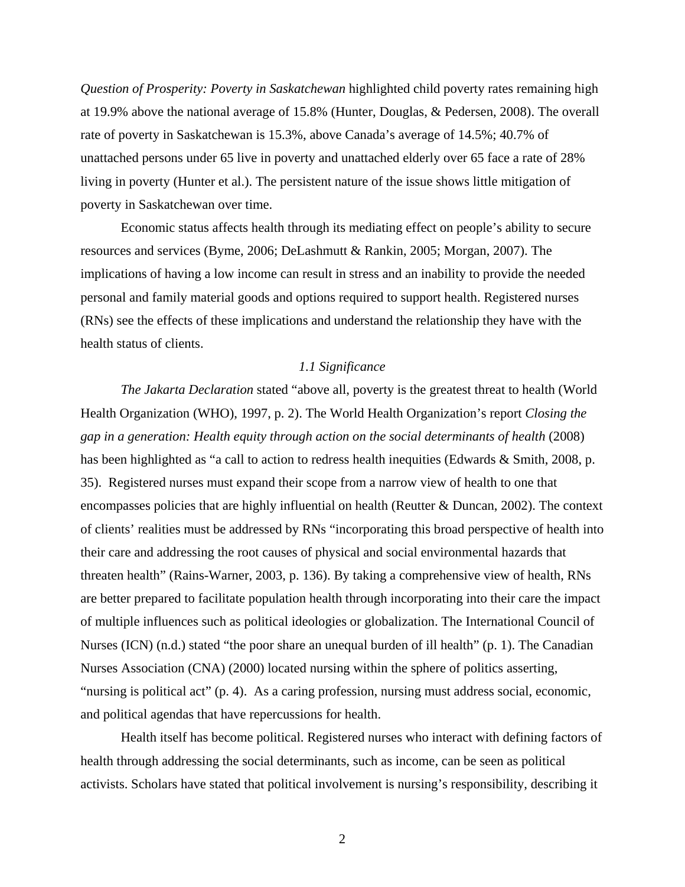*Question of Prosperity: Poverty in Saskatchewan* highlighted child poverty rates remaining high at 19.9% above the national average of 15.8% (Hunter, Douglas, & Pedersen, 2008). The overall rate of poverty in Saskatchewan is 15.3%, above Canada's average of 14.5%; 40.7% of unattached persons under 65 live in poverty and unattached elderly over 65 face a rate of 28% living in poverty (Hunter et al.). The persistent nature of the issue shows little mitigation of poverty in Saskatchewan over time.

Economic status affects health through its mediating effect on people's ability to secure resources and services (Byme, 2006; DeLashmutt & Rankin, 2005; Morgan, 2007). The implications of having a low income can result in stress and an inability to provide the needed personal and family material goods and options required to support health. Registered nurses (RNs) see the effects of these implications and understand the relationship they have with the health status of clients.

### *1.1 Significance*

*The Jakarta Declaration* stated "above all, poverty is the greatest threat to health (World Health Organization (WHO), 1997, p. 2). The World Health Organization's report *Closing the gap in a generation: Health equity through action on the social determinants of health* (2008) has been highlighted as "a call to action to redress health inequities (Edwards & Smith, 2008, p. 35). Registered nurses must expand their scope from a narrow view of health to one that encompasses policies that are highly influential on health (Reutter & Duncan, 2002). The context of clients' realities must be addressed by RNs "incorporating this broad perspective of health into their care and addressing the root causes of physical and social environmental hazards that threaten health" (Rains-Warner, 2003, p. 136). By taking a comprehensive view of health, RNs are better prepared to facilitate population health through incorporating into their care the impact of multiple influences such as political ideologies or globalization. The International Council of Nurses (ICN) (n.d.) stated "the poor share an unequal burden of ill health" (p. 1). The Canadian Nurses Association (CNA) (2000) located nursing within the sphere of politics asserting, "nursing is political act" (p. 4). As a caring profession, nursing must address social, economic, and political agendas that have repercussions for health.

Health itself has become political. Registered nurses who interact with defining factors of health through addressing the social determinants, such as income, can be seen as political activists. Scholars have stated that political involvement is nursing's responsibility, describing it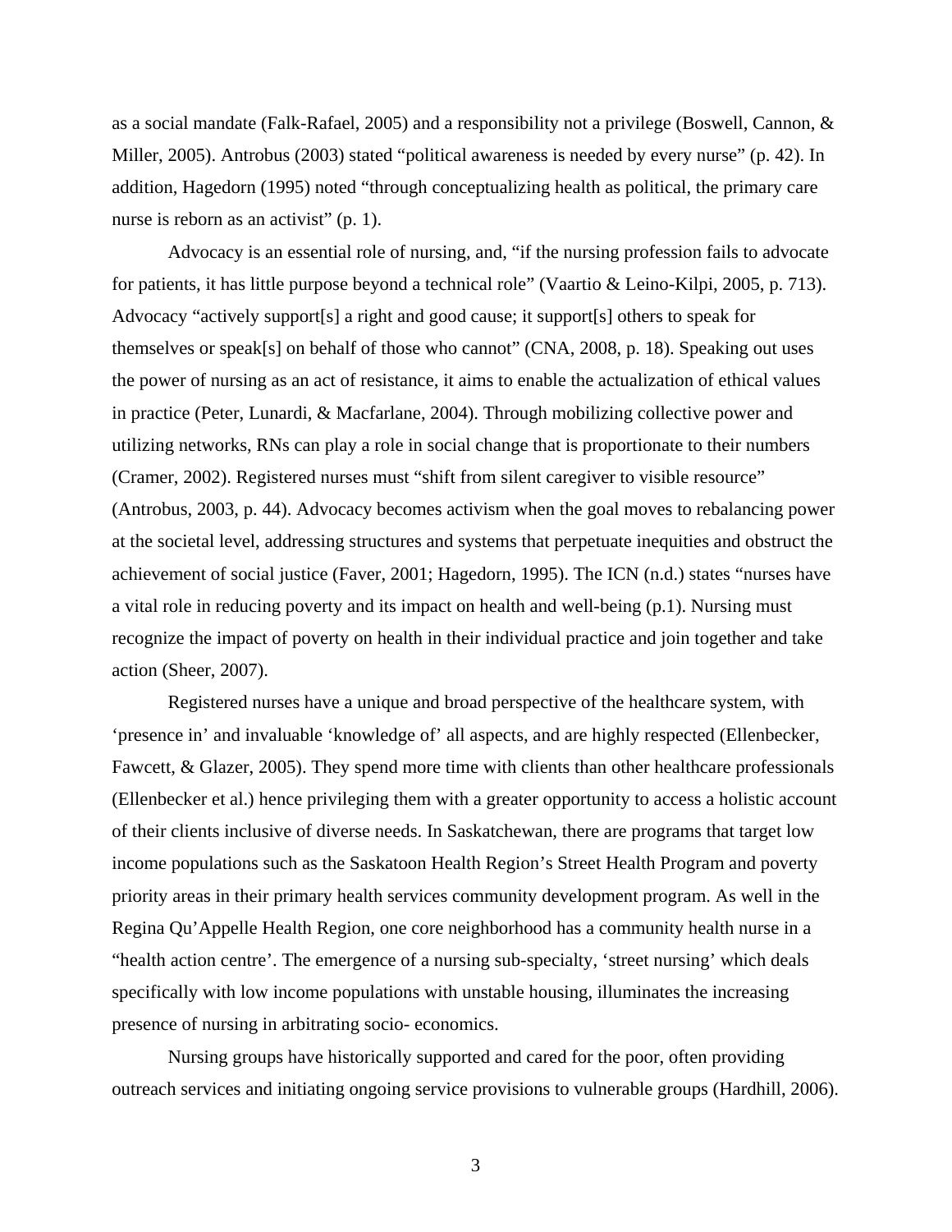as a social mandate (Falk-Rafael, 2005) and a responsibility not a privilege (Boswell, Cannon, & Miller, 2005). Antrobus (2003) stated “political awareness is needed by every nurse” (p. 42). In addition, Hagedorn (1995) noted “through conceptualizing health as political, the primary care nurse is reborn as an activist” (p. 1).

Advocacy is an essential role of nursing, and, “if the nursing profession fails to advocate for patients, it has little purpose beyond a technical role” (Vaartio & Leino-Kilpi, 2005, p. 713). Advocacy “actively support[s] a right and good cause; it support[s] others to speak for themselves or speak[s] on behalf of those who cannot” (CNA, 2008, p. 18). Speaking out uses the power of nursing as an act of resistance, it aims to enable the actualization of ethical values in practice (Peter, Lunardi, & Macfarlane, 2004). Through mobilizing collective power and utilizing networks, RNs can play a role in social change that is proportionate to their numbers (Cramer, 2002). Registered nurses must “shift from silent caregiver to visible resource” (Antrobus, 2003, p. 44). Advocacy becomes activism when the goal moves to rebalancing power at the societal level, addressing structures and systems that perpetuate inequities and obstruct the achievement of social justice (Faver, 2001; Hagedorn, 1995). The ICN (n.d.) states “nurses have a vital role in reducing poverty and its impact on health and well-being (p.1). Nursing must recognize the impact of poverty on health in their individual practice and join together and take action (Sheer, 2007).

Registered nurses have a unique and broad perspective of the healthcare system, with ‘presence in’ and invaluable ‘knowledge of’ all aspects, and are highly respected (Ellenbecker, Fawcett, & Glazer, 2005). They spend more time with clients than other healthcare professionals (Ellenbecker et al.) hence privileging them with a greater opportunity to access a holistic account of their clients inclusive of diverse needs. In Saskatchewan, there are programs that target low income populations such as the Saskatoon Health Region’s Street Health Program and poverty priority areas in their primary health services community development program. As well in the Regina Qu’Appelle Health Region, one core neighborhood has a community health nurse in a “health action centre’. The emergence of a nursing sub-specialty, ‘street nursing’ which deals specifically with low income populations with unstable housing, illuminates the increasing presence of nursing in arbitrating socio- economics.

Nursing groups have historically supported and cared for the poor, often providing outreach services and initiating ongoing service provisions to vulnerable groups (Hardhill, 2006).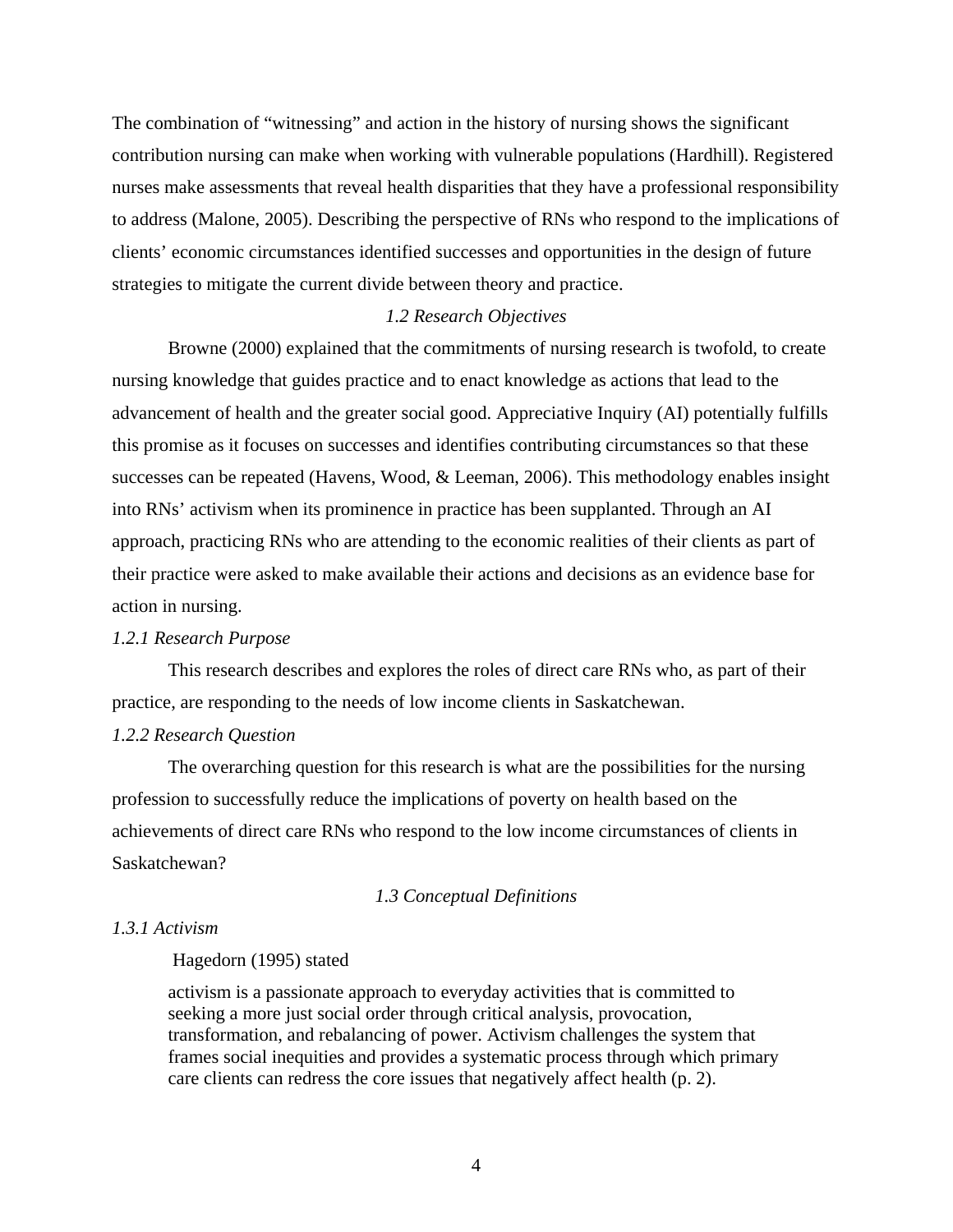The combination of "witnessing" and action in the history of nursing shows the significant contribution nursing can make when working with vulnerable populations (Hardhill). Registered nurses make assessments that reveal health disparities that they have a professional responsibility to address (Malone, 2005). Describing the perspective of RNs who respond to the implications of clients' economic circumstances identified successes and opportunities in the design of future strategies to mitigate the current divide between theory and practice.

## *1.2 Research Objectives*

Browne (2000) explained that the commitments of nursing research is twofold, to create nursing knowledge that guides practice and to enact knowledge as actions that lead to the advancement of health and the greater social good. Appreciative Inquiry (AI) potentially fulfills this promise as it focuses on successes and identifies contributing circumstances so that these successes can be repeated (Havens, Wood, & Leeman, 2006). This methodology enables insight into RNs' activism when its prominence in practice has been supplanted. Through an AI approach, practicing RNs who are attending to the economic realities of their clients as part of their practice were asked to make available their actions and decisions as an evidence base for action in nursing.

### *1.2.1 Research Purpose*

This research describes and explores the roles of direct care RNs who, as part of their practice, are responding to the needs of low income clients in Saskatchewan.

### *1.2.2 Research Question*

The overarching question for this research is what are the possibilities for the nursing profession to successfully reduce the implications of poverty on health based on the achievements of direct care RNs who respond to the low income circumstances of clients in Saskatchewan?

## *1.3 Conceptual Definitions*

### *1.3.1 Activism*

Hagedorn (1995) stated

> activism is a passionate approach to everyday activities that is committed to seeking a more just social order through critical analysis, provocation, transformation, and rebalancing of power. Activism challenges the system that frames social inequities and provides a systematic process through which primary care clients can redress the core issues that negatively affect health (p. 2).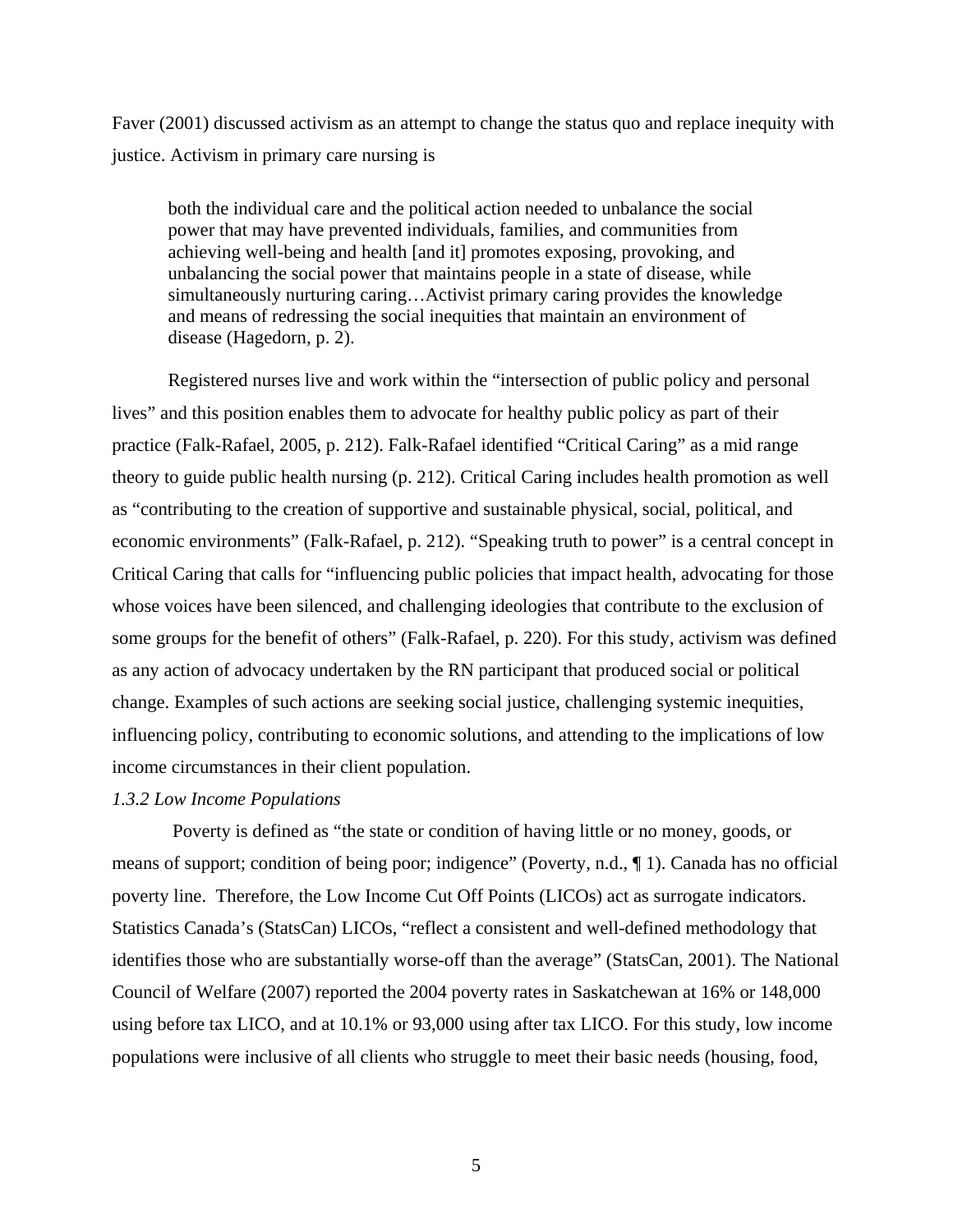Faver (2001) discussed activism as an attempt to change the status quo and replace inequity with justice. Activism in primary care nursing is

> both the individual care and the political action needed to unbalance the social power that may have prevented individuals, families, and communities from achieving well-being and health [and it] promotes exposing, provoking, and unbalancing the social power that maintains people in a state of disease, while simultaneously nurturing caring…Activist primary caring provides the knowledge and means of redressing the social inequities that maintain an environment of disease (Hagedorn, p. 2).

Registered nurses live and work within the "intersection of public policy and personal lives" and this position enables them to advocate for healthy public policy as part of their practice (Falk-Rafael, 2005, p. 212). Falk-Rafael identified "Critical Caring" as a mid range theory to guide public health nursing (p. 212). Critical Caring includes health promotion as well as "contributing to the creation of supportive and sustainable physical, social, political, and economic environments" (Falk-Rafael, p. 212). "Speaking truth to power" is a central concept in Critical Caring that calls for "influencing public policies that impact health, advocating for those whose voices have been silenced, and challenging ideologies that contribute to the exclusion of some groups for the benefit of others" (Falk-Rafael, p. 220). For this study, activism was defined as any action of advocacy undertaken by the RN participant that produced social or political change. Examples of such actions are seeking social justice, challenging systemic inequities, influencing policy, contributing to economic solutions, and attending to the implications of low income circumstances in their client population.

*1.3.2 Low Income Populations*

Poverty is defined as "the state or condition of having little or no money, goods, or means of support; condition of being poor; indigence" (Poverty, n.d., ¶ 1). Canada has no official poverty line. Therefore, the Low Income Cut Off Points (LICOs) act as surrogate indicators. Statistics Canada's (StatsCan) LICOs, "reflect a consistent and well-defined methodology that identifies those who are substantially worse-off than the average" (StatsCan, 2001). The National Council of Welfare (2007) reported the 2004 poverty rates in Saskatchewan at 16% or 148,000 using before tax LICO, and at 10.1% or 93,000 using after tax LICO. For this study, low income populations were inclusive of all clients who struggle to meet their basic needs (housing, food,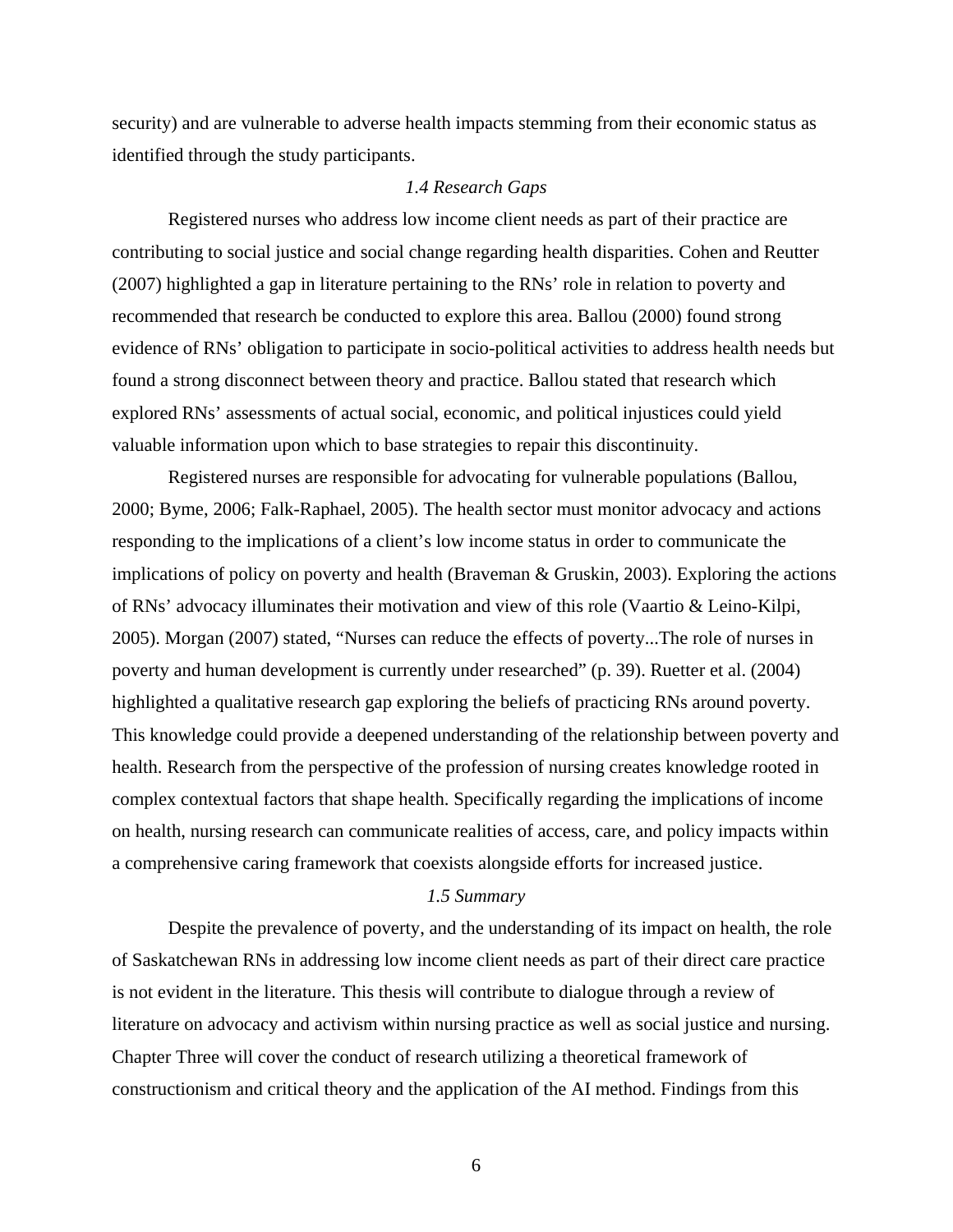security) and are vulnerable to adverse health impacts stemming from their economic status as identified through the study participants.

### *1.4 Research Gaps*

Registered nurses who address low income client needs as part of their practice are contributing to social justice and social change regarding health disparities. Cohen and Reutter (2007) highlighted a gap in literature pertaining to the RNs' role in relation to poverty and recommended that research be conducted to explore this area. Ballou (2000) found strong evidence of RNs' obligation to participate in socio-political activities to address health needs but found a strong disconnect between theory and practice. Ballou stated that research which explored RNs' assessments of actual social, economic, and political injustices could yield valuable information upon which to base strategies to repair this discontinuity.

Registered nurses are responsible for advocating for vulnerable populations (Ballou, 2000; Byme, 2006; Falk-Raphael, 2005). The health sector must monitor advocacy and actions responding to the implications of a client's low income status in order to communicate the implications of policy on poverty and health (Braveman & Gruskin, 2003). Exploring the actions of RNs' advocacy illuminates their motivation and view of this role (Vaartio & Leino-Kilpi, 2005). Morgan (2007) stated, "Nurses can reduce the effects of poverty...The role of nurses in poverty and human development is currently under researched" (p. 39). Ruetter et al. (2004) highlighted a qualitative research gap exploring the beliefs of practicing RNs around poverty. This knowledge could provide a deepened understanding of the relationship between poverty and health. Research from the perspective of the profession of nursing creates knowledge rooted in complex contextual factors that shape health. Specifically regarding the implications of income on health, nursing research can communicate realities of access, care, and policy impacts within a comprehensive caring framework that coexists alongside efforts for increased justice.

### *1.5 Summary*

Despite the prevalence of poverty, and the understanding of its impact on health, the role of Saskatchewan RNs in addressing low income client needs as part of their direct care practice is not evident in the literature. This thesis will contribute to dialogue through a review of literature on advocacy and activism within nursing practice as well as social justice and nursing. Chapter Three will cover the conduct of research utilizing a theoretical framework of constructionism and critical theory and the application of the AI method. Findings from this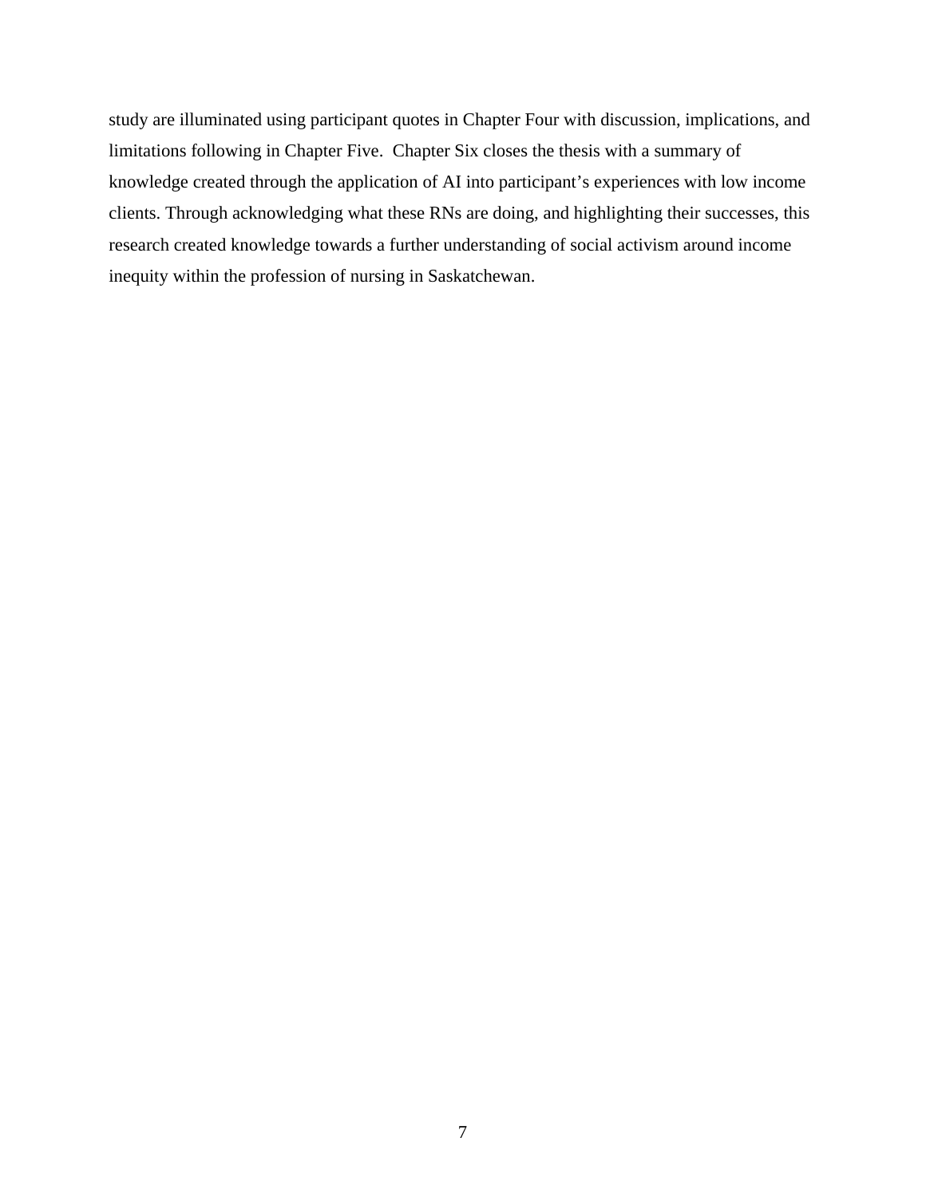study are illuminated using participant quotes in Chapter Four with discussion, implications, and limitations following in Chapter Five. Chapter Six closes the thesis with a summary of knowledge created through the application of AI into participant's experiences with low income clients. Through acknowledging what these RNs are doing, and highlighting their successes, this research created knowledge towards a further understanding of social activism around income inequity within the profession of nursing in Saskatchewan.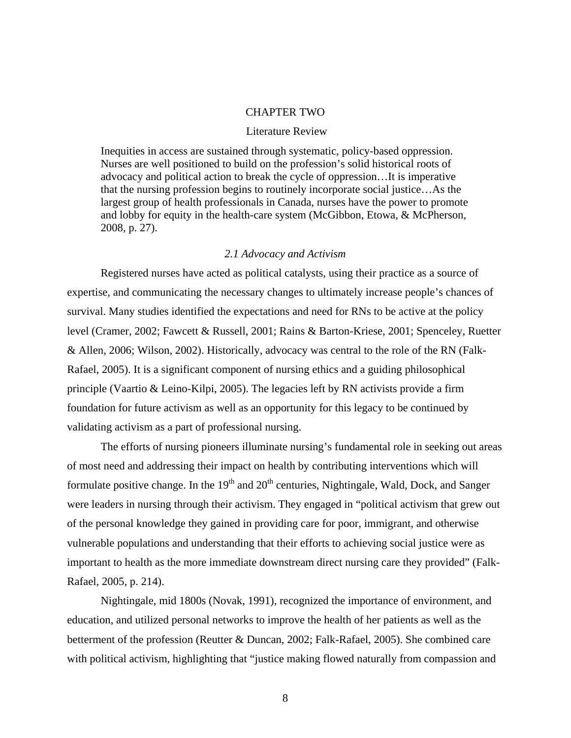# CHAPTER TWO

## Literature Review

> Inequities in access are sustained through systematic, policy-based oppression. Nurses are well positioned to build on the profession's solid historical roots of advocacy and political action to break the cycle of oppression…It is imperative that the nursing profession begins to routinely incorporate social justice…As the largest group of health professionals in Canada, nurses have the power to promote and lobby for equity in the health-care system (McGibbon, Etowa, & McPherson, 2008, p. 27).

### *2.1 Advocacy and Activism*

Registered nurses have acted as political catalysts, using their practice as a source of expertise, and communicating the necessary changes to ultimately increase people's chances of survival. Many studies identified the expectations and need for RNs to be active at the policy level (Cramer, 2002; Fawcett & Russell, 2001; Rains & Barton-Kriese, 2001; Spenceley, Ruetter & Allen, 2006; Wilson, 2002). Historically, advocacy was central to the role of the RN (Falk-Rafael, 2005). It is a significant component of nursing ethics and a guiding philosophical principle (Vaartio & Leino-Kilpi, 2005). The legacies left by RN activists provide a firm foundation for future activism as well as an opportunity for this legacy to be continued by validating activism as a part of professional nursing.

The efforts of nursing pioneers illuminate nursing's fundamental role in seeking out areas of most need and addressing their impact on health by contributing interventions which will formulate positive change. In the 19th and 20th centuries, Nightingale, Wald, Dock, and Sanger were leaders in nursing through their activism. They engaged in "political activism that grew out of the personal knowledge they gained in providing care for poor, immigrant, and otherwise vulnerable populations and understanding that their efforts to achieving social justice were as important to health as the more immediate downstream direct nursing care they provided" (Falk-Rafael, 2005, p. 214).

Nightingale, mid 1800s (Novak, 1991), recognized the importance of environment, and education, and utilized personal networks to improve the health of her patients as well as the betterment of the profession (Reutter & Duncan, 2002; Falk-Rafael, 2005). She combined care with political activism, highlighting that "justice making flowed naturally from compassion and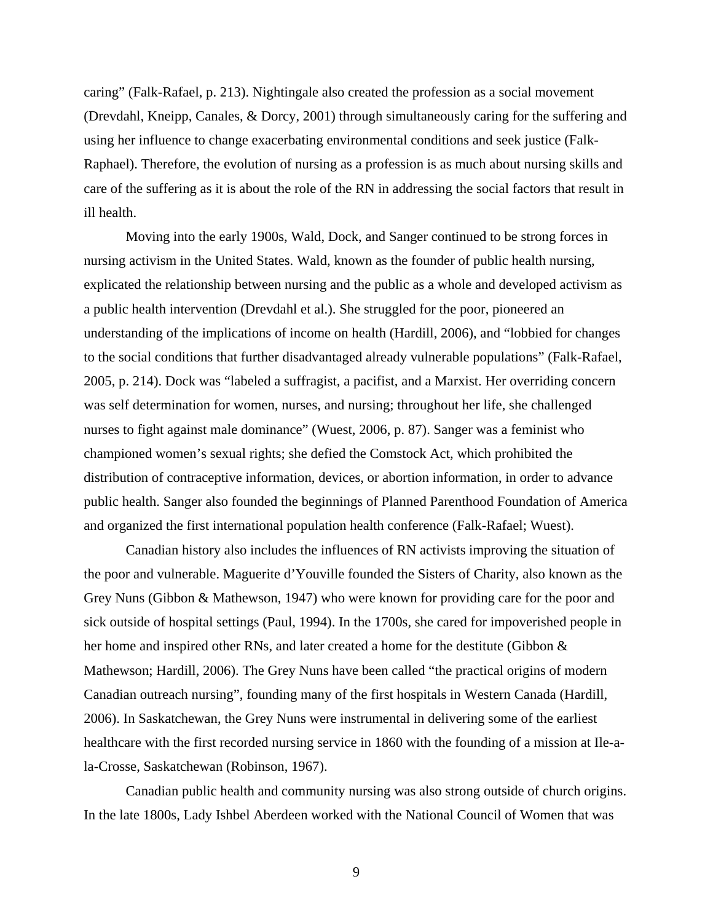caring" (Falk-Rafael, p. 213). Nightingale also created the profession as a social movement (Drevdahl, Kneipp, Canales, & Dorcy, 2001) through simultaneously caring for the suffering and using her influence to change exacerbating environmental conditions and seek justice (Falk-Raphael). Therefore, the evolution of nursing as a profession is as much about nursing skills and care of the suffering as it is about the role of the RN in addressing the social factors that result in ill health.

Moving into the early 1900s, Wald, Dock, and Sanger continued to be strong forces in nursing activism in the United States. Wald, known as the founder of public health nursing, explicated the relationship between nursing and the public as a whole and developed activism as a public health intervention (Drevdahl et al.). She struggled for the poor, pioneered an understanding of the implications of income on health (Hardill, 2006), and "lobbied for changes to the social conditions that further disadvantaged already vulnerable populations" (Falk-Rafael, 2005, p. 214). Dock was "labeled a suffragist, a pacifist, and a Marxist. Her overriding concern was self determination for women, nurses, and nursing; throughout her life, she challenged nurses to fight against male dominance" (Wuest, 2006, p. 87). Sanger was a feminist who championed women's sexual rights; she defied the Comstock Act, which prohibited the distribution of contraceptive information, devices, or abortion information, in order to advance public health. Sanger also founded the beginnings of Planned Parenthood Foundation of America and organized the first international population health conference (Falk-Rafael; Wuest).

Canadian history also includes the influences of RN activists improving the situation of the poor and vulnerable. Maguerite d'Youville founded the Sisters of Charity, also known as the Grey Nuns (Gibbon & Mathewson, 1947) who were known for providing care for the poor and sick outside of hospital settings (Paul, 1994). In the 1700s, she cared for impoverished people in her home and inspired other RNs, and later created a home for the destitute (Gibbon & Mathewson; Hardill, 2006). The Grey Nuns have been called "the practical origins of modern Canadian outreach nursing", founding many of the first hospitals in Western Canada (Hardill, 2006). In Saskatchewan, the Grey Nuns were instrumental in delivering some of the earliest healthcare with the first recorded nursing service in 1860 with the founding of a mission at Ile-a-la-Crosse, Saskatchewan (Robinson, 1967).

Canadian public health and community nursing was also strong outside of church origins. In the late 1800s, Lady Ishbel Aberdeen worked with the National Council of Women that was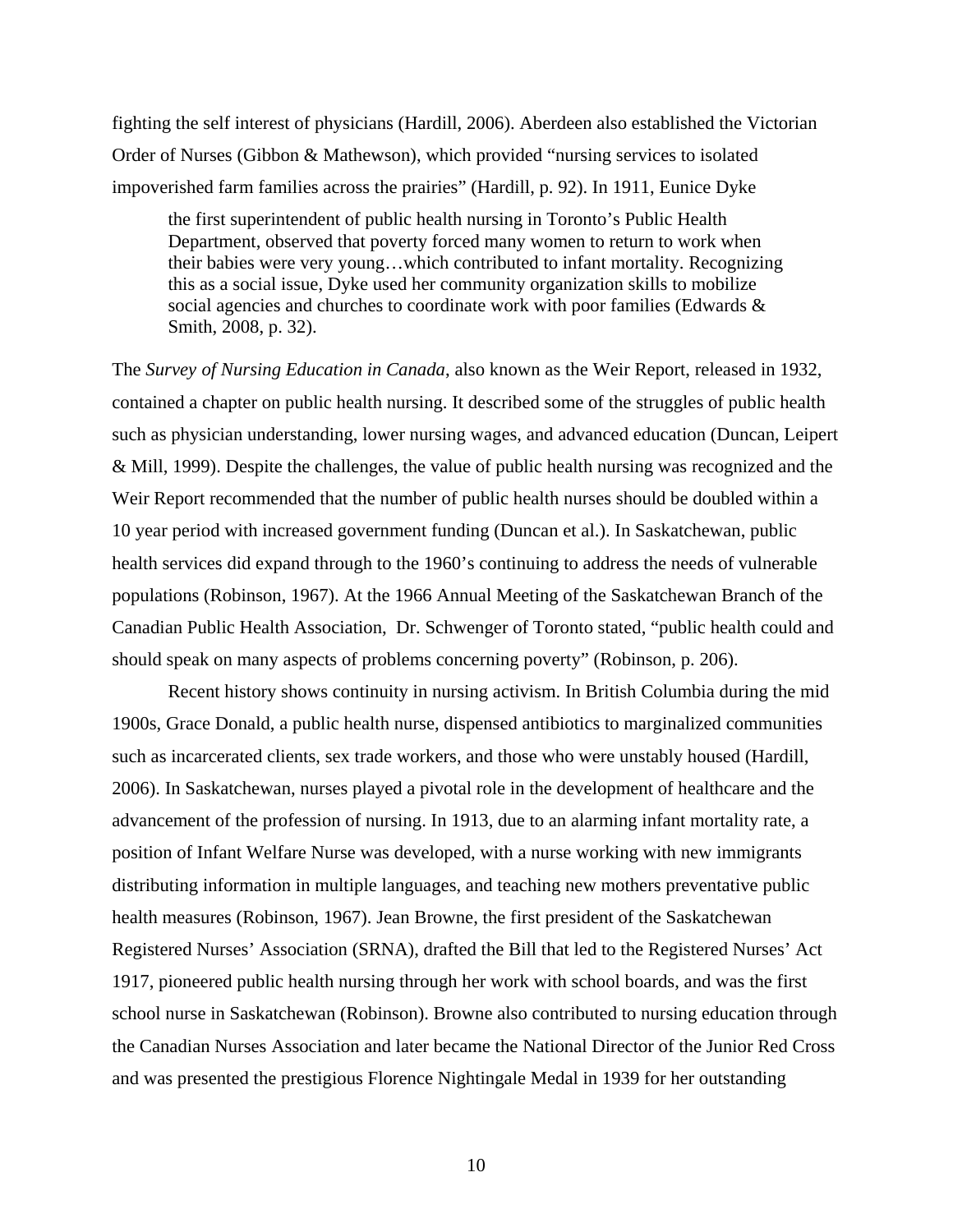fighting the self interest of physicians (Hardill, 2006). Aberdeen also established the Victorian Order of Nurses (Gibbon & Mathewson), which provided "nursing services to isolated impoverished farm families across the prairies" (Hardill, p. 92). In 1911, Eunice Dyke

> the first superintendent of public health nursing in Toronto's Public Health Department, observed that poverty forced many women to return to work when their babies were very young…which contributed to infant mortality. Recognizing this as a social issue, Dyke used her community organization skills to mobilize social agencies and churches to coordinate work with poor families (Edwards & Smith, 2008, p. 32).

The *Survey of Nursing Education in Canada*, also known as the Weir Report, released in 1932, contained a chapter on public health nursing. It described some of the struggles of public health such as physician understanding, lower nursing wages, and advanced education (Duncan, Leipert & Mill, 1999). Despite the challenges, the value of public health nursing was recognized and the Weir Report recommended that the number of public health nurses should be doubled within a 10 year period with increased government funding (Duncan et al.). In Saskatchewan, public health services did expand through to the 1960's continuing to address the needs of vulnerable populations (Robinson, 1967). At the 1966 Annual Meeting of the Saskatchewan Branch of the Canadian Public Health Association, Dr. Schwenger of Toronto stated, "public health could and should speak on many aspects of problems concerning poverty" (Robinson, p. 206).

Recent history shows continuity in nursing activism. In British Columbia during the mid 1900s, Grace Donald, a public health nurse, dispensed antibiotics to marginalized communities such as incarcerated clients, sex trade workers, and those who were unstably housed (Hardill, 2006). In Saskatchewan, nurses played a pivotal role in the development of healthcare and the advancement of the profession of nursing. In 1913, due to an alarming infant mortality rate, a position of Infant Welfare Nurse was developed, with a nurse working with new immigrants distributing information in multiple languages, and teaching new mothers preventative public health measures (Robinson, 1967). Jean Browne, the first president of the Saskatchewan Registered Nurses' Association (SRNA), drafted the Bill that led to the Registered Nurses' Act 1917, pioneered public health nursing through her work with school boards, and was the first school nurse in Saskatchewan (Robinson). Browne also contributed to nursing education through the Canadian Nurses Association and later became the National Director of the Junior Red Cross and was presented the prestigious Florence Nightingale Medal in 1939 for her outstanding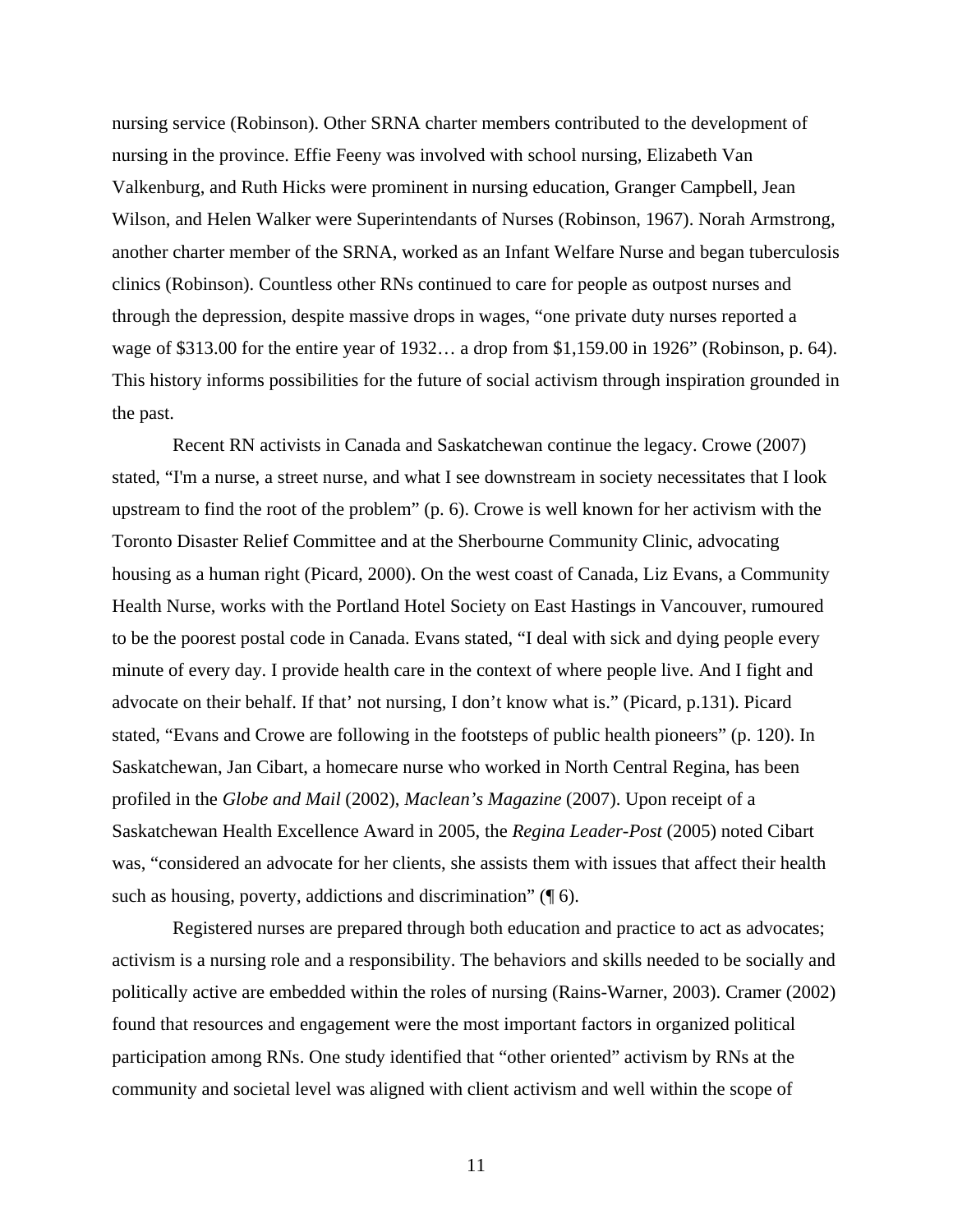nursing service (Robinson). Other SRNA charter members contributed to the development of nursing in the province. Effie Feeny was involved with school nursing, Elizabeth Van Valkenburg, and Ruth Hicks were prominent in nursing education, Granger Campbell, Jean Wilson, and Helen Walker were Superintendants of Nurses (Robinson, 1967). Norah Armstrong, another charter member of the SRNA, worked as an Infant Welfare Nurse and began tuberculosis clinics (Robinson). Countless other RNs continued to care for people as outpost nurses and through the depression, despite massive drops in wages, "one private duty nurses reported a wage of $313.00 for the entire year of 1932… a drop from $1,159.00 in 1926" (Robinson, p. 64). This history informs possibilities for the future of social activism through inspiration grounded in the past.

Recent RN activists in Canada and Saskatchewan continue the legacy. Crowe (2007) stated, "I'm a nurse, a street nurse, and what I see downstream in society necessitates that I look upstream to find the root of the problem" (p. 6). Crowe is well known for her activism with the Toronto Disaster Relief Committee and at the Sherbourne Community Clinic, advocating housing as a human right (Picard, 2000). On the west coast of Canada, Liz Evans, a Community Health Nurse, works with the Portland Hotel Society on East Hastings in Vancouver, rumoured to be the poorest postal code in Canada. Evans stated, "I deal with sick and dying people every minute of every day. I provide health care in the context of where people live. And I fight and advocate on their behalf. If that' not nursing, I don't know what is." (Picard, p.131). Picard stated, "Evans and Crowe are following in the footsteps of public health pioneers" (p. 120). In Saskatchewan, Jan Cibart, a homecare nurse who worked in North Central Regina, has been profiled in the *Globe and Mail* (2002), *Maclean's Magazine* (2007). Upon receipt of a Saskatchewan Health Excellence Award in 2005, the *Regina Leader-Post* (2005) noted Cibart was, "considered an advocate for her clients, she assists them with issues that affect their health such as housing, poverty, addictions and discrimination" (¶ 6).

Registered nurses are prepared through both education and practice to act as advocates; activism is a nursing role and a responsibility. The behaviors and skills needed to be socially and politically active are embedded within the roles of nursing (Rains-Warner, 2003). Cramer (2002) found that resources and engagement were the most important factors in organized political participation among RNs. One study identified that "other oriented" activism by RNs at the community and societal level was aligned with client activism and well within the scope of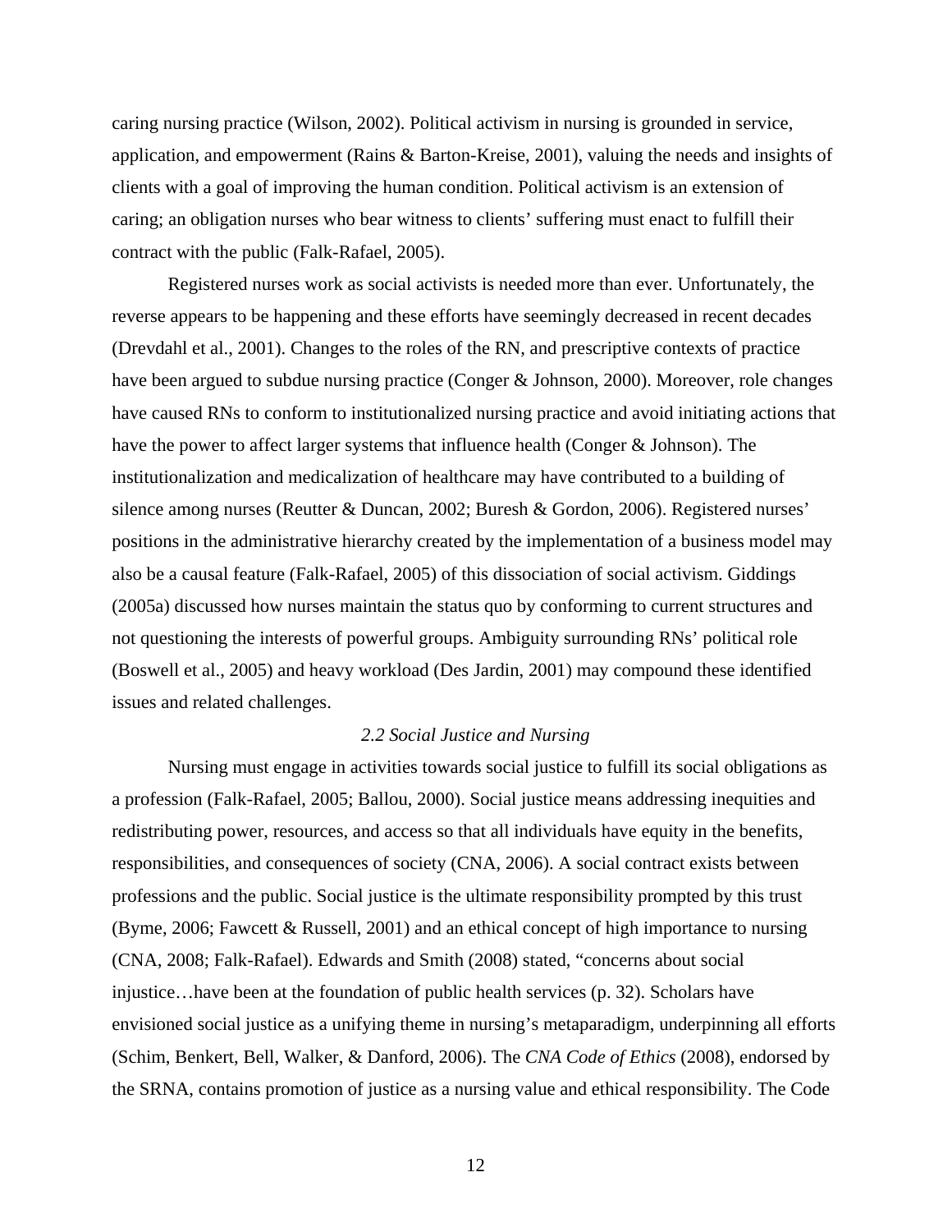caring nursing practice (Wilson, 2002). Political activism in nursing is grounded in service, application, and empowerment (Rains & Barton-Kreise, 2001), valuing the needs and insights of clients with a goal of improving the human condition. Political activism is an extension of caring; an obligation nurses who bear witness to clients' suffering must enact to fulfill their contract with the public (Falk-Rafael, 2005).

Registered nurses work as social activists is needed more than ever. Unfortunately, the reverse appears to be happening and these efforts have seemingly decreased in recent decades (Drevdahl et al., 2001). Changes to the roles of the RN, and prescriptive contexts of practice have been argued to subdue nursing practice (Conger & Johnson, 2000). Moreover, role changes have caused RNs to conform to institutionalized nursing practice and avoid initiating actions that have the power to affect larger systems that influence health (Conger & Johnson). The institutionalization and medicalization of healthcare may have contributed to a building of silence among nurses (Reutter & Duncan, 2002; Buresh & Gordon, 2006). Registered nurses' positions in the administrative hierarchy created by the implementation of a business model may also be a causal feature (Falk-Rafael, 2005) of this dissociation of social activism. Giddings (2005a) discussed how nurses maintain the status quo by conforming to current structures and not questioning the interests of powerful groups. Ambiguity surrounding RNs' political role (Boswell et al., 2005) and heavy workload (Des Jardin, 2001) may compound these identified issues and related challenges.

### *2.2 Social Justice and Nursing*

Nursing must engage in activities towards social justice to fulfill its social obligations as a profession (Falk-Rafael, 2005; Ballou, 2000). Social justice means addressing inequities and redistributing power, resources, and access so that all individuals have equity in the benefits, responsibilities, and consequences of society (CNA, 2006). A social contract exists between professions and the public. Social justice is the ultimate responsibility prompted by this trust (Byme, 2006; Fawcett & Russell, 2001) and an ethical concept of high importance to nursing (CNA, 2008; Falk-Rafael). Edwards and Smith (2008) stated, "concerns about social injustice…have been at the foundation of public health services (p. 32). Scholars have envisioned social justice as a unifying theme in nursing's metaparadigm, underpinning all efforts (Schim, Benkert, Bell, Walker, & Danford, 2006). The *CNA Code of Ethics* (2008), endorsed by the SRNA, contains promotion of justice as a nursing value and ethical responsibility. The Code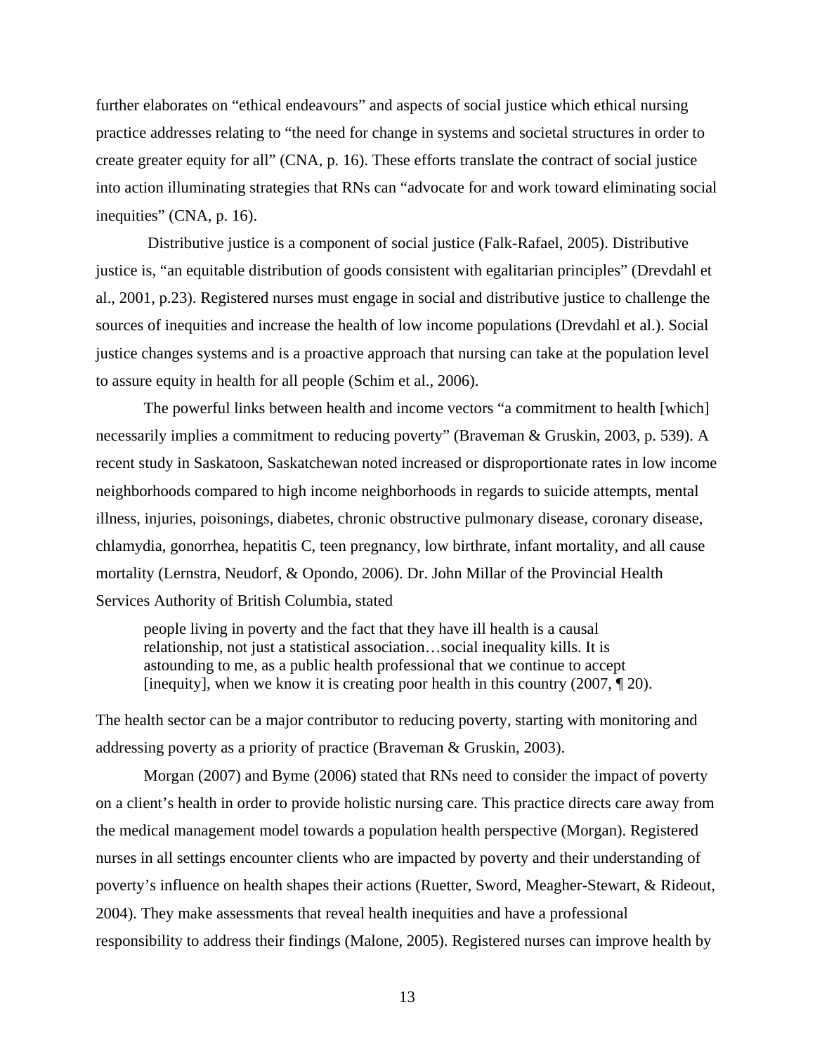further elaborates on "ethical endeavours" and aspects of social justice which ethical nursing practice addresses relating to "the need for change in systems and societal structures in order to create greater equity for all" (CNA, p. 16). These efforts translate the contract of social justice into action illuminating strategies that RNs can "advocate for and work toward eliminating social inequities" (CNA, p. 16).

Distributive justice is a component of social justice (Falk-Rafael, 2005). Distributive justice is, "an equitable distribution of goods consistent with egalitarian principles" (Drevdahl et al., 2001, p.23). Registered nurses must engage in social and distributive justice to challenge the sources of inequities and increase the health of low income populations (Drevdahl et al.). Social justice changes systems and is a proactive approach that nursing can take at the population level to assure equity in health for all people (Schim et al., 2006).

The powerful links between health and income vectors "a commitment to health [which] necessarily implies a commitment to reducing poverty" (Braveman & Gruskin, 2003, p. 539). A recent study in Saskatoon, Saskatchewan noted increased or disproportionate rates in low income neighborhoods compared to high income neighborhoods in regards to suicide attempts, mental illness, injuries, poisonings, diabetes, chronic obstructive pulmonary disease, coronary disease, chlamydia, gonorrhea, hepatitis C, teen pregnancy, low birthrate, infant mortality, and all cause mortality (Lernstra, Neudorf, & Opondo, 2006). Dr. John Millar of the Provincial Health Services Authority of British Columbia, stated

> people living in poverty and the fact that they have ill health is a causal relationship, not just a statistical association…social inequality kills. It is astounding to me, as a public health professional that we continue to accept [inequity], when we know it is creating poor health in this country (2007, ¶ 20).

The health sector can be a major contributor to reducing poverty, starting with monitoring and addressing poverty as a priority of practice (Braveman & Gruskin, 2003).

Morgan (2007) and Byme (2006) stated that RNs need to consider the impact of poverty on a client's health in order to provide holistic nursing care. This practice directs care away from the medical management model towards a population health perspective (Morgan). Registered nurses in all settings encounter clients who are impacted by poverty and their understanding of poverty's influence on health shapes their actions (Ruetter, Sword, Meagher-Stewart, & Rideout, 2004). They make assessments that reveal health inequities and have a professional responsibility to address their findings (Malone, 2005). Registered nurses can improve health by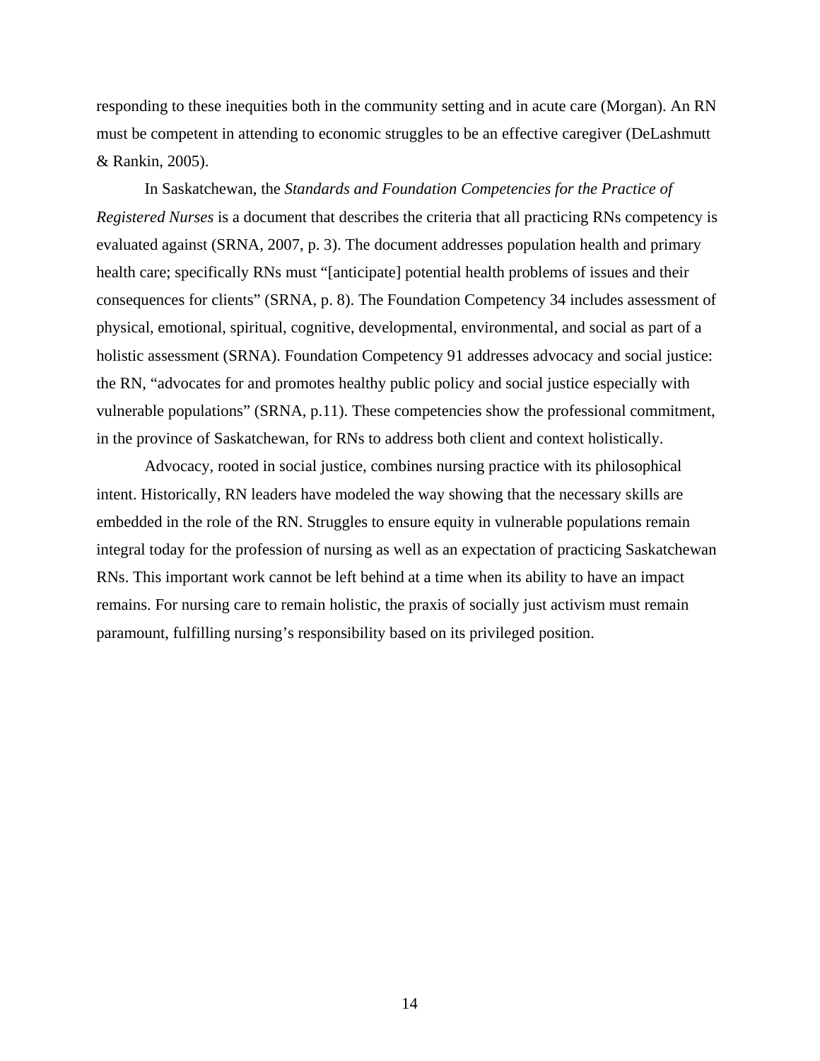responding to these inequities both in the community setting and in acute care (Morgan). An RN must be competent in attending to economic struggles to be an effective caregiver (DeLashmutt & Rankin, 2005).

In Saskatchewan, the *Standards and Foundation Competencies for the Practice of Registered Nurses* is a document that describes the criteria that all practicing RNs competency is evaluated against (SRNA, 2007, p. 3). The document addresses population health and primary health care; specifically RNs must "[anticipate] potential health problems of issues and their consequences for clients" (SRNA, p. 8). The Foundation Competency 34 includes assessment of physical, emotional, spiritual, cognitive, developmental, environmental, and social as part of a holistic assessment (SRNA). Foundation Competency 91 addresses advocacy and social justice: the RN, "advocates for and promotes healthy public policy and social justice especially with vulnerable populations" (SRNA, p.11). These competencies show the professional commitment, in the province of Saskatchewan, for RNs to address both client and context holistically.

Advocacy, rooted in social justice, combines nursing practice with its philosophical intent. Historically, RN leaders have modeled the way showing that the necessary skills are embedded in the role of the RN. Struggles to ensure equity in vulnerable populations remain integral today for the profession of nursing as well as an expectation of practicing Saskatchewan RNs. This important work cannot be left behind at a time when its ability to have an impact remains. For nursing care to remain holistic, the praxis of socially just activism must remain paramount, fulfilling nursing's responsibility based on its privileged position.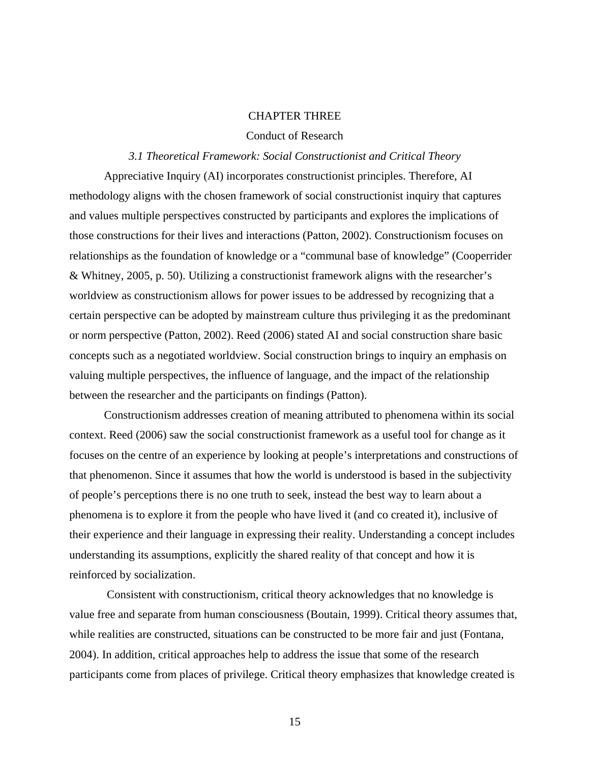# CHAPTER THREE

## Conduct of Research

### *3.1 Theoretical Framework: Social Constructionist and Critical Theory*

Appreciative Inquiry (AI) incorporates constructionist principles. Therefore, AI methodology aligns with the chosen framework of social constructionist inquiry that captures and values multiple perspectives constructed by participants and explores the implications of those constructions for their lives and interactions (Patton, 2002). Constructionism focuses on relationships as the foundation of knowledge or a "communal base of knowledge" (Cooperrider & Whitney, 2005, p. 50). Utilizing a constructionist framework aligns with the researcher's worldview as constructionism allows for power issues to be addressed by recognizing that a certain perspective can be adopted by mainstream culture thus privileging it as the predominant or norm perspective (Patton, 2002). Reed (2006) stated AI and social construction share basic concepts such as a negotiated worldview. Social construction brings to inquiry an emphasis on valuing multiple perspectives, the influence of language, and the impact of the relationship between the researcher and the participants on findings (Patton).

Constructionism addresses creation of meaning attributed to phenomena within its social context. Reed (2006) saw the social constructionist framework as a useful tool for change as it focuses on the centre of an experience by looking at people's interpretations and constructions of that phenomenon. Since it assumes that how the world is understood is based in the subjectivity of people's perceptions there is no one truth to seek, instead the best way to learn about a phenomena is to explore it from the people who have lived it (and co created it), inclusive of their experience and their language in expressing their reality. Understanding a concept includes understanding its assumptions, explicitly the shared reality of that concept and how it is reinforced by socialization.

Consistent with constructionism, critical theory acknowledges that no knowledge is value free and separate from human consciousness (Boutain, 1999). Critical theory assumes that, while realities are constructed, situations can be constructed to be more fair and just (Fontana, 2004). In addition, critical approaches help to address the issue that some of the research participants come from places of privilege. Critical theory emphasizes that knowledge created is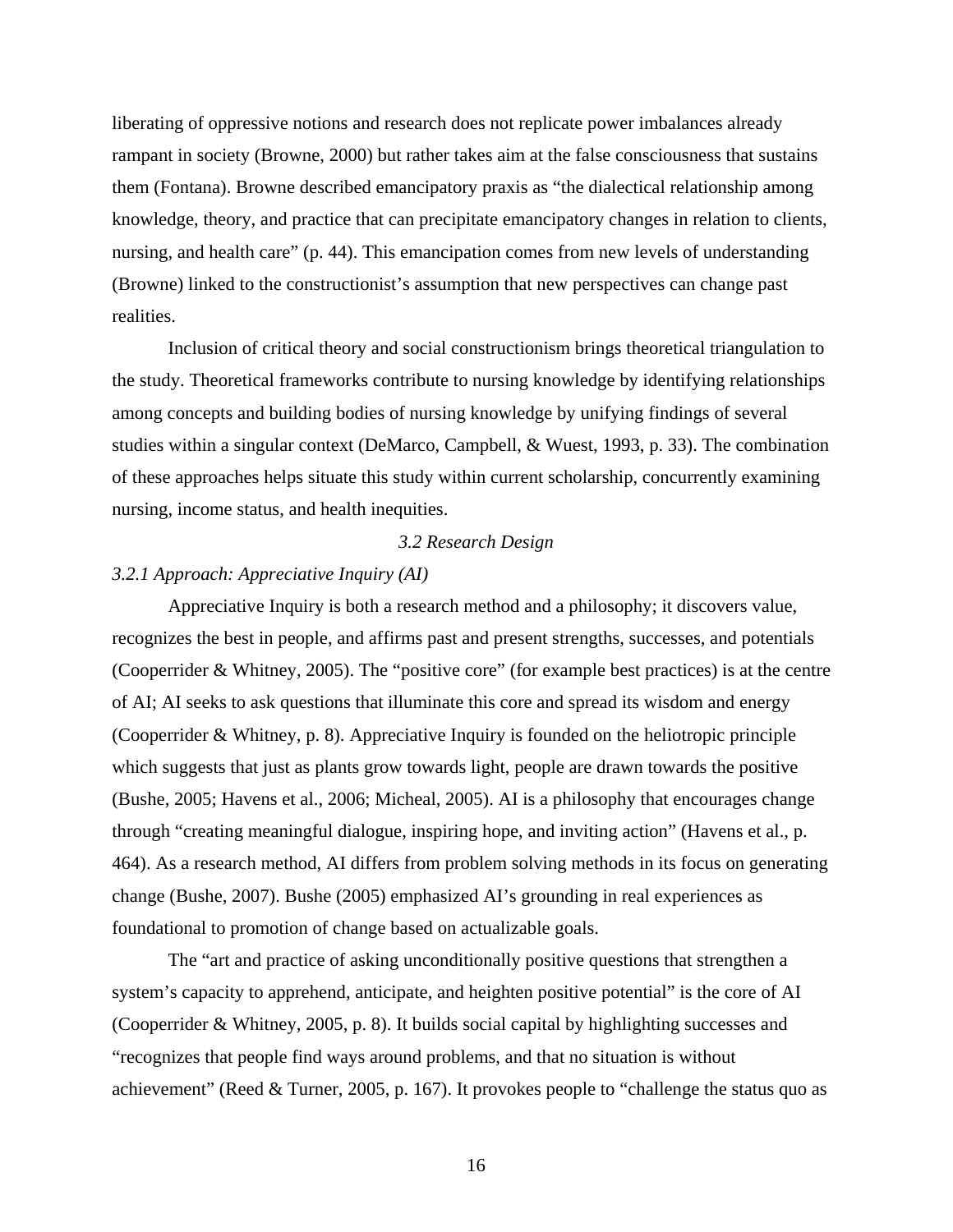liberating of oppressive notions and research does not replicate power imbalances already rampant in society (Browne, 2000) but rather takes aim at the false consciousness that sustains them (Fontana). Browne described emancipatory praxis as "the dialectical relationship among knowledge, theory, and practice that can precipitate emancipatory changes in relation to clients, nursing, and health care" (p. 44). This emancipation comes from new levels of understanding (Browne) linked to the constructionist's assumption that new perspectives can change past realities.

Inclusion of critical theory and social constructionism brings theoretical triangulation to the study. Theoretical frameworks contribute to nursing knowledge by identifying relationships among concepts and building bodies of nursing knowledge by unifying findings of several studies within a singular context (DeMarco, Campbell, & Wuest, 1993, p. 33). The combination of these approaches helps situate this study within current scholarship, concurrently examining nursing, income status, and health inequities.

## *3.2 Research Design*

### *3.2.1 Approach: Appreciative Inquiry (AI)*

Appreciative Inquiry is both a research method and a philosophy; it discovers value, recognizes the best in people, and affirms past and present strengths, successes, and potentials (Cooperrider & Whitney, 2005). The "positive core" (for example best practices) is at the centre of AI; AI seeks to ask questions that illuminate this core and spread its wisdom and energy (Cooperrider & Whitney, p. 8). Appreciative Inquiry is founded on the heliotropic principle which suggests that just as plants grow towards light, people are drawn towards the positive (Bushe, 2005; Havens et al., 2006; Micheal, 2005). AI is a philosophy that encourages change through "creating meaningful dialogue, inspiring hope, and inviting action" (Havens et al., p. 464). As a research method, AI differs from problem solving methods in its focus on generating change (Bushe, 2007). Bushe (2005) emphasized AI's grounding in real experiences as foundational to promotion of change based on actualizable goals.

The "art and practice of asking unconditionally positive questions that strengthen a system's capacity to apprehend, anticipate, and heighten positive potential" is the core of AI (Cooperrider & Whitney, 2005, p. 8). It builds social capital by highlighting successes and "recognizes that people find ways around problems, and that no situation is without achievement" (Reed & Turner, 2005, p. 167). It provokes people to "challenge the status quo as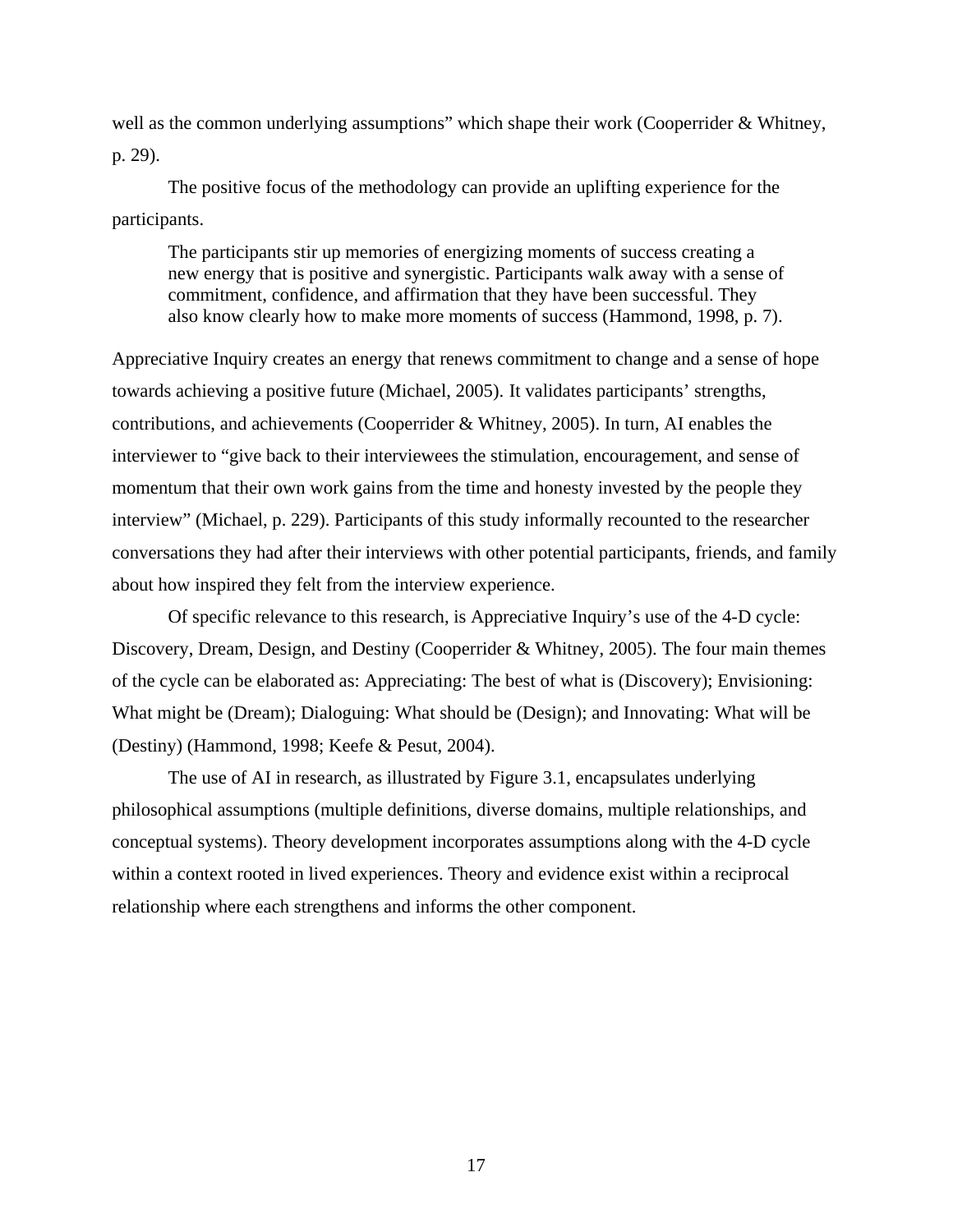well as the common underlying assumptions" which shape their work (Cooperrider & Whitney, p. 29).

The positive focus of the methodology can provide an uplifting experience for the participants.

> The participants stir up memories of energizing moments of success creating a new energy that is positive and synergistic. Participants walk away with a sense of commitment, confidence, and affirmation that they have been successful. They also know clearly how to make more moments of success (Hammond, 1998, p. 7).

Appreciative Inquiry creates an energy that renews commitment to change and a sense of hope towards achieving a positive future (Michael, 2005). It validates participants' strengths, contributions, and achievements (Cooperrider & Whitney, 2005). In turn, AI enables the interviewer to "give back to their interviewees the stimulation, encouragement, and sense of momentum that their own work gains from the time and honesty invested by the people they interview" (Michael, p. 229). Participants of this study informally recounted to the researcher conversations they had after their interviews with other potential participants, friends, and family about how inspired they felt from the interview experience.

Of specific relevance to this research, is Appreciative Inquiry's use of the 4-D cycle: Discovery, Dream, Design, and Destiny (Cooperrider & Whitney, 2005). The four main themes of the cycle can be elaborated as: Appreciating: The best of what is (Discovery); Envisioning: What might be (Dream); Dialoguing: What should be (Design); and Innovating: What will be (Destiny) (Hammond, 1998; Keefe & Pesut, 2004).

The use of AI in research, as illustrated by Figure 3.1, encapsulates underlying philosophical assumptions (multiple definitions, diverse domains, multiple relationships, and conceptual systems). Theory development incorporates assumptions along with the 4-D cycle within a context rooted in lived experiences. Theory and evidence exist within a reciprocal relationship where each strengthens and informs the other component.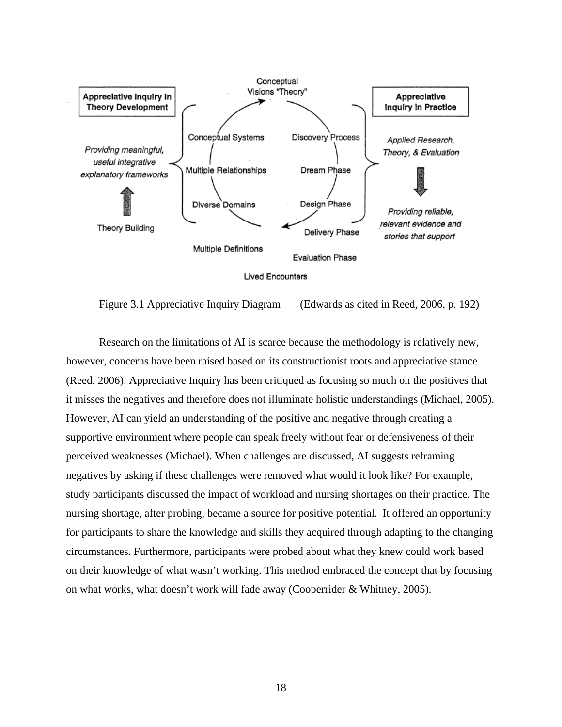Figure 3.1 Appreciative Inquiry Diagram (Edwards as cited in Reed, 2006, p. 192)

Research on the limitations of AI is scarce because the methodology is relatively new, however, concerns have been raised based on its constructionist roots and appreciative stance (Reed, 2006). Appreciative Inquiry has been critiqued as focusing so much on the positives that it misses the negatives and therefore does not illuminate holistic understandings (Michael, 2005). However, AI can yield an understanding of the positive and negative through creating a supportive environment where people can speak freely without fear or defensiveness of their perceived weaknesses (Michael). When challenges are discussed, AI suggests reframing negatives by asking if these challenges were removed what would it look like? For example, study participants discussed the impact of workload and nursing shortages on their practice. The nursing shortage, after probing, became a source for positive potential. It offered an opportunity for participants to share the knowledge and skills they acquired through adapting to the changing circumstances. Furthermore, participants were probed about what they knew could work based on their knowledge of what wasn't working. This method embraced the concept that by focusing on what works, what doesn't work will fade away (Cooperrider & Whitney, 2005).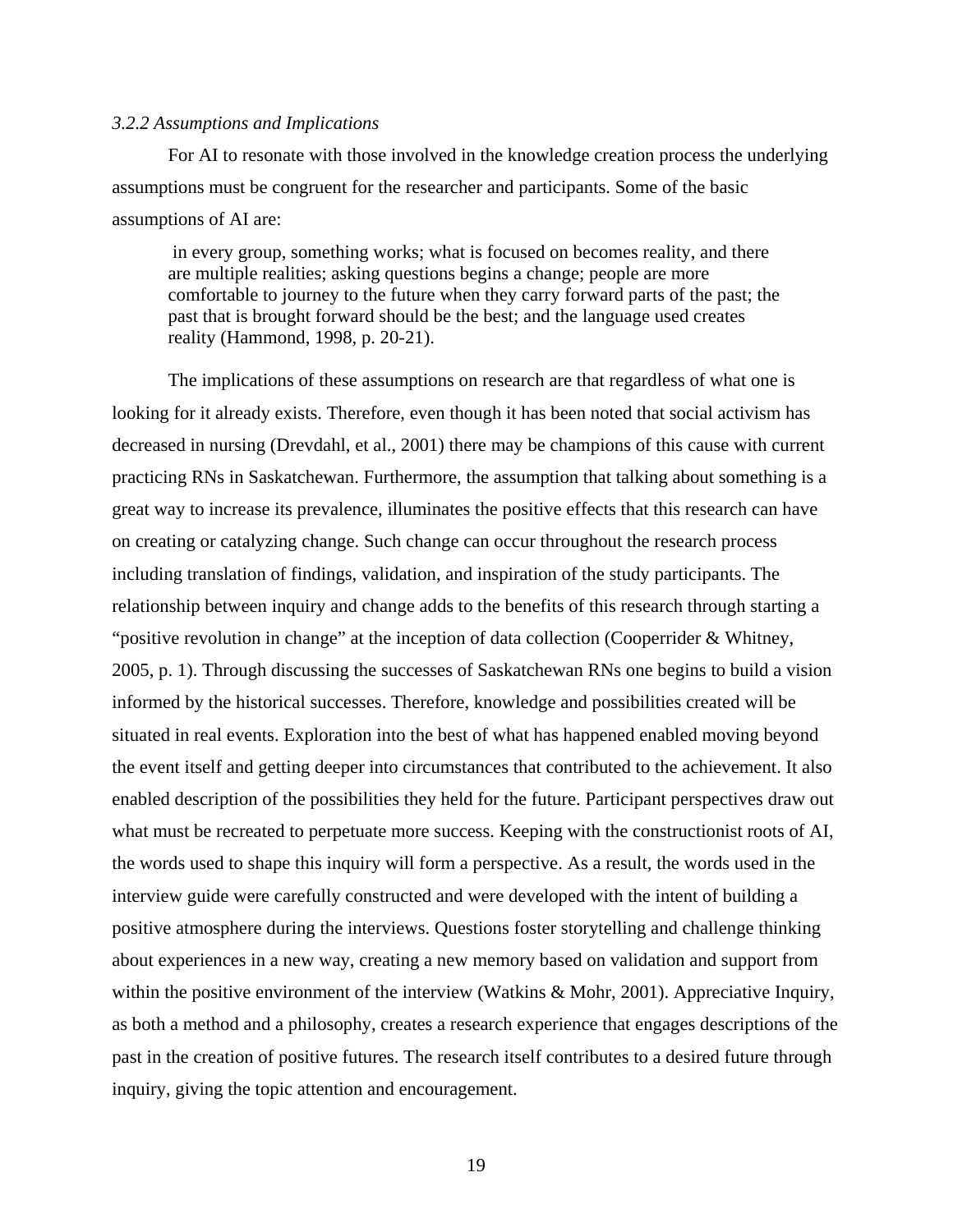*3.2.2 Assumptions and Implications*

For AI to resonate with those involved in the knowledge creation process the underlying assumptions must be congruent for the researcher and participants. Some of the basic assumptions of AI are:

> in every group, something works; what is focused on becomes reality, and there are multiple realities; asking questions begins a change; people are more comfortable to journey to the future when they carry forward parts of the past; the past that is brought forward should be the best; and the language used creates reality (Hammond, 1998, p. 20-21).

The implications of these assumptions on research are that regardless of what one is looking for it already exists. Therefore, even though it has been noted that social activism has decreased in nursing (Drevdahl, et al., 2001) there may be champions of this cause with current practicing RNs in Saskatchewan. Furthermore, the assumption that talking about something is a great way to increase its prevalence, illuminates the positive effects that this research can have on creating or catalyzing change. Such change can occur throughout the research process including translation of findings, validation, and inspiration of the study participants. The relationship between inquiry and change adds to the benefits of this research through starting a "positive revolution in change" at the inception of data collection (Cooperrider & Whitney, 2005, p. 1). Through discussing the successes of Saskatchewan RNs one begins to build a vision informed by the historical successes. Therefore, knowledge and possibilities created will be situated in real events. Exploration into the best of what has happened enabled moving beyond the event itself and getting deeper into circumstances that contributed to the achievement. It also enabled description of the possibilities they held for the future. Participant perspectives draw out what must be recreated to perpetuate more success. Keeping with the constructionist roots of AI, the words used to shape this inquiry will form a perspective. As a result, the words used in the interview guide were carefully constructed and were developed with the intent of building a positive atmosphere during the interviews. Questions foster storytelling and challenge thinking about experiences in a new way, creating a new memory based on validation and support from within the positive environment of the interview (Watkins & Mohr, 2001). Appreciative Inquiry, as both a method and a philosophy, creates a research experience that engages descriptions of the past in the creation of positive futures. The research itself contributes to a desired future through inquiry, giving the topic attention and encouragement.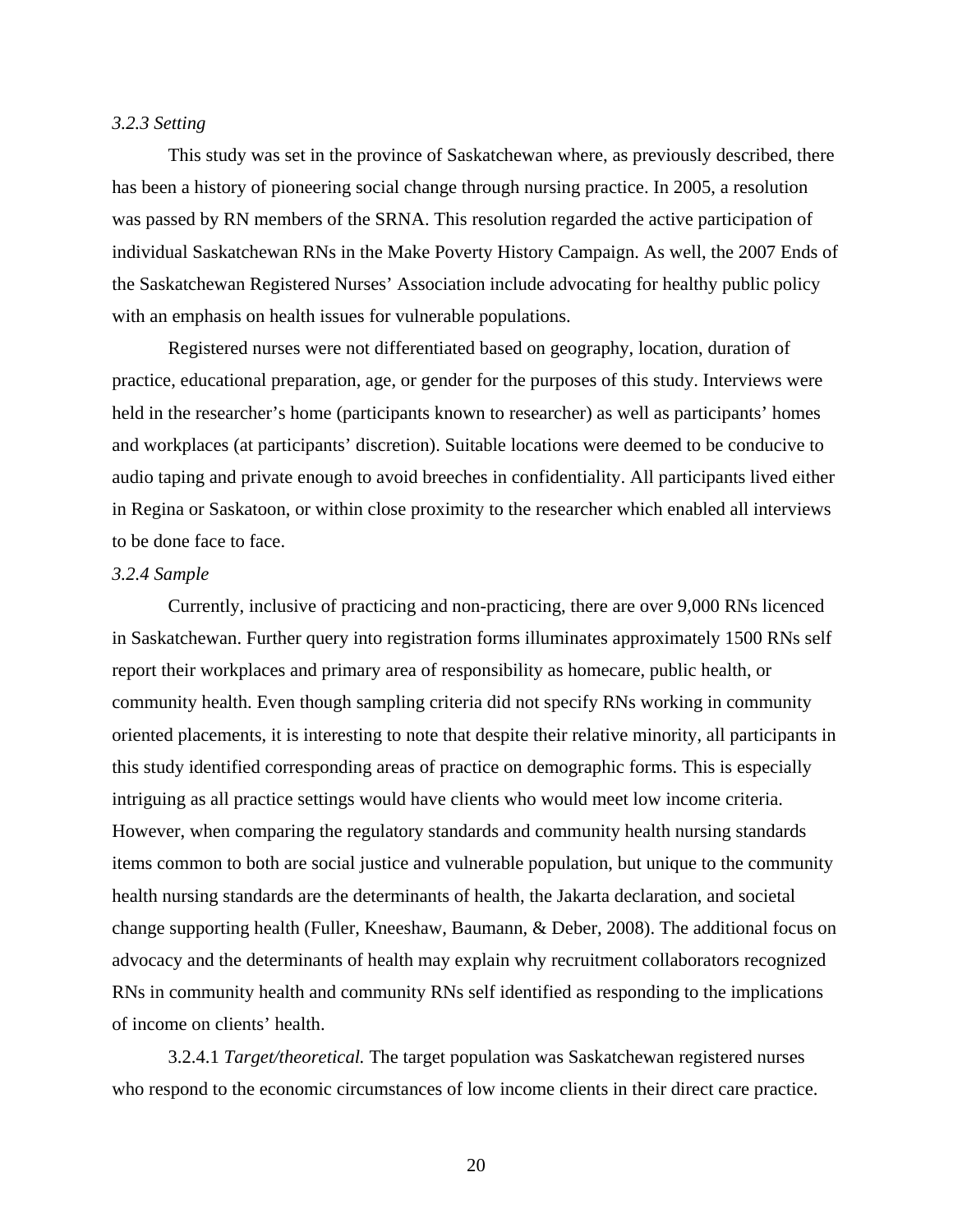*3.2.3 Setting*

This study was set in the province of Saskatchewan where, as previously described, there has been a history of pioneering social change through nursing practice. In 2005, a resolution was passed by RN members of the SRNA. This resolution regarded the active participation of individual Saskatchewan RNs in the Make Poverty History Campaign. As well, the 2007 Ends of the Saskatchewan Registered Nurses' Association include advocating for healthy public policy with an emphasis on health issues for vulnerable populations.

Registered nurses were not differentiated based on geography, location, duration of practice, educational preparation, age, or gender for the purposes of this study. Interviews were held in the researcher's home (participants known to researcher) as well as participants' homes and workplaces (at participants' discretion). Suitable locations were deemed to be conducive to audio taping and private enough to avoid breeches in confidentiality. All participants lived either in Regina or Saskatoon, or within close proximity to the researcher which enabled all interviews to be done face to face.

*3.2.4 Sample*

Currently, inclusive of practicing and non-practicing, there are over 9,000 RNs licenced in Saskatchewan. Further query into registration forms illuminates approximately 1500 RNs self report their workplaces and primary area of responsibility as homecare, public health, or community health. Even though sampling criteria did not specify RNs working in community oriented placements, it is interesting to note that despite their relative minority, all participants in this study identified corresponding areas of practice on demographic forms. This is especially intriguing as all practice settings would have clients who would meet low income criteria. However, when comparing the regulatory standards and community health nursing standards items common to both are social justice and vulnerable population, but unique to the community health nursing standards are the determinants of health, the Jakarta declaration, and societal change supporting health (Fuller, Kneeshaw, Baumann, & Deber, 2008). The additional focus on advocacy and the determinants of health may explain why recruitment collaborators recognized RNs in community health and community RNs self identified as responding to the implications of income on clients' health.

3.2.4.1 *Target/theoretical.* The target population was Saskatchewan registered nurses who respond to the economic circumstances of low income clients in their direct care practice.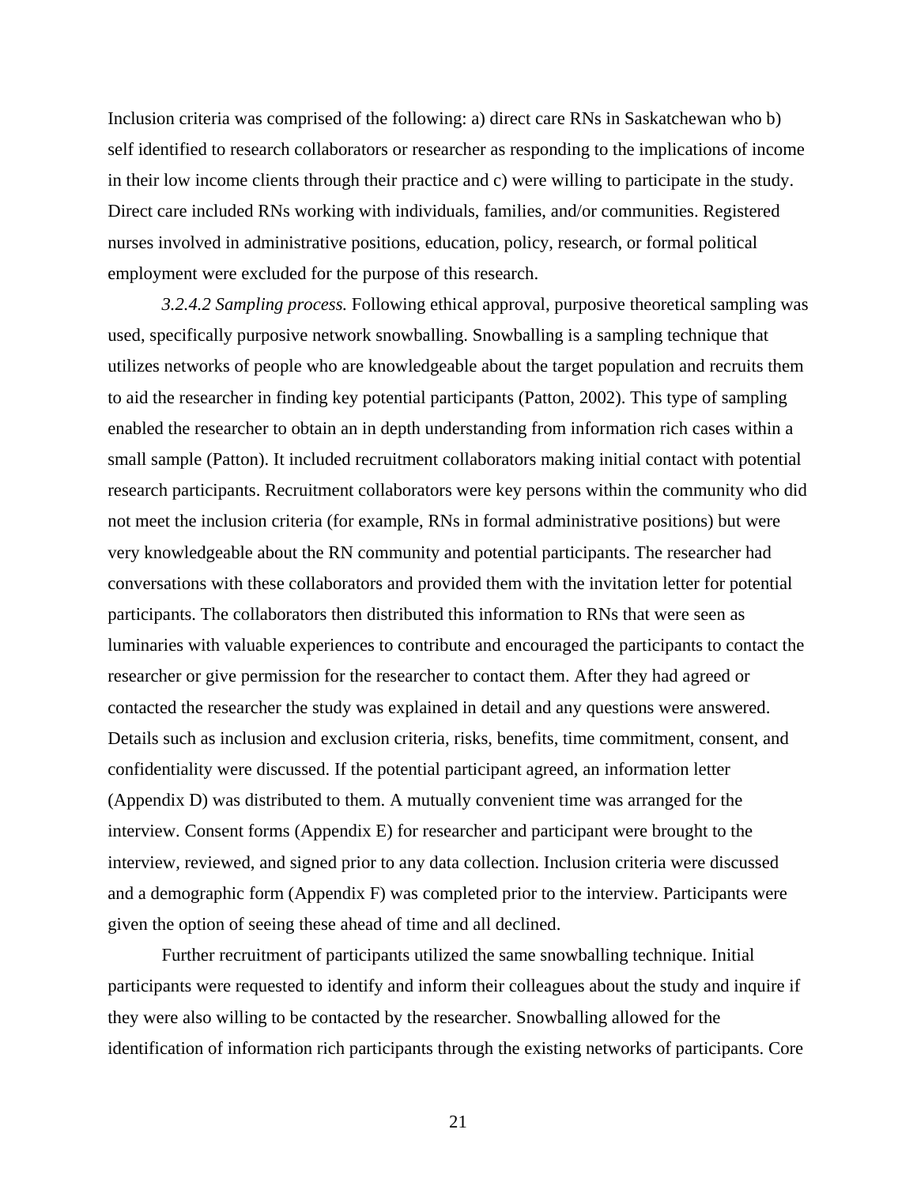Inclusion criteria was comprised of the following: a) direct care RNs in Saskatchewan who b) self identified to research collaborators or researcher as responding to the implications of income in their low income clients through their practice and c) were willing to participate in the study. Direct care included RNs working with individuals, families, and/or communities. Registered nurses involved in administrative positions, education, policy, research, or formal political employment were excluded for the purpose of this research.

*3.2.4.2 Sampling process.* Following ethical approval, purposive theoretical sampling was used, specifically purposive network snowballing. Snowballing is a sampling technique that utilizes networks of people who are knowledgeable about the target population and recruits them to aid the researcher in finding key potential participants (Patton, 2002). This type of sampling enabled the researcher to obtain an in depth understanding from information rich cases within a small sample (Patton). It included recruitment collaborators making initial contact with potential research participants. Recruitment collaborators were key persons within the community who did not meet the inclusion criteria (for example, RNs in formal administrative positions) but were very knowledgeable about the RN community and potential participants. The researcher had conversations with these collaborators and provided them with the invitation letter for potential participants. The collaborators then distributed this information to RNs that were seen as luminaries with valuable experiences to contribute and encouraged the participants to contact the researcher or give permission for the researcher to contact them. After they had agreed or contacted the researcher the study was explained in detail and any questions were answered. Details such as inclusion and exclusion criteria, risks, benefits, time commitment, consent, and confidentiality were discussed. If the potential participant agreed, an information letter (Appendix D) was distributed to them. A mutually convenient time was arranged for the interview. Consent forms (Appendix E) for researcher and participant were brought to the interview, reviewed, and signed prior to any data collection. Inclusion criteria were discussed and a demographic form (Appendix F) was completed prior to the interview. Participants were given the option of seeing these ahead of time and all declined.

Further recruitment of participants utilized the same snowballing technique. Initial participants were requested to identify and inform their colleagues about the study and inquire if they were also willing to be contacted by the researcher. Snowballing allowed for the identification of information rich participants through the existing networks of participants. Core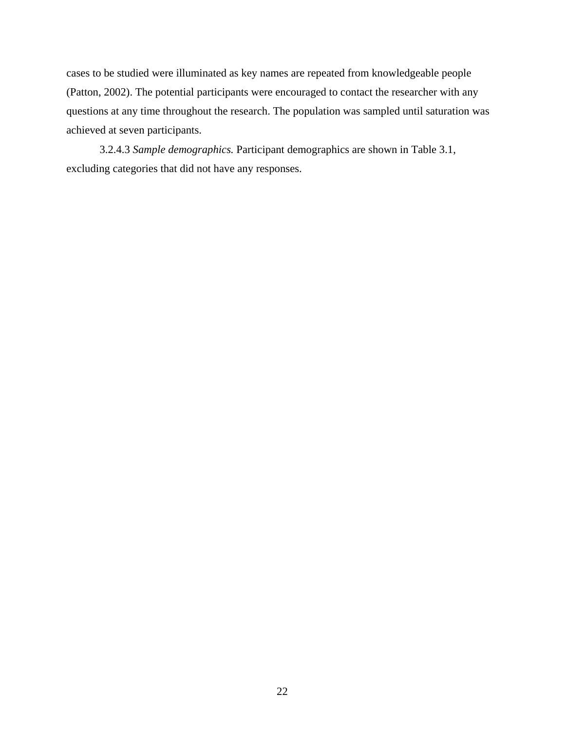cases to be studied were illuminated as key names are repeated from knowledgeable people (Patton, 2002). The potential participants were encouraged to contact the researcher with any questions at any time throughout the research. The population was sampled until saturation was achieved at seven participants.

3.2.4.3 *Sample demographics.* Participant demographics are shown in Table 3.1, excluding categories that did not have any responses.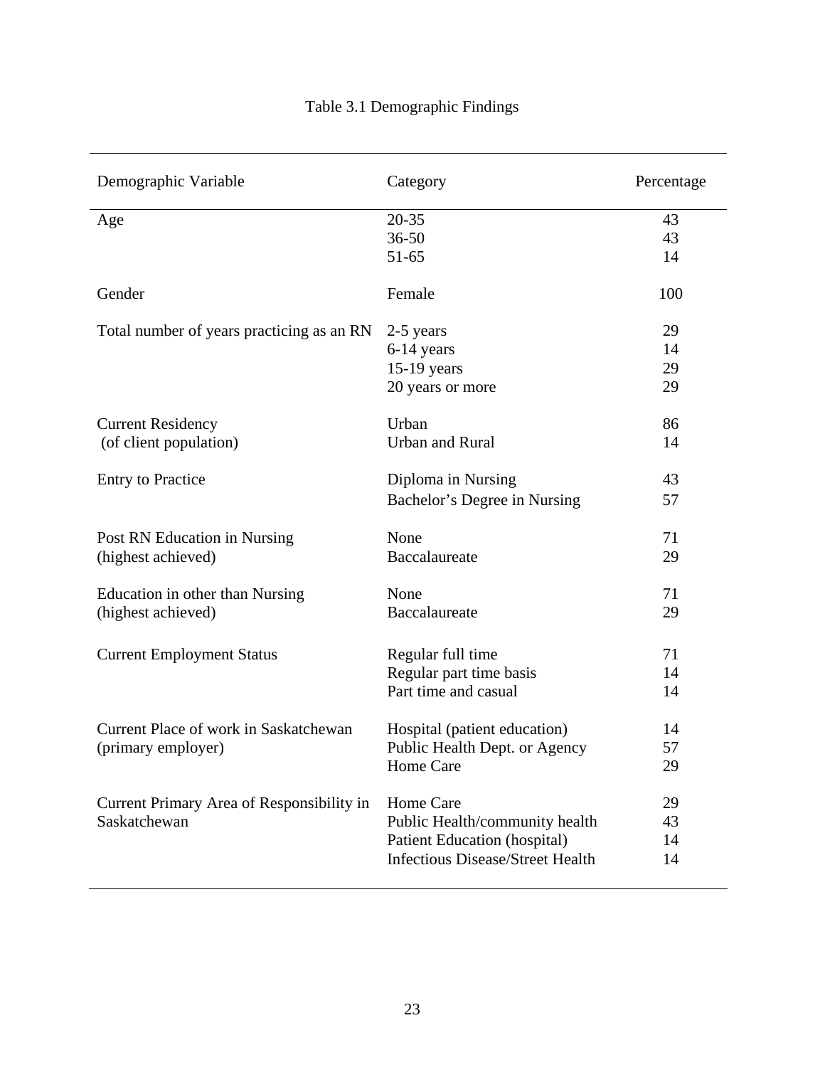Table 3.1 Demographic Findings

| Demographic Variable | Category | Percentage |
|---|---|---|
| Age | 20-35 | 43 |
| | 36-50 | 43 |
| | 51-65 | 14 |
| Gender | Female | 100 |
| Total number of years practicing as an RN | 2-5 years | 29 |
| | 6-14 years | 14 |
| | 15-19 years | 29 |
| | 20 years or more | 29 |
| Current Residency (of client population) | Urban | 86 |
| | Urban and Rural | 14 |
| Entry to Practice | Diploma in Nursing | 43 |
| | Bachelor's Degree in Nursing | 57 |
| Post RN Education in Nursing (highest achieved) | None | 71 |
| | Baccalaureate | 29 |
| Education in other than Nursing (highest achieved) | None | 71 |
| | Baccalaureate | 29 |
| Current Employment Status | Regular full time | 71 |
| | Regular part time basis | 14 |
| | Part time and casual | 14 |
| Current Place of work in Saskatchewan (primary employer) | Hospital (patient education) | 14 |
| | Public Health Dept. or Agency | 57 |
| | Home Care | 29 |
| Current Primary Area of Responsibility in Saskatchewan | Home Care | 29 |
| | Public Health/community health | 43 |
| | Patient Education (hospital) | 14 |
| | Infectious Disease/Street Health | 14 |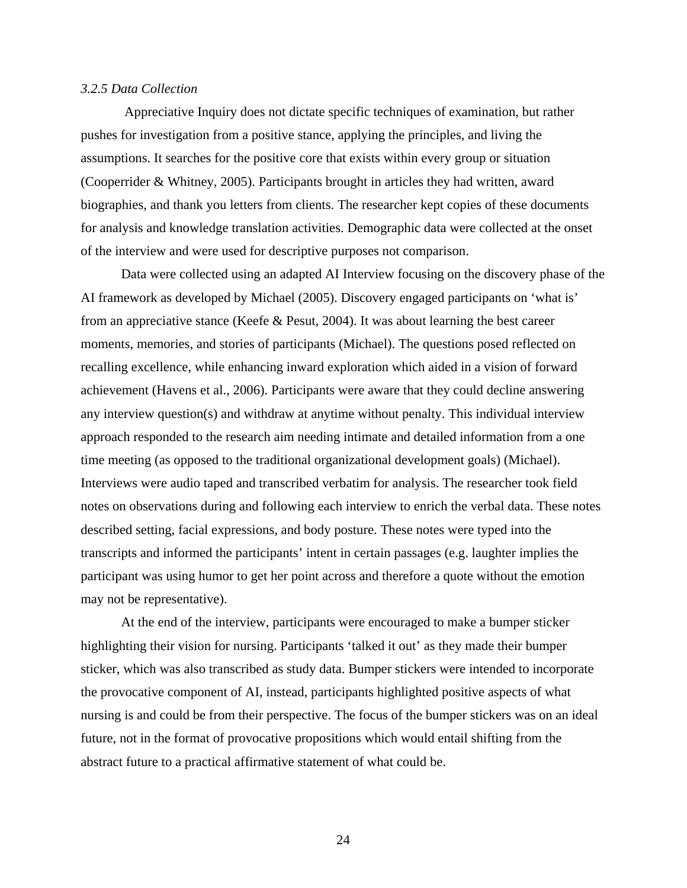### *3.2.5 Data Collection*

Appreciative Inquiry does not dictate specific techniques of examination, but rather pushes for investigation from a positive stance, applying the principles, and living the assumptions. It searches for the positive core that exists within every group or situation (Cooperrider & Whitney, 2005). Participants brought in articles they had written, award biographies, and thank you letters from clients. The researcher kept copies of these documents for analysis and knowledge translation activities. Demographic data were collected at the onset of the interview and were used for descriptive purposes not comparison.

Data were collected using an adapted AI Interview focusing on the discovery phase of the AI framework as developed by Michael (2005). Discovery engaged participants on 'what is' from an appreciative stance (Keefe & Pesut, 2004). It was about learning the best career moments, memories, and stories of participants (Michael). The questions posed reflected on recalling excellence, while enhancing inward exploration which aided in a vision of forward achievement (Havens et al., 2006). Participants were aware that they could decline answering any interview question(s) and withdraw at anytime without penalty. This individual interview approach responded to the research aim needing intimate and detailed information from a one time meeting (as opposed to the traditional organizational development goals) (Michael). Interviews were audio taped and transcribed verbatim for analysis. The researcher took field notes on observations during and following each interview to enrich the verbal data. These notes described setting, facial expressions, and body posture. These notes were typed into the transcripts and informed the participants' intent in certain passages (e.g. laughter implies the participant was using humor to get her point across and therefore a quote without the emotion may not be representative).

At the end of the interview, participants were encouraged to make a bumper sticker highlighting their vision for nursing. Participants 'talked it out' as they made their bumper sticker, which was also transcribed as study data. Bumper stickers were intended to incorporate the provocative component of AI, instead, participants highlighted positive aspects of what nursing is and could be from their perspective. The focus of the bumper stickers was on an ideal future, not in the format of provocative propositions which would entail shifting from the abstract future to a practical affirmative statement of what could be.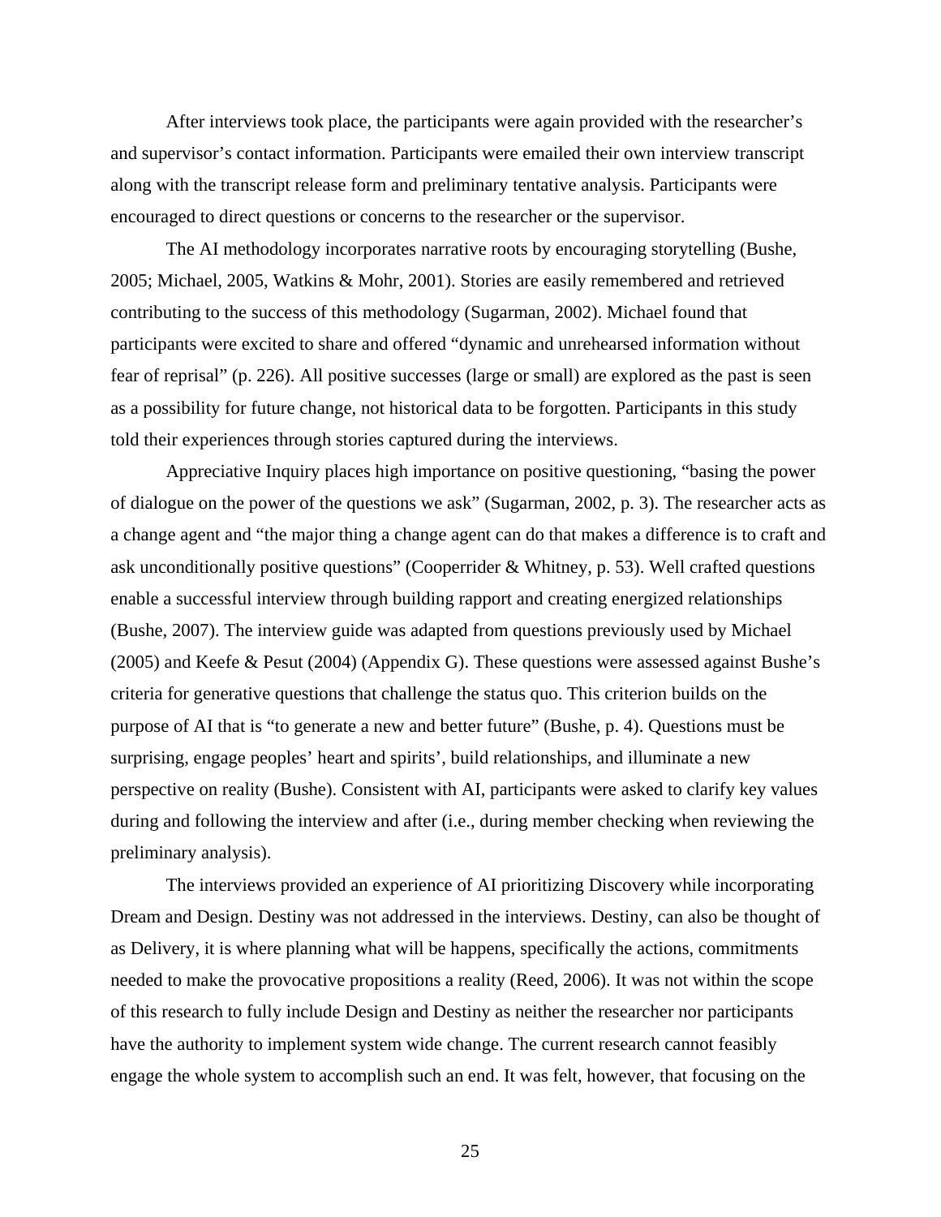After interviews took place, the participants were again provided with the researcher's and supervisor's contact information. Participants were emailed their own interview transcript along with the transcript release form and preliminary tentative analysis. Participants were encouraged to direct questions or concerns to the researcher or the supervisor.

The AI methodology incorporates narrative roots by encouraging storytelling (Bushe, 2005; Michael, 2005, Watkins & Mohr, 2001). Stories are easily remembered and retrieved contributing to the success of this methodology (Sugarman, 2002). Michael found that participants were excited to share and offered "dynamic and unrehearsed information without fear of reprisal" (p. 226). All positive successes (large or small) are explored as the past is seen as a possibility for future change, not historical data to be forgotten. Participants in this study told their experiences through stories captured during the interviews.

Appreciative Inquiry places high importance on positive questioning, "basing the power of dialogue on the power of the questions we ask" (Sugarman, 2002, p. 3). The researcher acts as a change agent and "the major thing a change agent can do that makes a difference is to craft and ask unconditionally positive questions" (Cooperrider & Whitney, p. 53). Well crafted questions enable a successful interview through building rapport and creating energized relationships (Bushe, 2007). The interview guide was adapted from questions previously used by Michael (2005) and Keefe & Pesut (2004) (Appendix G). These questions were assessed against Bushe's criteria for generative questions that challenge the status quo. This criterion builds on the purpose of AI that is "to generate a new and better future" (Bushe, p. 4). Questions must be surprising, engage peoples' heart and spirits', build relationships, and illuminate a new perspective on reality (Bushe). Consistent with AI, participants were asked to clarify key values during and following the interview and after (i.e., during member checking when reviewing the preliminary analysis).

The interviews provided an experience of AI prioritizing Discovery while incorporating Dream and Design. Destiny was not addressed in the interviews. Destiny, can also be thought of as Delivery, it is where planning what will be happens, specifically the actions, commitments needed to make the provocative propositions a reality (Reed, 2006). It was not within the scope of this research to fully include Design and Destiny as neither the researcher nor participants have the authority to implement system wide change. The current research cannot feasibly engage the whole system to accomplish such an end. It was felt, however, that focusing on the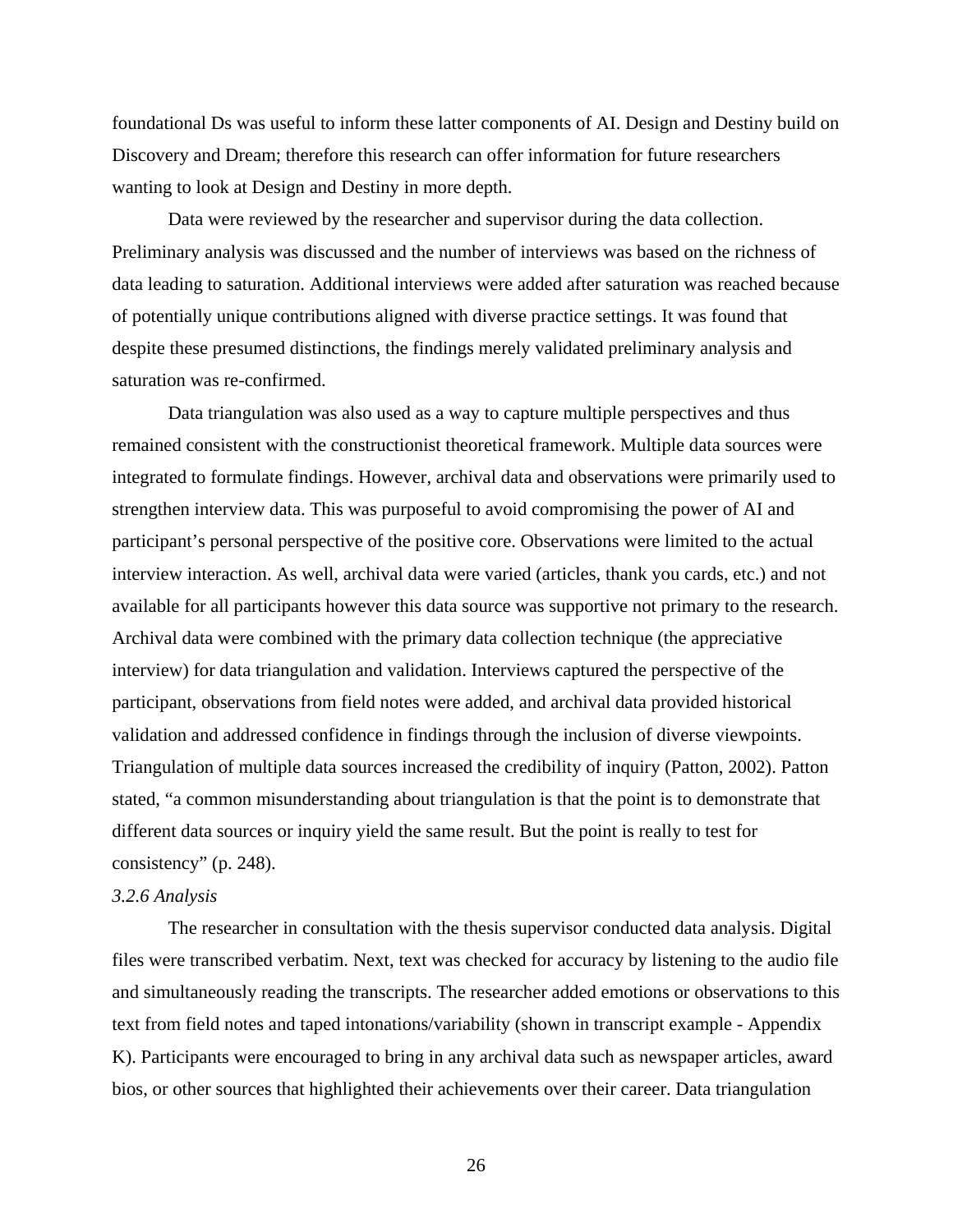foundational Ds was useful to inform these latter components of AI. Design and Destiny build on Discovery and Dream; therefore this research can offer information for future researchers wanting to look at Design and Destiny in more depth.

Data were reviewed by the researcher and supervisor during the data collection. Preliminary analysis was discussed and the number of interviews was based on the richness of data leading to saturation. Additional interviews were added after saturation was reached because of potentially unique contributions aligned with diverse practice settings. It was found that despite these presumed distinctions, the findings merely validated preliminary analysis and saturation was re-confirmed.

Data triangulation was also used as a way to capture multiple perspectives and thus remained consistent with the constructionist theoretical framework. Multiple data sources were integrated to formulate findings. However, archival data and observations were primarily used to strengthen interview data. This was purposeful to avoid compromising the power of AI and participant's personal perspective of the positive core. Observations were limited to the actual interview interaction. As well, archival data were varied (articles, thank you cards, etc.) and not available for all participants however this data source was supportive not primary to the research. Archival data were combined with the primary data collection technique (the appreciative interview) for data triangulation and validation. Interviews captured the perspective of the participant, observations from field notes were added, and archival data provided historical validation and addressed confidence in findings through the inclusion of diverse viewpoints. Triangulation of multiple data sources increased the credibility of inquiry (Patton, 2002). Patton stated, "a common misunderstanding about triangulation is that the point is to demonstrate that different data sources or inquiry yield the same result. But the point is really to test for consistency" (p. 248).

### *3.2.6 Analysis*

The researcher in consultation with the thesis supervisor conducted data analysis. Digital files were transcribed verbatim. Next, text was checked for accuracy by listening to the audio file and simultaneously reading the transcripts. The researcher added emotions or observations to this text from field notes and taped intonations/variability (shown in transcript example - Appendix K). Participants were encouraged to bring in any archival data such as newspaper articles, award bios, or other sources that highlighted their achievements over their career. Data triangulation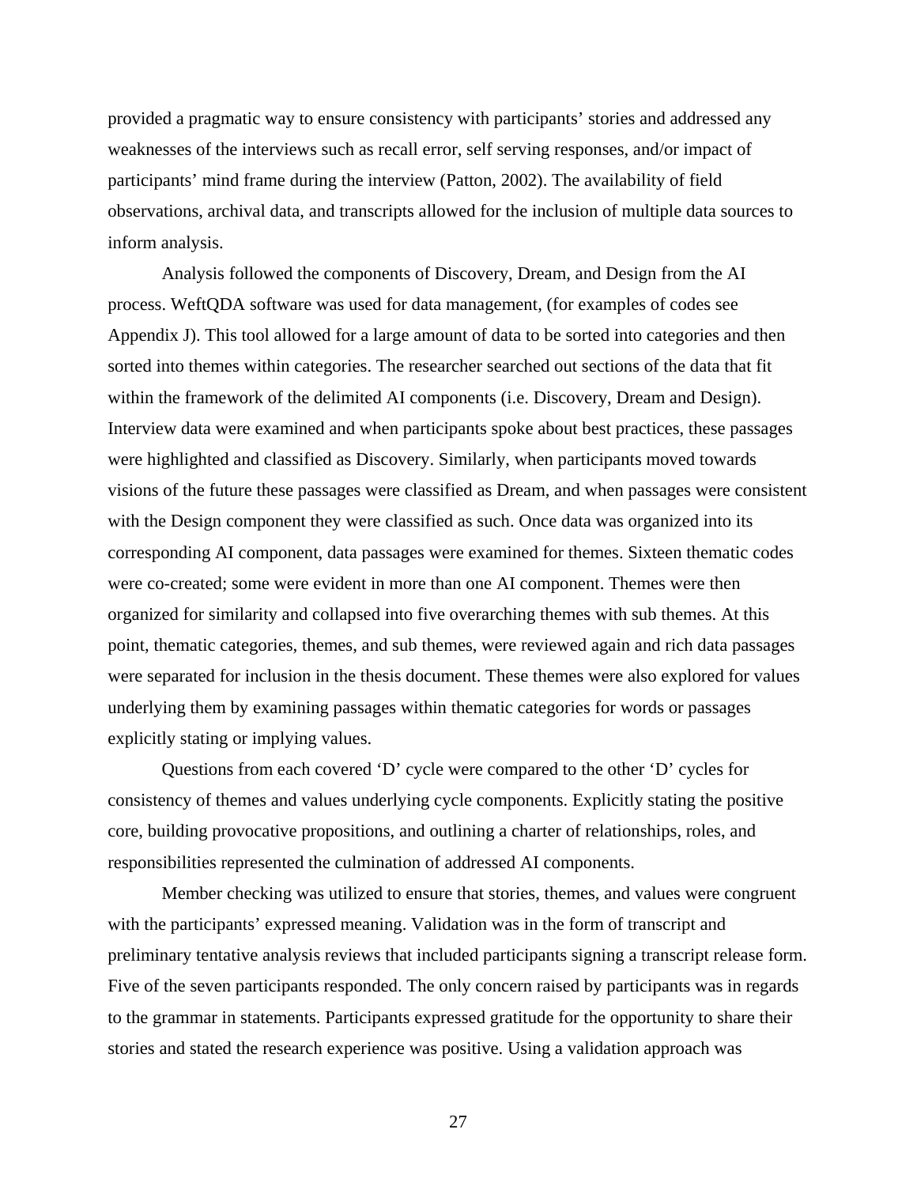provided a pragmatic way to ensure consistency with participants' stories and addressed any weaknesses of the interviews such as recall error, self serving responses, and/or impact of participants' mind frame during the interview (Patton, 2002). The availability of field observations, archival data, and transcripts allowed for the inclusion of multiple data sources to inform analysis.

Analysis followed the components of Discovery, Dream, and Design from the AI process. WeftQDA software was used for data management, (for examples of codes see Appendix J). This tool allowed for a large amount of data to be sorted into categories and then sorted into themes within categories. The researcher searched out sections of the data that fit within the framework of the delimited AI components (i.e. Discovery, Dream and Design). Interview data were examined and when participants spoke about best practices, these passages were highlighted and classified as Discovery. Similarly, when participants moved towards visions of the future these passages were classified as Dream, and when passages were consistent with the Design component they were classified as such. Once data was organized into its corresponding AI component, data passages were examined for themes. Sixteen thematic codes were co-created; some were evident in more than one AI component. Themes were then organized for similarity and collapsed into five overarching themes with sub themes. At this point, thematic categories, themes, and sub themes, were reviewed again and rich data passages were separated for inclusion in the thesis document. These themes were also explored for values underlying them by examining passages within thematic categories for words or passages explicitly stating or implying values.

Questions from each covered 'D' cycle were compared to the other 'D' cycles for consistency of themes and values underlying cycle components. Explicitly stating the positive core, building provocative propositions, and outlining a charter of relationships, roles, and responsibilities represented the culmination of addressed AI components.

Member checking was utilized to ensure that stories, themes, and values were congruent with the participants' expressed meaning. Validation was in the form of transcript and preliminary tentative analysis reviews that included participants signing a transcript release form. Five of the seven participants responded. The only concern raised by participants was in regards to the grammar in statements. Participants expressed gratitude for the opportunity to share their stories and stated the research experience was positive. Using a validation approach was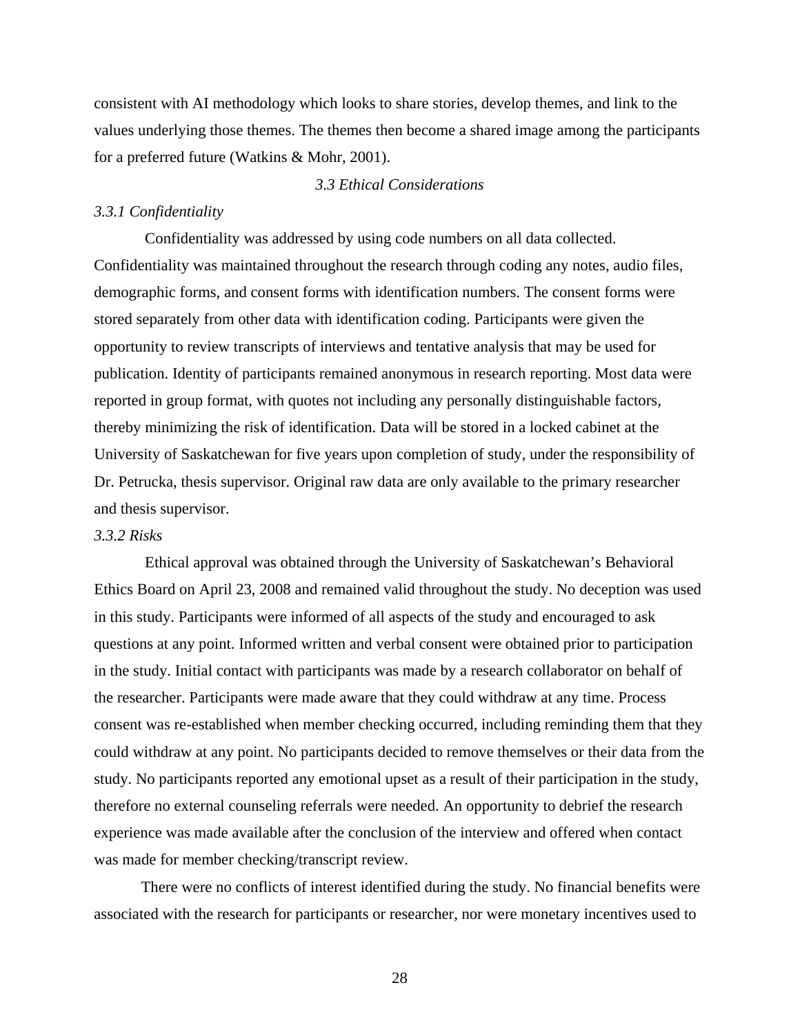consistent with AI methodology which looks to share stories, develop themes, and link to the values underlying those themes. The themes then become a shared image among the participants for a preferred future (Watkins & Mohr, 2001).

## *3.3 Ethical Considerations*

### *3.3.1 Confidentiality*

Confidentiality was addressed by using code numbers on all data collected. Confidentiality was maintained throughout the research through coding any notes, audio files, demographic forms, and consent forms with identification numbers. The consent forms were stored separately from other data with identification coding. Participants were given the opportunity to review transcripts of interviews and tentative analysis that may be used for publication. Identity of participants remained anonymous in research reporting. Most data were reported in group format, with quotes not including any personally distinguishable factors, thereby minimizing the risk of identification. Data will be stored in a locked cabinet at the University of Saskatchewan for five years upon completion of study, under the responsibility of Dr. Petrucka, thesis supervisor. Original raw data are only available to the primary researcher and thesis supervisor.

### *3.3.2 Risks*

Ethical approval was obtained through the University of Saskatchewan's Behavioral Ethics Board on April 23, 2008 and remained valid throughout the study. No deception was used in this study. Participants were informed of all aspects of the study and encouraged to ask questions at any point. Informed written and verbal consent were obtained prior to participation in the study. Initial contact with participants was made by a research collaborator on behalf of the researcher. Participants were made aware that they could withdraw at any time. Process consent was re-established when member checking occurred, including reminding them that they could withdraw at any point. No participants decided to remove themselves or their data from the study. No participants reported any emotional upset as a result of their participation in the study, therefore no external counseling referrals were needed. An opportunity to debrief the research experience was made available after the conclusion of the interview and offered when contact was made for member checking/transcript review.

There were no conflicts of interest identified during the study. No financial benefits were associated with the research for participants or researcher, nor were monetary incentives used to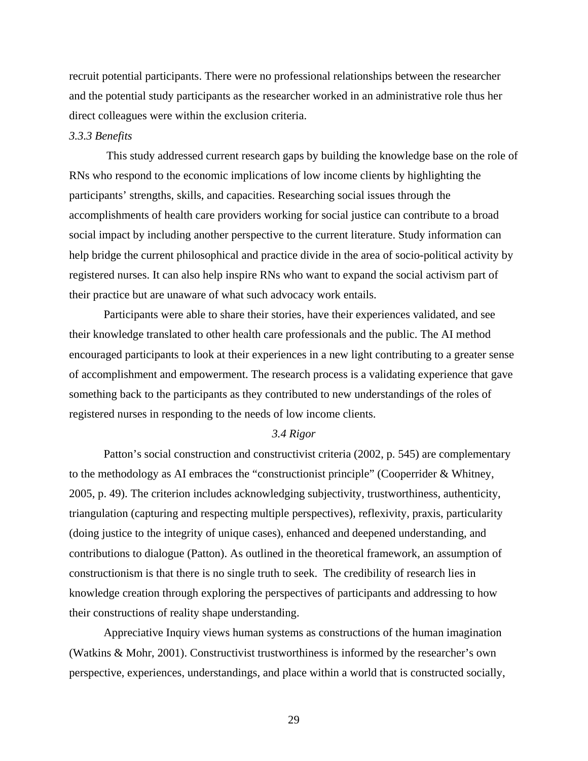recruit potential participants. There were no professional relationships between the researcher and the potential study participants as the researcher worked in an administrative role thus her direct colleagues were within the exclusion criteria.

### *3.3.3 Benefits*

This study addressed current research gaps by building the knowledge base on the role of RNs who respond to the economic implications of low income clients by highlighting the participants' strengths, skills, and capacities. Researching social issues through the accomplishments of health care providers working for social justice can contribute to a broad social impact by including another perspective to the current literature. Study information can help bridge the current philosophical and practice divide in the area of socio-political activity by registered nurses. It can also help inspire RNs who want to expand the social activism part of their practice but are unaware of what such advocacy work entails.

Participants were able to share their stories, have their experiences validated, and see their knowledge translated to other health care professionals and the public. The AI method encouraged participants to look at their experiences in a new light contributing to a greater sense of accomplishment and empowerment. The research process is a validating experience that gave something back to the participants as they contributed to new understandings of the roles of registered nurses in responding to the needs of low income clients.

## *3.4 Rigor*

Patton's social construction and constructivist criteria (2002, p. 545) are complementary to the methodology as AI embraces the "constructionist principle" (Cooperrider & Whitney, 2005, p. 49). The criterion includes acknowledging subjectivity, trustworthiness, authenticity, triangulation (capturing and respecting multiple perspectives), reflexivity, praxis, particularity (doing justice to the integrity of unique cases), enhanced and deepened understanding, and contributions to dialogue (Patton). As outlined in the theoretical framework, an assumption of constructionism is that there is no single truth to seek. The credibility of research lies in knowledge creation through exploring the perspectives of participants and addressing to how their constructions of reality shape understanding.

Appreciative Inquiry views human systems as constructions of the human imagination (Watkins & Mohr, 2001). Constructivist trustworthiness is informed by the researcher's own perspective, experiences, understandings, and place within a world that is constructed socially,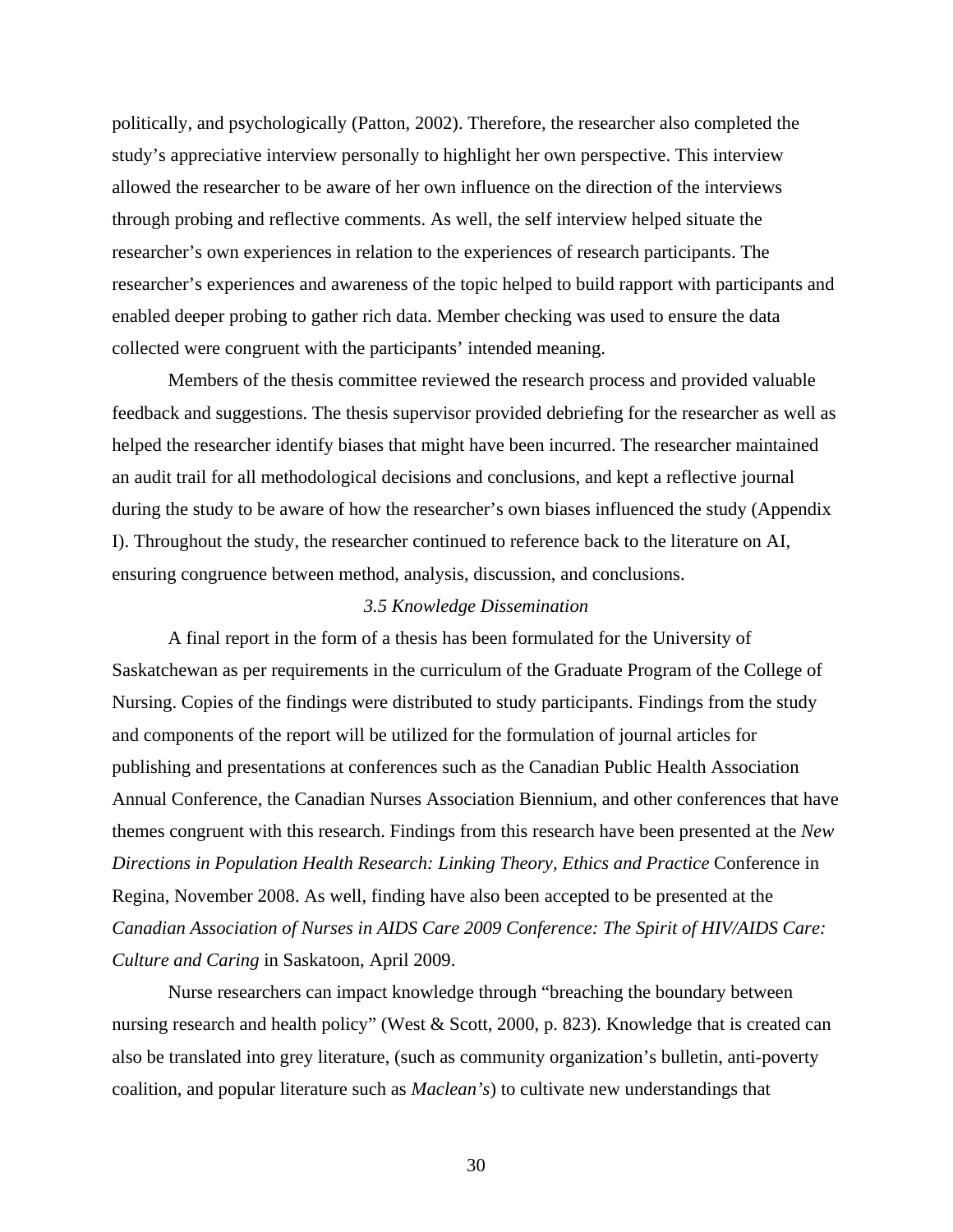politically, and psychologically (Patton, 2002). Therefore, the researcher also completed the study's appreciative interview personally to highlight her own perspective. This interview allowed the researcher to be aware of her own influence on the direction of the interviews through probing and reflective comments. As well, the self interview helped situate the researcher's own experiences in relation to the experiences of research participants. The researcher's experiences and awareness of the topic helped to build rapport with participants and enabled deeper probing to gather rich data. Member checking was used to ensure the data collected were congruent with the participants' intended meaning.

Members of the thesis committee reviewed the research process and provided valuable feedback and suggestions. The thesis supervisor provided debriefing for the researcher as well as helped the researcher identify biases that might have been incurred. The researcher maintained an audit trail for all methodological decisions and conclusions, and kept a reflective journal during the study to be aware of how the researcher's own biases influenced the study (Appendix I). Throughout the study, the researcher continued to reference back to the literature on AI, ensuring congruence between method, analysis, discussion, and conclusions.

### *3.5 Knowledge Dissemination*

A final report in the form of a thesis has been formulated for the University of Saskatchewan as per requirements in the curriculum of the Graduate Program of the College of Nursing. Copies of the findings were distributed to study participants. Findings from the study and components of the report will be utilized for the formulation of journal articles for publishing and presentations at conferences such as the Canadian Public Health Association Annual Conference, the Canadian Nurses Association Biennium, and other conferences that have themes congruent with this research. Findings from this research have been presented at the *New Directions in Population Health Research: Linking Theory, Ethics and Practice* Conference in Regina, November 2008. As well, finding have also been accepted to be presented at the *Canadian Association of Nurses in AIDS Care 2009 Conference: The Spirit of HIV/AIDS Care: Culture and Caring* in Saskatoon, April 2009.

Nurse researchers can impact knowledge through "breaching the boundary between nursing research and health policy" (West & Scott, 2000, p. 823). Knowledge that is created can also be translated into grey literature, (such as community organization's bulletin, anti-poverty coalition, and popular literature such as *Maclean's*) to cultivate new understandings that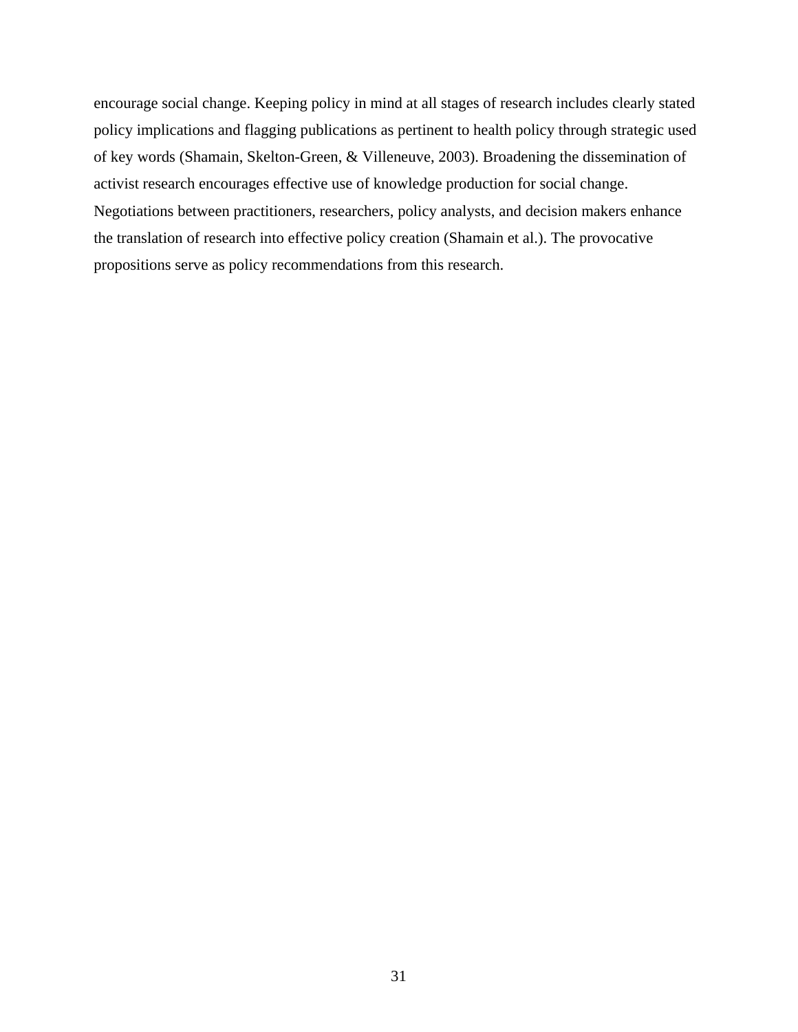encourage social change. Keeping policy in mind at all stages of research includes clearly stated policy implications and flagging publications as pertinent to health policy through strategic used of key words (Shamain, Skelton-Green, & Villeneuve, 2003). Broadening the dissemination of activist research encourages effective use of knowledge production for social change. Negotiations between practitioners, researchers, policy analysts, and decision makers enhance the translation of research into effective policy creation (Shamain et al.). The provocative propositions serve as policy recommendations from this research.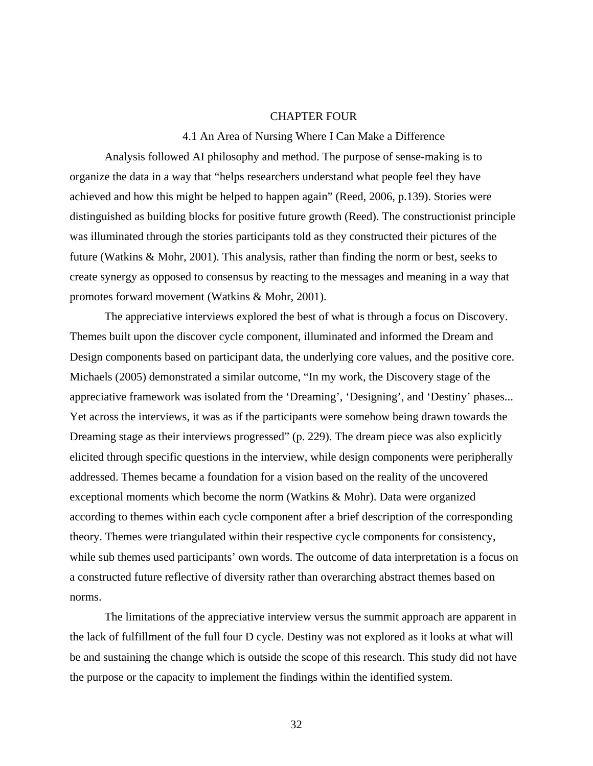# CHAPTER FOUR

## 4.1 An Area of Nursing Where I Can Make a Difference

Analysis followed AI philosophy and method. The purpose of sense-making is to organize the data in a way that "helps researchers understand what people feel they have achieved and how this might be helped to happen again" (Reed, 2006, p.139). Stories were distinguished as building blocks for positive future growth (Reed). The constructionist principle was illuminated through the stories participants told as they constructed their pictures of the future (Watkins & Mohr, 2001). This analysis, rather than finding the norm or best, seeks to create synergy as opposed to consensus by reacting to the messages and meaning in a way that promotes forward movement (Watkins & Mohr, 2001).

The appreciative interviews explored the best of what is through a focus on Discovery. Themes built upon the discover cycle component, illuminated and informed the Dream and Design components based on participant data, the underlying core values, and the positive core. Michaels (2005) demonstrated a similar outcome, "In my work, the Discovery stage of the appreciative framework was isolated from the 'Dreaming', 'Designing', and 'Destiny' phases... Yet across the interviews, it was as if the participants were somehow being drawn towards the Dreaming stage as their interviews progressed" (p. 229). The dream piece was also explicitly elicited through specific questions in the interview, while design components were peripherally addressed. Themes became a foundation for a vision based on the reality of the uncovered exceptional moments which become the norm (Watkins & Mohr). Data were organized according to themes within each cycle component after a brief description of the corresponding theory. Themes were triangulated within their respective cycle components for consistency, while sub themes used participants' own words. The outcome of data interpretation is a focus on a constructed future reflective of diversity rather than overarching abstract themes based on norms.

The limitations of the appreciative interview versus the summit approach are apparent in the lack of fulfillment of the full four D cycle. Destiny was not explored as it looks at what will be and sustaining the change which is outside the scope of this research. This study did not have the purpose or the capacity to implement the findings within the identified system.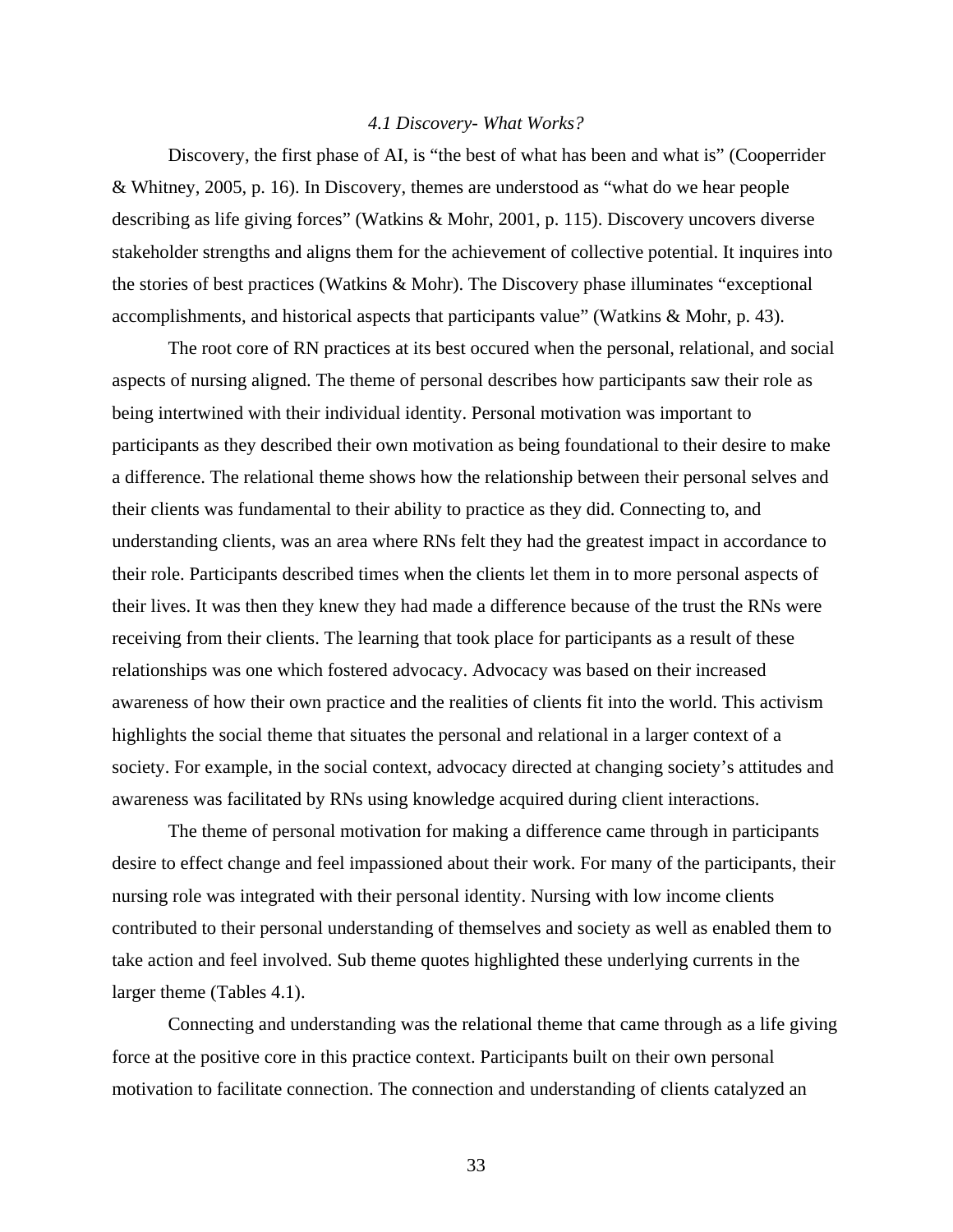### *4.1 Discovery- What Works?*

Discovery, the first phase of AI, is "the best of what has been and what is" (Cooperrider & Whitney, 2005, p. 16). In Discovery, themes are understood as "what do we hear people describing as life giving forces" (Watkins & Mohr, 2001, p. 115). Discovery uncovers diverse stakeholder strengths and aligns them for the achievement of collective potential. It inquires into the stories of best practices (Watkins & Mohr). The Discovery phase illuminates "exceptional accomplishments, and historical aspects that participants value" (Watkins & Mohr, p. 43).

The root core of RN practices at its best occured when the personal, relational, and social aspects of nursing aligned. The theme of personal describes how participants saw their role as being intertwined with their individual identity. Personal motivation was important to participants as they described their own motivation as being foundational to their desire to make a difference. The relational theme shows how the relationship between their personal selves and their clients was fundamental to their ability to practice as they did. Connecting to, and understanding clients, was an area where RNs felt they had the greatest impact in accordance to their role. Participants described times when the clients let them in to more personal aspects of their lives. It was then they knew they had made a difference because of the trust the RNs were receiving from their clients. The learning that took place for participants as a result of these relationships was one which fostered advocacy. Advocacy was based on their increased awareness of how their own practice and the realities of clients fit into the world. This activism highlights the social theme that situates the personal and relational in a larger context of a society. For example, in the social context, advocacy directed at changing society's attitudes and awareness was facilitated by RNs using knowledge acquired during client interactions.

The theme of personal motivation for making a difference came through in participants desire to effect change and feel impassioned about their work. For many of the participants, their nursing role was integrated with their personal identity. Nursing with low income clients contributed to their personal understanding of themselves and society as well as enabled them to take action and feel involved. Sub theme quotes highlighted these underlying currents in the larger theme (Tables 4.1).

Connecting and understanding was the relational theme that came through as a life giving force at the positive core in this practice context. Participants built on their own personal motivation to facilitate connection. The connection and understanding of clients catalyzed an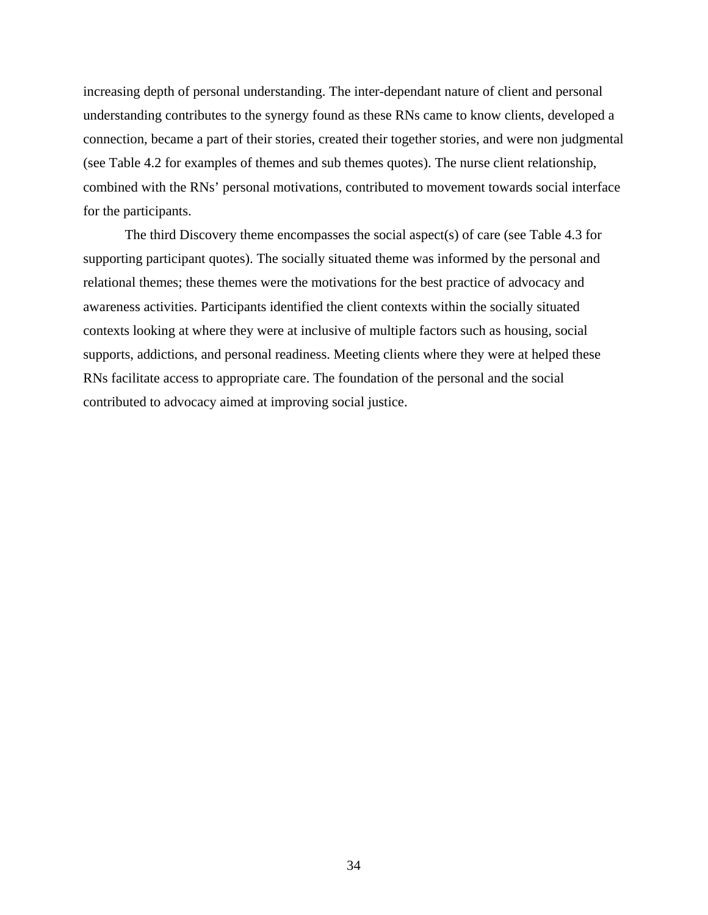increasing depth of personal understanding. The inter-dependant nature of client and personal understanding contributes to the synergy found as these RNs came to know clients, developed a connection, became a part of their stories, created their together stories, and were non judgmental (see Table 4.2 for examples of themes and sub themes quotes). The nurse client relationship, combined with the RNs' personal motivations, contributed to movement towards social interface for the participants.

The third Discovery theme encompasses the social aspect(s) of care (see Table 4.3 for supporting participant quotes). The socially situated theme was informed by the personal and relational themes; these themes were the motivations for the best practice of advocacy and awareness activities. Participants identified the client contexts within the socially situated contexts looking at where they were at inclusive of multiple factors such as housing, social supports, addictions, and personal readiness. Meeting clients where they were at helped these RNs facilitate access to appropriate care. The foundation of the personal and the social contributed to advocacy aimed at improving social justice.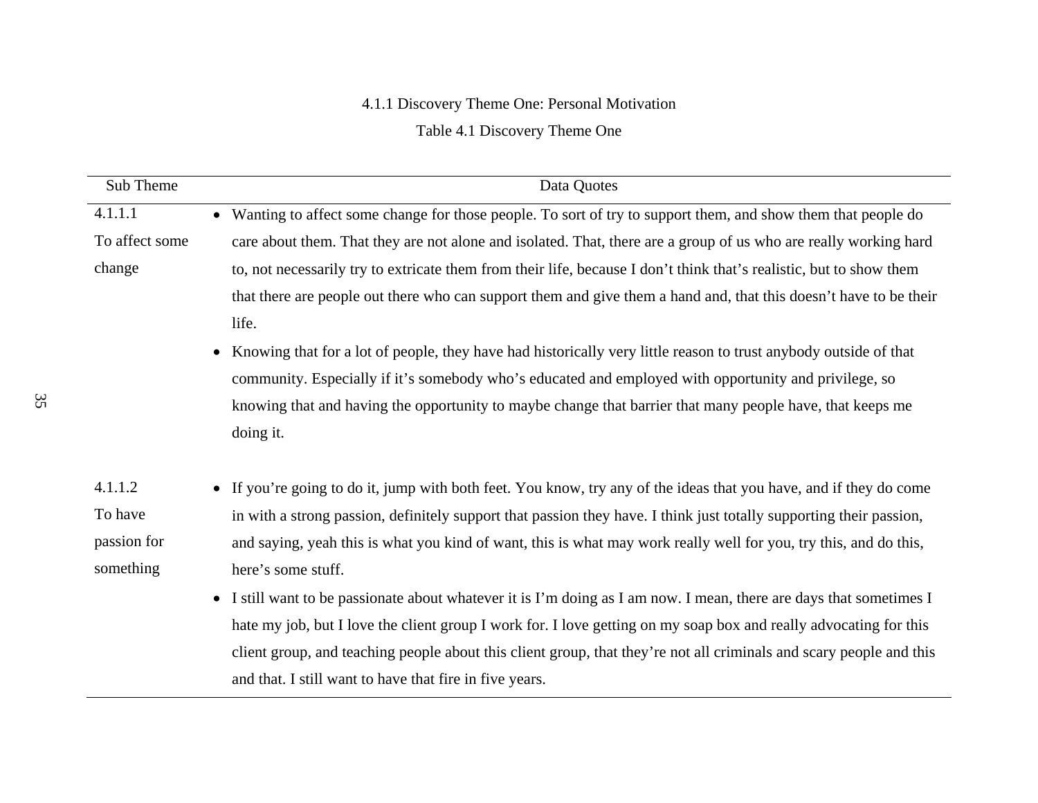### 4.1.1 Discovery Theme One: Personal Motivation

Table 4.1 Discovery Theme One

| Sub Theme | Data Quotes |
|---|---|
| 4.1.1.1 To affect some change | • Wanting to affect some change for those people. To sort of try to support them, and show them that people do care about them. That they are not alone and isolated. That, there are a group of us who are really working hard to, not necessarily try to extricate them from their life, because I don't think that's realistic, but to show them that there are people out there who can support them and give them a hand and, that this doesn't have to be their life.<br>• Knowing that for a lot of people, they have had historically very little reason to trust anybody outside of that community. Especially if it's somebody who's educated and employed with opportunity and privilege, so knowing that and having the opportunity to maybe change that barrier that many people have, that keeps me doing it. |
| 4.1.1.2 To have passion for something | • If you're going to do it, jump with both feet. You know, try any of the ideas that you have, and if they do come in with a strong passion, definitely support that passion they have. I think just totally supporting their passion, and saying, yeah this is what you kind of want, this is what may work really well for you, try this, and do this, here's some stuff.<br>• I still want to be passionate about whatever it is I'm doing as I am now. I mean, there are days that sometimes I hate my job, but I love the client group I work for. I love getting on my soap box and really advocating for this client group, and teaching people about this client group, that they're not all criminals and scary people and this and that. I still want to have that fire in five years. |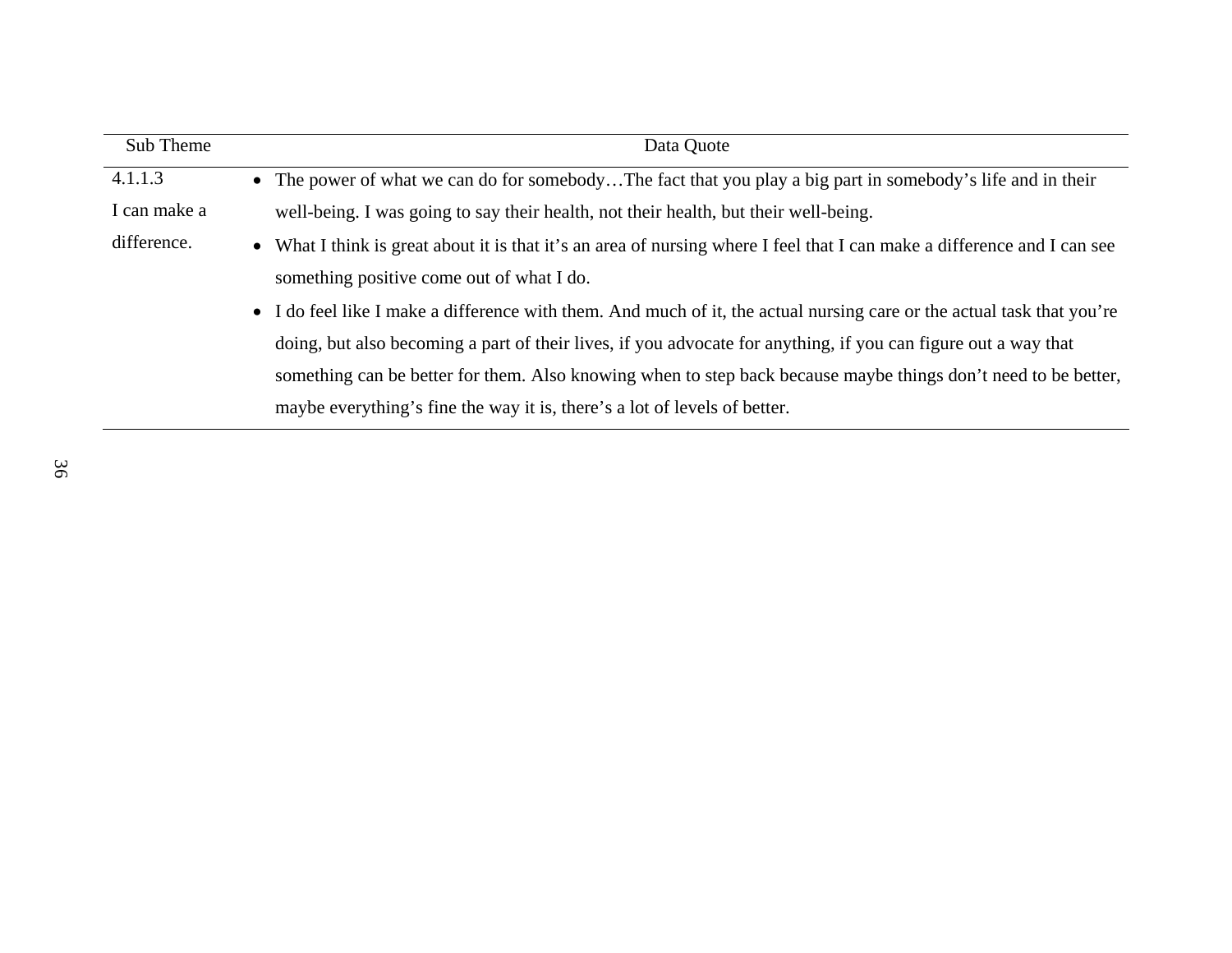| Sub Theme | Data Quote |
|---|---|
| 4.1.1.3 I can make a difference. | • The power of what we can do for somebody…The fact that you play a big part in somebody's life and in their well-being. I was going to say their health, not their health, but their well-being.<br>• What I think is great about it is that it's an area of nursing where I feel that I can make a difference and I can see something positive come out of what I do.<br>• I do feel like I make a difference with them. And much of it, the actual nursing care or the actual task that you're doing, but also becoming a part of their lives, if you advocate for anything, if you can figure out a way that something can be better for them. Also knowing when to step back because maybe things don't need to be better, maybe everything's fine the way it is, there's a lot of levels of better. |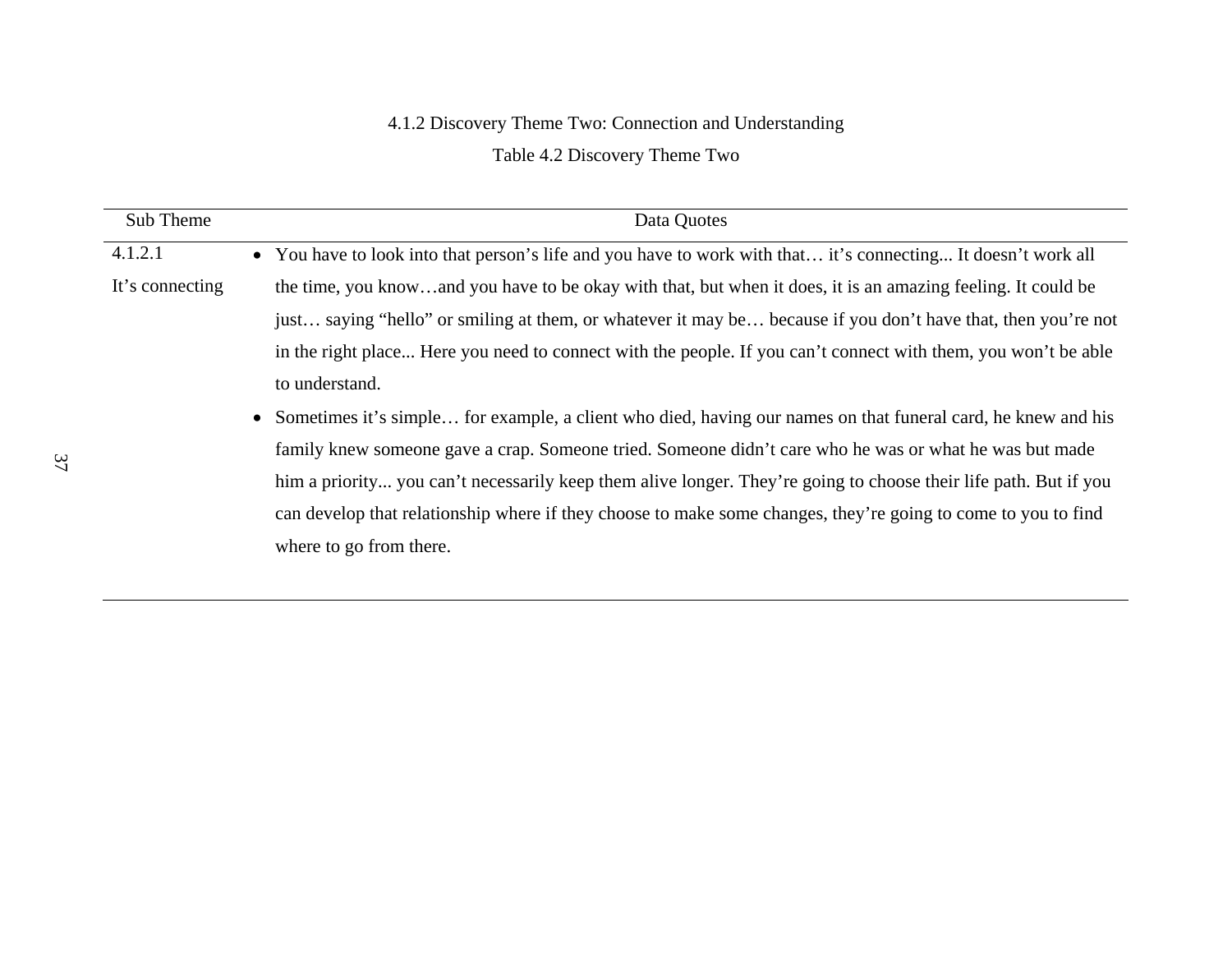### 4.1.2 Discovery Theme Two: Connection and Understanding

Table 4.2 Discovery Theme Two

| Sub Theme | Data Quotes |
|---|---|
| 4.1.2.1 It's connecting | • You have to look into that person's life and you have to work with that… it's connecting... It doesn't work all the time, you know…and you have to be okay with that, but when it does, it is an amazing feeling. It could be just… saying "hello" or smiling at them, or whatever it may be… because if you don't have that, then you're not in the right place... Here you need to connect with the people. If you can't connect with them, you won't be able to understand.<br>• Sometimes it's simple… for example, a client who died, having our names on that funeral card, he knew and his family knew someone gave a crap. Someone tried. Someone didn't care who he was or what he was but made him a priority... you can't necessarily keep them alive longer. They're going to choose their life path. But if you can develop that relationship where if they choose to make some changes, they're going to come to you to find where to go from there. |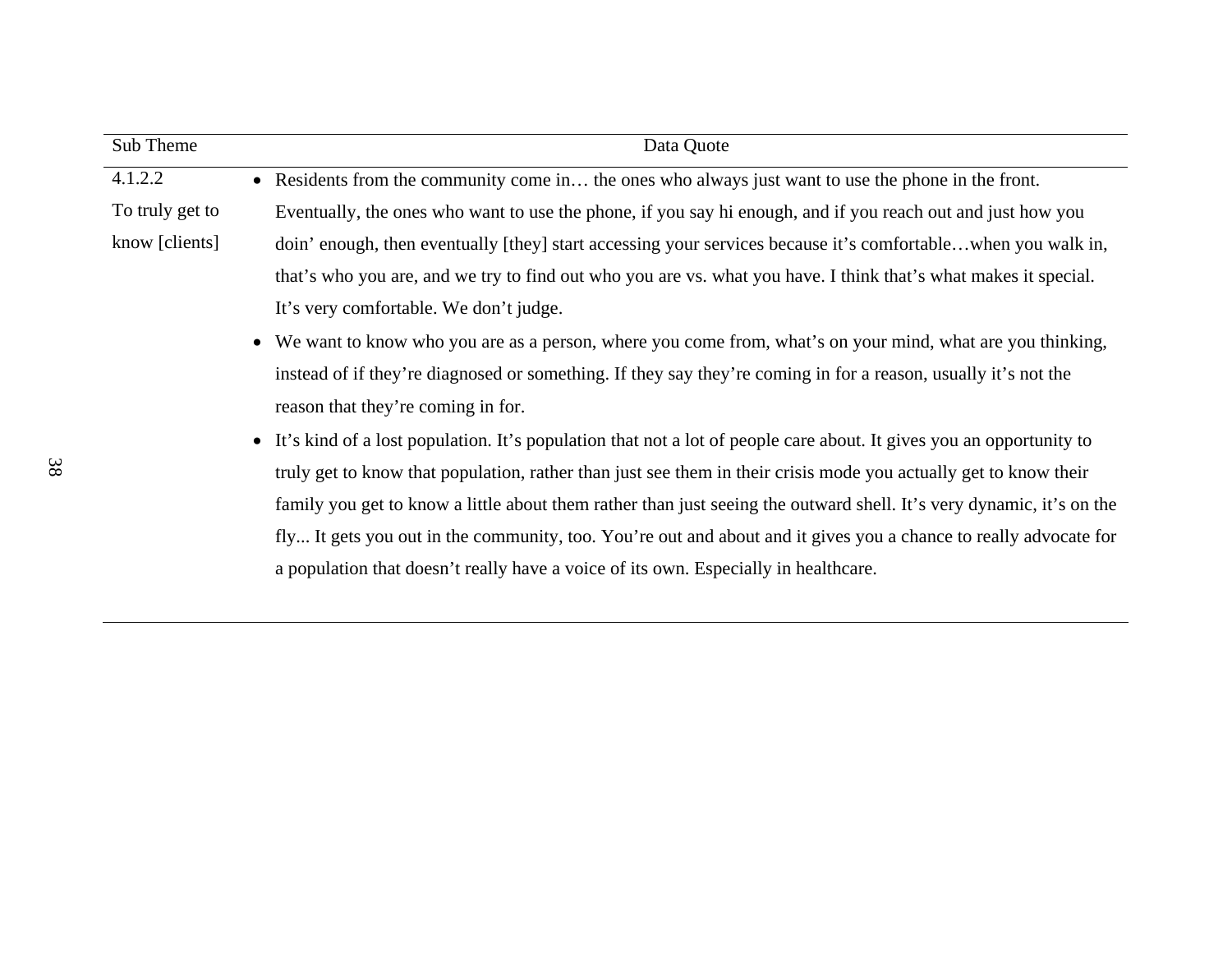| Sub Theme | Data Quote |
|---|---|
| 4.1.2.2 To truly get to know [clients] | • Residents from the community come in… the ones who always just want to use the phone in the front. Eventually, the ones who want to use the phone, if you say hi enough, and if you reach out and just how you doin' enough, then eventually [they] start accessing your services because it's comfortable…when you walk in, that's who you are, and we try to find out who you are vs. what you have. I think that's what makes it special. It's very comfortable. We don't judge.<br>• We want to know who you are as a person, where you come from, what's on your mind, what are you thinking, instead of if they're diagnosed or something. If they say they're coming in for a reason, usually it's not the reason that they're coming in for.<br>• It's kind of a lost population. It's population that not a lot of people care about. It gives you an opportunity to truly get to know that population, rather than just see them in their crisis mode you actually get to know their family you get to know a little about them rather than just seeing the outward shell. It's very dynamic, it's on the fly... It gets you out in the community, too. You're out and about and it gives you a chance to really advocate for a population that doesn't really have a voice of its own. Especially in healthcare. |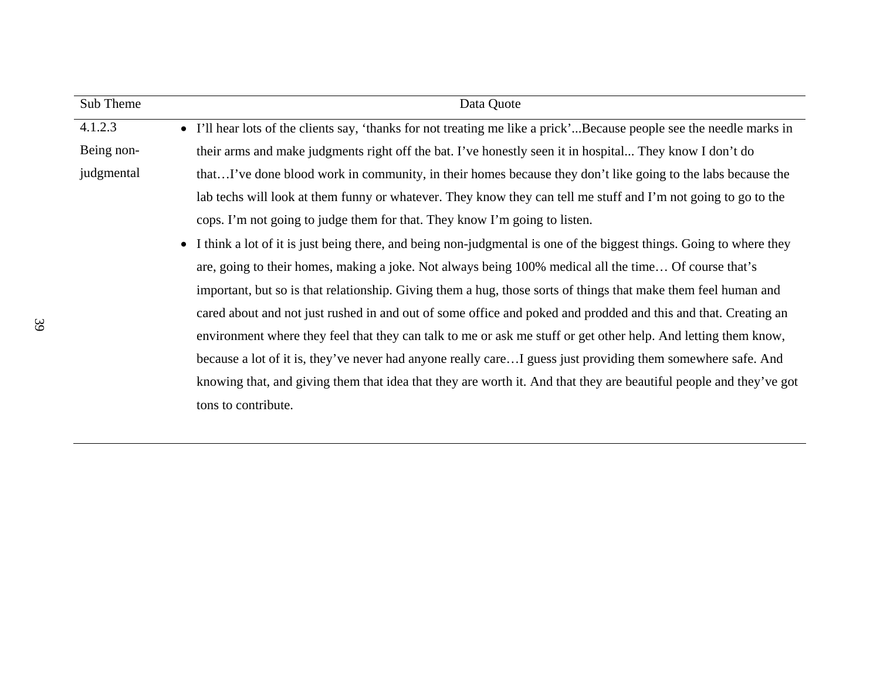| Sub Theme | Data Quote |
| --- | --- |
| 4.1.2.3 Being non-judgmental | • I'll hear lots of the clients say, 'thanks for not treating me like a prick'...Because people see the needle marks in their arms and make judgments right off the bat. I've honestly seen it in hospital... They know I don't do that…I've done blood work in community, in their homes because they don't like going to the labs because the lab techs will look at them funny or whatever. They know they can tell me stuff and I'm not going to go to the cops. I'm not going to judge them for that. They know I'm going to listen.<br>• I think a lot of it is just being there, and being non-judgmental is one of the biggest things. Going to where they are, going to their homes, making a joke. Not always being 100% medical all the time… Of course that's important, but so is that relationship. Giving them a hug, those sorts of things that make them feel human and cared about and not just rushed in and out of some office and poked and prodded and this and that. Creating an environment where they feel that they can talk to me or ask me stuff or get other help. And letting them know, because a lot of it is, they've never had anyone really care…I guess just providing them somewhere safe. And knowing that, and giving them that idea that they are worth it. And that they are beautiful people and they've got tons to contribute. |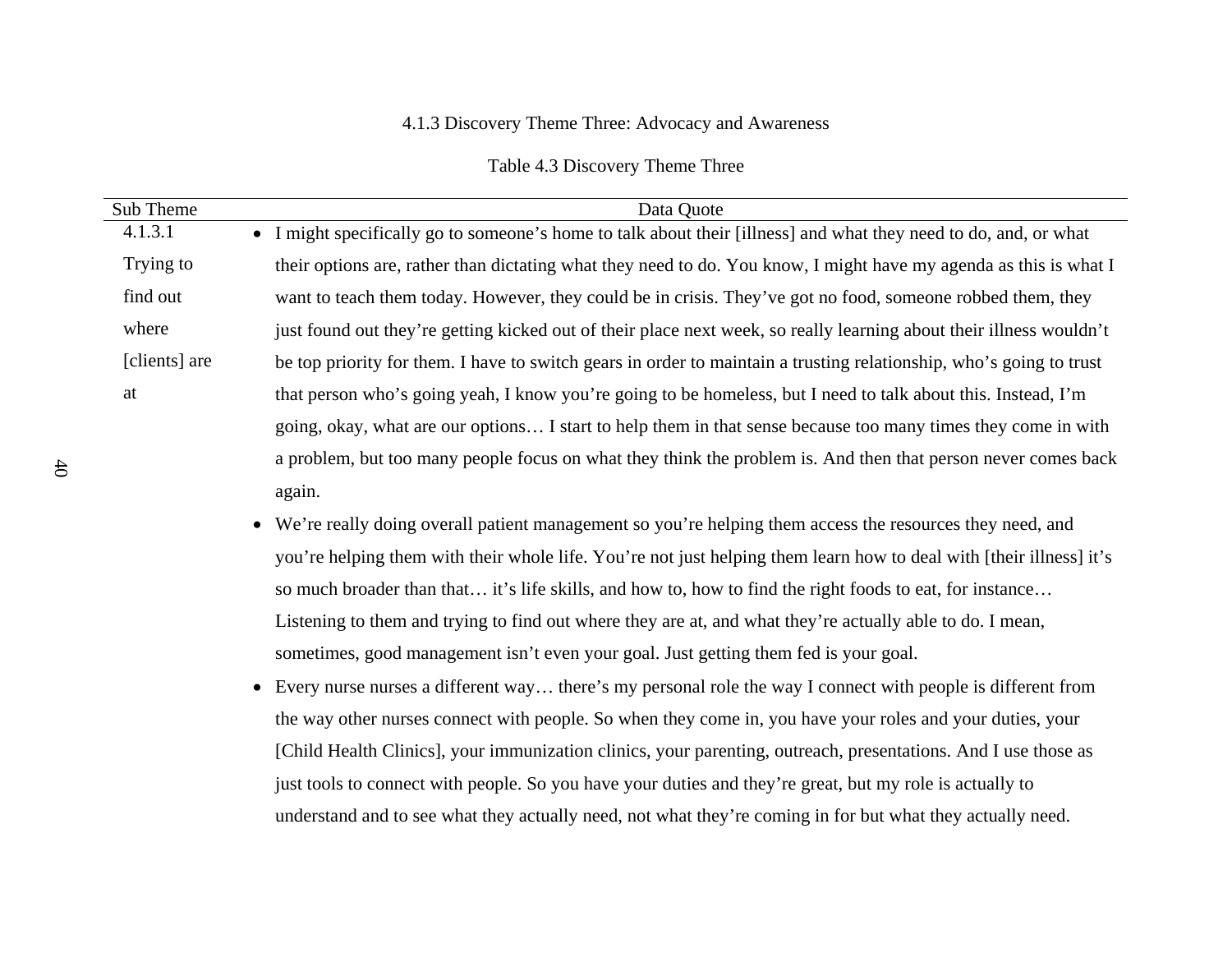### 4.1.3 Discovery Theme Three: Advocacy and Awareness

Table 4.3 Discovery Theme Three

| Sub Theme | Data Quote |
|---|---|
| 4.1.3.1 Trying to find out where [clients] are at | • I might specifically go to someone's home to talk about their [illness] and what they need to do, and, or what their options are, rather than dictating what they need to do. You know, I might have my agenda as this is what I want to teach them today. However, they could be in crisis. They've got no food, someone robbed them, they just found out they're getting kicked out of their place next week, so really learning about their illness wouldn't be top priority for them. I have to switch gears in order to maintain a trusting relationship, who's going to trust that person who's going yeah, I know you're going to be homeless, but I need to talk about this. Instead, I'm going, okay, what are our options… I start to help them in that sense because too many times they come in with a problem, but too many people focus on what they think the problem is. And then that person never comes back again.<br>• We're really doing overall patient management so you're helping them access the resources they need, and you're helping them with their whole life. You're not just helping them learn how to deal with [their illness] it's so much broader than that… it's life skills, and how to, how to find the right foods to eat, for instance… Listening to them and trying to find out where they are at, and what they're actually able to do. I mean, sometimes, good management isn't even your goal. Just getting them fed is your goal.<br>• Every nurse nurses a different way… there's my personal role the way I connect with people is different from the way other nurses connect with people. So when they come in, you have your roles and your duties, your [Child Health Clinics], your immunization clinics, your parenting, outreach, presentations. And I use those as just tools to connect with people. So you have your duties and they're great, but my role is actually to understand and to see what they actually need, not what they're coming in for but what they actually need. |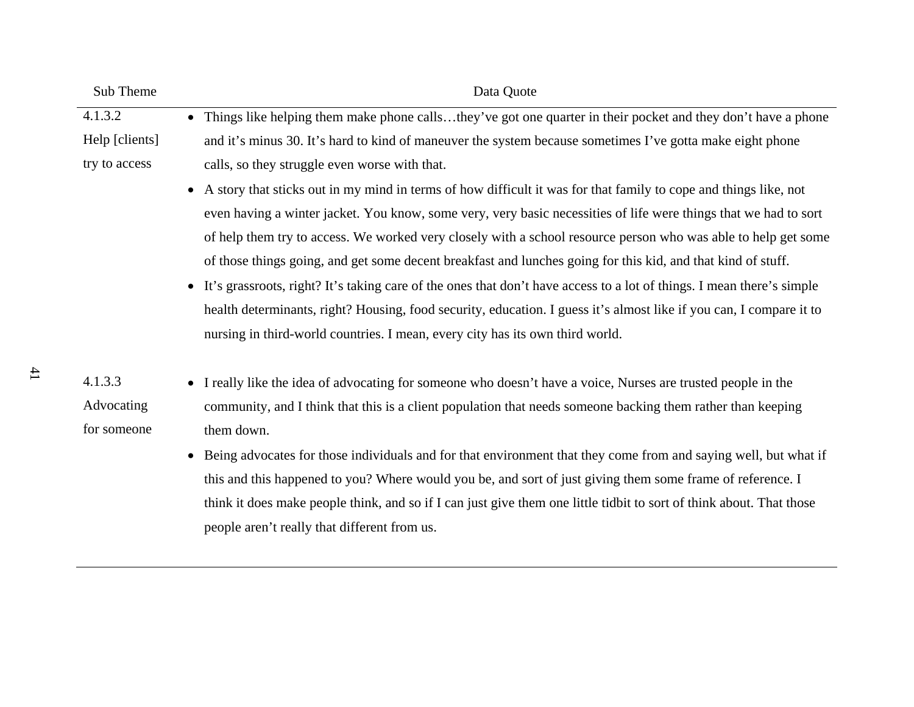| Sub Theme | Data Quote |
|---|---|
| 4.1.3.2 Help [clients] try to access | • Things like helping them make phone calls…they've got one quarter in their pocket and they don't have a phone and it's minus 30. It's hard to kind of maneuver the system because sometimes I've gotta make eight phone calls, so they struggle even worse with that.<br>• A story that sticks out in my mind in terms of how difficult it was for that family to cope and things like, not even having a winter jacket. You know, some very, very basic necessities of life were things that we had to sort of help them try to access. We worked very closely with a school resource person who was able to help get some of those things going, and get some decent breakfast and lunches going for this kid, and that kind of stuff.<br>• It's grassroots, right? It's taking care of the ones that don't have access to a lot of things. I mean there's simple health determinants, right? Housing, food security, education. I guess it's almost like if you can, I compare it to nursing in third-world countries. I mean, every city has its own third world. |
| 4.1.3.3 Advocating for someone | • I really like the idea of advocating for someone who doesn't have a voice, Nurses are trusted people in the community, and I think that this is a client population that needs someone backing them rather than keeping them down.<br>• Being advocates for those individuals and for that environment that they come from and saying well, but what if this and this happened to you? Where would you be, and sort of just giving them some frame of reference. I think it does make people think, and so if I can just give them one little tidbit to sort of think about. That those people aren't really that different from us. |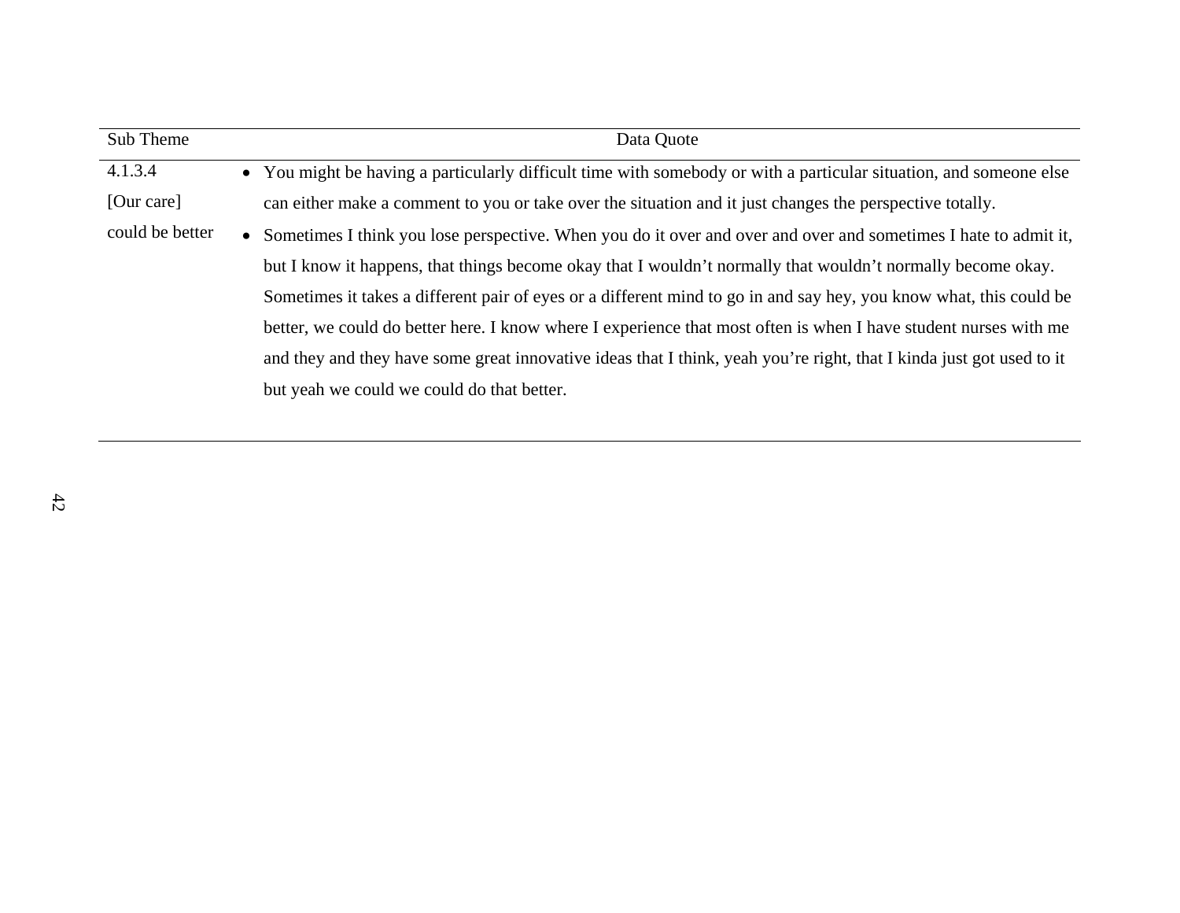| Sub Theme | Data Quote |
| --- | --- |
| 4.1.3.4 [Our care] could be better | • You might be having a particularly difficult time with somebody or with a particular situation, and someone else can either make a comment to you or take over the situation and it just changes the perspective totally.<br>• Sometimes I think you lose perspective. When you do it over and over and over and sometimes I hate to admit it, but I know it happens, that things become okay that I wouldn't normally that wouldn't normally become okay. Sometimes it takes a different pair of eyes or a different mind to go in and say hey, you know what, this could be better, we could do better here. I know where I experience that most often is when I have student nurses with me and they and they have some great innovative ideas that I think, yeah you're right, that I kinda just got used to it but yeah we could we could do that better. |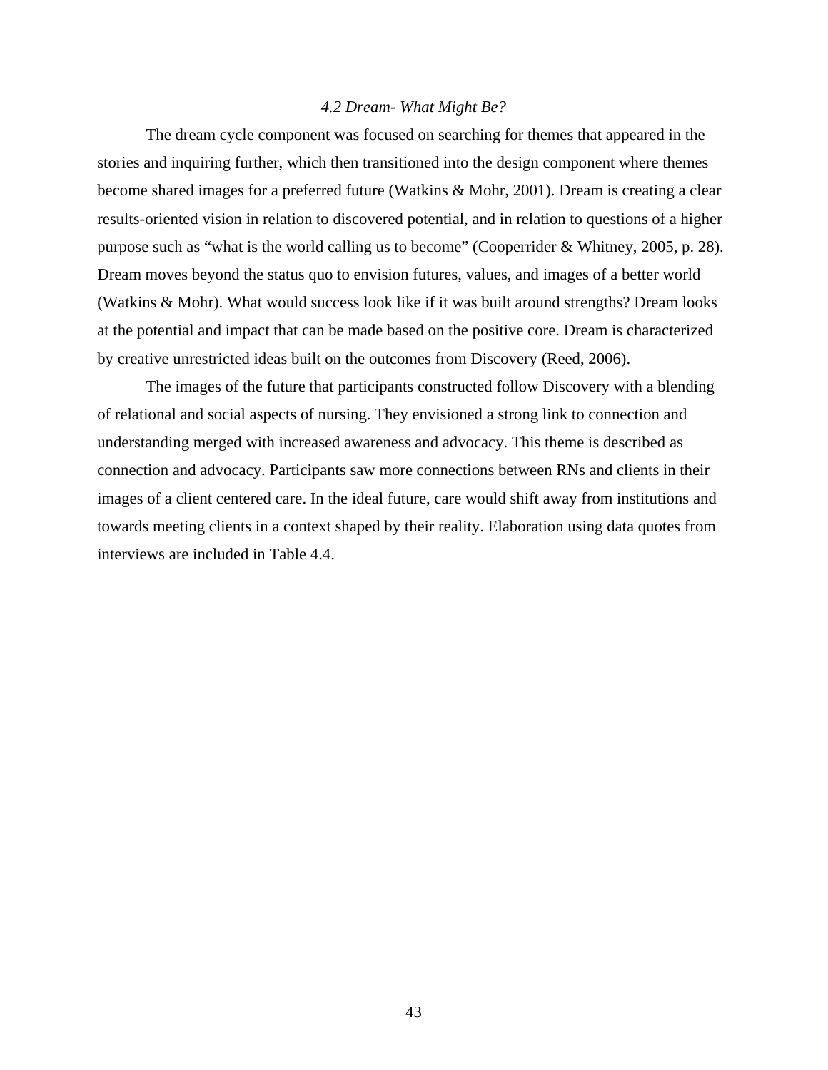### *4.2 Dream- What Might Be?*

The dream cycle component was focused on searching for themes that appeared in the stories and inquiring further, which then transitioned into the design component where themes become shared images for a preferred future (Watkins & Mohr, 2001). Dream is creating a clear results-oriented vision in relation to discovered potential, and in relation to questions of a higher purpose such as "what is the world calling us to become" (Cooperrider & Whitney, 2005, p. 28). Dream moves beyond the status quo to envision futures, values, and images of a better world (Watkins & Mohr). What would success look like if it was built around strengths? Dream looks at the potential and impact that can be made based on the positive core. Dream is characterized by creative unrestricted ideas built on the outcomes from Discovery (Reed, 2006).

The images of the future that participants constructed follow Discovery with a blending of relational and social aspects of nursing. They envisioned a strong link to connection and understanding merged with increased awareness and advocacy. This theme is described as connection and advocacy. Participants saw more connections between RNs and clients in their images of a client centered care. In the ideal future, care would shift away from institutions and towards meeting clients in a context shaped by their reality. Elaboration using data quotes from interviews are included in Table 4.4.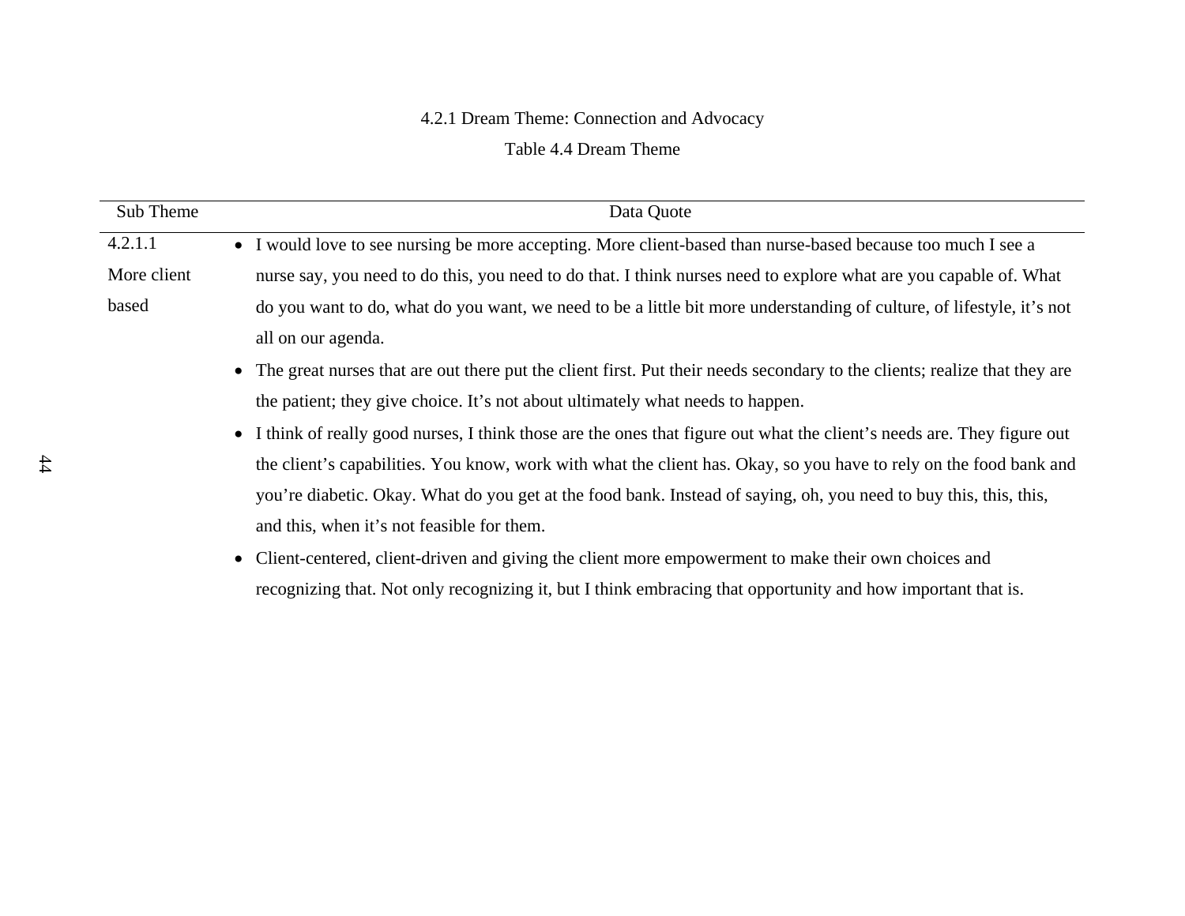### 4.2.1 Dream Theme: Connection and Advocacy

Table 4.4 Dream Theme

| Sub Theme | Data Quote |
|---|---|
| 4.2.1.1 More client based | • I would love to see nursing be more accepting. More client-based than nurse-based because too much I see a nurse say, you need to do this, you need to do that. I think nurses need to explore what are you capable of. What do you want to do, what do you want, we need to be a little bit more understanding of culture, of lifestyle, it's not all on our agenda.<br>• The great nurses that are out there put the client first. Put their needs secondary to the clients; realize that they are the patient; they give choice. It's not about ultimately what needs to happen.<br>• I think of really good nurses, I think those are the ones that figure out what the client's needs are. They figure out the client's capabilities. You know, work with what the client has. Okay, so you have to rely on the food bank and you're diabetic. Okay. What do you get at the food bank. Instead of saying, oh, you need to buy this, this, this, and this, when it's not feasible for them.<br>• Client-centered, client-driven and giving the client more empowerment to make their own choices and recognizing that. Not only recognizing it, but I think embracing that opportunity and how important that is. |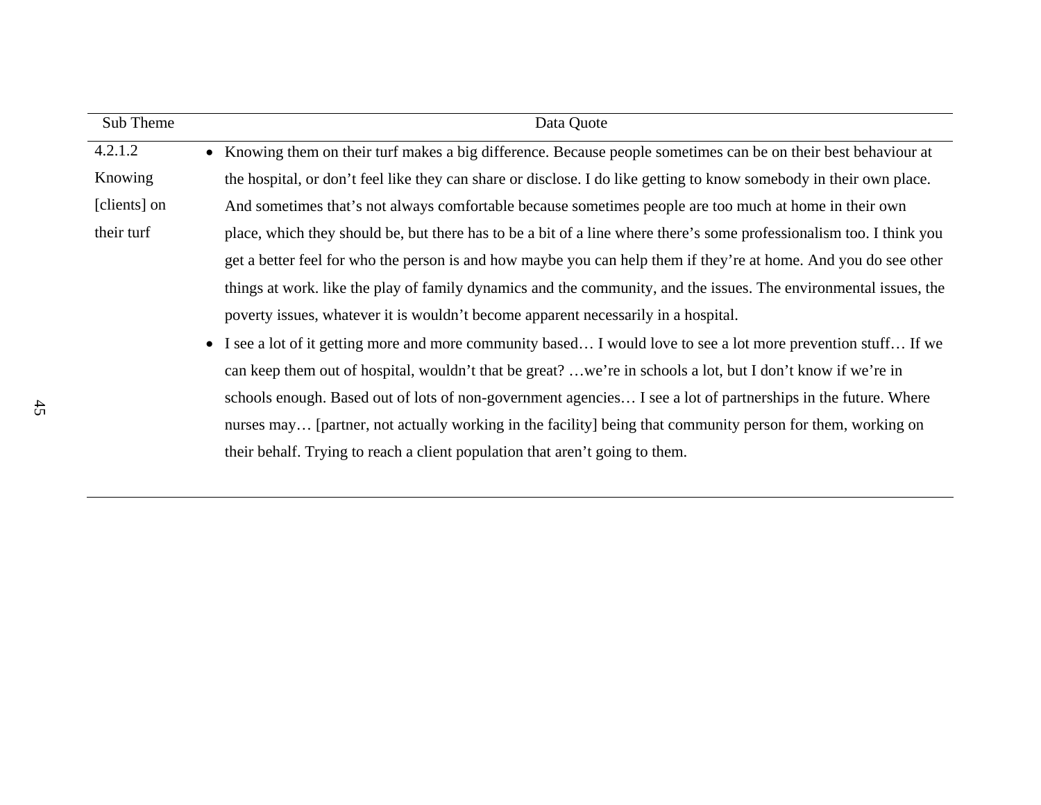| Sub Theme | Data Quote |
| --- | --- |
| 4.2.1.2 Knowing [clients] on their turf | • Knowing them on their turf makes a big difference. Because people sometimes can be on their best behaviour at the hospital, or don't feel like they can share or disclose. I do like getting to know somebody in their own place. And sometimes that's not always comfortable because sometimes people are too much at home in their own place, which they should be, but there has to be a bit of a line where there's some professionalism too. I think you get a better feel for who the person is and how maybe you can help them if they're at home. And you do see other things at work. like the play of family dynamics and the community, and the issues. The environmental issues, the poverty issues, whatever it is wouldn't become apparent necessarily in a hospital.<br>• I see a lot of it getting more and more community based… I would love to see a lot more prevention stuff… If we can keep them out of hospital, wouldn't that be great? …we're in schools a lot, but I don't know if we're in schools enough. Based out of lots of non-government agencies… I see a lot of partnerships in the future. Where nurses may… [partner, not actually working in the facility] being that community person for them, working on their behalf. Trying to reach a client population that aren't going to them. |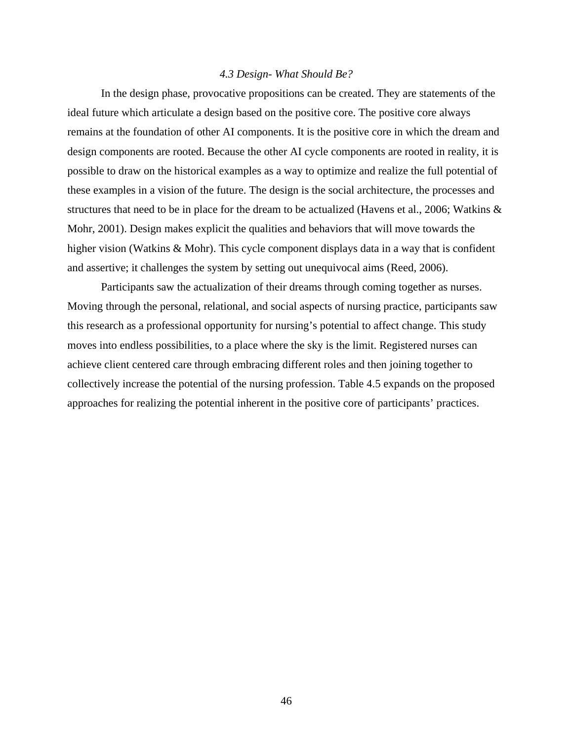### *4.3 Design- What Should Be?*

In the design phase, provocative propositions can be created. They are statements of the ideal future which articulate a design based on the positive core. The positive core always remains at the foundation of other AI components. It is the positive core in which the dream and design components are rooted. Because the other AI cycle components are rooted in reality, it is possible to draw on the historical examples as a way to optimize and realize the full potential of these examples in a vision of the future. The design is the social architecture, the processes and structures that need to be in place for the dream to be actualized (Havens et al., 2006; Watkins & Mohr, 2001). Design makes explicit the qualities and behaviors that will move towards the higher vision (Watkins & Mohr). This cycle component displays data in a way that is confident and assertive; it challenges the system by setting out unequivocal aims (Reed, 2006).

Participants saw the actualization of their dreams through coming together as nurses. Moving through the personal, relational, and social aspects of nursing practice, participants saw this research as a professional opportunity for nursing's potential to affect change. This study moves into endless possibilities, to a place where the sky is the limit. Registered nurses can achieve client centered care through embracing different roles and then joining together to collectively increase the potential of the nursing profession. Table 4.5 expands on the proposed approaches for realizing the potential inherent in the positive core of participants' practices.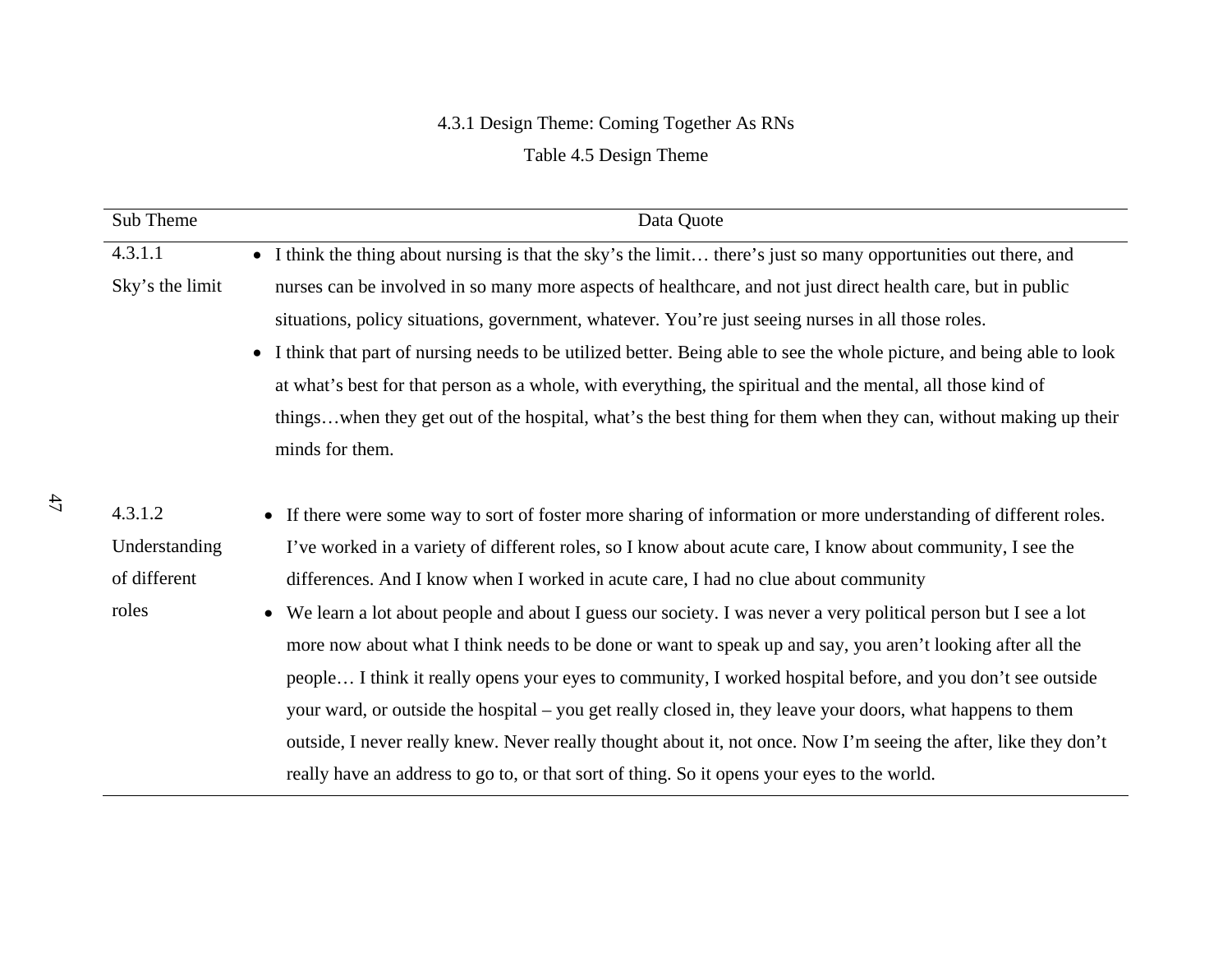### 4.3.1 Design Theme: Coming Together As RNs

Table 4.5 Design Theme

| Sub Theme | Data Quote |
|---|---|
| 4.3.1.1 Sky's the limit | • I think the thing about nursing is that the sky's the limit… there's just so many opportunities out there, and nurses can be involved in so many more aspects of healthcare, and not just direct health care, but in public situations, policy situations, government, whatever. You're just seeing nurses in all those roles.<br>• I think that part of nursing needs to be utilized better. Being able to see the whole picture, and being able to look at what's best for that person as a whole, with everything, the spiritual and the mental, all those kind of things…when they get out of the hospital, what's the best thing for them when they can, without making up their minds for them. |
| 4.3.1.2 Understanding of different roles | • If there were some way to sort of foster more sharing of information or more understanding of different roles. I've worked in a variety of different roles, so I know about acute care, I know about community, I see the differences. And I know when I worked in acute care, I had no clue about community<br>• We learn a lot about people and about I guess our society. I was never a very political person but I see a lot more now about what I think needs to be done or want to speak up and say, you aren't looking after all the people… I think it really opens your eyes to community, I worked hospital before, and you don't see outside your ward, or outside the hospital – you get really closed in, they leave your doors, what happens to them outside, I never really knew. Never really thought about it, not once. Now I'm seeing the after, like they don't really have an address to go to, or that sort of thing. So it opens your eyes to the world. |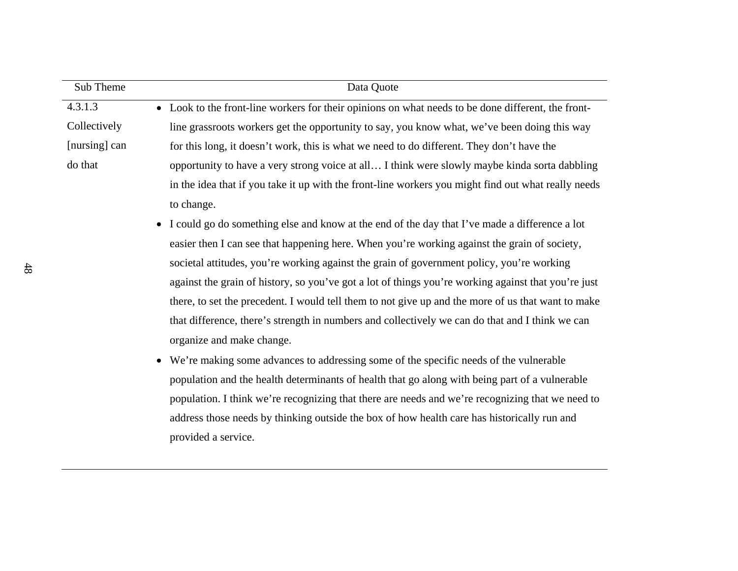| Sub Theme | Data Quote |
|---|---|
| 4.3.1.3 Collectively [nursing] can do that | • Look to the front-line workers for their opinions on what needs to be done different, the front-line grassroots workers get the opportunity to say, you know what, we've been doing this way for this long, it doesn't work, this is what we need to do different. They don't have the opportunity to have a very strong voice at all… I think were slowly maybe kinda sorta dabbling in the idea that if you take it up with the front-line workers you might find out what really needs to change. <br>• I could go do something else and know at the end of the day that I've made a difference a lot easier then I can see that happening here. When you're working against the grain of society, societal attitudes, you're working against the grain of government policy, you're working against the grain of history, so you've got a lot of things you're working against that you're just there, to set the precedent. I would tell them to not give up and the more of us that want to make that difference, there's strength in numbers and collectively we can do that and I think we can organize and make change. <br>• We're making some advances to addressing some of the specific needs of the vulnerable population and the health determinants of health that go along with being part of a vulnerable population. I think we're recognizing that there are needs and we're recognizing that we need to address those needs by thinking outside the box of how health care has historically run and provided a service. |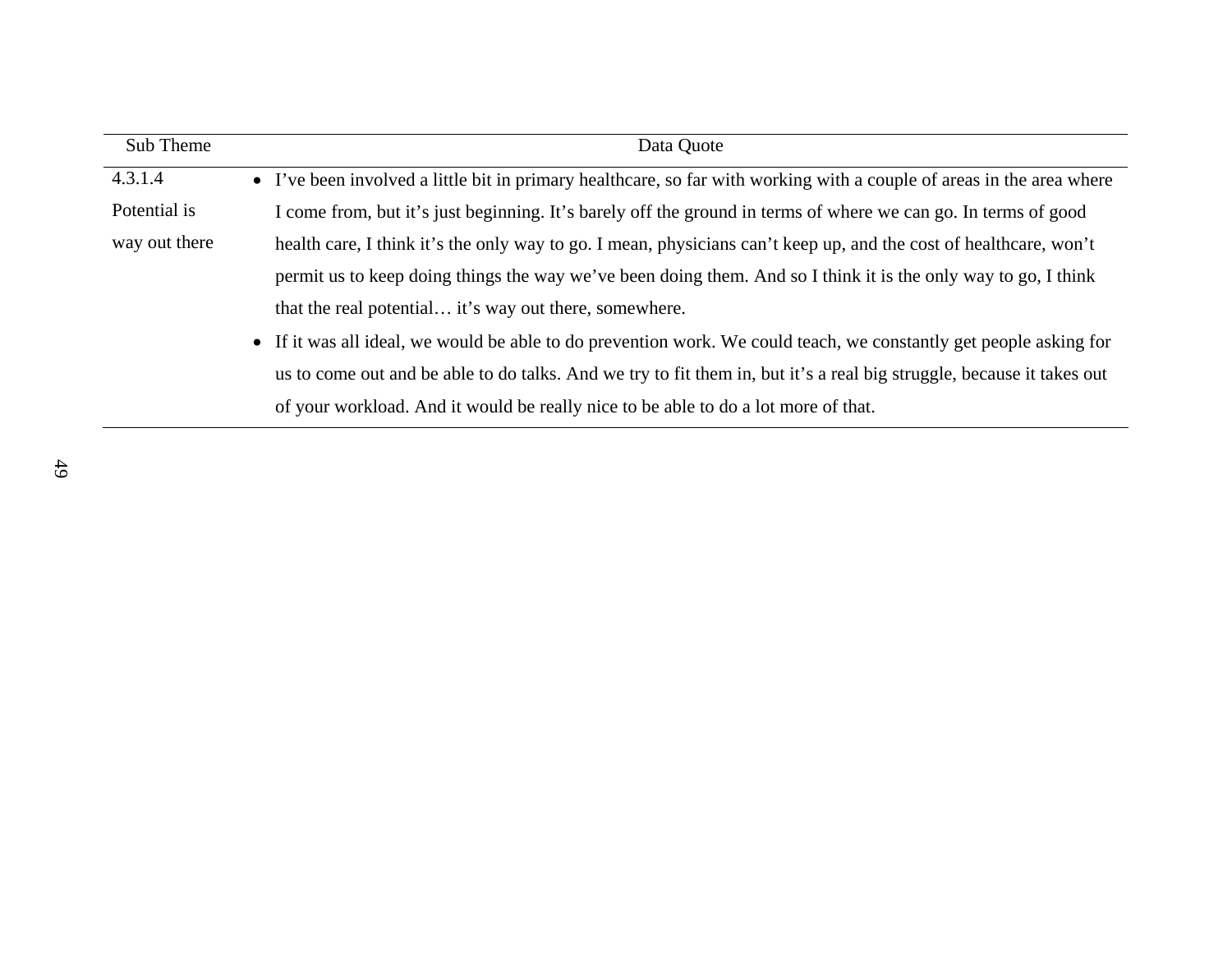| Sub Theme | Data Quote |
|---|---|
| 4.3.1.4 Potential is way out there | • I've been involved a little bit in primary healthcare, so far with working with a couple of areas in the area where I come from, but it's just beginning. It's barely off the ground in terms of where we can go. In terms of good health care, I think it's the only way to go. I mean, physicians can't keep up, and the cost of healthcare, won't permit us to keep doing things the way we've been doing them. And so I think it is the only way to go, I think that the real potential… it's way out there, somewhere.<br>• If it was all ideal, we would be able to do prevention work. We could teach, we constantly get people asking for us to come out and be able to do talks. And we try to fit them in, but it's a real big struggle, because it takes out of your workload. And it would be really nice to be able to do a lot more of that. |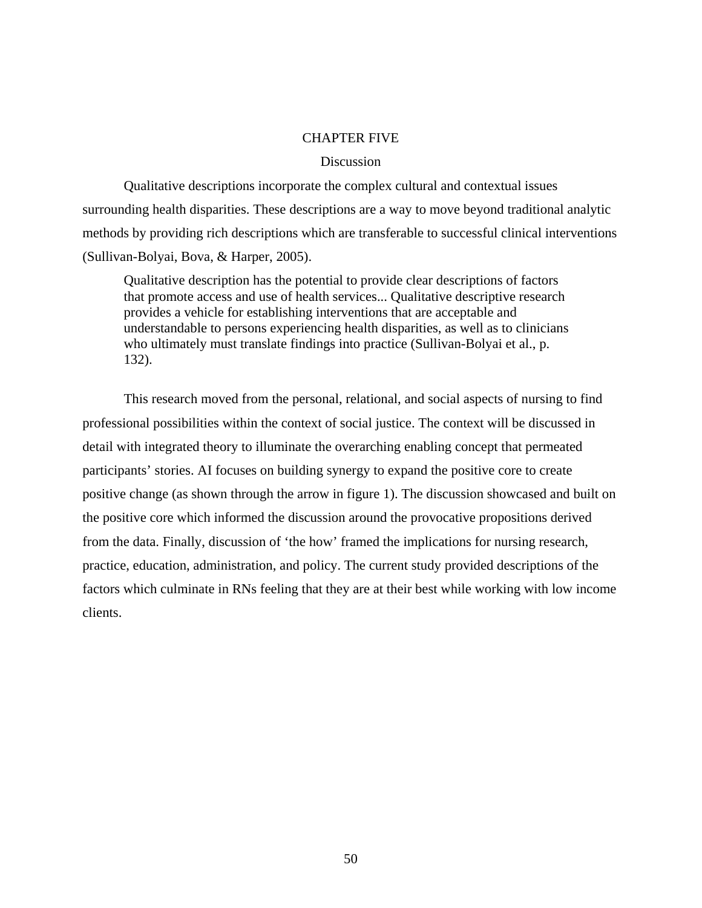# CHAPTER FIVE

## Discussion

Qualitative descriptions incorporate the complex cultural and contextual issues surrounding health disparities. These descriptions are a way to move beyond traditional analytic methods by providing rich descriptions which are transferable to successful clinical interventions (Sullivan-Bolyai, Bova, & Harper, 2005).

> Qualitative description has the potential to provide clear descriptions of factors that promote access and use of health services... Qualitative descriptive research provides a vehicle for establishing interventions that are acceptable and understandable to persons experiencing health disparities, as well as to clinicians who ultimately must translate findings into practice (Sullivan-Bolyai et al., p. 132).

This research moved from the personal, relational, and social aspects of nursing to find professional possibilities within the context of social justice. The context will be discussed in detail with integrated theory to illuminate the overarching enabling concept that permeated participants' stories. AI focuses on building synergy to expand the positive core to create positive change (as shown through the arrow in figure 1). The discussion showcased and built on the positive core which informed the discussion around the provocative propositions derived from the data. Finally, discussion of 'the how' framed the implications for nursing research, practice, education, administration, and policy. The current study provided descriptions of the factors which culminate in RNs feeling that they are at their best while working with low income clients.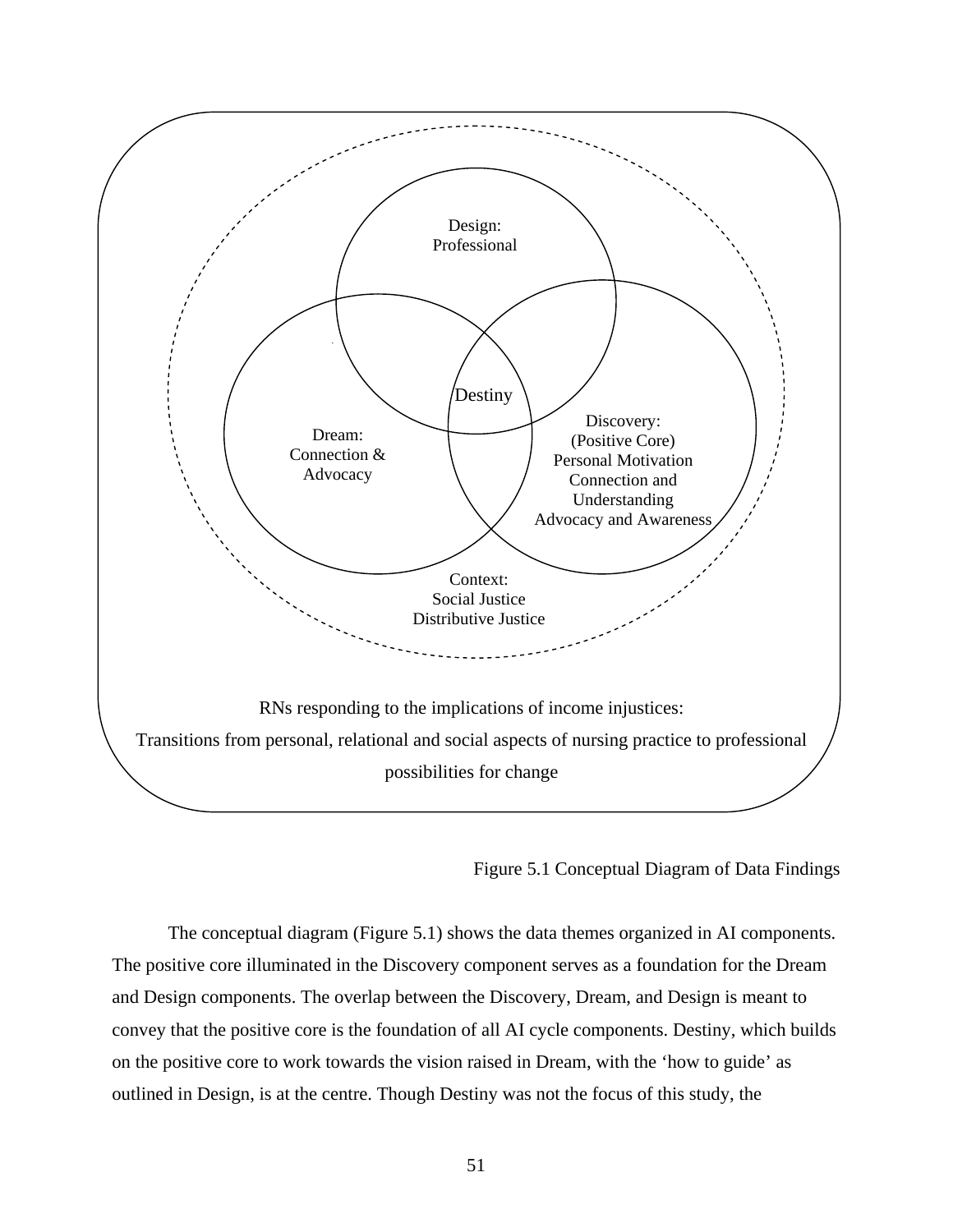Design:
Professional

Destiny

Dream:
Connection &
Advocacy

Discovery:
(Positive Core)
Personal Motivation
Connection and
Understanding
Advocacy and Awareness

Context:
Social Justice
Distributive Justice

RNs responding to the implications of income injustices:
Transitions from personal, relational and social aspects of nursing practice to professional possibilities for change

Figure 5.1 Conceptual Diagram of Data Findings

The conceptual diagram (Figure 5.1) shows the data themes organized in AI components. The positive core illuminated in the Discovery component serves as a foundation for the Dream and Design components. The overlap between the Discovery, Dream, and Design is meant to convey that the positive core is the foundation of all AI cycle components. Destiny, which builds on the positive core to work towards the vision raised in Dream, with the 'how to guide' as outlined in Design, is at the centre. Though Destiny was not the focus of this study, the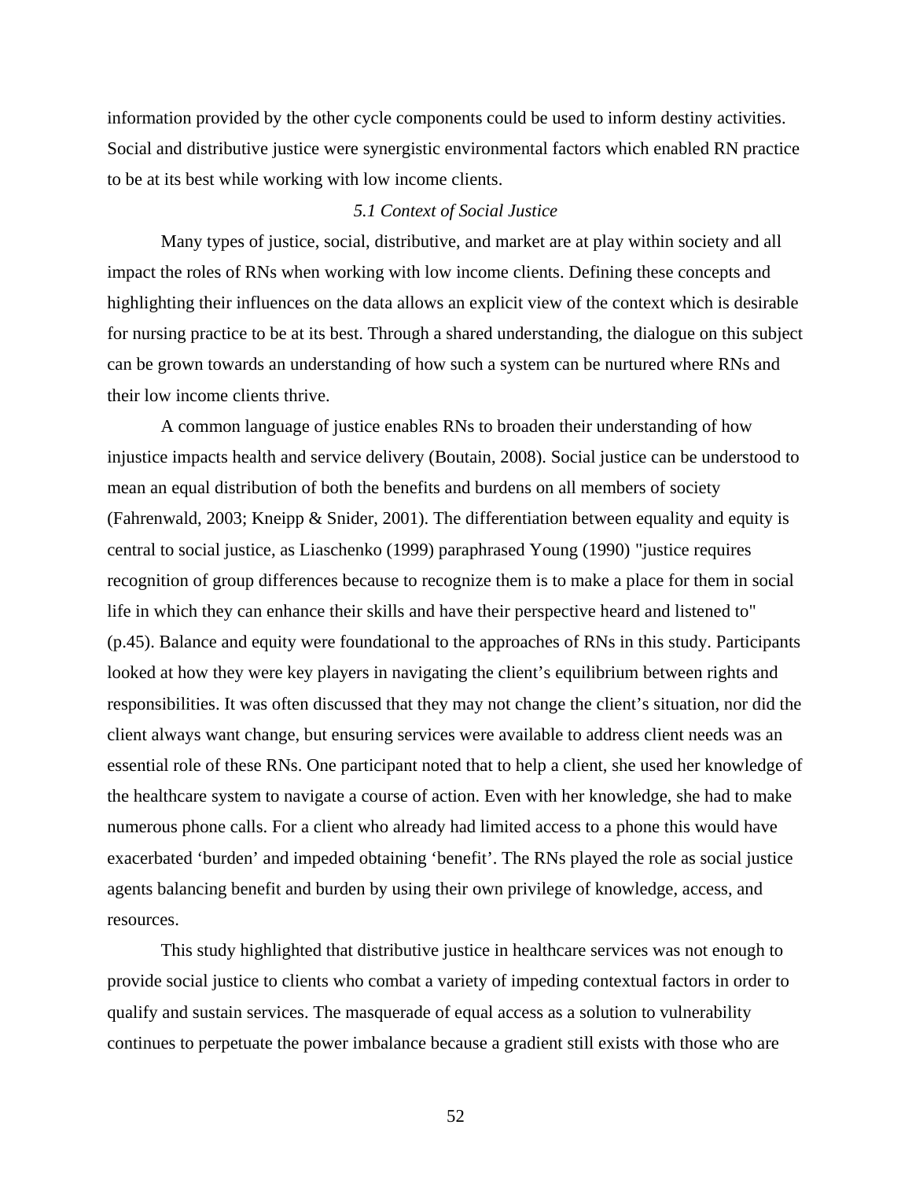information provided by the other cycle components could be used to inform destiny activities. Social and distributive justice were synergistic environmental factors which enabled RN practice to be at its best while working with low income clients.

### *5.1 Context of Social Justice*

Many types of justice, social, distributive, and market are at play within society and all impact the roles of RNs when working with low income clients. Defining these concepts and highlighting their influences on the data allows an explicit view of the context which is desirable for nursing practice to be at its best. Through a shared understanding, the dialogue on this subject can be grown towards an understanding of how such a system can be nurtured where RNs and their low income clients thrive.

A common language of justice enables RNs to broaden their understanding of how injustice impacts health and service delivery (Boutain, 2008). Social justice can be understood to mean an equal distribution of both the benefits and burdens on all members of society (Fahrenwald, 2003; Kneipp & Snider, 2001). The differentiation between equality and equity is central to social justice, as Liaschenko (1999) paraphrased Young (1990) "justice requires recognition of group differences because to recognize them is to make a place for them in social life in which they can enhance their skills and have their perspective heard and listened to" (p.45). Balance and equity were foundational to the approaches of RNs in this study. Participants looked at how they were key players in navigating the client's equilibrium between rights and responsibilities. It was often discussed that they may not change the client's situation, nor did the client always want change, but ensuring services were available to address client needs was an essential role of these RNs. One participant noted that to help a client, she used her knowledge of the healthcare system to navigate a course of action. Even with her knowledge, she had to make numerous phone calls. For a client who already had limited access to a phone this would have exacerbated 'burden' and impeded obtaining 'benefit'. The RNs played the role as social justice agents balancing benefit and burden by using their own privilege of knowledge, access, and resources.

This study highlighted that distributive justice in healthcare services was not enough to provide social justice to clients who combat a variety of impeding contextual factors in order to qualify and sustain services. The masquerade of equal access as a solution to vulnerability continues to perpetuate the power imbalance because a gradient still exists with those who are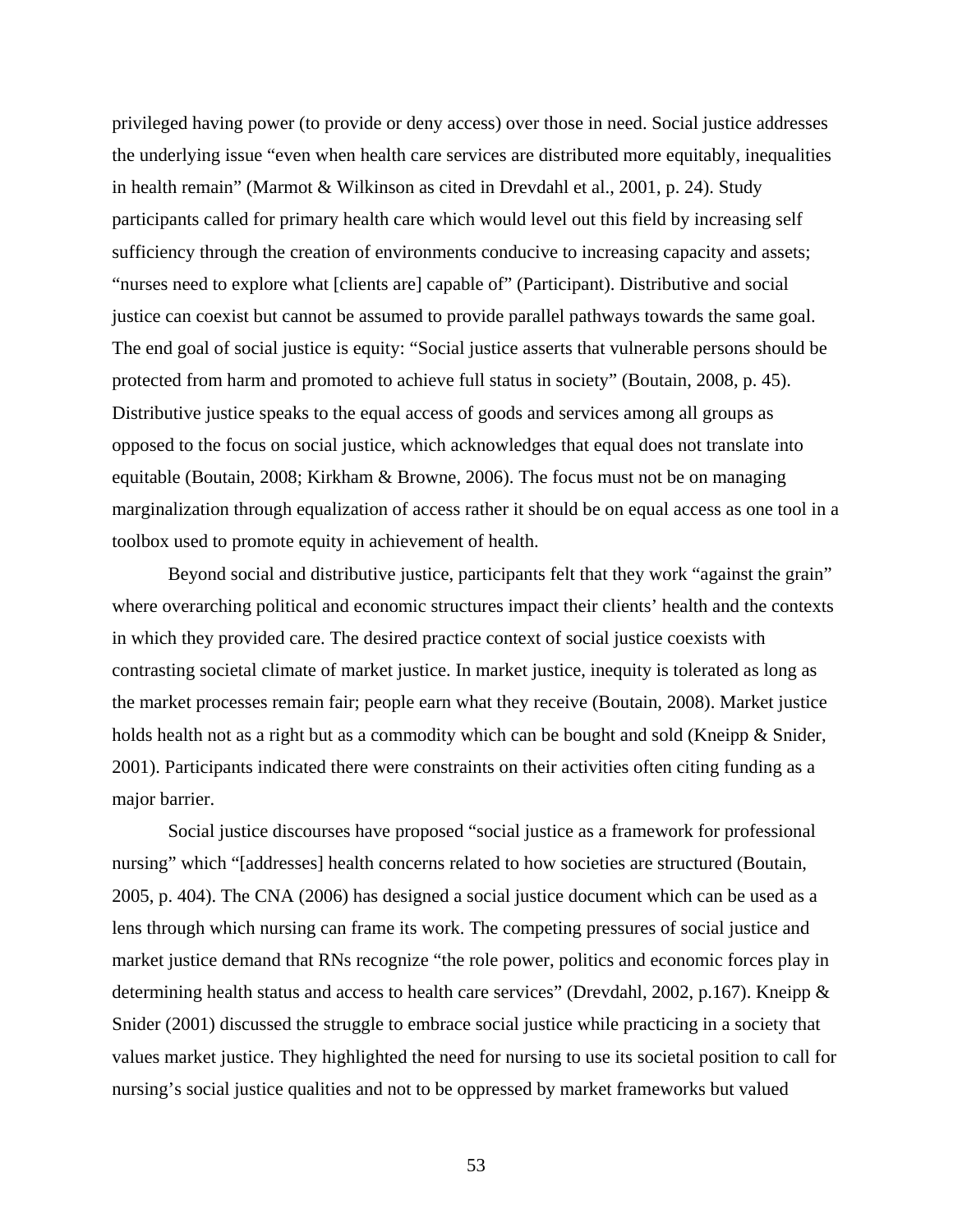privileged having power (to provide or deny access) over those in need. Social justice addresses the underlying issue "even when health care services are distributed more equitably, inequalities in health remain" (Marmot & Wilkinson as cited in Drevdahl et al., 2001, p. 24). Study participants called for primary health care which would level out this field by increasing self sufficiency through the creation of environments conducive to increasing capacity and assets; "nurses need to explore what [clients are] capable of" (Participant). Distributive and social justice can coexist but cannot be assumed to provide parallel pathways towards the same goal. The end goal of social justice is equity: "Social justice asserts that vulnerable persons should be protected from harm and promoted to achieve full status in society" (Boutain, 2008, p. 45). Distributive justice speaks to the equal access of goods and services among all groups as opposed to the focus on social justice, which acknowledges that equal does not translate into equitable (Boutain, 2008; Kirkham & Browne, 2006). The focus must not be on managing marginalization through equalization of access rather it should be on equal access as one tool in a toolbox used to promote equity in achievement of health.

Beyond social and distributive justice, participants felt that they work "against the grain" where overarching political and economic structures impact their clients' health and the contexts in which they provided care. The desired practice context of social justice coexists with contrasting societal climate of market justice. In market justice, inequity is tolerated as long as the market processes remain fair; people earn what they receive (Boutain, 2008). Market justice holds health not as a right but as a commodity which can be bought and sold (Kneipp & Snider, 2001). Participants indicated there were constraints on their activities often citing funding as a major barrier.

Social justice discourses have proposed "social justice as a framework for professional nursing" which "[addresses] health concerns related to how societies are structured (Boutain, 2005, p. 404). The CNA (2006) has designed a social justice document which can be used as a lens through which nursing can frame its work. The competing pressures of social justice and market justice demand that RNs recognize "the role power, politics and economic forces play in determining health status and access to health care services" (Drevdahl, 2002, p.167). Kneipp & Snider (2001) discussed the struggle to embrace social justice while practicing in a society that values market justice. They highlighted the need for nursing to use its societal position to call for nursing's social justice qualities and not to be oppressed by market frameworks but valued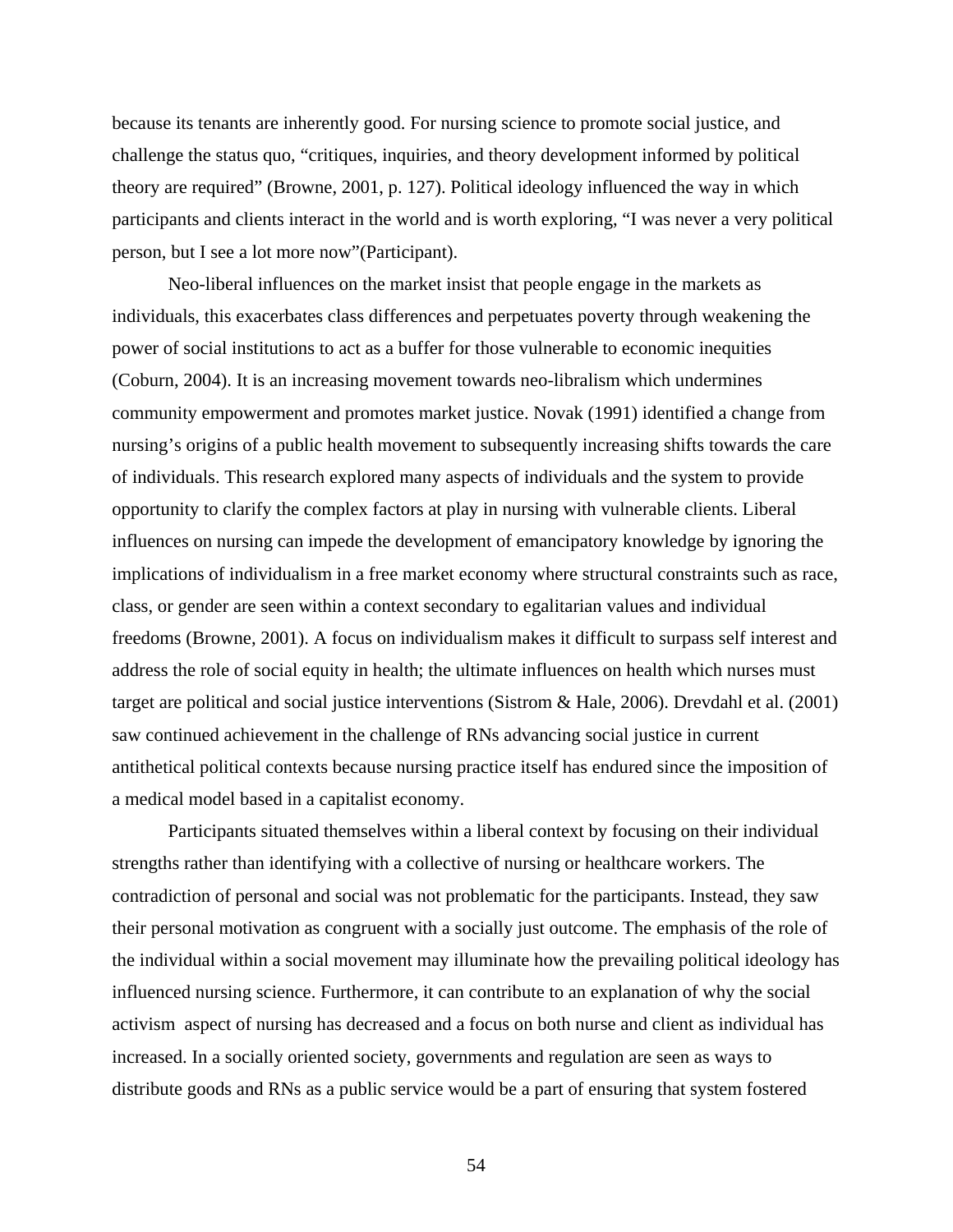because its tenants are inherently good. For nursing science to promote social justice, and challenge the status quo, "critiques, inquiries, and theory development informed by political theory are required" (Browne, 2001, p. 127). Political ideology influenced the way in which participants and clients interact in the world and is worth exploring, "I was never a very political person, but I see a lot more now"(Participant).

Neo-liberal influences on the market insist that people engage in the markets as individuals, this exacerbates class differences and perpetuates poverty through weakening the power of social institutions to act as a buffer for those vulnerable to economic inequities (Coburn, 2004). It is an increasing movement towards neo-libralism which undermines community empowerment and promotes market justice. Novak (1991) identified a change from nursing's origins of a public health movement to subsequently increasing shifts towards the care of individuals. This research explored many aspects of individuals and the system to provide opportunity to clarify the complex factors at play in nursing with vulnerable clients. Liberal influences on nursing can impede the development of emancipatory knowledge by ignoring the implications of individualism in a free market economy where structural constraints such as race, class, or gender are seen within a context secondary to egalitarian values and individual freedoms (Browne, 2001). A focus on individualism makes it difficult to surpass self interest and address the role of social equity in health; the ultimate influences on health which nurses must target are political and social justice interventions (Sistrom & Hale, 2006). Drevdahl et al. (2001) saw continued achievement in the challenge of RNs advancing social justice in current antithetical political contexts because nursing practice itself has endured since the imposition of a medical model based in a capitalist economy.

Participants situated themselves within a liberal context by focusing on their individual strengths rather than identifying with a collective of nursing or healthcare workers. The contradiction of personal and social was not problematic for the participants. Instead, they saw their personal motivation as congruent with a socially just outcome. The emphasis of the role of the individual within a social movement may illuminate how the prevailing political ideology has influenced nursing science. Furthermore, it can contribute to an explanation of why the social activism aspect of nursing has decreased and a focus on both nurse and client as individual has increased. In a socially oriented society, governments and regulation are seen as ways to distribute goods and RNs as a public service would be a part of ensuring that system fostered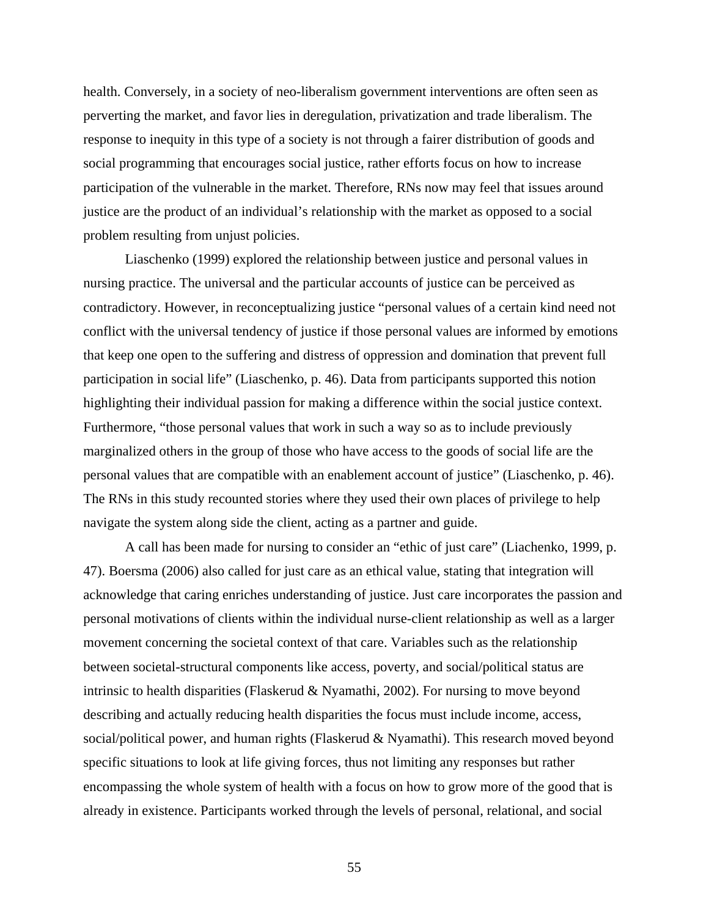health. Conversely, in a society of neo-liberalism government interventions are often seen as perverting the market, and favor lies in deregulation, privatization and trade liberalism. The response to inequity in this type of a society is not through a fairer distribution of goods and social programming that encourages social justice, rather efforts focus on how to increase participation of the vulnerable in the market. Therefore, RNs now may feel that issues around justice are the product of an individual's relationship with the market as opposed to a social problem resulting from unjust policies.

Liaschenko (1999) explored the relationship between justice and personal values in nursing practice. The universal and the particular accounts of justice can be perceived as contradictory. However, in reconceptualizing justice "personal values of a certain kind need not conflict with the universal tendency of justice if those personal values are informed by emotions that keep one open to the suffering and distress of oppression and domination that prevent full participation in social life" (Liaschenko, p. 46). Data from participants supported this notion highlighting their individual passion for making a difference within the social justice context. Furthermore, "those personal values that work in such a way so as to include previously marginalized others in the group of those who have access to the goods of social life are the personal values that are compatible with an enablement account of justice" (Liaschenko, p. 46). The RNs in this study recounted stories where they used their own places of privilege to help navigate the system along side the client, acting as a partner and guide.

A call has been made for nursing to consider an "ethic of just care" (Liachenko, 1999, p. 47). Boersma (2006) also called for just care as an ethical value, stating that integration will acknowledge that caring enriches understanding of justice. Just care incorporates the passion and personal motivations of clients within the individual nurse-client relationship as well as a larger movement concerning the societal context of that care. Variables such as the relationship between societal-structural components like access, poverty, and social/political status are intrinsic to health disparities (Flaskerud & Nyamathi, 2002). For nursing to move beyond describing and actually reducing health disparities the focus must include income, access, social/political power, and human rights (Flaskerud & Nyamathi). This research moved beyond specific situations to look at life giving forces, thus not limiting any responses but rather encompassing the whole system of health with a focus on how to grow more of the good that is already in existence. Participants worked through the levels of personal, relational, and social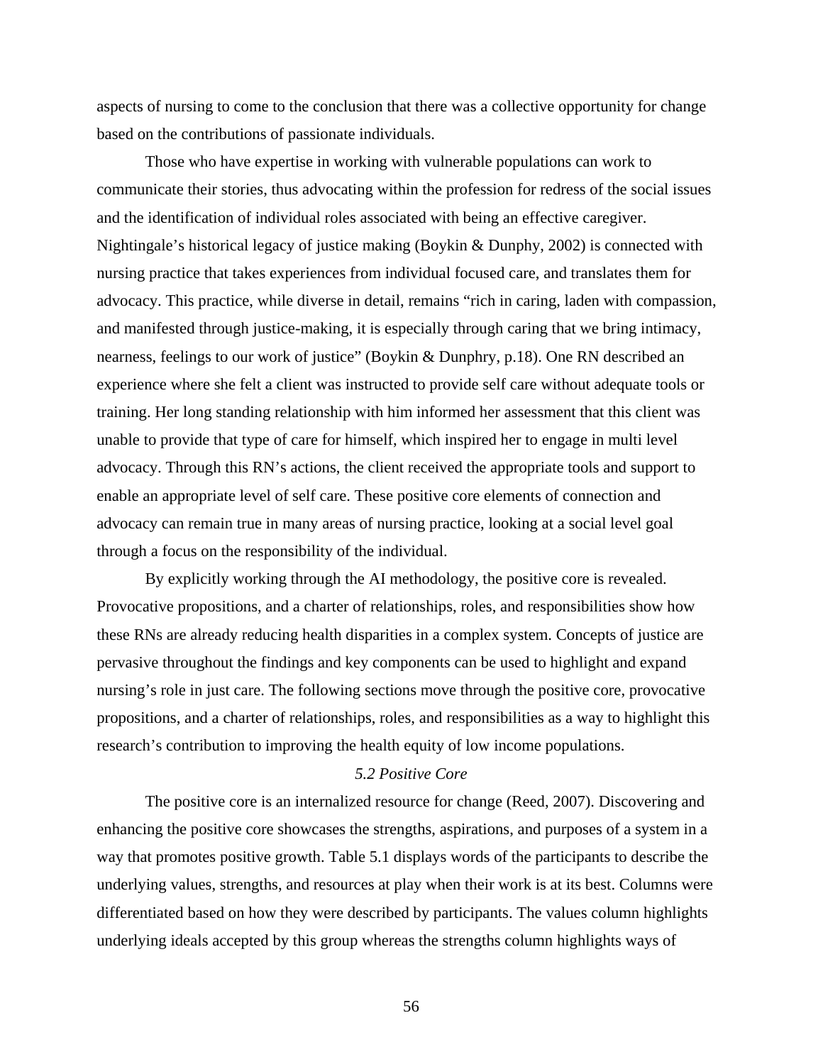aspects of nursing to come to the conclusion that there was a collective opportunity for change based on the contributions of passionate individuals.

Those who have expertise in working with vulnerable populations can work to communicate their stories, thus advocating within the profession for redress of the social issues and the identification of individual roles associated with being an effective caregiver. Nightingale's historical legacy of justice making (Boykin & Dunphy, 2002) is connected with nursing practice that takes experiences from individual focused care, and translates them for advocacy. This practice, while diverse in detail, remains "rich in caring, laden with compassion, and manifested through justice-making, it is especially through caring that we bring intimacy, nearness, feelings to our work of justice" (Boykin & Dunphry, p.18). One RN described an experience where she felt a client was instructed to provide self care without adequate tools or training. Her long standing relationship with him informed her assessment that this client was unable to provide that type of care for himself, which inspired her to engage in multi level advocacy. Through this RN's actions, the client received the appropriate tools and support to enable an appropriate level of self care. These positive core elements of connection and advocacy can remain true in many areas of nursing practice, looking at a social level goal through a focus on the responsibility of the individual.

By explicitly working through the AI methodology, the positive core is revealed. Provocative propositions, and a charter of relationships, roles, and responsibilities show how these RNs are already reducing health disparities in a complex system. Concepts of justice are pervasive throughout the findings and key components can be used to highlight and expand nursing's role in just care. The following sections move through the positive core, provocative propositions, and a charter of relationships, roles, and responsibilities as a way to highlight this research's contribution to improving the health equity of low income populations.

### *5.2 Positive Core*

The positive core is an internalized resource for change (Reed, 2007). Discovering and enhancing the positive core showcases the strengths, aspirations, and purposes of a system in a way that promotes positive growth. Table 5.1 displays words of the participants to describe the underlying values, strengths, and resources at play when their work is at its best. Columns were differentiated based on how they were described by participants. The values column highlights underlying ideals accepted by this group whereas the strengths column highlights ways of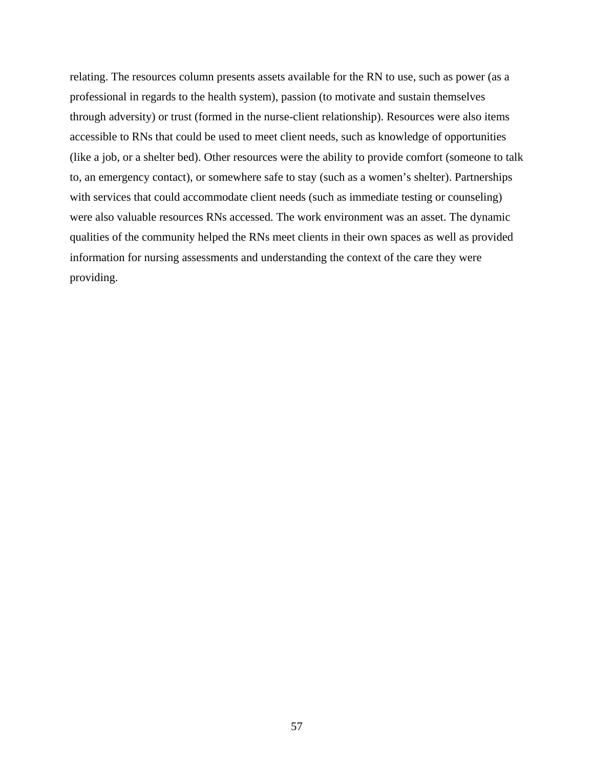relating. The resources column presents assets available for the RN to use, such as power (as a professional in regards to the health system), passion (to motivate and sustain themselves through adversity) or trust (formed in the nurse-client relationship). Resources were also items accessible to RNs that could be used to meet client needs, such as knowledge of opportunities (like a job, or a shelter bed). Other resources were the ability to provide comfort (someone to talk to, an emergency contact), or somewhere safe to stay (such as a women's shelter). Partnerships with services that could accommodate client needs (such as immediate testing or counseling) were also valuable resources RNs accessed. The work environment was an asset. The dynamic qualities of the community helped the RNs meet clients in their own spaces as well as provided information for nursing assessments and understanding the context of the care they were providing.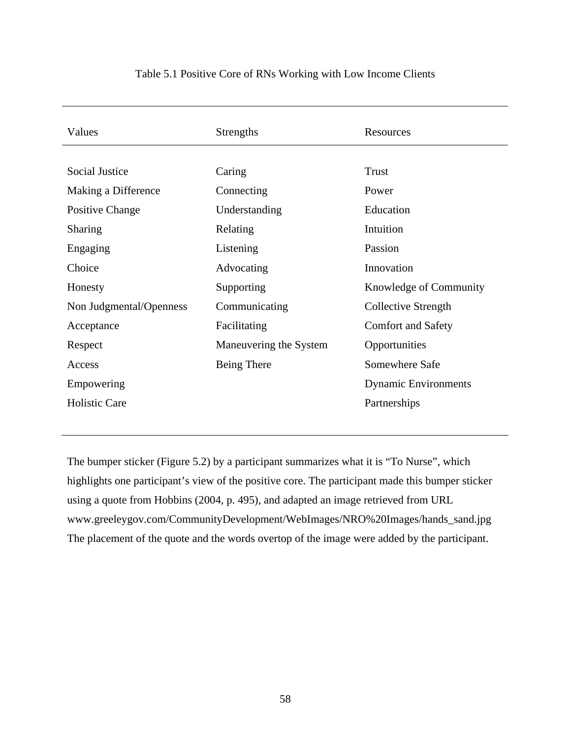Table 5.1 Positive Core of RNs Working with Low Income Clients

| Values | Strengths | Resources |
|---|---|---|
| Social Justice | Caring | Trust |
| Making a Difference | Connecting | Power |
| Positive Change | Understanding | Education |
| Sharing | Relating | Intuition |
| Engaging | Listening | Passion |
| Choice | Advocating | Innovation |
| Honesty | Supporting | Knowledge of Community |
| Non Judgmental/Openness | Communicating | Collective Strength |
| Acceptance | Facilitating | Comfort and Safety |
| Respect | Maneuvering the System | Opportunities |
| Access | Being There | Somewhere Safe |
| Empowering | | Dynamic Environments |
| Holistic Care | | Partnerships |

The bumper sticker (Figure 5.2) by a participant summarizes what it is “To Nurse”, which highlights one participant’s view of the positive core. The participant made this bumper sticker using a quote from Hobbins (2004, p. 495), and adapted an image retrieved from URL www.greeleygov.com/CommunityDevelopment/WebImages/NRO%20Images/hands_sand.jpg The placement of the quote and the words overtop of the image were added by the participant.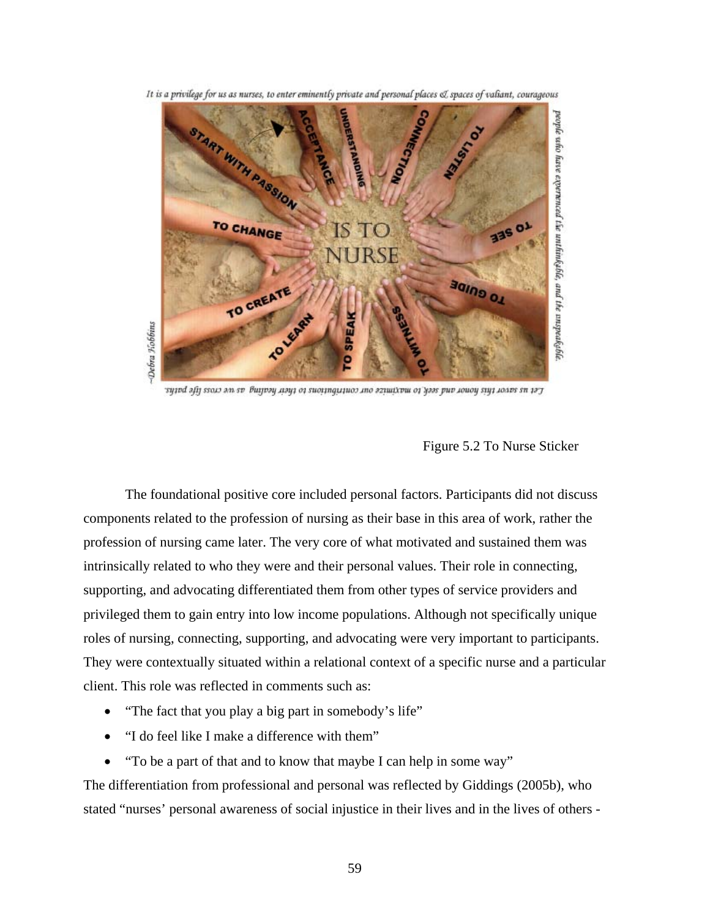Figure 5.2 To Nurse Sticker

The foundational positive core included personal factors. Participants did not discuss components related to the profession of nursing as their base in this area of work, rather the profession of nursing came later. The very core of what motivated and sustained them was intrinsically related to who they were and their personal values. Their role in connecting, supporting, and advocating differentiated them from other types of service providers and privileged them to gain entry into low income populations. Although not specifically unique roles of nursing, connecting, supporting, and advocating were very important to participants. They were contextually situated within a relational context of a specific nurse and a particular client. This role was reflected in comments such as:

- “The fact that you play a big part in somebody’s life”
- “I do feel like I make a difference with them”
- “To be a part of that and to know that maybe I can help in some way”

The differentiation from professional and personal was reflected by Giddings (2005b), who stated “nurses’ personal awareness of social injustice in their lives and in the lives of others -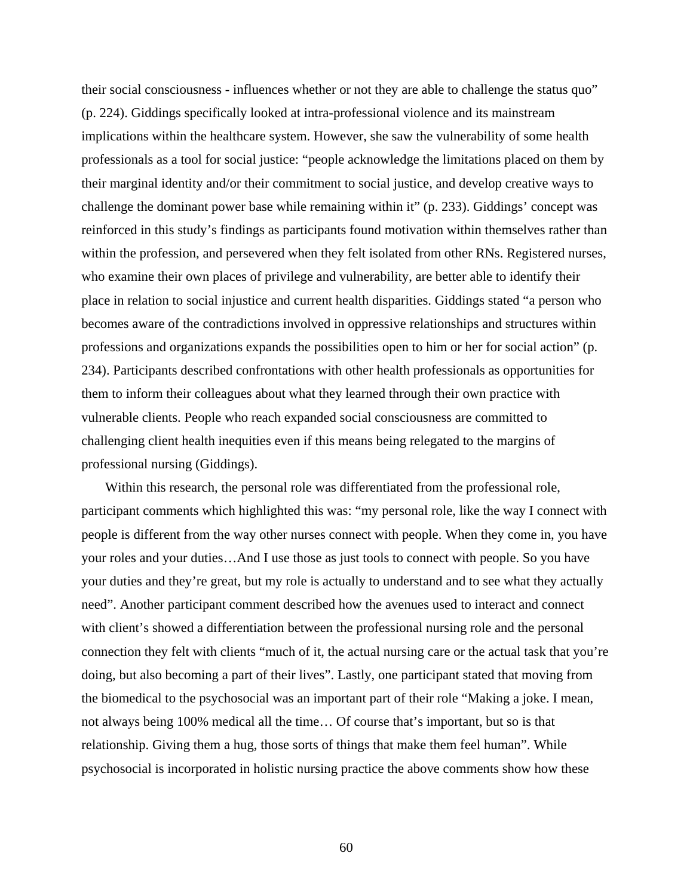their social consciousness - influences whether or not they are able to challenge the status quo" (p. 224). Giddings specifically looked at intra-professional violence and its mainstream implications within the healthcare system. However, she saw the vulnerability of some health professionals as a tool for social justice: "people acknowledge the limitations placed on them by their marginal identity and/or their commitment to social justice, and develop creative ways to challenge the dominant power base while remaining within it" (p. 233). Giddings' concept was reinforced in this study's findings as participants found motivation within themselves rather than within the profession, and persevered when they felt isolated from other RNs. Registered nurses, who examine their own places of privilege and vulnerability, are better able to identify their place in relation to social injustice and current health disparities. Giddings stated "a person who becomes aware of the contradictions involved in oppressive relationships and structures within professions and organizations expands the possibilities open to him or her for social action" (p. 234). Participants described confrontations with other health professionals as opportunities for them to inform their colleagues about what they learned through their own practice with vulnerable clients. People who reach expanded social consciousness are committed to challenging client health inequities even if this means being relegated to the margins of professional nursing (Giddings).

Within this research, the personal role was differentiated from the professional role, participant comments which highlighted this was: "my personal role, like the way I connect with people is different from the way other nurses connect with people. When they come in, you have your roles and your duties…And I use those as just tools to connect with people. So you have your duties and they're great, but my role is actually to understand and to see what they actually need". Another participant comment described how the avenues used to interact and connect with client's showed a differentiation between the professional nursing role and the personal connection they felt with clients "much of it, the actual nursing care or the actual task that you're doing, but also becoming a part of their lives". Lastly, one participant stated that moving from the biomedical to the psychosocial was an important part of their role "Making a joke. I mean, not always being 100% medical all the time… Of course that's important, but so is that relationship. Giving them a hug, those sorts of things that make them feel human". While psychosocial is incorporated in holistic nursing practice the above comments show how these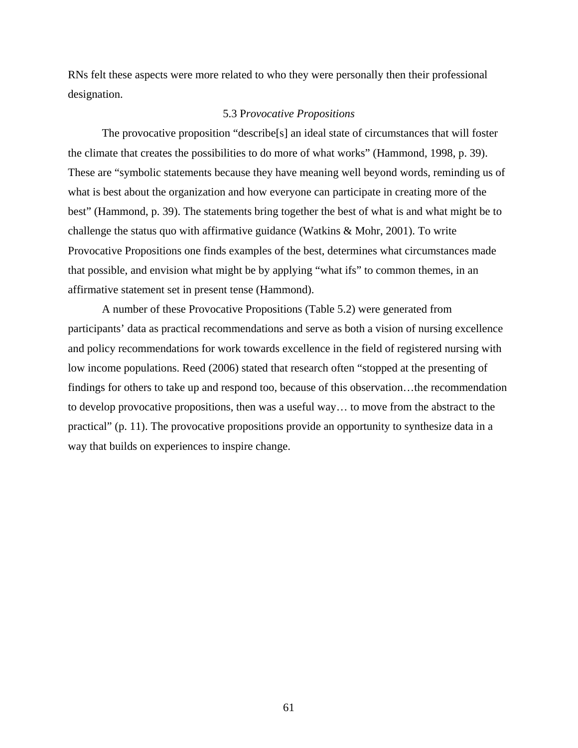RNs felt these aspects were more related to who they were personally then their professional designation.

### 5.3 P*rovocative Propositions*

The provocative proposition "describe[s] an ideal state of circumstances that will foster the climate that creates the possibilities to do more of what works" (Hammond, 1998, p. 39). These are "symbolic statements because they have meaning well beyond words, reminding us of what is best about the organization and how everyone can participate in creating more of the best" (Hammond, p. 39). The statements bring together the best of what is and what might be to challenge the status quo with affirmative guidance (Watkins & Mohr, 2001). To write Provocative Propositions one finds examples of the best, determines what circumstances made that possible, and envision what might be by applying "what ifs" to common themes, in an affirmative statement set in present tense (Hammond).

A number of these Provocative Propositions (Table 5.2) were generated from participants' data as practical recommendations and serve as both a vision of nursing excellence and policy recommendations for work towards excellence in the field of registered nursing with low income populations. Reed (2006) stated that research often "stopped at the presenting of findings for others to take up and respond too, because of this observation…the recommendation to develop provocative propositions, then was a useful way… to move from the abstract to the practical" (p. 11). The provocative propositions provide an opportunity to synthesize data in a way that builds on experiences to inspire change.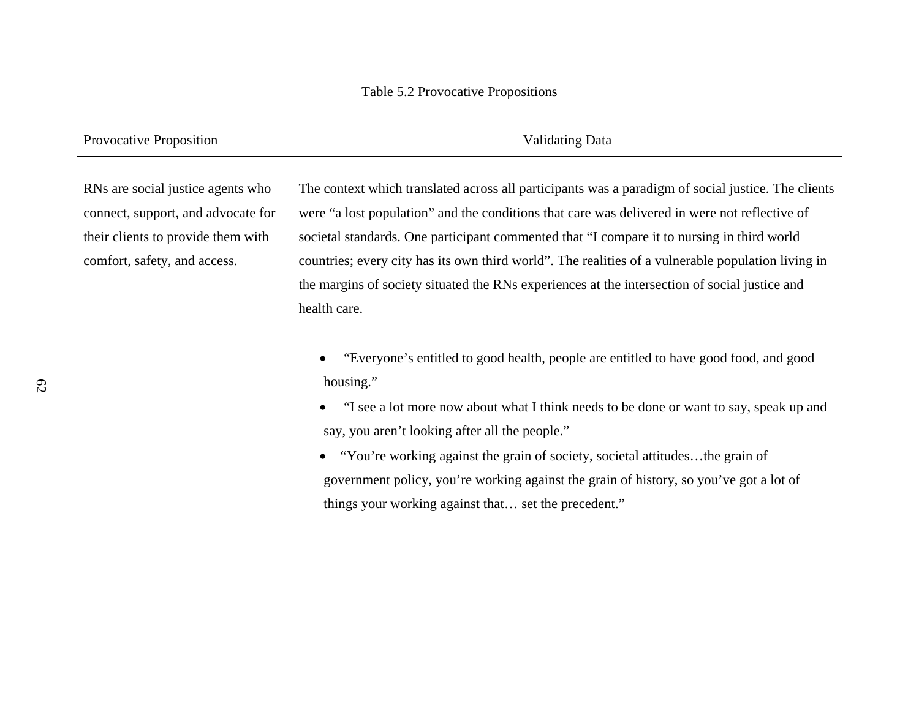Table 5.2 Provocative Propositions

| Provocative Proposition | Validating Data |
|---|---|
| RNs are social justice agents who connect, support, and advocate for their clients to provide them with comfort, safety, and access. | The context which translated across all participants was a paradigm of social justice. The clients were "a lost population" and the conditions that care was delivered in were not reflective of societal standards. One participant commented that "I compare it to nursing in third world countries; every city has its own third world". The realities of a vulnerable population living in the margins of society situated the RNs experiences at the intersection of social justice and health care.<br><br>• "Everyone's entitled to good health, people are entitled to have good food, and good housing."<br>• "I see a lot more now about what I think needs to be done or want to say, speak up and say, you aren't looking after all the people."<br>• "You're working against the grain of society, societal attitudes…the grain of government policy, you're working against the grain of history, so you've got a lot of things your working against that… set the precedent." |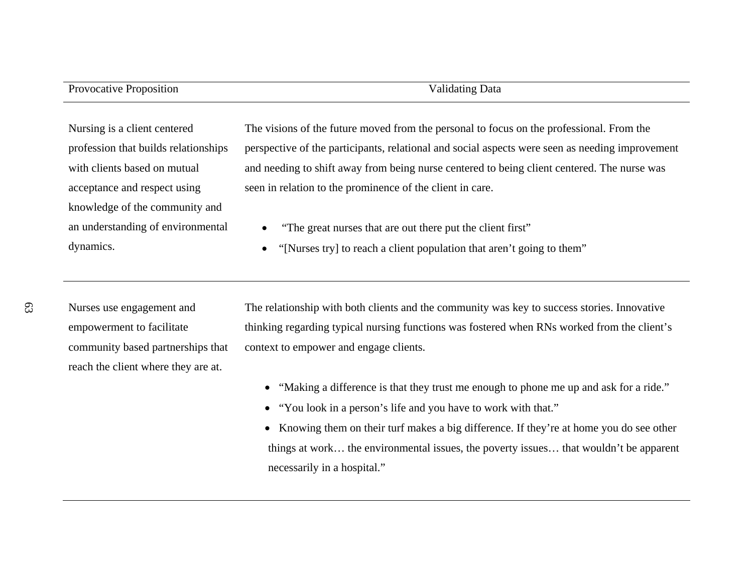| Provocative Proposition | Validating Data |
|---|---|
| Nursing is a client centered profession that builds relationships with clients based on mutual acceptance and respect using knowledge of the community and an understanding of environmental dynamics. | The visions of the future moved from the personal to focus on the professional. From the perspective of the participants, relational and social aspects were seen as needing improvement and needing to shift away from being nurse centered to being client centered. The nurse was seen in relation to the prominence of the client in care.<br><br>• "The great nurses that are out there put the client first"<br>• "[Nurses try] to reach a client population that aren't going to them" |
| Nurses use engagement and empowerment to facilitate community based partnerships that reach the client where they are at. | The relationship with both clients and the community was key to success stories. Innovative thinking regarding typical nursing functions was fostered when RNs worked from the client's context to empower and engage clients.<br><br>• "Making a difference is that they trust me enough to phone me up and ask for a ride."<br>• "You look in a person's life and you have to work with that."<br>• Knowing them on their turf makes a big difference. If they're at home you do see other things at work… the environmental issues, the poverty issues… that wouldn't be apparent necessarily in a hospital." |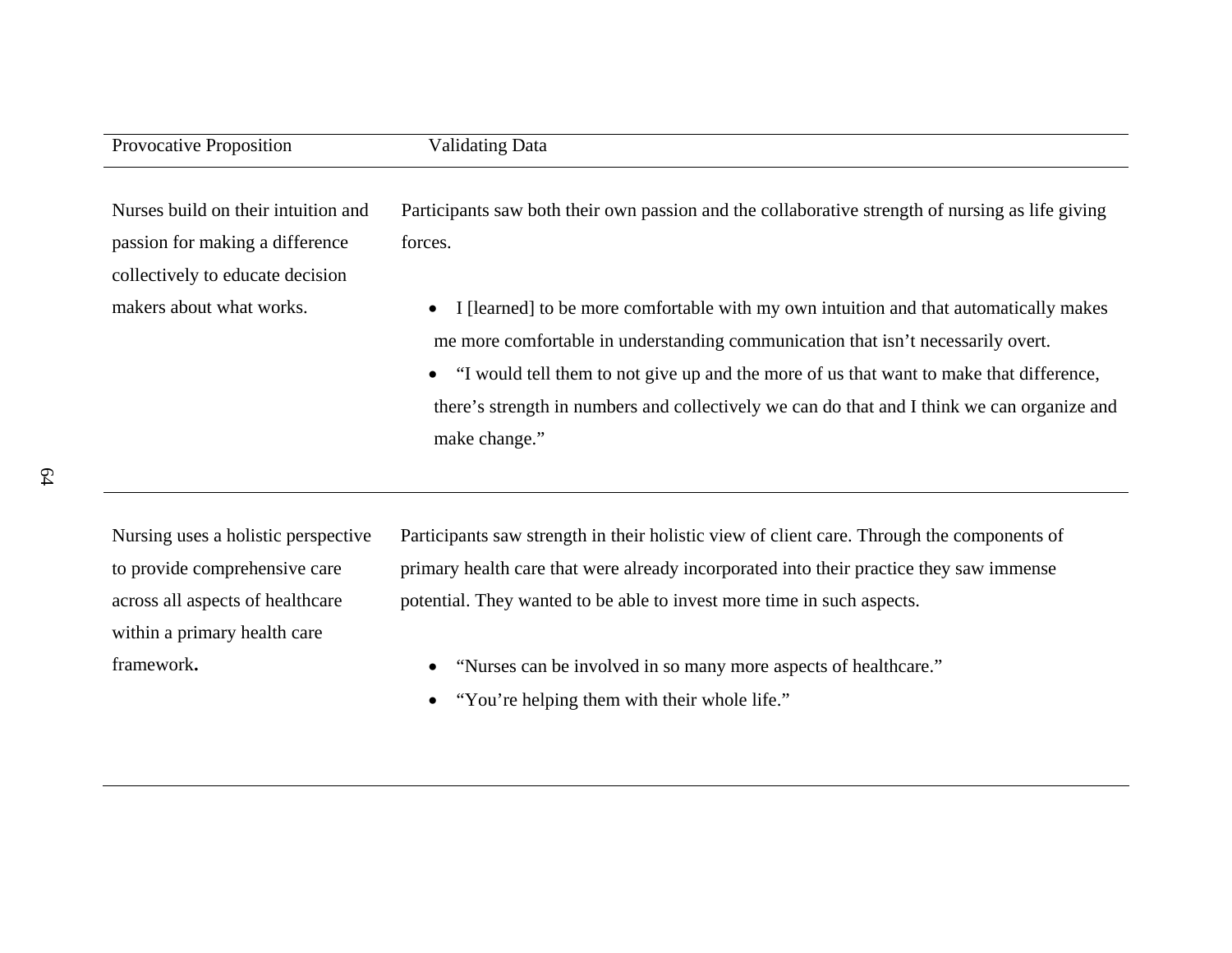| Provocative Proposition | Validating Data |
|---|---|
| Nurses build on their intuition and passion for making a difference collectively to educate decision makers about what works. | Participants saw both their own passion and the collaborative strength of nursing as life giving forces.<br><br>• I [learned] to be more comfortable with my own intuition and that automatically makes me more comfortable in understanding communication that isn't necessarily overt.<br>• "I would tell them to not give up and the more of us that want to make that difference, there's strength in numbers and collectively we can do that and I think we can organize and make change." |
| Nursing uses a holistic perspective to provide comprehensive care across all aspects of healthcare within a primary health care framework**.** | Participants saw strength in their holistic view of client care. Through the components of primary health care that were already incorporated into their practice they saw immense potential. They wanted to be able to invest more time in such aspects.<br><br>• "Nurses can be involved in so many more aspects of healthcare."<br>• "You're helping them with their whole life." |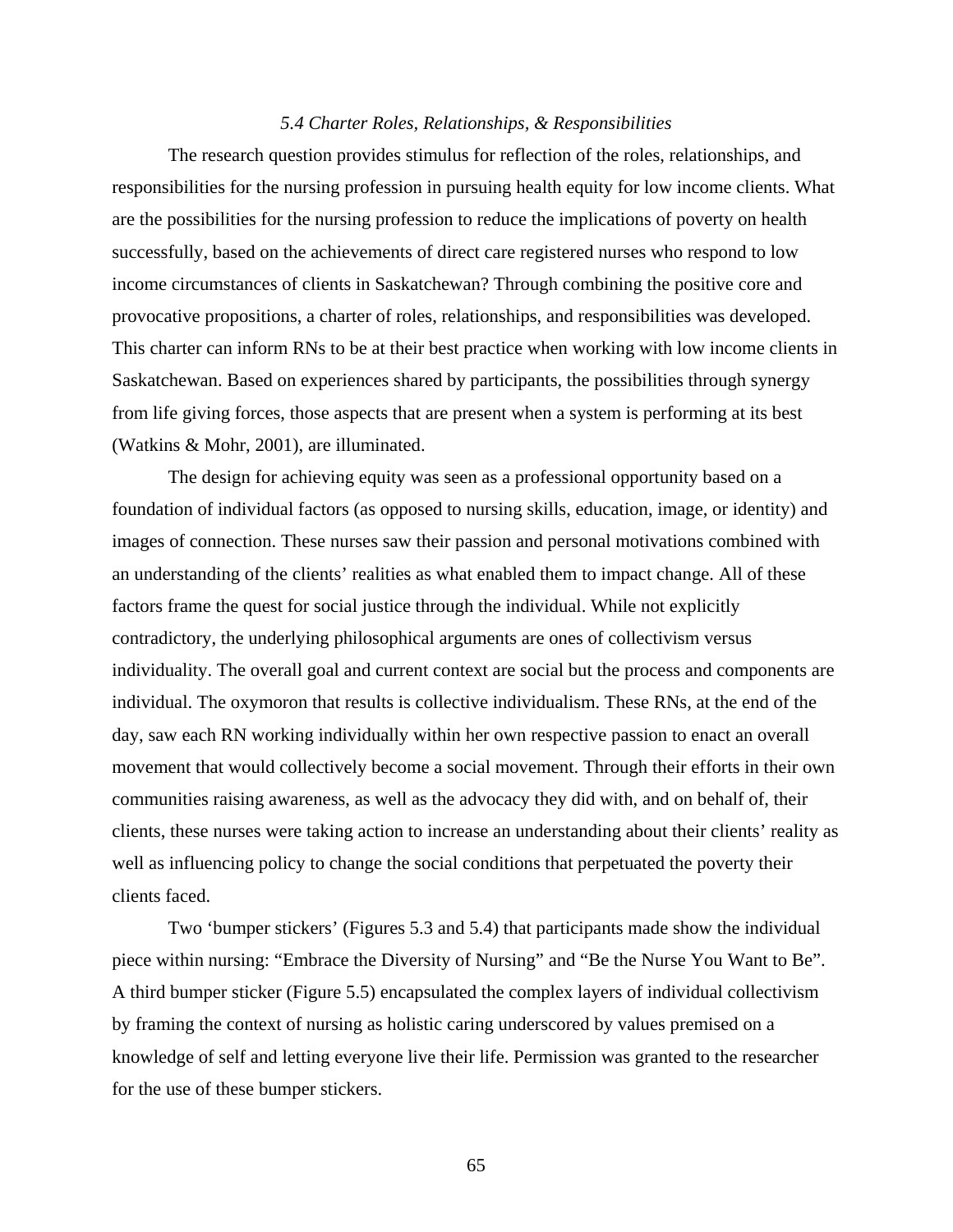### *5.4 Charter Roles, Relationships, & Responsibilities*

The research question provides stimulus for reflection of the roles, relationships, and responsibilities for the nursing profession in pursuing health equity for low income clients. What are the possibilities for the nursing profession to reduce the implications of poverty on health successfully, based on the achievements of direct care registered nurses who respond to low income circumstances of clients in Saskatchewan? Through combining the positive core and provocative propositions, a charter of roles, relationships, and responsibilities was developed. This charter can inform RNs to be at their best practice when working with low income clients in Saskatchewan. Based on experiences shared by participants, the possibilities through synergy from life giving forces, those aspects that are present when a system is performing at its best (Watkins & Mohr, 2001), are illuminated.

The design for achieving equity was seen as a professional opportunity based on a foundation of individual factors (as opposed to nursing skills, education, image, or identity) and images of connection. These nurses saw their passion and personal motivations combined with an understanding of the clients' realities as what enabled them to impact change. All of these factors frame the quest for social justice through the individual. While not explicitly contradictory, the underlying philosophical arguments are ones of collectivism versus individuality. The overall goal and current context are social but the process and components are individual. The oxymoron that results is collective individualism. These RNs, at the end of the day, saw each RN working individually within her own respective passion to enact an overall movement that would collectively become a social movement. Through their efforts in their own communities raising awareness, as well as the advocacy they did with, and on behalf of, their clients, these nurses were taking action to increase an understanding about their clients' reality as well as influencing policy to change the social conditions that perpetuated the poverty their clients faced.

Two 'bumper stickers' (Figures 5.3 and 5.4) that participants made show the individual piece within nursing: "Embrace the Diversity of Nursing" and "Be the Nurse You Want to Be". A third bumper sticker (Figure 5.5) encapsulated the complex layers of individual collectivism by framing the context of nursing as holistic caring underscored by values premised on a knowledge of self and letting everyone live their life. Permission was granted to the researcher for the use of these bumper stickers.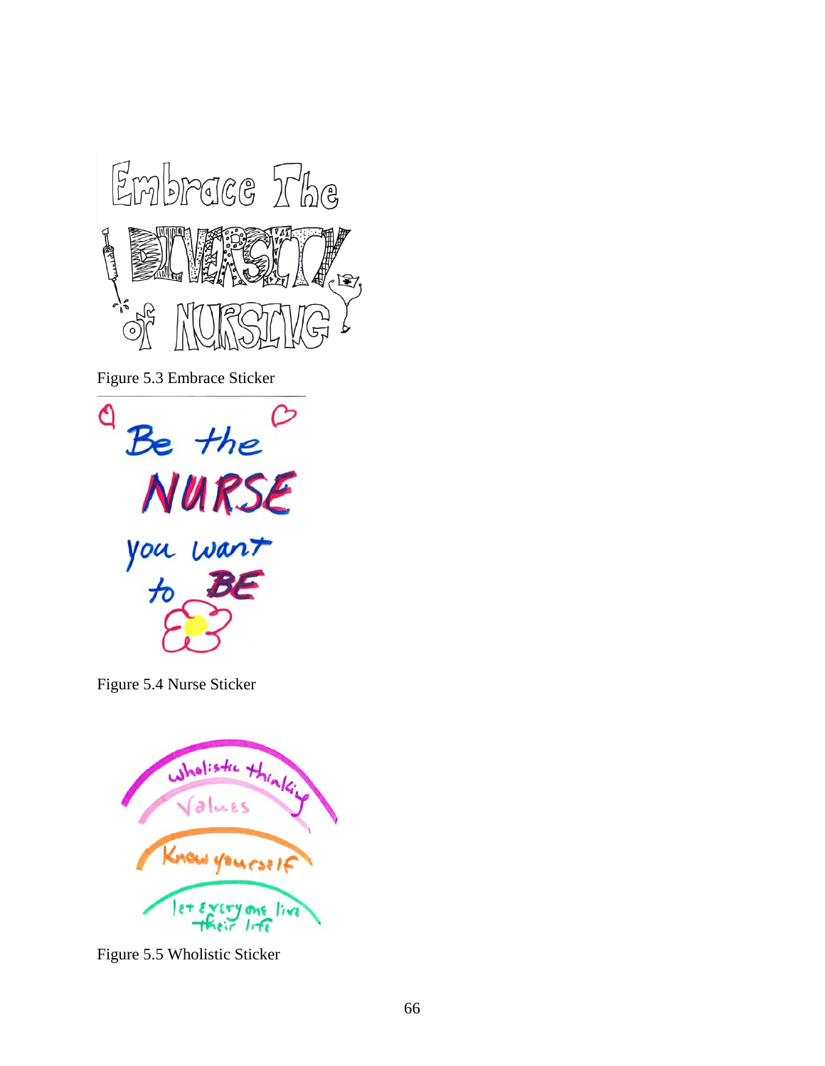Figure 5.3 Embrace Sticker

Figure 5.4 Nurse Sticker

Figure 5.5 Wholistic Sticker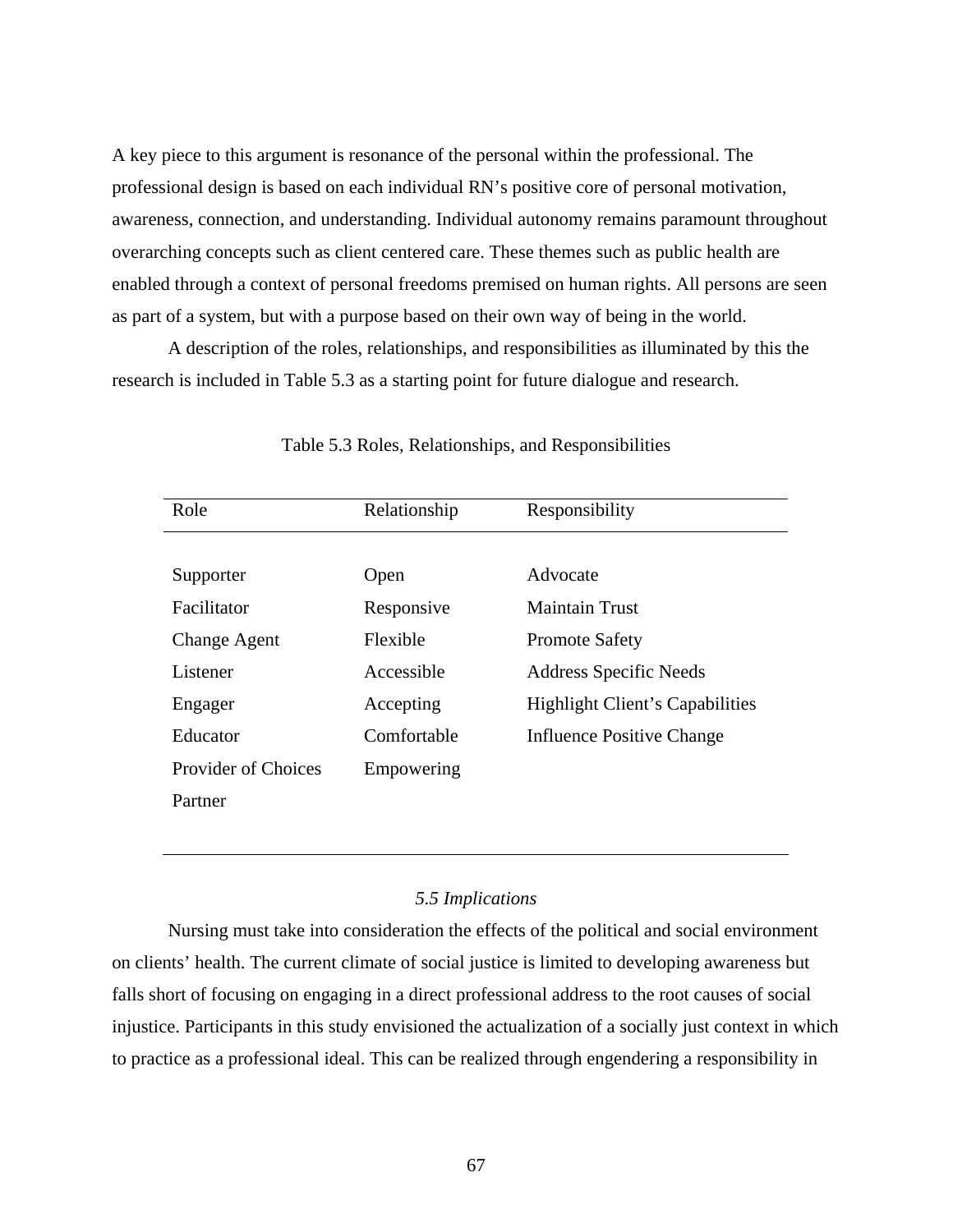A key piece to this argument is resonance of the personal within the professional. The professional design is based on each individual RN's positive core of personal motivation, awareness, connection, and understanding. Individual autonomy remains paramount throughout overarching concepts such as client centered care. These themes such as public health are enabled through a context of personal freedoms premised on human rights. All persons are seen as part of a system, but with a purpose based on their own way of being in the world.

A description of the roles, relationships, and responsibilities as illuminated by this the research is included in Table 5.3 as a starting point for future dialogue and research.

Table 5.3 Roles, Relationships, and Responsibilities

| Role | Relationship | Responsibility |
|---|---|---|
| Supporter | Open | Advocate |
| Facilitator | Responsive | Maintain Trust |
| Change Agent | Flexible | Promote Safety |
| Listener | Accessible | Address Specific Needs |
| Engager | Accepting | Highlight Client's Capabilities |
| Educator | Comfortable | Influence Positive Change |
| Provider of Choices | Empowering | |
| Partner | | |

### *5.5 Implications*

Nursing must take into consideration the effects of the political and social environment on clients' health. The current climate of social justice is limited to developing awareness but falls short of focusing on engaging in a direct professional address to the root causes of social injustice. Participants in this study envisioned the actualization of a socially just context in which to practice as a professional ideal. This can be realized through engendering a responsibility in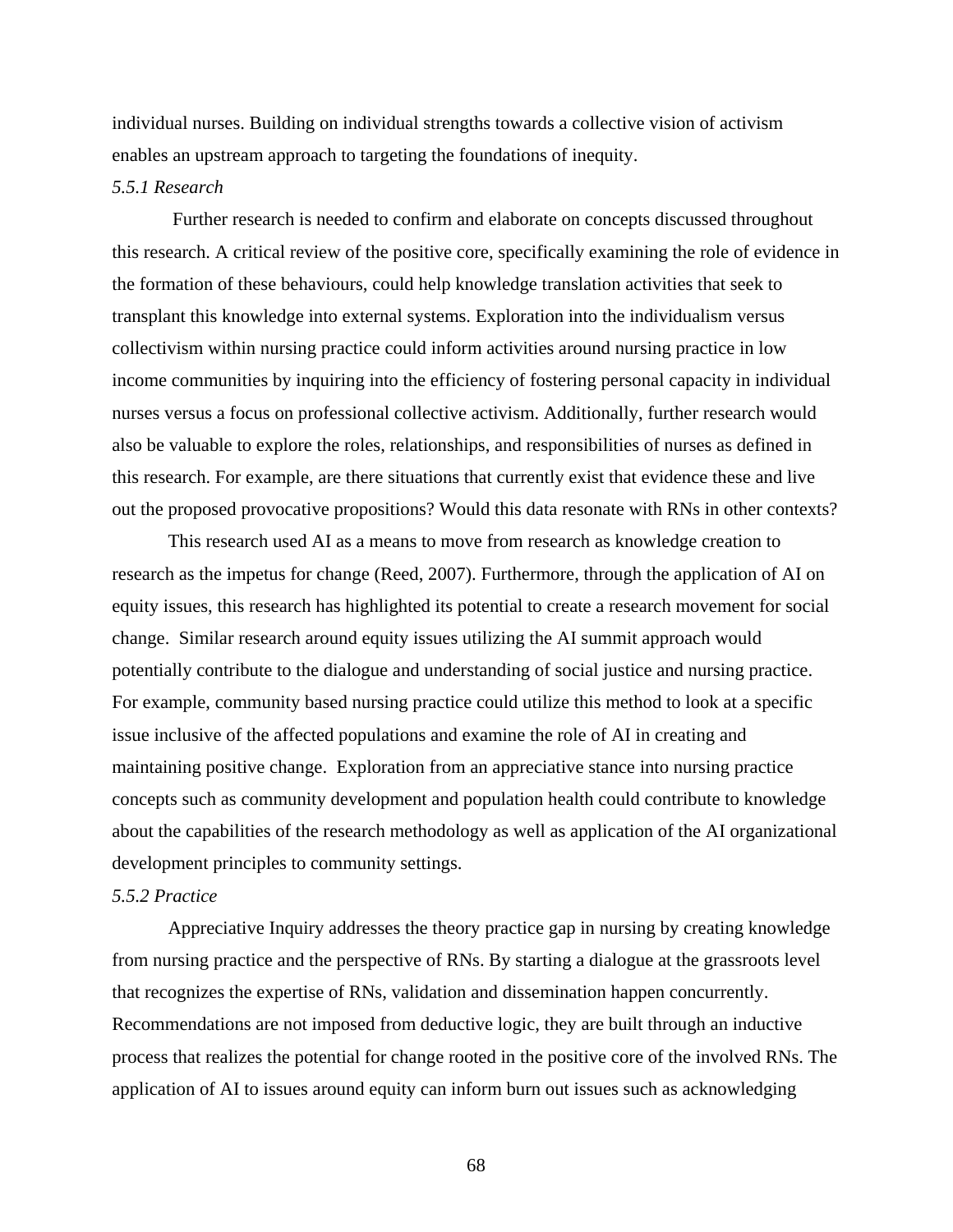individual nurses. Building on individual strengths towards a collective vision of activism enables an upstream approach to targeting the foundations of inequity.

*5.5.1 Research*

Further research is needed to confirm and elaborate on concepts discussed throughout this research. A critical review of the positive core, specifically examining the role of evidence in the formation of these behaviours, could help knowledge translation activities that seek to transplant this knowledge into external systems. Exploration into the individualism versus collectivism within nursing practice could inform activities around nursing practice in low income communities by inquiring into the efficiency of fostering personal capacity in individual nurses versus a focus on professional collective activism. Additionally, further research would also be valuable to explore the roles, relationships, and responsibilities of nurses as defined in this research. For example, are there situations that currently exist that evidence these and live out the proposed provocative propositions? Would this data resonate with RNs in other contexts?

This research used AI as a means to move from research as knowledge creation to research as the impetus for change (Reed, 2007). Furthermore, through the application of AI on equity issues, this research has highlighted its potential to create a research movement for social change. Similar research around equity issues utilizing the AI summit approach would potentially contribute to the dialogue and understanding of social justice and nursing practice. For example, community based nursing practice could utilize this method to look at a specific issue inclusive of the affected populations and examine the role of AI in creating and maintaining positive change. Exploration from an appreciative stance into nursing practice concepts such as community development and population health could contribute to knowledge about the capabilities of the research methodology as well as application of the AI organizational development principles to community settings.

*5.5.2 Practice*

Appreciative Inquiry addresses the theory practice gap in nursing by creating knowledge from nursing practice and the perspective of RNs. By starting a dialogue at the grassroots level that recognizes the expertise of RNs, validation and dissemination happen concurrently. Recommendations are not imposed from deductive logic, they are built through an inductive process that realizes the potential for change rooted in the positive core of the involved RNs. The application of AI to issues around equity can inform burn out issues such as acknowledging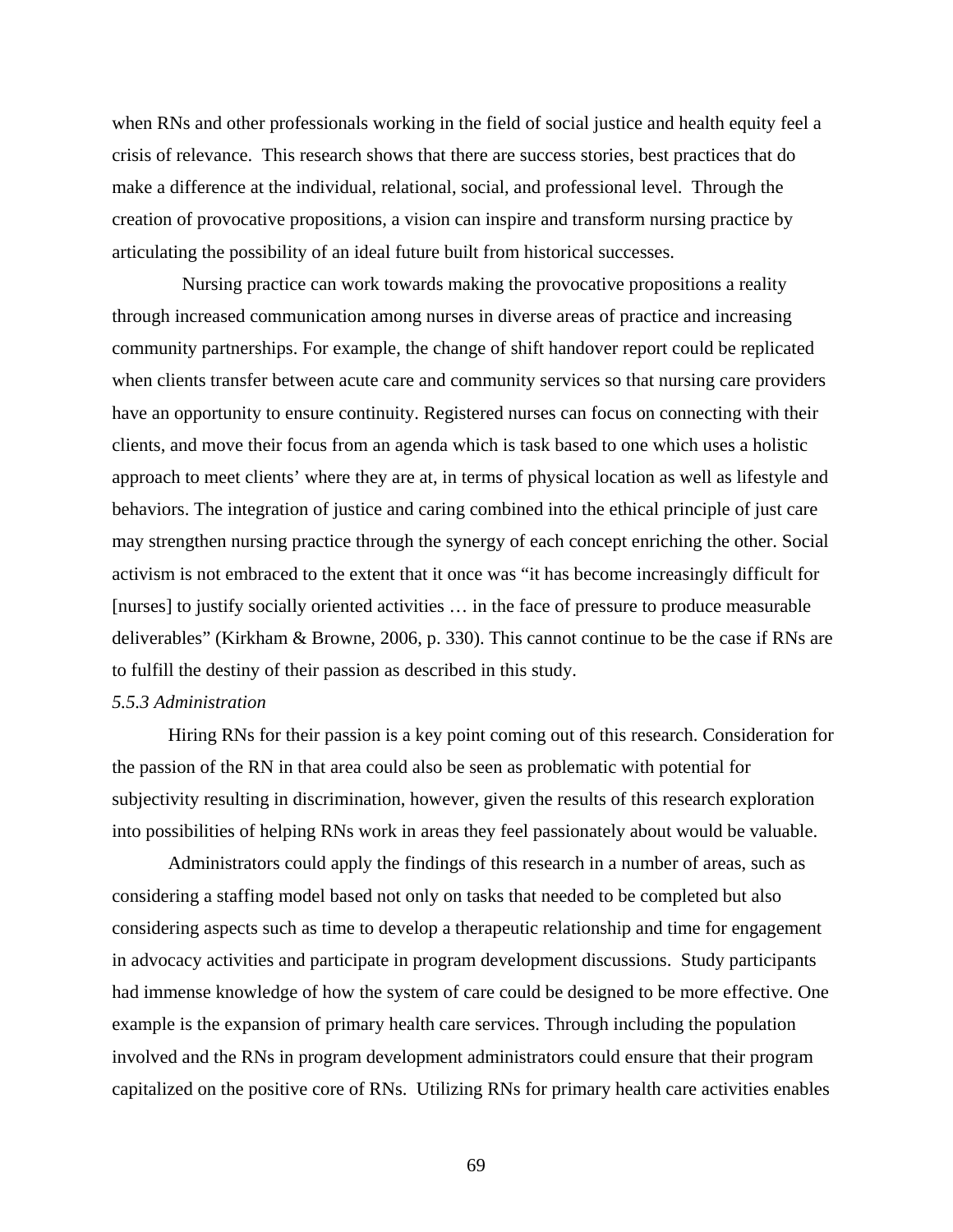when RNs and other professionals working in the field of social justice and health equity feel a crisis of relevance. This research shows that there are success stories, best practices that do make a difference at the individual, relational, social, and professional level. Through the creation of provocative propositions, a vision can inspire and transform nursing practice by articulating the possibility of an ideal future built from historical successes.

Nursing practice can work towards making the provocative propositions a reality through increased communication among nurses in diverse areas of practice and increasing community partnerships. For example, the change of shift handover report could be replicated when clients transfer between acute care and community services so that nursing care providers have an opportunity to ensure continuity. Registered nurses can focus on connecting with their clients, and move their focus from an agenda which is task based to one which uses a holistic approach to meet clients' where they are at, in terms of physical location as well as lifestyle and behaviors. The integration of justice and caring combined into the ethical principle of just care may strengthen nursing practice through the synergy of each concept enriching the other. Social activism is not embraced to the extent that it once was "it has become increasingly difficult for [nurses] to justify socially oriented activities … in the face of pressure to produce measurable deliverables" (Kirkham & Browne, 2006, p. 330). This cannot continue to be the case if RNs are to fulfill the destiny of their passion as described in this study.

### *5.5.3 Administration*

Hiring RNs for their passion is a key point coming out of this research. Consideration for the passion of the RN in that area could also be seen as problematic with potential for subjectivity resulting in discrimination, however, given the results of this research exploration into possibilities of helping RNs work in areas they feel passionately about would be valuable.

Administrators could apply the findings of this research in a number of areas, such as considering a staffing model based not only on tasks that needed to be completed but also considering aspects such as time to develop a therapeutic relationship and time for engagement in advocacy activities and participate in program development discussions. Study participants had immense knowledge of how the system of care could be designed to be more effective. One example is the expansion of primary health care services. Through including the population involved and the RNs in program development administrators could ensure that their program capitalized on the positive core of RNs. Utilizing RNs for primary health care activities enables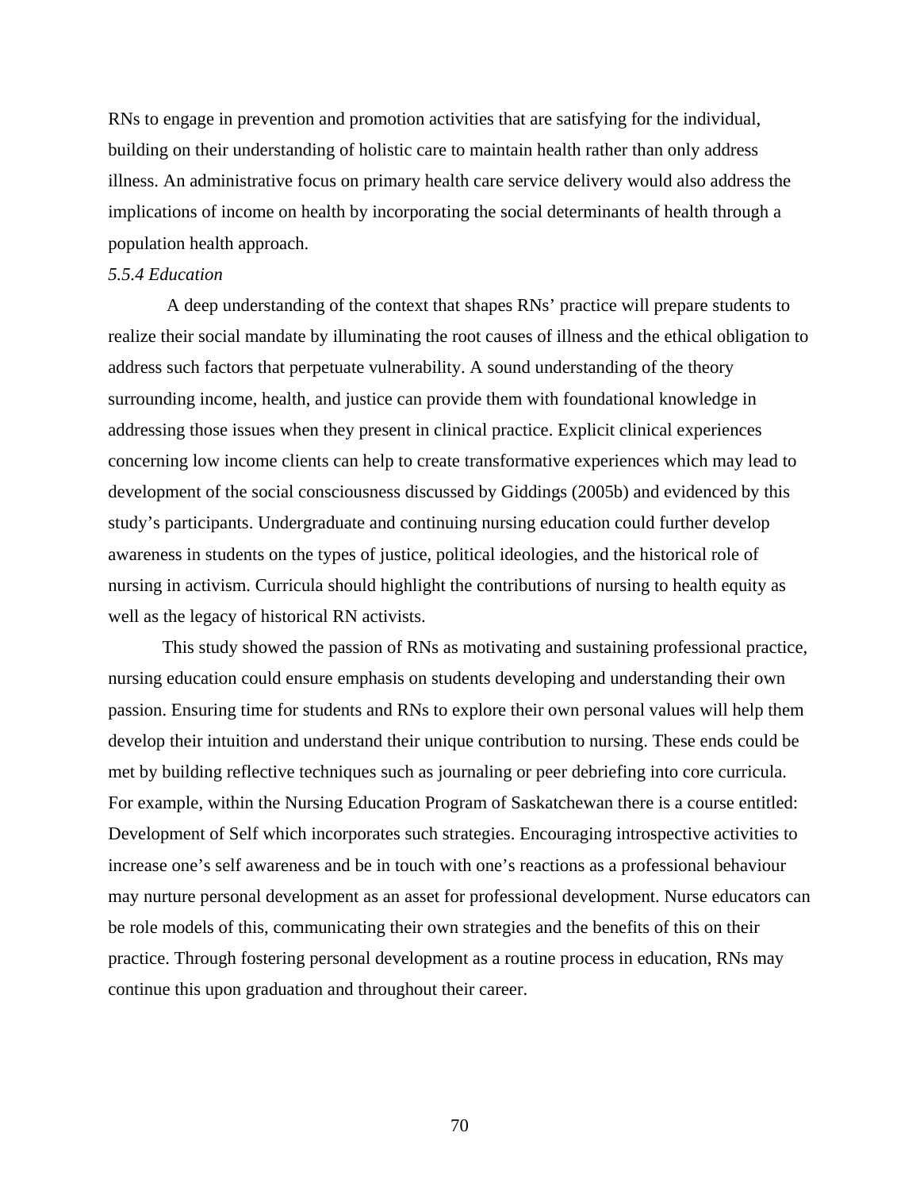RNs to engage in prevention and promotion activities that are satisfying for the individual, building on their understanding of holistic care to maintain health rather than only address illness. An administrative focus on primary health care service delivery would also address the implications of income on health by incorporating the social determinants of health through a population health approach.

#### *5.5.4 Education*

A deep understanding of the context that shapes RNs' practice will prepare students to realize their social mandate by illuminating the root causes of illness and the ethical obligation to address such factors that perpetuate vulnerability. A sound understanding of the theory surrounding income, health, and justice can provide them with foundational knowledge in addressing those issues when they present in clinical practice. Explicit clinical experiences concerning low income clients can help to create transformative experiences which may lead to development of the social consciousness discussed by Giddings (2005b) and evidenced by this study's participants. Undergraduate and continuing nursing education could further develop awareness in students on the types of justice, political ideologies, and the historical role of nursing in activism. Curricula should highlight the contributions of nursing to health equity as well as the legacy of historical RN activists.

This study showed the passion of RNs as motivating and sustaining professional practice, nursing education could ensure emphasis on students developing and understanding their own passion. Ensuring time for students and RNs to explore their own personal values will help them develop their intuition and understand their unique contribution to nursing. These ends could be met by building reflective techniques such as journaling or peer debriefing into core curricula. For example, within the Nursing Education Program of Saskatchewan there is a course entitled: Development of Self which incorporates such strategies. Encouraging introspective activities to increase one's self awareness and be in touch with one's reactions as a professional behaviour may nurture personal development as an asset for professional development. Nurse educators can be role models of this, communicating their own strategies and the benefits of this on their practice. Through fostering personal development as a routine process in education, RNs may continue this upon graduation and throughout their career.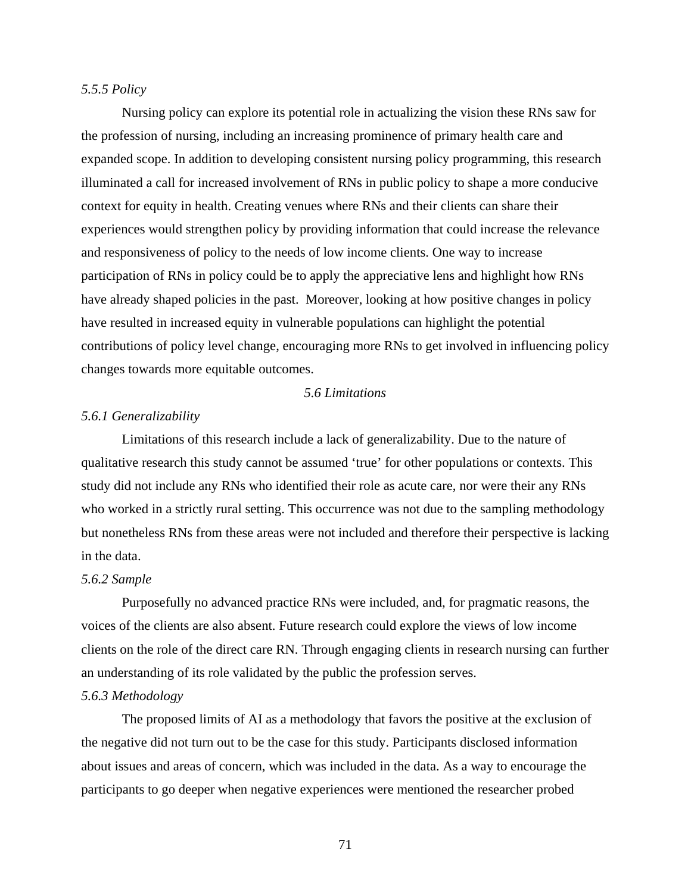#### *5.5.5 Policy*

Nursing policy can explore its potential role in actualizing the vision these RNs saw for the profession of nursing, including an increasing prominence of primary health care and expanded scope. In addition to developing consistent nursing policy programming, this research illuminated a call for increased involvement of RNs in public policy to shape a more conducive context for equity in health. Creating venues where RNs and their clients can share their experiences would strengthen policy by providing information that could increase the relevance and responsiveness of policy to the needs of low income clients. One way to increase participation of RNs in policy could be to apply the appreciative lens and highlight how RNs have already shaped policies in the past. Moreover, looking at how positive changes in policy have resulted in increased equity in vulnerable populations can highlight the potential contributions of policy level change, encouraging more RNs to get involved in influencing policy changes towards more equitable outcomes.

### *5.6 Limitations*

#### *5.6.1 Generalizability*

Limitations of this research include a lack of generalizability. Due to the nature of qualitative research this study cannot be assumed 'true' for other populations or contexts. This study did not include any RNs who identified their role as acute care, nor were their any RNs who worked in a strictly rural setting. This occurrence was not due to the sampling methodology but nonetheless RNs from these areas were not included and therefore their perspective is lacking in the data.

#### *5.6.2 Sample*

Purposefully no advanced practice RNs were included, and, for pragmatic reasons, the voices of the clients are also absent. Future research could explore the views of low income clients on the role of the direct care RN. Through engaging clients in research nursing can further an understanding of its role validated by the public the profession serves.

#### *5.6.3 Methodology*

The proposed limits of AI as a methodology that favors the positive at the exclusion of the negative did not turn out to be the case for this study. Participants disclosed information about issues and areas of concern, which was included in the data. As a way to encourage the participants to go deeper when negative experiences were mentioned the researcher probed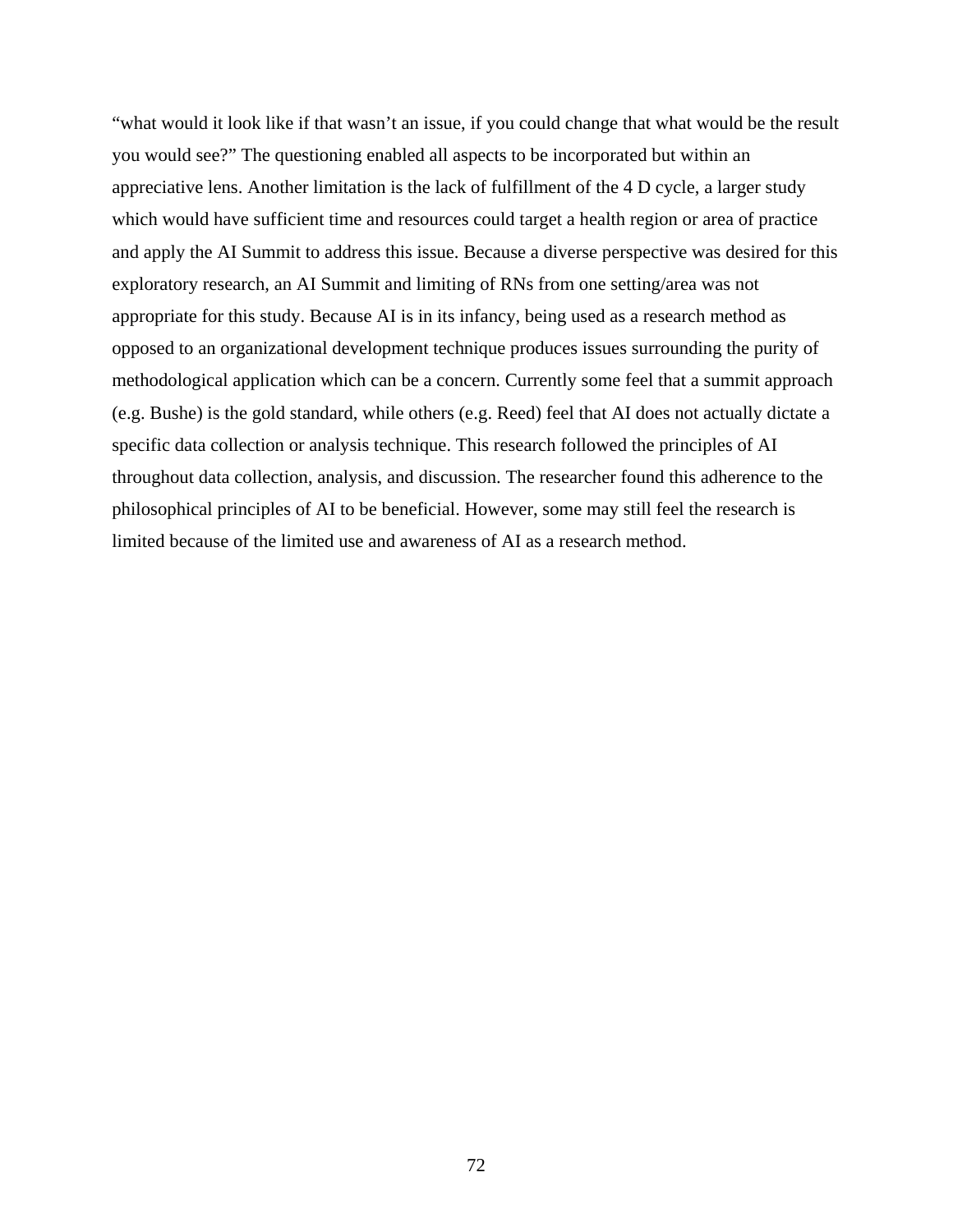"what would it look like if that wasn't an issue, if you could change that what would be the result you would see?" The questioning enabled all aspects to be incorporated but within an appreciative lens. Another limitation is the lack of fulfillment of the 4 D cycle, a larger study which would have sufficient time and resources could target a health region or area of practice and apply the AI Summit to address this issue. Because a diverse perspective was desired for this exploratory research, an AI Summit and limiting of RNs from one setting/area was not appropriate for this study. Because AI is in its infancy, being used as a research method as opposed to an organizational development technique produces issues surrounding the purity of methodological application which can be a concern. Currently some feel that a summit approach (e.g. Bushe) is the gold standard, while others (e.g. Reed) feel that AI does not actually dictate a specific data collection or analysis technique. This research followed the principles of AI throughout data collection, analysis, and discussion. The researcher found this adherence to the philosophical principles of AI to be beneficial. However, some may still feel the research is limited because of the limited use and awareness of AI as a research method.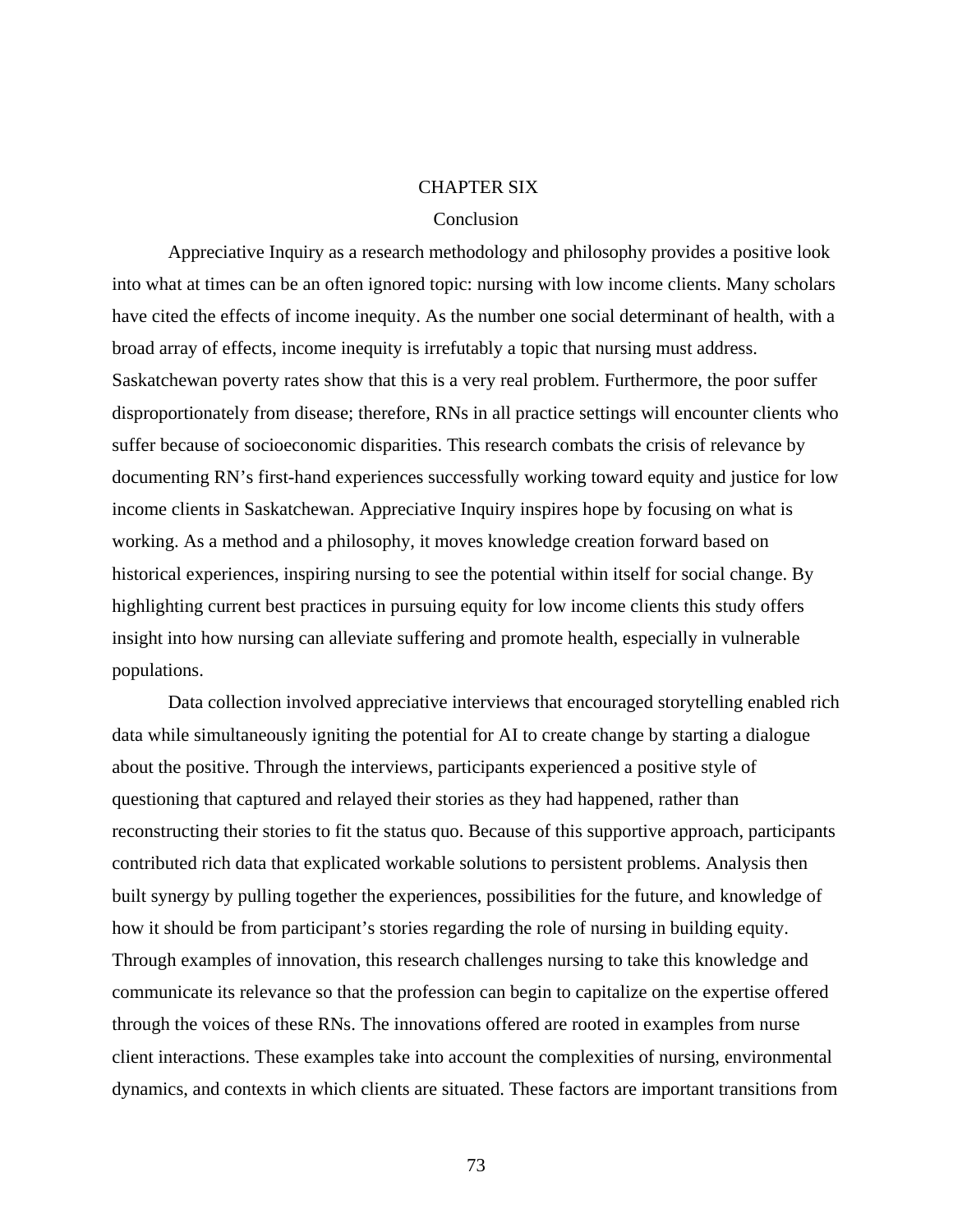# CHAPTER SIX

## Conclusion

Appreciative Inquiry as a research methodology and philosophy provides a positive look into what at times can be an often ignored topic: nursing with low income clients. Many scholars have cited the effects of income inequity. As the number one social determinant of health, with a broad array of effects, income inequity is irrefutably a topic that nursing must address. Saskatchewan poverty rates show that this is a very real problem. Furthermore, the poor suffer disproportionately from disease; therefore, RNs in all practice settings will encounter clients who suffer because of socioeconomic disparities. This research combats the crisis of relevance by documenting RN's first-hand experiences successfully working toward equity and justice for low income clients in Saskatchewan. Appreciative Inquiry inspires hope by focusing on what is working. As a method and a philosophy, it moves knowledge creation forward based on historical experiences, inspiring nursing to see the potential within itself for social change. By highlighting current best practices in pursuing equity for low income clients this study offers insight into how nursing can alleviate suffering and promote health, especially in vulnerable populations.

Data collection involved appreciative interviews that encouraged storytelling enabled rich data while simultaneously igniting the potential for AI to create change by starting a dialogue about the positive. Through the interviews, participants experienced a positive style of questioning that captured and relayed their stories as they had happened, rather than reconstructing their stories to fit the status quo. Because of this supportive approach, participants contributed rich data that explicated workable solutions to persistent problems. Analysis then built synergy by pulling together the experiences, possibilities for the future, and knowledge of how it should be from participant's stories regarding the role of nursing in building equity. Through examples of innovation, this research challenges nursing to take this knowledge and communicate its relevance so that the profession can begin to capitalize on the expertise offered through the voices of these RNs. The innovations offered are rooted in examples from nurse client interactions. These examples take into account the complexities of nursing, environmental dynamics, and contexts in which clients are situated. These factors are important transitions from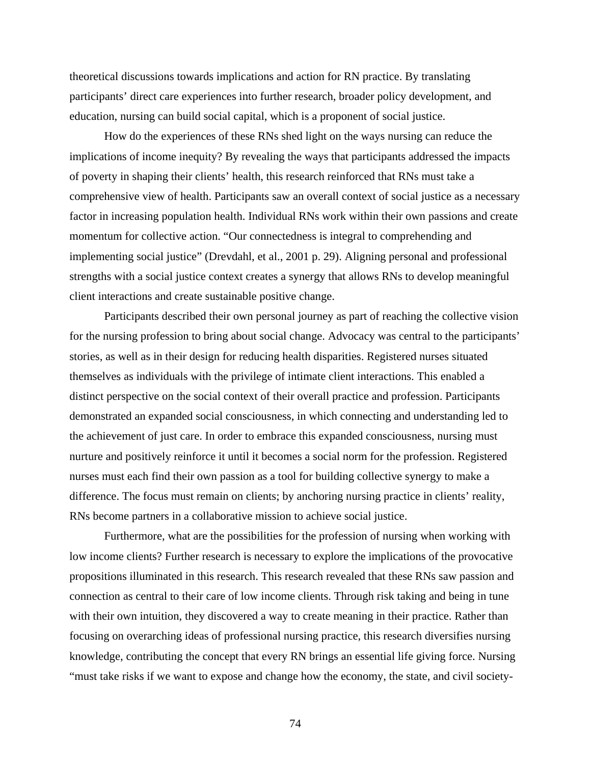theoretical discussions towards implications and action for RN practice. By translating participants' direct care experiences into further research, broader policy development, and education, nursing can build social capital, which is a proponent of social justice.

How do the experiences of these RNs shed light on the ways nursing can reduce the implications of income inequity? By revealing the ways that participants addressed the impacts of poverty in shaping their clients' health, this research reinforced that RNs must take a comprehensive view of health. Participants saw an overall context of social justice as a necessary factor in increasing population health. Individual RNs work within their own passions and create momentum for collective action. "Our connectedness is integral to comprehending and implementing social justice" (Drevdahl, et al., 2001 p. 29). Aligning personal and professional strengths with a social justice context creates a synergy that allows RNs to develop meaningful client interactions and create sustainable positive change.

Participants described their own personal journey as part of reaching the collective vision for the nursing profession to bring about social change. Advocacy was central to the participants' stories, as well as in their design for reducing health disparities. Registered nurses situated themselves as individuals with the privilege of intimate client interactions. This enabled a distinct perspective on the social context of their overall practice and profession. Participants demonstrated an expanded social consciousness, in which connecting and understanding led to the achievement of just care. In order to embrace this expanded consciousness, nursing must nurture and positively reinforce it until it becomes a social norm for the profession. Registered nurses must each find their own passion as a tool for building collective synergy to make a difference. The focus must remain on clients; by anchoring nursing practice in clients' reality, RNs become partners in a collaborative mission to achieve social justice.

Furthermore, what are the possibilities for the profession of nursing when working with low income clients? Further research is necessary to explore the implications of the provocative propositions illuminated in this research. This research revealed that these RNs saw passion and connection as central to their care of low income clients. Through risk taking and being in tune with their own intuition, they discovered a way to create meaning in their practice. Rather than focusing on overarching ideas of professional nursing practice, this research diversifies nursing knowledge, contributing the concept that every RN brings an essential life giving force. Nursing "must take risks if we want to expose and change how the economy, the state, and civil society-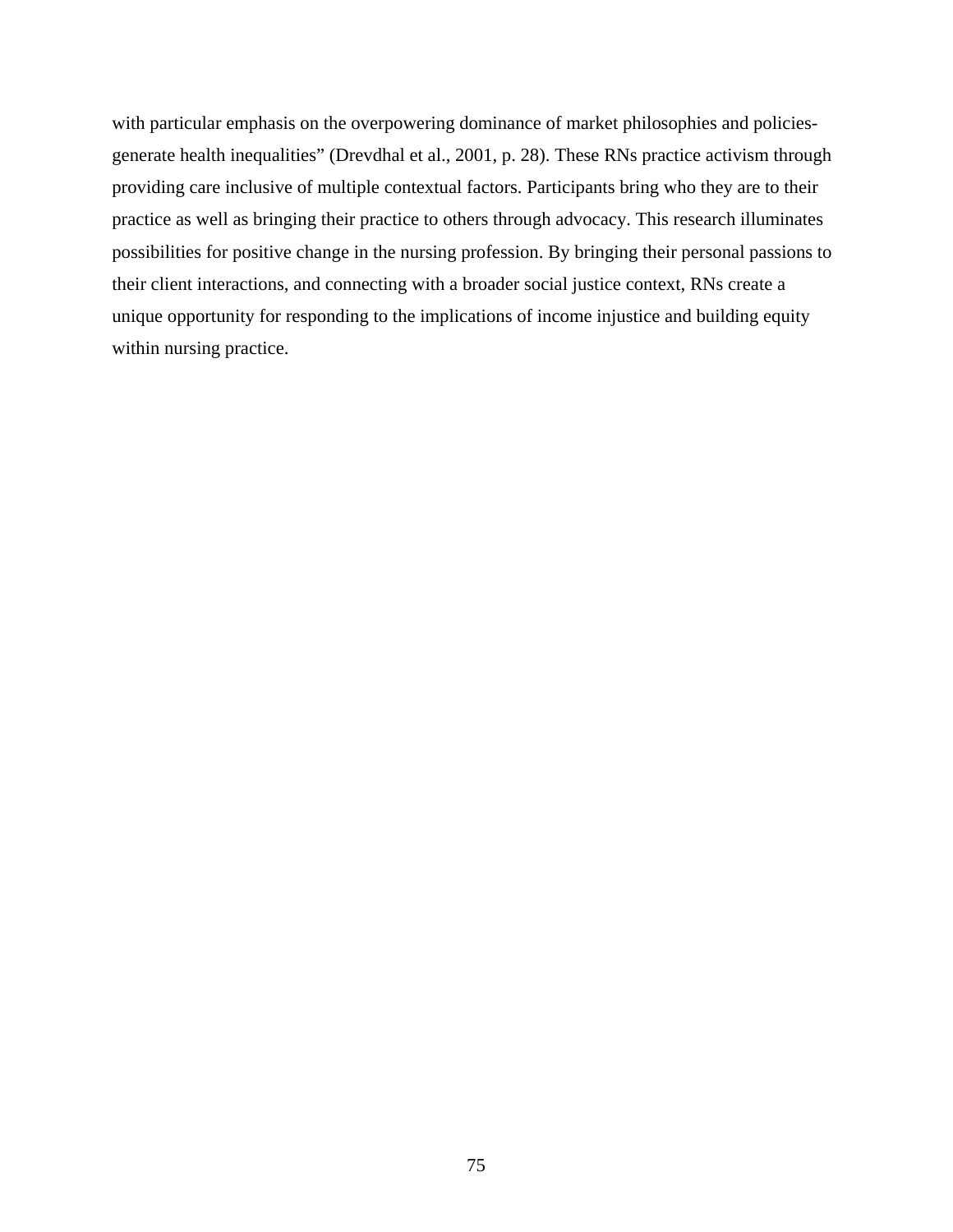with particular emphasis on the overpowering dominance of market philosophies and policies- generate health inequalities" (Drevdhal et al., 2001, p. 28). These RNs practice activism through providing care inclusive of multiple contextual factors. Participants bring who they are to their practice as well as bringing their practice to others through advocacy. This research illuminates possibilities for positive change in the nursing profession. By bringing their personal passions to their client interactions, and connecting with a broader social justice context, RNs create a unique opportunity for responding to the implications of income injustice and building equity within nursing practice.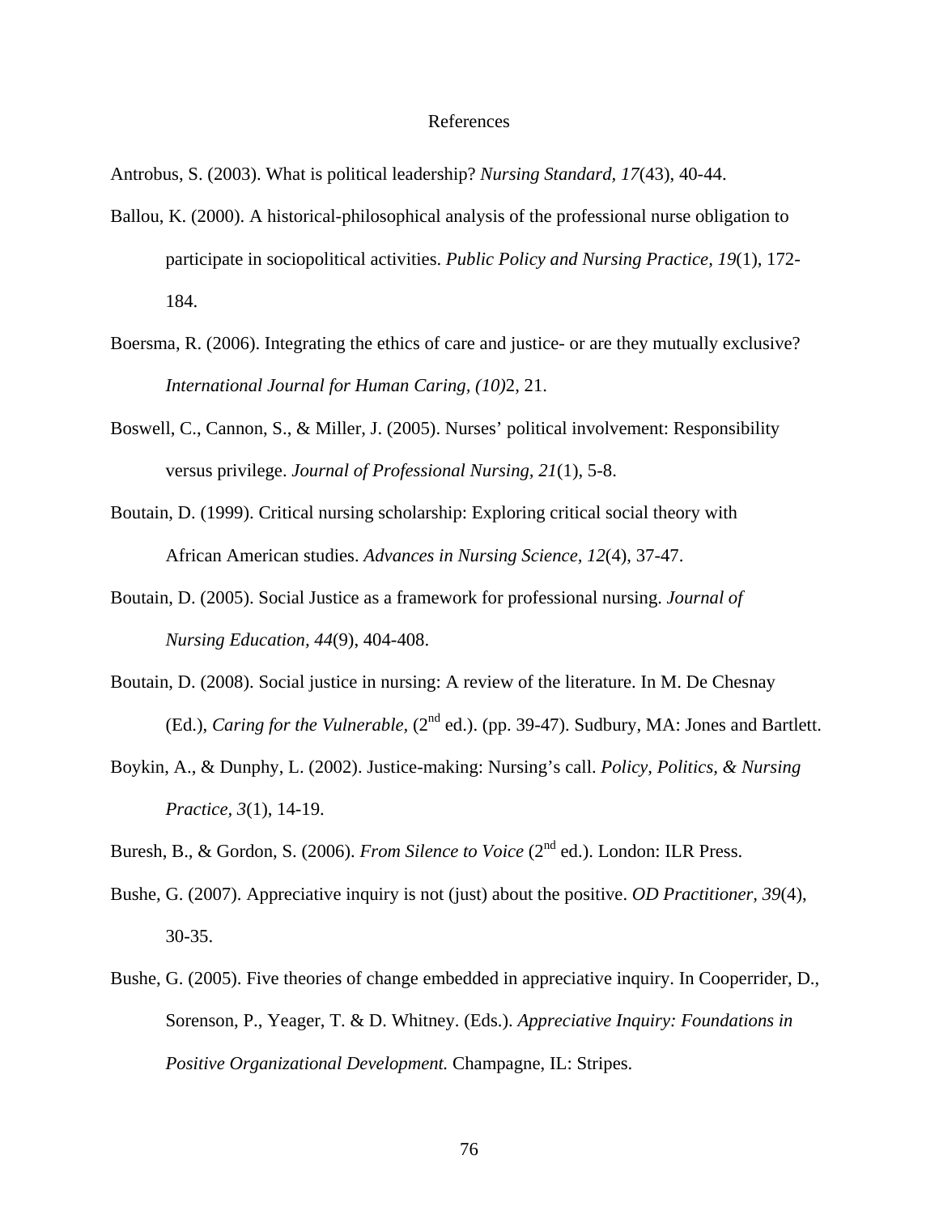# References

Antrobus, S. (2003). What is political leadership? *Nursing Standard, 17*(43), 40-44.

Ballou, K. (2000). A historical-philosophical analysis of the professional nurse obligation to participate in sociopolitical activities. *Public Policy and Nursing Practice, 19*(1), 172-184.

Boersma, R. (2006). Integrating the ethics of care and justice- or are they mutually exclusive? *International Journal for Human Caring, (10)*2, 21.

Boswell, C., Cannon, S., & Miller, J. (2005). Nurses' political involvement: Responsibility versus privilege. *Journal of Professional Nursing, 21*(1), 5-8.

Boutain, D. (1999). Critical nursing scholarship: Exploring critical social theory with African American studies. *Advances in Nursing Science, 12*(4), 37-47.

Boutain, D. (2005). Social Justice as a framework for professional nursing. *Journal of Nursing Education, 44*(9), 404-408.

Boutain, D. (2008). Social justice in nursing: A review of the literature. In M. De Chesnay (Ed.), *Caring for the Vulnerable,* (2nd ed.). (pp. 39-47). Sudbury, MA: Jones and Bartlett.

Boykin, A., & Dunphy, L. (2002). Justice-making: Nursing's call. *Policy, Politics, & Nursing Practice, 3*(1), 14-19.

Buresh, B., & Gordon, S. (2006). *From Silence to Voice* (2nd ed.). London: ILR Press.

Bushe, G. (2007). Appreciative inquiry is not (just) about the positive. *OD Practitioner, 39*(4), 30-35.

Bushe, G. (2005). Five theories of change embedded in appreciative inquiry. In Cooperrider, D., Sorenson, P., Yeager, T. & D. Whitney. (Eds.). *Appreciative Inquiry: Foundations in Positive Organizational Development.* Champagne, IL: Stripes.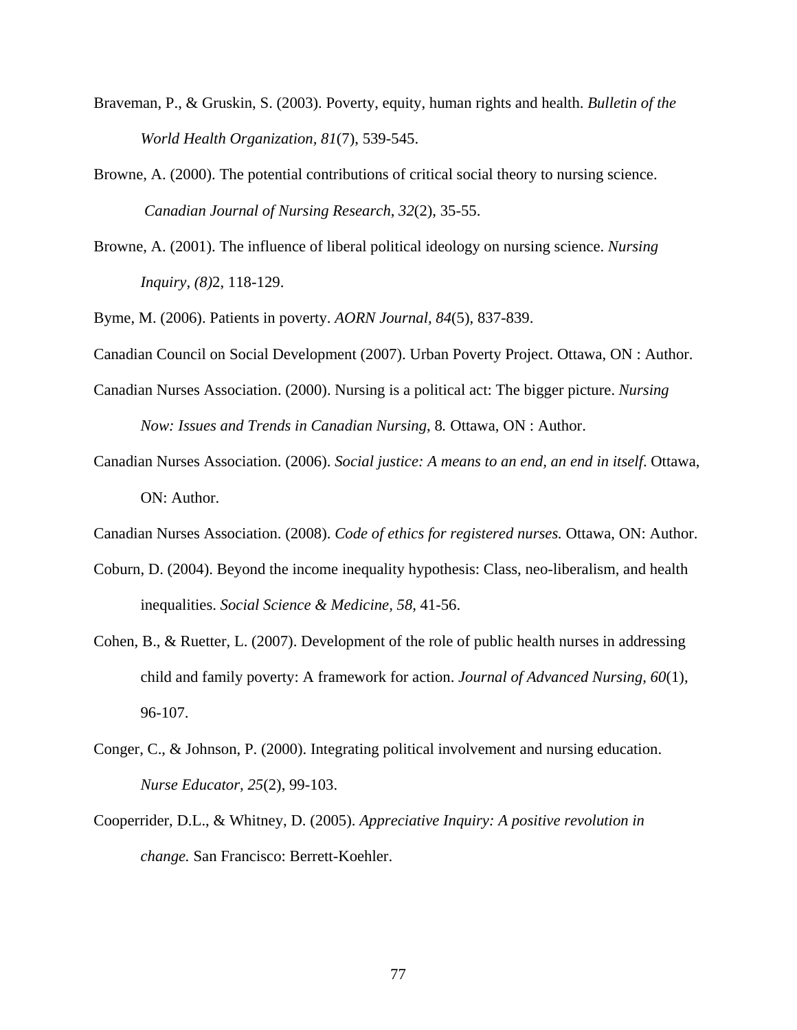Braveman, P., & Gruskin, S. (2003). Poverty, equity, human rights and health. *Bulletin of the World Health Organization, 81*(7), 539-545.

Browne, A. (2000). The potential contributions of critical social theory to nursing science. *Canadian Journal of Nursing Research*, *32*(2), 35-55.

Browne, A. (2001). The influence of liberal political ideology on nursing science. *Nursing Inquiry, (8)*2, 118-129.

Byme, M. (2006). Patients in poverty. *AORN Journal*, *84*(5), 837-839.

Canadian Council on Social Development (2007). Urban Poverty Project. Ottawa, ON : Author.

Canadian Nurses Association. (2000). Nursing is a political act: The bigger picture. *Nursing Now: Issues and Trends in Canadian Nursing*, 8*.* Ottawa, ON : Author.

Canadian Nurses Association. (2006). *Social justice: A means to an end, an end in itself*. Ottawa, ON: Author.

Canadian Nurses Association. (2008). *Code of ethics for registered nurses.* Ottawa, ON: Author.

Coburn, D. (2004). Beyond the income inequality hypothesis: Class, neo-liberalism, and health inequalities. *Social Science & Medicine, 58,* 41-56.

Cohen, B., & Ruetter, L. (2007). Development of the role of public health nurses in addressing child and family poverty: A framework for action. *Journal of Advanced Nursing, 60*(1), 96-107.

Conger, C., & Johnson, P. (2000). Integrating political involvement and nursing education. *Nurse Educator, 25*(2), 99-103.

Cooperrider, D.L., & Whitney, D. (2005). *Appreciative Inquiry: A positive revolution in change.* San Francisco: Berrett-Koehler.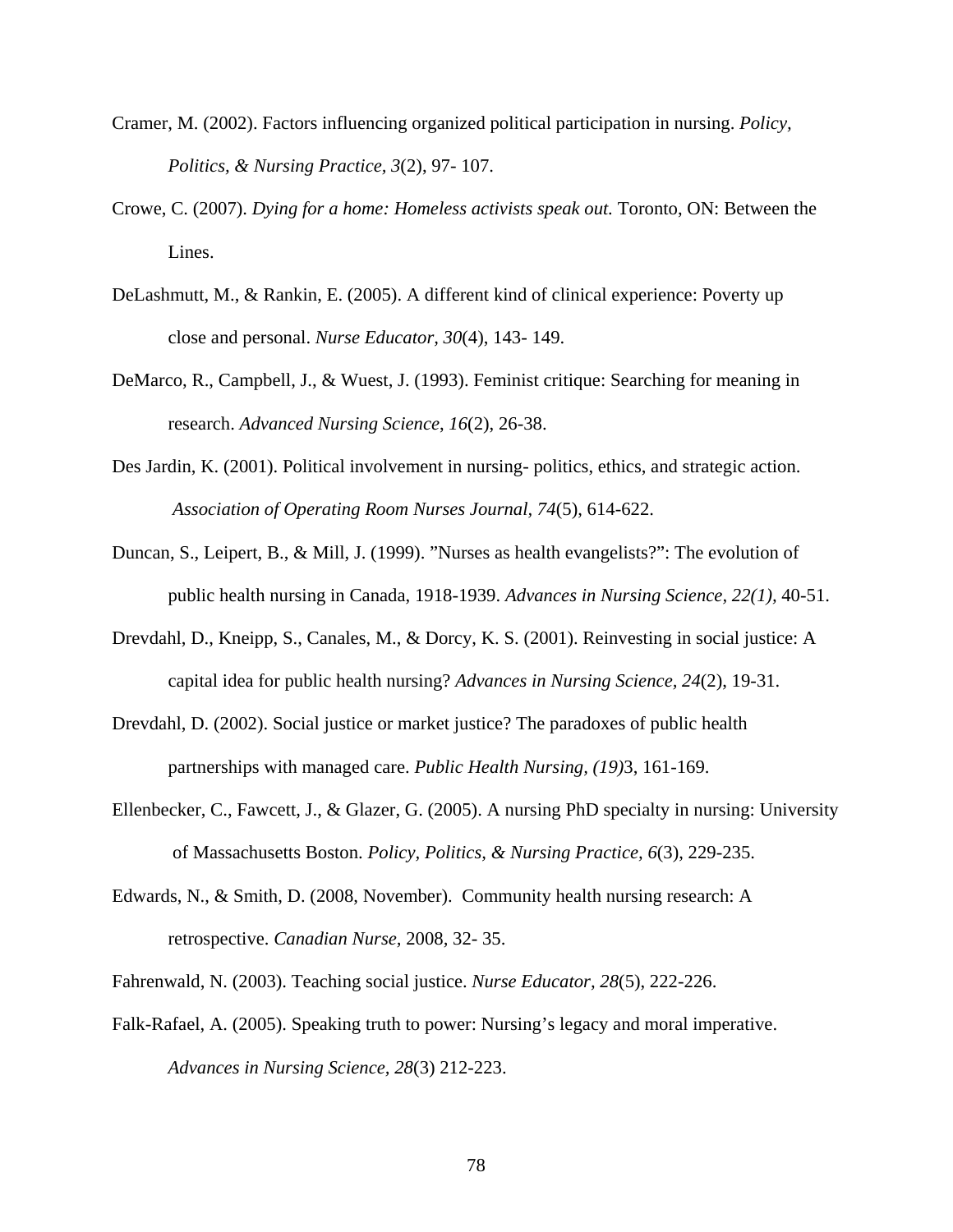Cramer, M. (2002). Factors influencing organized political participation in nursing. *Policy, Politics, & Nursing Practice, 3*(2), 97- 107.

Crowe, C. (2007). *Dying for a home: Homeless activists speak out.* Toronto, ON: Between the Lines.

DeLashmutt, M., & Rankin, E. (2005). A different kind of clinical experience: Poverty up close and personal. *Nurse Educator, 30*(4), 143- 149.

DeMarco, R., Campbell, J., & Wuest, J. (1993). Feminist critique: Searching for meaning in research. *Advanced Nursing Science*, *16*(2), 26-38.

Des Jardin, K. (2001). Political involvement in nursing- politics, ethics, and strategic action. *Association of Operating Room Nurses Journal, 74*(5), 614-622.

Duncan, S., Leipert, B., & Mill, J. (1999). "Nurses as health evangelists?": The evolution of public health nursing in Canada, 1918-1939. *Advances in Nursing Science, 22(1),* 40-51.

Drevdahl, D., Kneipp, S., Canales, M., & Dorcy, K. S. (2001). Reinvesting in social justice: A capital idea for public health nursing? *Advances in Nursing Science, 24*(2), 19-31.

Drevdahl, D. (2002). Social justice or market justice? The paradoxes of public health partnerships with managed care. *Public Health Nursing, (19)*3, 161-169.

Ellenbecker, C., Fawcett, J., & Glazer, G. (2005). A nursing PhD specialty in nursing: University of Massachusetts Boston. *Policy, Politics, & Nursing Practice, 6*(3), 229-235.

Edwards, N., & Smith, D. (2008, November). Community health nursing research: A retrospective. *Canadian Nurse,* 2008, 32- 35.

Fahrenwald, N. (2003). Teaching social justice. *Nurse Educator*, *28*(5), 222-226.

Falk-Rafael, A. (2005). Speaking truth to power: Nursing's legacy and moral imperative. *Advances in Nursing Science, 28*(3) 212-223.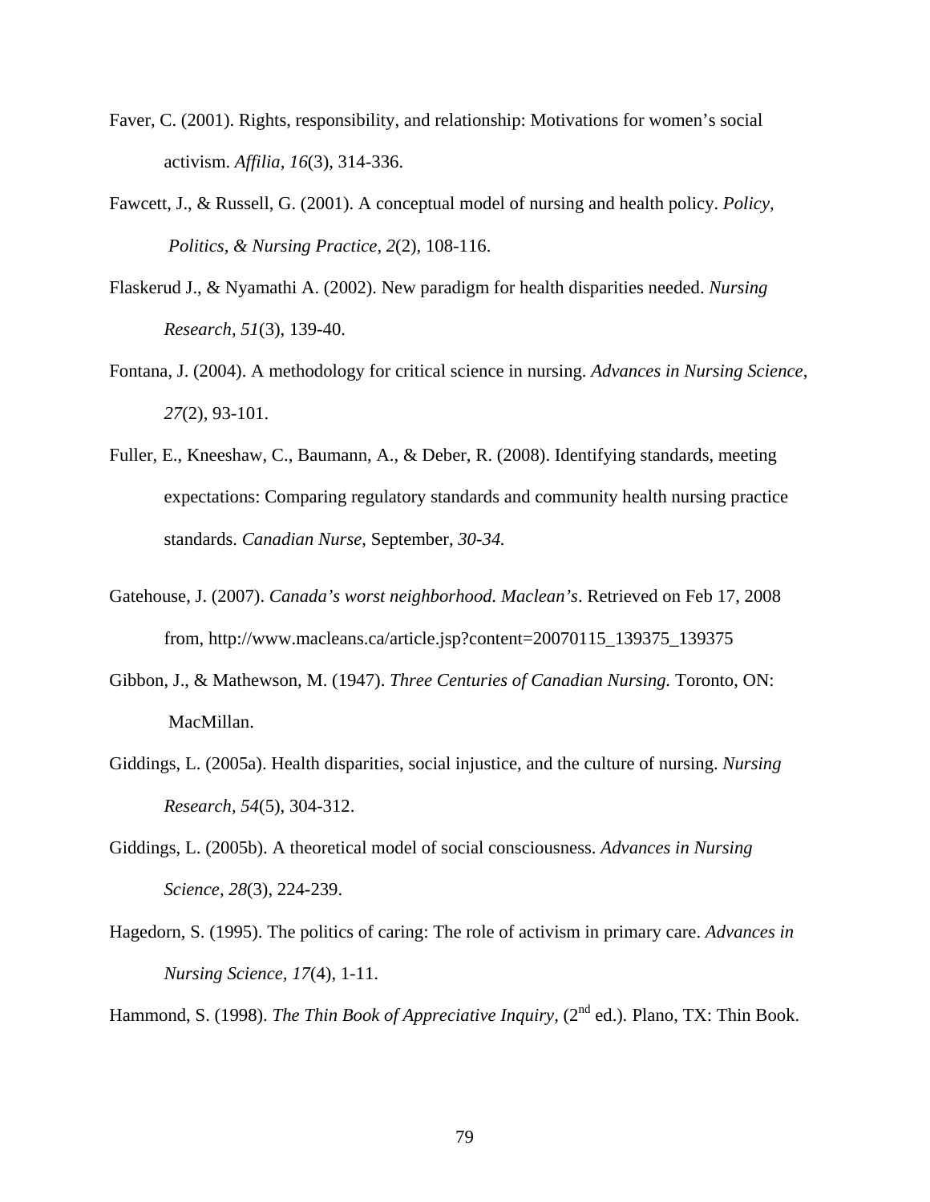Faver, C. (2001). Rights, responsibility, and relationship: Motivations for women's social activism. *Affilia, 16*(3), 314-336.

Fawcett, J., & Russell, G. (2001). A conceptual model of nursing and health policy. *Policy, Politics, & Nursing Practice, 2*(2), 108-116.

Flaskerud J., & Nyamathi A. (2002). New paradigm for health disparities needed. *Nursing Research, 51*(3), 139-40.

Fontana, J. (2004). A methodology for critical science in nursing. *Advances in Nursing Science*, *27*(2), 93-101.

Fuller, E., Kneeshaw, C., Baumann, A., & Deber, R. (2008). Identifying standards, meeting expectations: Comparing regulatory standards and community health nursing practice standards. *Canadian Nurse*, September, *30-34.*

Gatehouse, J. (2007). *Canada's worst neighborhood. Maclean's*. Retrieved on Feb 17, 2008 from, http://www.macleans.ca/article.jsp?content=20070115_139375_139375

Gibbon, J., & Mathewson, M. (1947). *Three Centuries of Canadian Nursing.* Toronto, ON: MacMillan.

Giddings, L. (2005a). Health disparities, social injustice, and the culture of nursing. *Nursing Research, 54*(5), 304-312.

Giddings, L. (2005b). A theoretical model of social consciousness. *Advances in Nursing Science, 28*(3), 224-239.

Hagedorn, S. (1995). The politics of caring: The role of activism in primary care. *Advances in Nursing Science, 17*(4), 1-11.

Hammond, S. (1998). *The Thin Book of Appreciative Inquiry,* (2nd ed.). Plano, TX: Thin Book.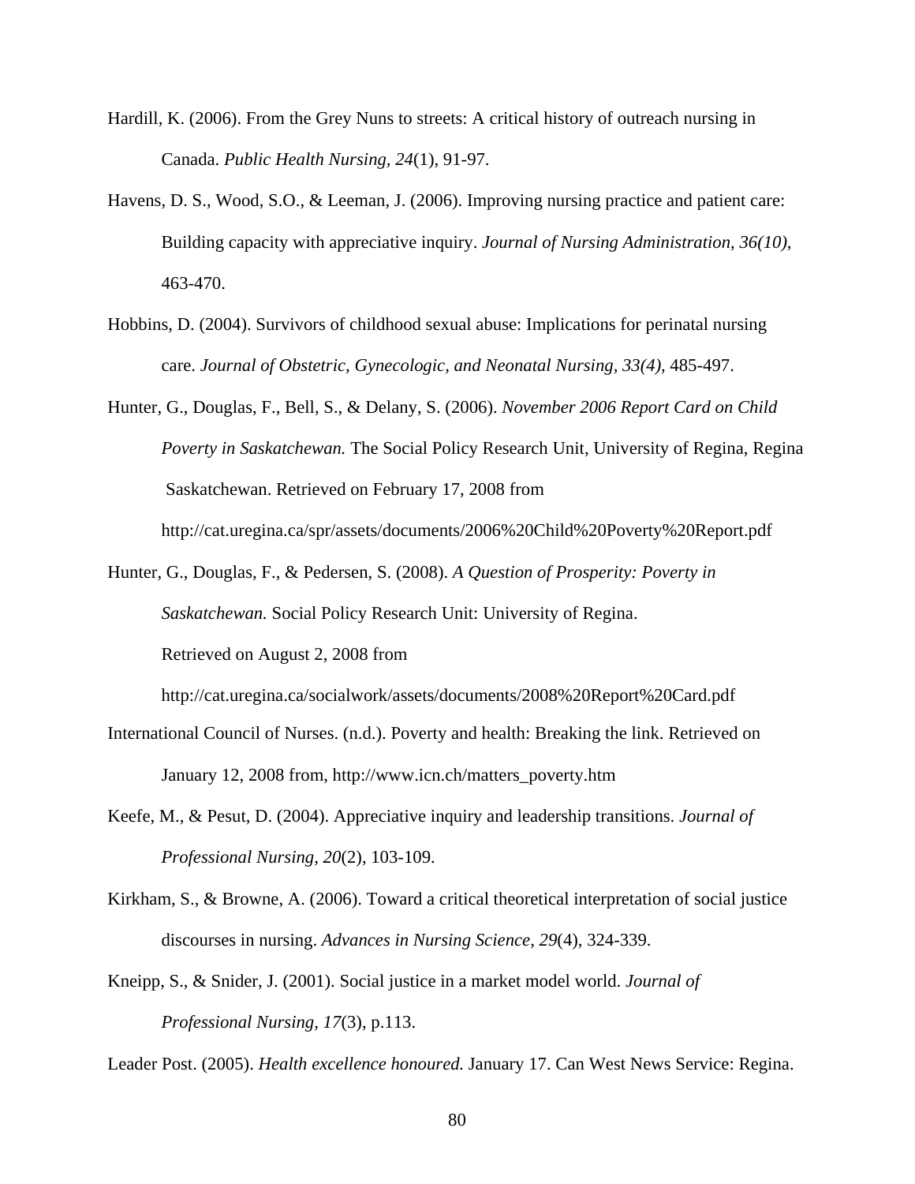Hardill, K. (2006). From the Grey Nuns to streets: A critical history of outreach nursing in Canada. *Public Health Nursing, 24*(1), 91-97.

Havens, D. S., Wood, S.O., & Leeman, J. (2006). Improving nursing practice and patient care: Building capacity with appreciative inquiry. *Journal of Nursing Administration, 36(10)*, 463-470.

Hobbins, D. (2004). Survivors of childhood sexual abuse: Implications for perinatal nursing care. *Journal of Obstetric, Gynecologic, and Neonatal Nursing, 33(4)*, 485-497.

Hunter, G., Douglas, F., Bell, S., & Delany, S. (2006). *November 2006 Report Card on Child Poverty in Saskatchewan.* The Social Policy Research Unit, University of Regina, Regina Saskatchewan. Retrieved on February 17, 2008 from http://cat.uregina.ca/spr/assets/documents/2006%20Child%20Poverty%20Report.pdf

Hunter, G., Douglas, F., & Pedersen, S. (2008). *A Question of Prosperity: Poverty in Saskatchewan.* Social Policy Research Unit: University of Regina. Retrieved on August 2, 2008 from http://cat.uregina.ca/socialwork/assets/documents/2008%20Report%20Card.pdf

International Council of Nurses. (n.d.). Poverty and health: Breaking the link. Retrieved on January 12, 2008 from, http://www.icn.ch/matters_poverty.htm

Keefe, M., & Pesut, D. (2004). Appreciative inquiry and leadership transitions. *Journal of Professional Nursing, 20*(2), 103-109.

Kirkham, S., & Browne, A. (2006). Toward a critical theoretical interpretation of social justice discourses in nursing. *Advances in Nursing Science, 29*(4), 324-339.

Kneipp, S., & Snider, J. (2001). Social justice in a market model world. *Journal of Professional Nursing, 17*(3), p.113.

Leader Post. (2005). *Health excellence honoured.* January 17. Can West News Service: Regina.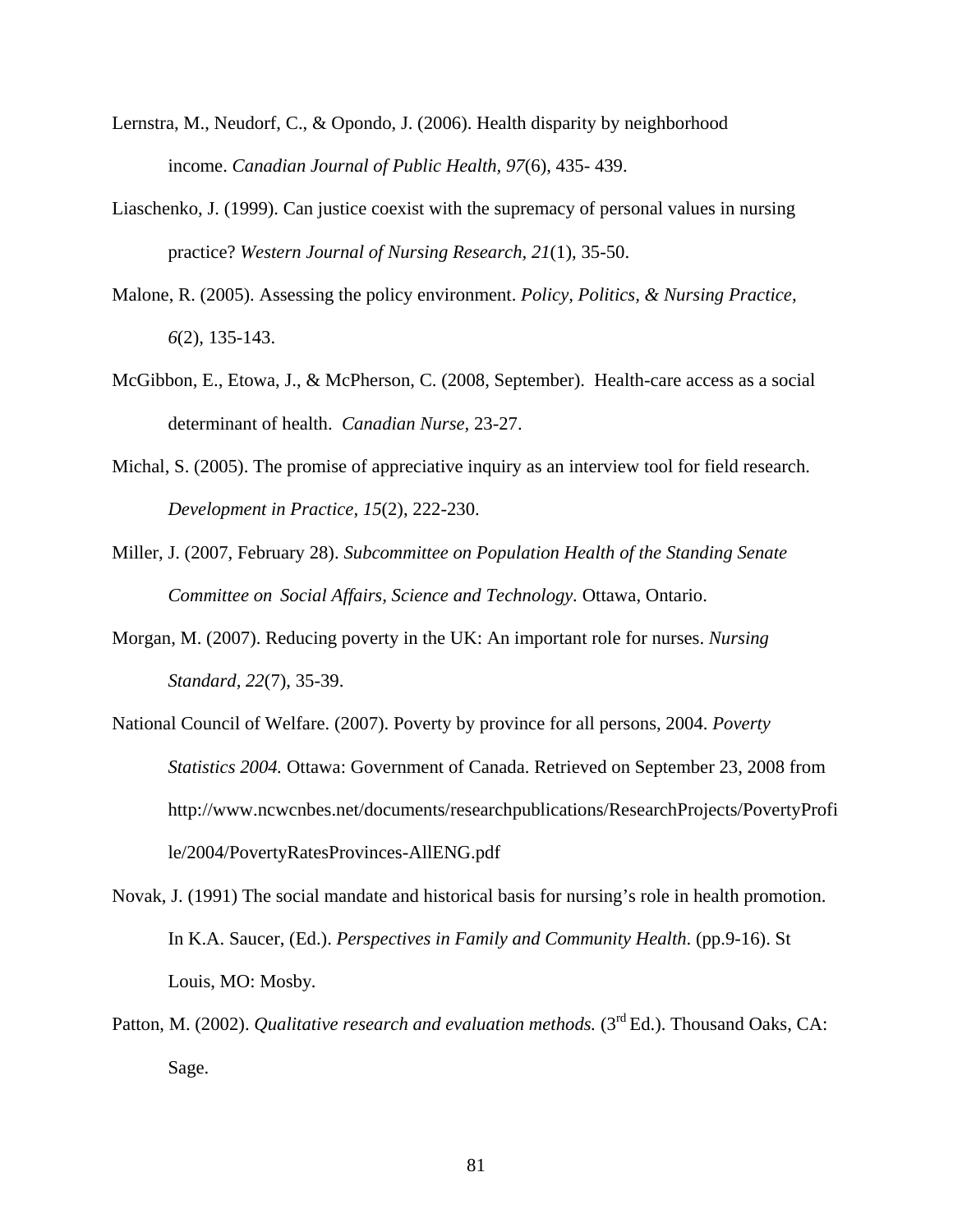Lernstra, M., Neudorf, C., & Opondo, J. (2006). Health disparity by neighborhood income. *Canadian Journal of Public Health, 97*(6), 435- 439.

Liaschenko, J. (1999). Can justice coexist with the supremacy of personal values in nursing practice? *Western Journal of Nursing Research, 21*(1), 35-50.

Malone, R. (2005). Assessing the policy environment. *Policy, Politics, & Nursing Practice, 6*(2), 135-143.

McGibbon, E., Etowa, J., & McPherson, C. (2008, September). Health-care access as a social determinant of health. *Canadian Nurse,* 23-27.

Michal, S. (2005). The promise of appreciative inquiry as an interview tool for field research. *Development in Practice, 15*(2), 222-230.

Miller, J. (2007, February 28). *Subcommittee on Population Health of the Standing Senate Committee on Social Affairs, Science and Technology.* Ottawa, Ontario.

Morgan, M. (2007). Reducing poverty in the UK: An important role for nurses. *Nursing Standard, 22*(7), 35-39.

National Council of Welfare. (2007). Poverty by province for all persons, 2004. *Poverty Statistics 2004.* Ottawa: Government of Canada. Retrieved on September 23, 2008 from http://www.ncwcnbes.net/documents/researchpublications/ResearchProjects/PovertyProfile/2004/PovertyRatesProvinces-AllENG.pdf

Novak, J. (1991) The social mandate and historical basis for nursing's role in health promotion. In K.A. Saucer, (Ed.). *Perspectives in Family and Community Health.* (pp.9-16). St Louis, MO: Mosby.

Patton, M. (2002). *Qualitative research and evaluation methods.* (3rd Ed.). Thousand Oaks, CA: Sage.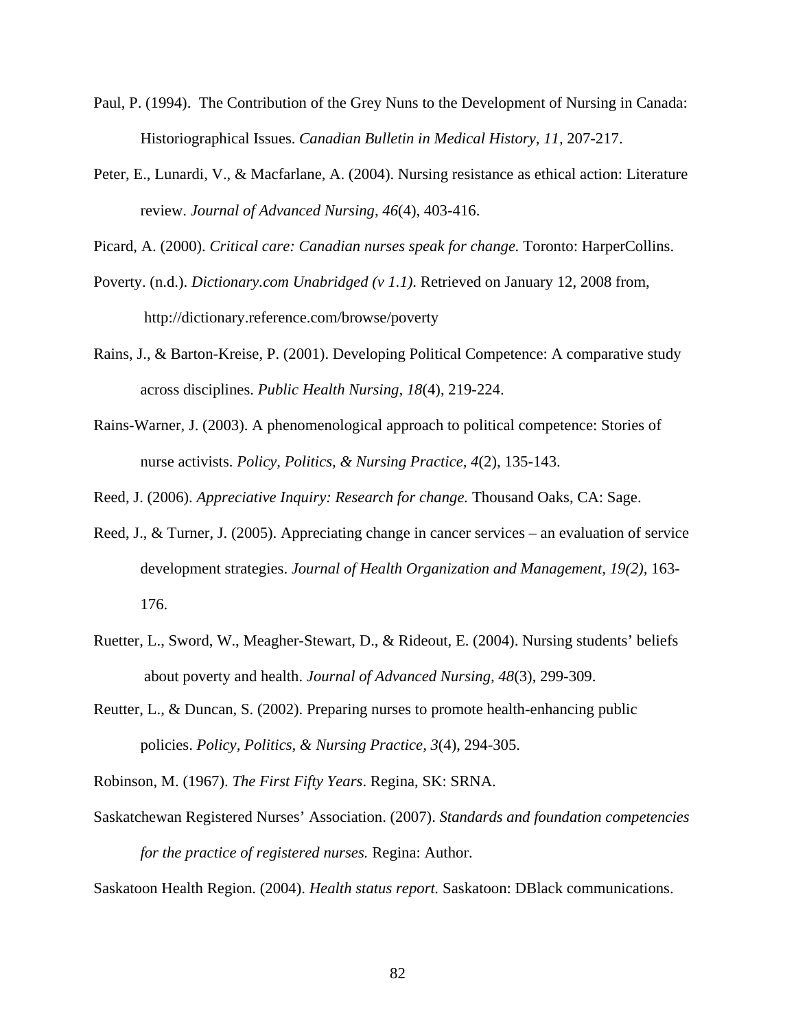Paul, P. (1994). The Contribution of the Grey Nuns to the Development of Nursing in Canada: Historiographical Issues. *Canadian Bulletin in Medical History, 11,* 207-217.

Peter, E., Lunardi, V., & Macfarlane, A. (2004). Nursing resistance as ethical action: Literature review. *Journal of Advanced Nursing, 46*(4), 403-416.

Picard, A. (2000). *Critical care: Canadian nurses speak for change.* Toronto: HarperCollins.

Poverty. (n.d.). *Dictionary.com Unabridged (v 1.1).* Retrieved on January 12, 2008 from, http://dictionary.reference.com/browse/poverty

Rains, J., & Barton-Kreise, P. (2001). Developing Political Competence: A comparative study across disciplines. *Public Health Nursing, 18*(4), 219-224.

Rains-Warner, J. (2003). A phenomenological approach to political competence: Stories of nurse activists. *Policy, Politics, & Nursing Practice, 4*(2), 135-143.

Reed, J. (2006). *Appreciative Inquiry: Research for change.* Thousand Oaks, CA: Sage.

Reed, J., & Turner, J. (2005). Appreciating change in cancer services – an evaluation of service development strategies. *Journal of Health Organization and Management, 19(2),* 163-176.

Ruetter, L., Sword, W., Meagher-Stewart, D., & Rideout, E. (2004). Nursing students' beliefs about poverty and health. *Journal of Advanced Nursing, 48*(3), 299-309.

Reutter, L., & Duncan, S. (2002). Preparing nurses to promote health-enhancing public policies. *Policy, Politics, & Nursing Practice, 3*(4), 294-305.

Robinson, M. (1967). *The First Fifty Years*. Regina, SK: SRNA.

Saskatchewan Registered Nurses' Association. (2007). *Standards and foundation competencies for the practice of registered nurses.* Regina: Author.

Saskatoon Health Region. (2004). *Health status report.* Saskatoon: DBlack communications.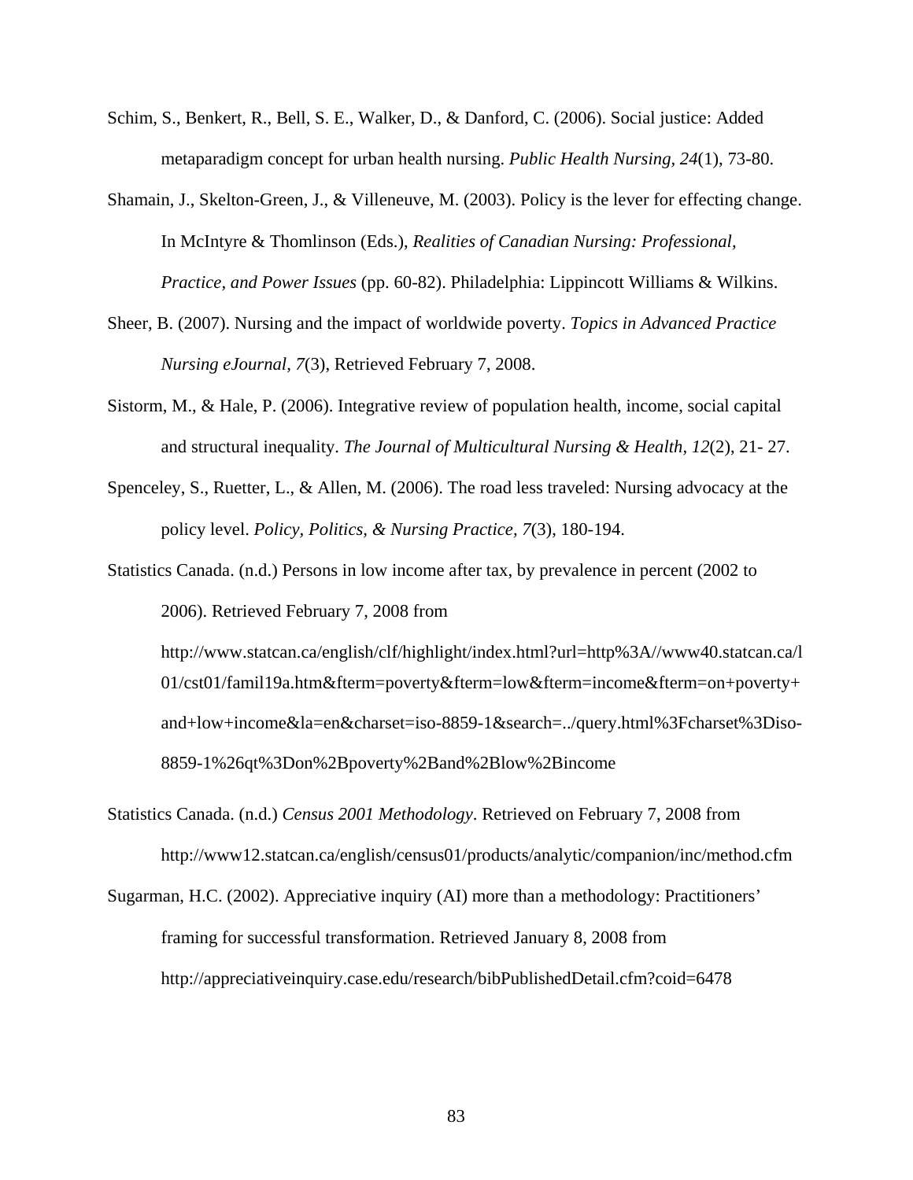Schim, S., Benkert, R., Bell, S. E., Walker, D., & Danford, C. (2006). Social justice: Added metaparadigm concept for urban health nursing. *Public Health Nursing, 24*(1), 73-80.

Shamain, J., Skelton-Green, J., & Villeneuve, M. (2003). Policy is the lever for effecting change. In McIntyre & Thomlinson (Eds.), *Realities of Canadian Nursing: Professional, Practice, and Power Issues* (pp. 60-82). Philadelphia: Lippincott Williams & Wilkins.

Sheer, B. (2007). Nursing and the impact of worldwide poverty. *Topics in Advanced Practice Nursing eJournal, 7*(3), Retrieved February 7, 2008.

Sistorm, M., & Hale, P. (2006). Integrative review of population health, income, social capital and structural inequality. *The Journal of Multicultural Nursing & Health, 12*(2), 21- 27.

Spenceley, S., Ruetter, L., & Allen, M. (2006). The road less traveled: Nursing advocacy at the policy level. *Policy, Politics, & Nursing Practice, 7*(3), 180-194.

Statistics Canada. (n.d.) Persons in low income after tax, by prevalence in percent (2002 to 2006). Retrieved February 7, 2008 from http://www.statcan.ca/english/clf/highlight/index.html?url=http%3A//www40.statcan.ca/l01/cst01/famil19a.htm&fterm=poverty&fterm=low&fterm=income&fterm=on+poverty+and+low+income&la=en&charset=iso-8859-1&search=../query.html%3Fcharset%3Diso-8859-1%26qt%3Don%2Bpoverty%2Band%2Blow%2Bincome

Statistics Canada. (n.d.) *Census 2001 Methodology*. Retrieved on February 7, 2008 from http://www12.statcan.ca/english/census01/products/analytic/companion/inc/method.cfm

Sugarman, H.C. (2002). Appreciative inquiry (AI) more than a methodology: Practitioners' framing for successful transformation. Retrieved January 8, 2008 from http://appreciativeinquiry.case.edu/research/bibPublishedDetail.cfm?coid=6478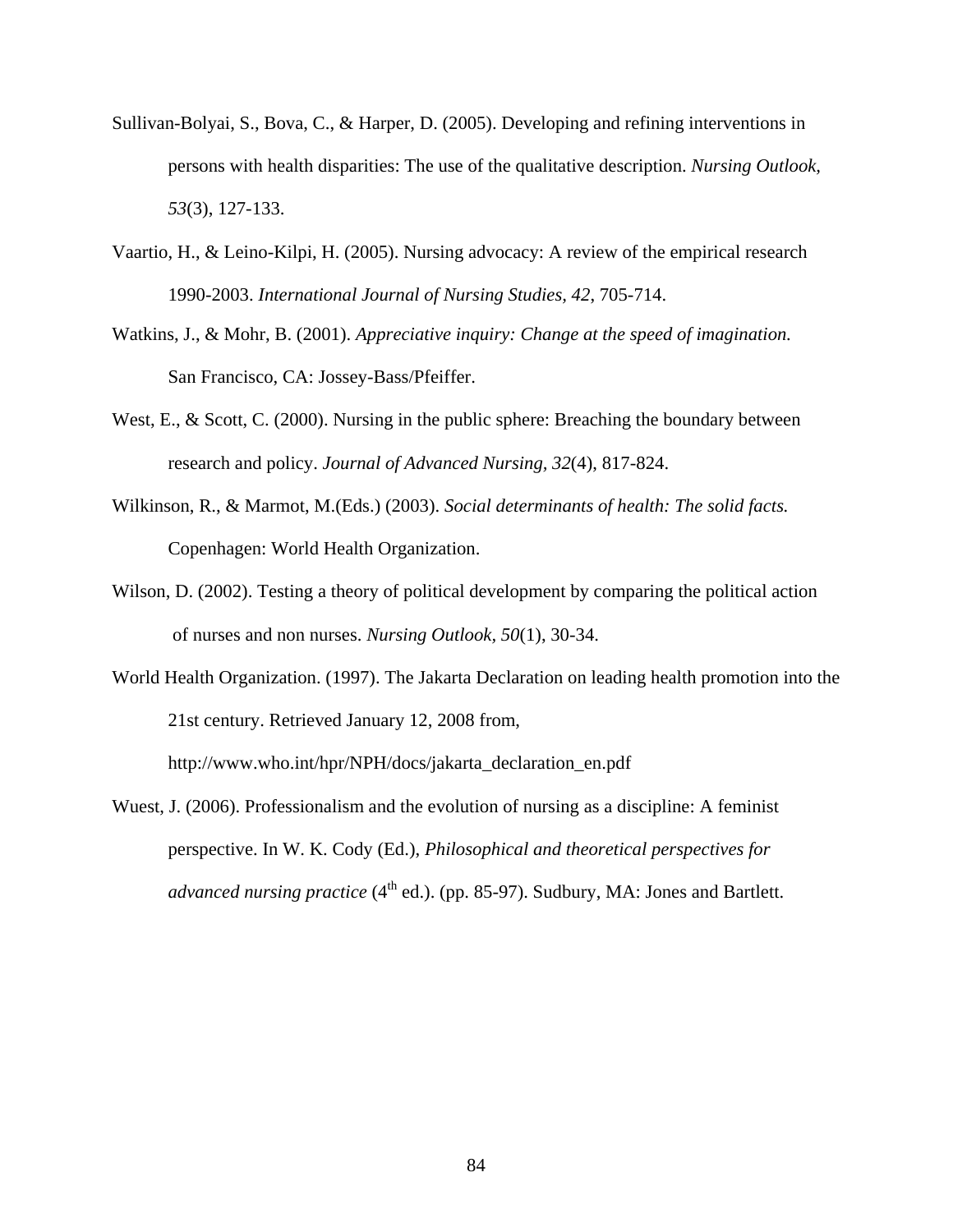Sullivan-Bolyai, S., Bova, C., & Harper, D. (2005). Developing and refining interventions in persons with health disparities: The use of the qualitative description. *Nursing Outlook, 53*(3), 127-133.

Vaartio, H., & Leino-Kilpi, H. (2005). Nursing advocacy: A review of the empirical research 1990-2003. *International Journal of Nursing Studies, 42*, 705-714.

Watkins, J., & Mohr, B. (2001). *Appreciative inquiry: Change at the speed of imagination.* San Francisco, CA: Jossey-Bass/Pfeiffer.

West, E., & Scott, C. (2000). Nursing in the public sphere: Breaching the boundary between research and policy. *Journal of Advanced Nursing, 32*(4), 817-824.

Wilkinson, R., & Marmot, M.(Eds.) (2003). *Social determinants of health: The solid facts.* Copenhagen: World Health Organization.

Wilson, D. (2002). Testing a theory of political development by comparing the political action of nurses and non nurses. *Nursing Outlook, 50*(1), 30-34.

World Health Organization. (1997). The Jakarta Declaration on leading health promotion into the 21st century. Retrieved January 12, 2008 from, http://www.who.int/hpr/NPH/docs/jakarta_declaration_en.pdf

Wuest, J. (2006). Professionalism and the evolution of nursing as a discipline: A feminist perspective. In W. K. Cody (Ed.), *Philosophical and theoretical perspectives for advanced nursing practice* (4th ed.). (pp. 85-97). Sudbury, MA: Jones and Bartlett.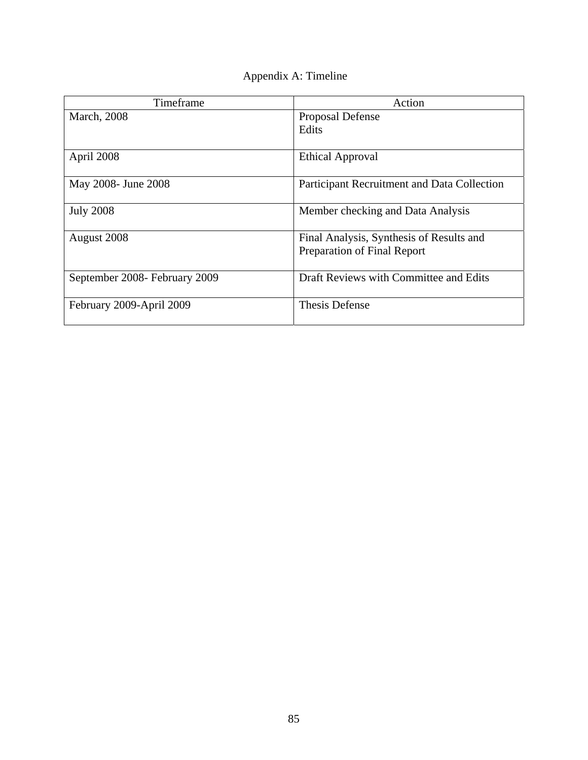# Appendix A: Timeline

| Timeframe | Action |
|---|---|
| March, 2008 | Proposal Defense<br>Edits |
| April 2008 | Ethical Approval |
| May 2008- June 2008 | Participant Recruitment and Data Collection |
| July 2008 | Member checking and Data Analysis |
| August 2008 | Final Analysis, Synthesis of Results and Preparation of Final Report |
| September 2008- February 2009 | Draft Reviews with Committee and Edits |
| February 2009-April 2009 | Thesis Defense |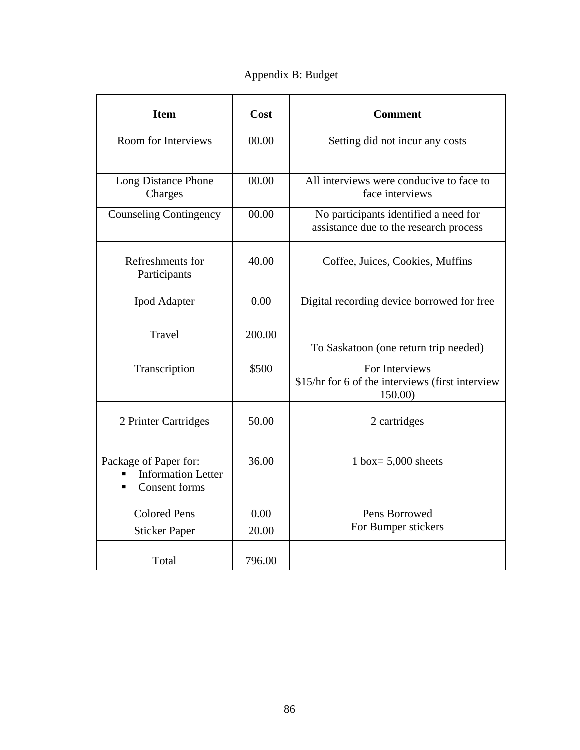Appendix B: Budget

| Item | Cost | Comment |
|---|---|---|
| Room for Interviews | 00.00 | Setting did not incur any costs |
| Long Distance Phone Charges | 00.00 | All interviews were conducive to face to face interviews |
| Counseling Contingency | 00.00 | No participants identified a need for assistance due to the research process |
| Refreshments for Participants | 40.00 | Coffee, Juices, Cookies, Muffins |
| Ipod Adapter | 0.00 | Digital recording device borrowed for free |
| Travel | 200.00 | To Saskatoon (one return trip needed) |
| Transcription | $500 | For Interviews<br>$15/hr for 6 of the interviews (first interview 150.00) |
| 2 Printer Cartridges | 50.00 | 2 cartridges |
| Package of Paper for:<br>▪ Information Letter<br>▪ Consent forms | 36.00 | 1 box= 5,000 sheets |
| Colored Pens | 0.00 | Pens Borrowed<br>For Bumper stickers |
| Sticker Paper | 20.00 | |
| Total | 796.00 | |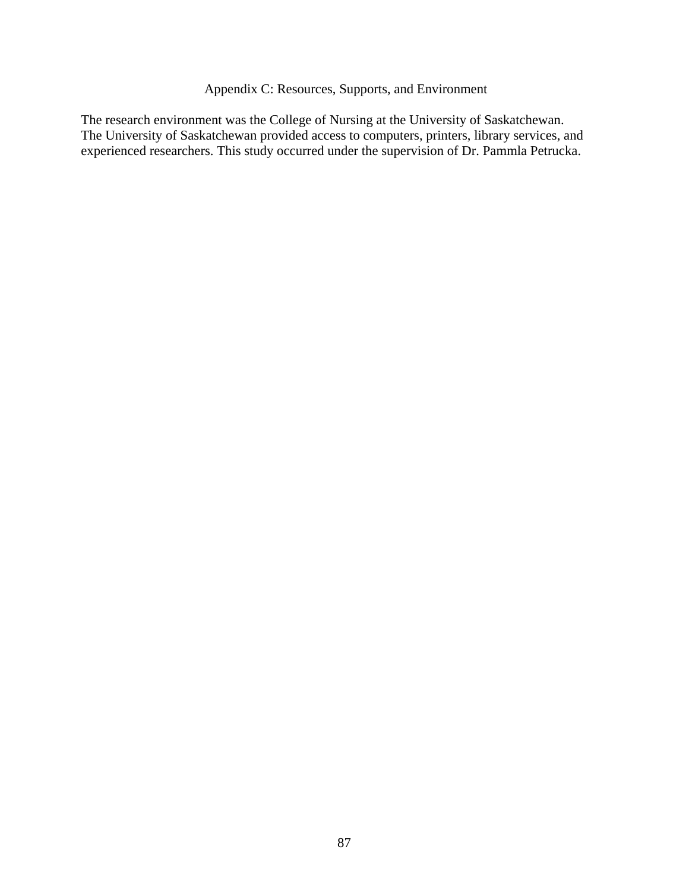## Appendix C: Resources, Supports, and Environment

The research environment was the College of Nursing at the University of Saskatchewan. The University of Saskatchewan provided access to computers, printers, library services, and experienced researchers. This study occurred under the supervision of Dr. Pammla Petrucka.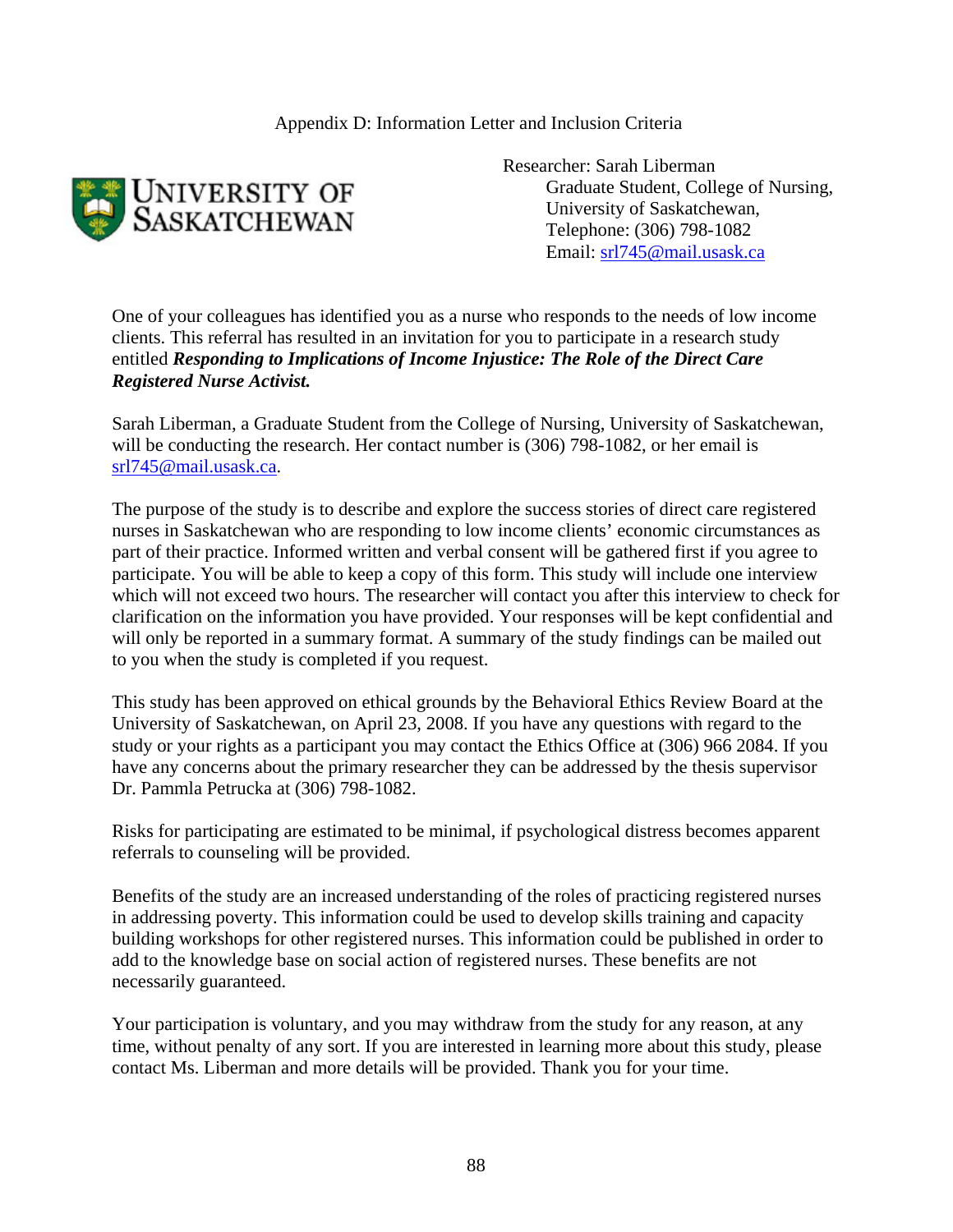Appendix D: Information Letter and Inclusion Criteria

Researcher: Sarah Liberman
Graduate Student, College of Nursing,
University of Saskatchewan,
Telephone: (306) 798-1082
Email: srl745@mail.usask.ca

One of your colleagues has identified you as a nurse who responds to the needs of low income clients. This referral has resulted in an invitation for you to participate in a research study entitled ***Responding to Implications of Income Injustice: The Role of the Direct Care Registered Nurse Activist.***

Sarah Liberman, a Graduate Student from the College of Nursing, University of Saskatchewan, will be conducting the research. Her contact number is (306) 798-1082, or her email is srl745@mail.usask.ca.

The purpose of the study is to describe and explore the success stories of direct care registered nurses in Saskatchewan who are responding to low income clients' economic circumstances as part of their practice. Informed written and verbal consent will be gathered first if you agree to participate. You will be able to keep a copy of this form. This study will include one interview which will not exceed two hours. The researcher will contact you after this interview to check for clarification on the information you have provided. Your responses will be kept confidential and will only be reported in a summary format. A summary of the study findings can be mailed out to you when the study is completed if you request.

This study has been approved on ethical grounds by the Behavioral Ethics Review Board at the University of Saskatchewan, on April 23, 2008. If you have any questions with regard to the study or your rights as a participant you may contact the Ethics Office at (306) 966 2084. If you have any concerns about the primary researcher they can be addressed by the thesis supervisor Dr. Pammla Petrucka at (306) 798-1082.

Risks for participating are estimated to be minimal, if psychological distress becomes apparent referrals to counseling will be provided.

Benefits of the study are an increased understanding of the roles of practicing registered nurses in addressing poverty. This information could be used to develop skills training and capacity building workshops for other registered nurses. This information could be published in order to add to the knowledge base on social action of registered nurses. These benefits are not necessarily guaranteed.

Your participation is voluntary, and you may withdraw from the study for any reason, at any time, without penalty of any sort. If you are interested in learning more about this study, please contact Ms. Liberman and more details will be provided. Thank you for your time.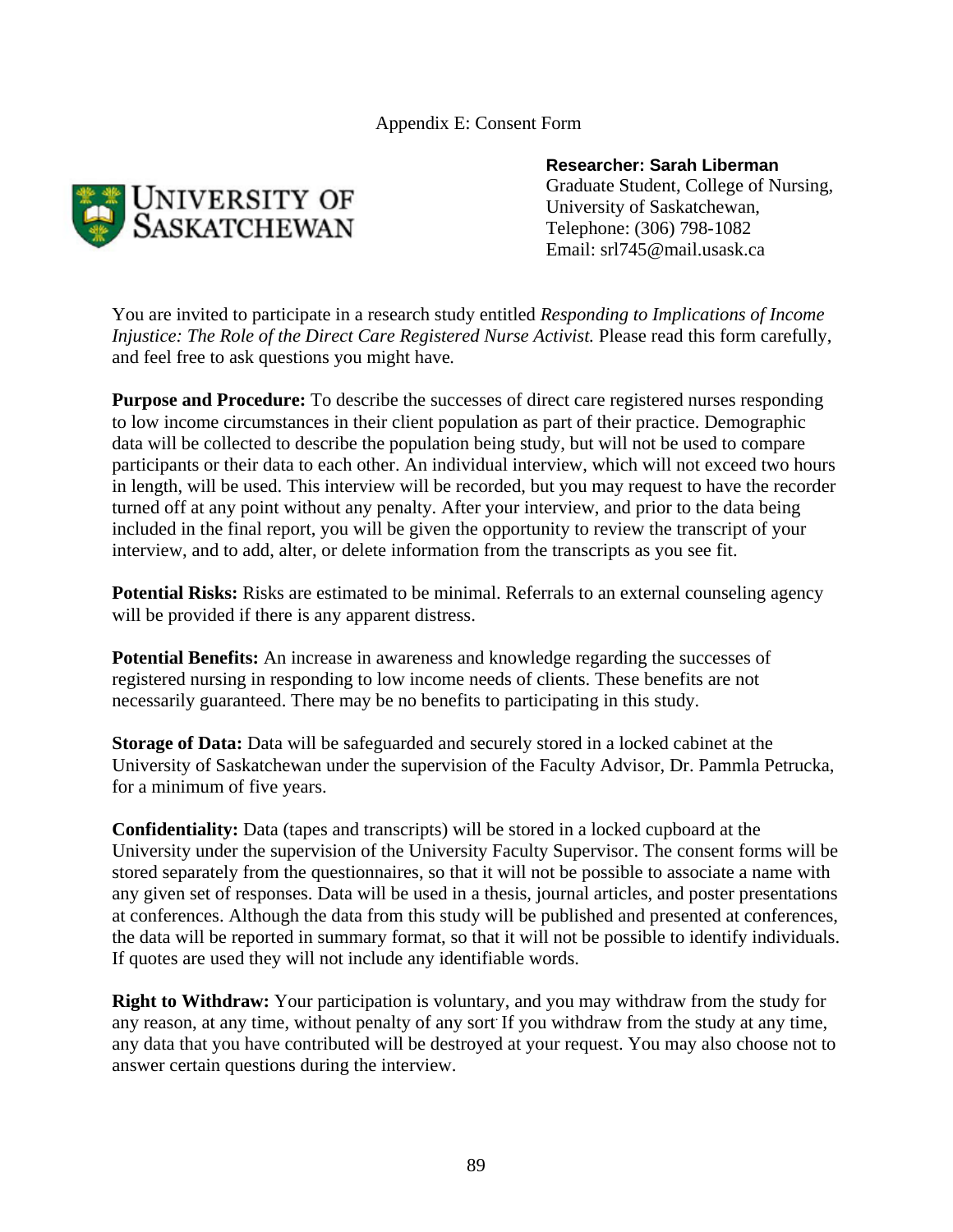Appendix E: Consent Form

UNIVERSITY OF SASKATCHEWAN

**Researcher: Sarah Liberman**
Graduate Student, College of Nursing,
University of Saskatchewan,
Telephone: (306) 798-1082
Email: srl745@mail.usask.ca

You are invited to participate in a research study entitled *Responding to Implications of Income Injustice: The Role of the Direct Care Registered Nurse Activist.* Please read this form carefully, and feel free to ask questions you might have.

**Purpose and Procedure:** To describe the successes of direct care registered nurses responding to low income circumstances in their client population as part of their practice. Demographic data will be collected to describe the population being study, but will not be used to compare participants or their data to each other. An individual interview, which will not exceed two hours in length, will be used. This interview will be recorded, but you may request to have the recorder turned off at any point without any penalty. After your interview, and prior to the data being included in the final report, you will be given the opportunity to review the transcript of your interview, and to add, alter, or delete information from the transcripts as you see fit.

**Potential Risks:** Risks are estimated to be minimal. Referrals to an external counseling agency will be provided if there is any apparent distress.

**Potential Benefits:** An increase in awareness and knowledge regarding the successes of registered nursing in responding to low income needs of clients. These benefits are not necessarily guaranteed. There may be no benefits to participating in this study.

**Storage of Data:** Data will be safeguarded and securely stored in a locked cabinet at the University of Saskatchewan under the supervision of the Faculty Advisor, Dr. Pammla Petrucka, for a minimum of five years.

**Confidentiality:** Data (tapes and transcripts) will be stored in a locked cupboard at the University under the supervision of the University Faculty Supervisor. The consent forms will be stored separately from the questionnaires, so that it will not be possible to associate a name with any given set of responses. Data will be used in a thesis, journal articles, and poster presentations at conferences. Although the data from this study will be published and presented at conferences, the data will be reported in summary format, so that it will not be possible to identify individuals. If quotes are used they will not include any identifiable words.

**Right to Withdraw:** Your participation is voluntary, and you may withdraw from the study for any reason, at any time, without penalty of any sort. If you withdraw from the study at any time, any data that you have contributed will be destroyed at your request. You may also choose not to answer certain questions during the interview.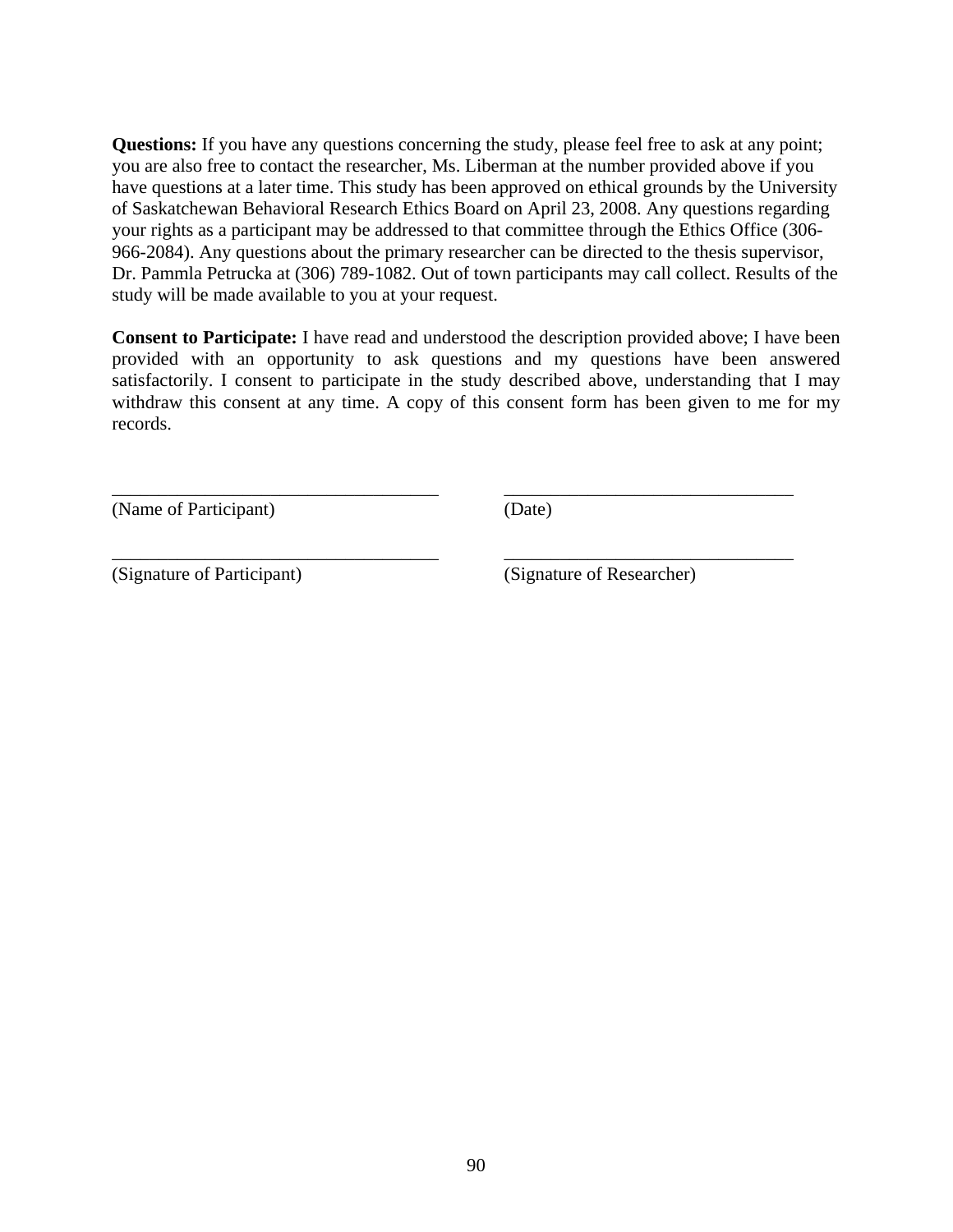**Questions:** If you have any questions concerning the study, please feel free to ask at any point; you are also free to contact the researcher, Ms. Liberman at the number provided above if you have questions at a later time. This study has been approved on ethical grounds by the University of Saskatchewan Behavioral Research Ethics Board on April 23, 2008. Any questions regarding your rights as a participant may be addressed to that committee through the Ethics Office (306-966-2084). Any questions about the primary researcher can be directed to the thesis supervisor, Dr. Pammla Petrucka at (306) 789-1082. Out of town participants may call collect. Results of the study will be made available to you at your request.

**Consent to Participate:** I have read and understood the description provided above; I have been provided with an opportunity to ask questions and my questions have been answered satisfactorily. I consent to participate in the study described above, understanding that I may withdraw this consent at any time. A copy of this consent form has been given to me for my records.

___________________________________ ___________________________________
(Name of Participant) (Date)

___________________________________ ___________________________________
(Signature of Participant) (Signature of Researcher)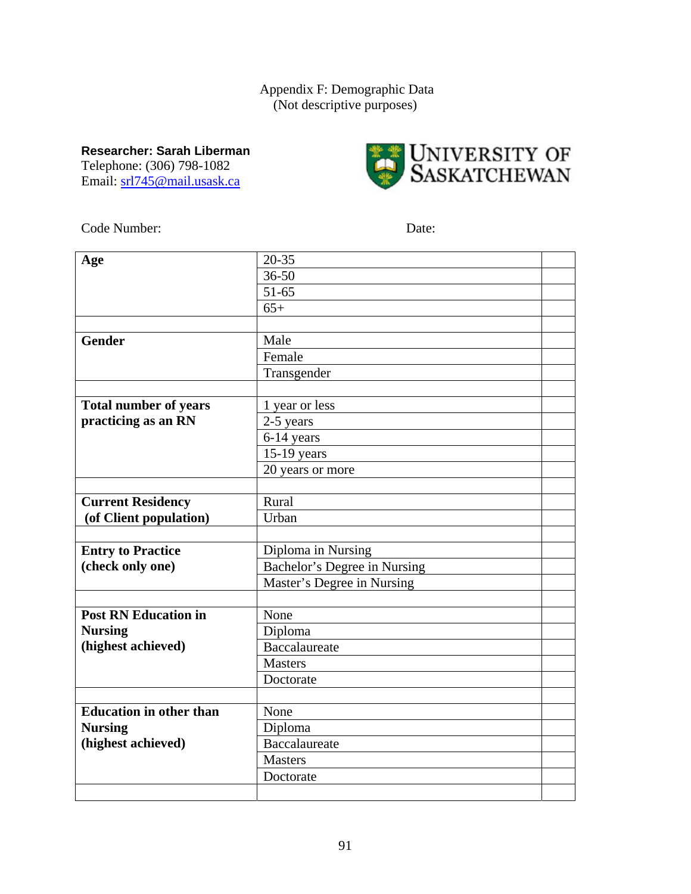Appendix F: Demographic Data
(Not descriptive purposes)

**Researcher: Sarah Liberman**
Telephone: (306) 798-1082
Email: srl745@mail.usask.ca

UNIVERSITY OF SASKATCHEWAN

Code Number: Date:

| | | |
|---|---|---|
| **Age** | 20-35 | |
| | 36-50 | |
| | 51-65 | |
| | 65+ | |
| | | |
| **Gender** | Male | |
| | Female | |
| | Transgender | |
| | | |
| **Total number of years practicing as an RN** | 1 year or less | |
| | 2-5 years | |
| | 6-14 years | |
| | 15-19 years | |
| | 20 years or more | |
| | | |
| **Current Residency (of Client population)** | Rural | |
| | Urban | |
| | | |
| **Entry to Practice (check only one)** | Diploma in Nursing | |
| | Bachelor's Degree in Nursing | |
| | Master's Degree in Nursing | |
| | | |
| **Post RN Education in Nursing (highest achieved)** | None | |
| | Diploma | |
| | Baccalaureate | |
| | Masters | |
| | Doctorate | |
| | | |
| **Education in other than Nursing (highest achieved)** | None | |
| | Diploma | |
| | Baccalaureate | |
| | Masters | |
| | Doctorate | |
| | | |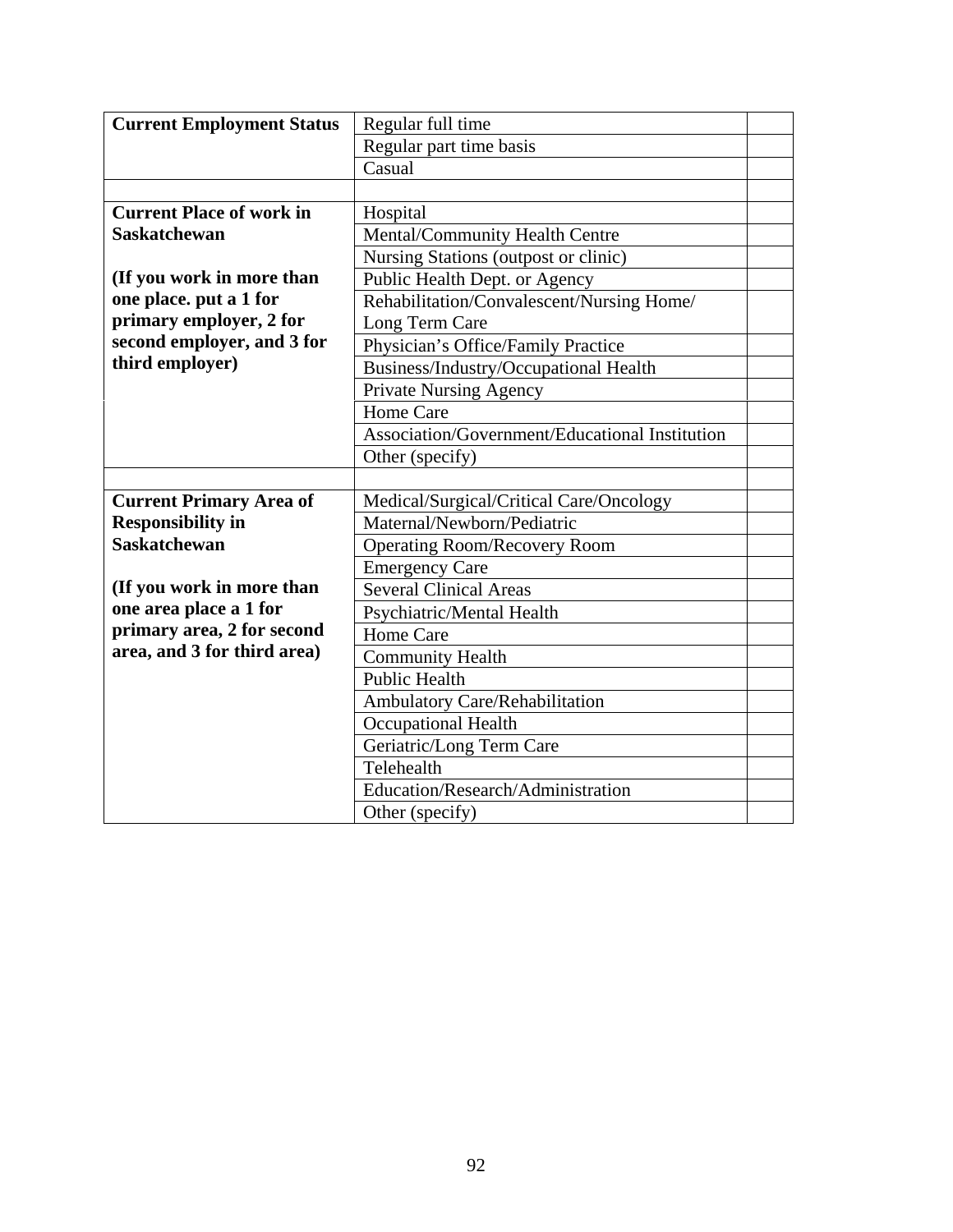| | | |
|---|---|---|
| **Current Employment Status** | Regular full time | |
| | Regular part time basis | |
| | Casual | |
| | | |
| **Current Place of work in Saskatchewan** | Hospital | |
| | Mental/Community Health Centre | |
| **(If you work in more than one place. put a 1 for primary employer, 2 for second employer, and 3 for third employer)** | Nursing Stations (outpost or clinic) | |
| | Public Health Dept. or Agency | |
| | Rehabilitation/Convalescent/Nursing Home/ Long Term Care | |
| | Physician's Office/Family Practice | |
| | Business/Industry/Occupational Health | |
| | Private Nursing Agency | |
| | Home Care | |
| | Association/Government/Educational Institution | |
| | Other (specify) | |
| | | |
| **Current Primary Area of Responsibility in Saskatchewan** | Medical/Surgical/Critical Care/Oncology | |
| | Maternal/Newborn/Pediatric | |
| | Operating Room/Recovery Room | |
| **(If you work in more than one area place a 1 for primary area, 2 for second area, and 3 for third area)** | Emergency Care | |
| | Several Clinical Areas | |
| | Psychiatric/Mental Health | |
| | Home Care | |
| | Community Health | |
| | Public Health | |
| | Ambulatory Care/Rehabilitation | |
| | Occupational Health | |
| | Geriatric/Long Term Care | |
| | Telehealth | |
| | Education/Research/Administration | |
| | Other (specify) | |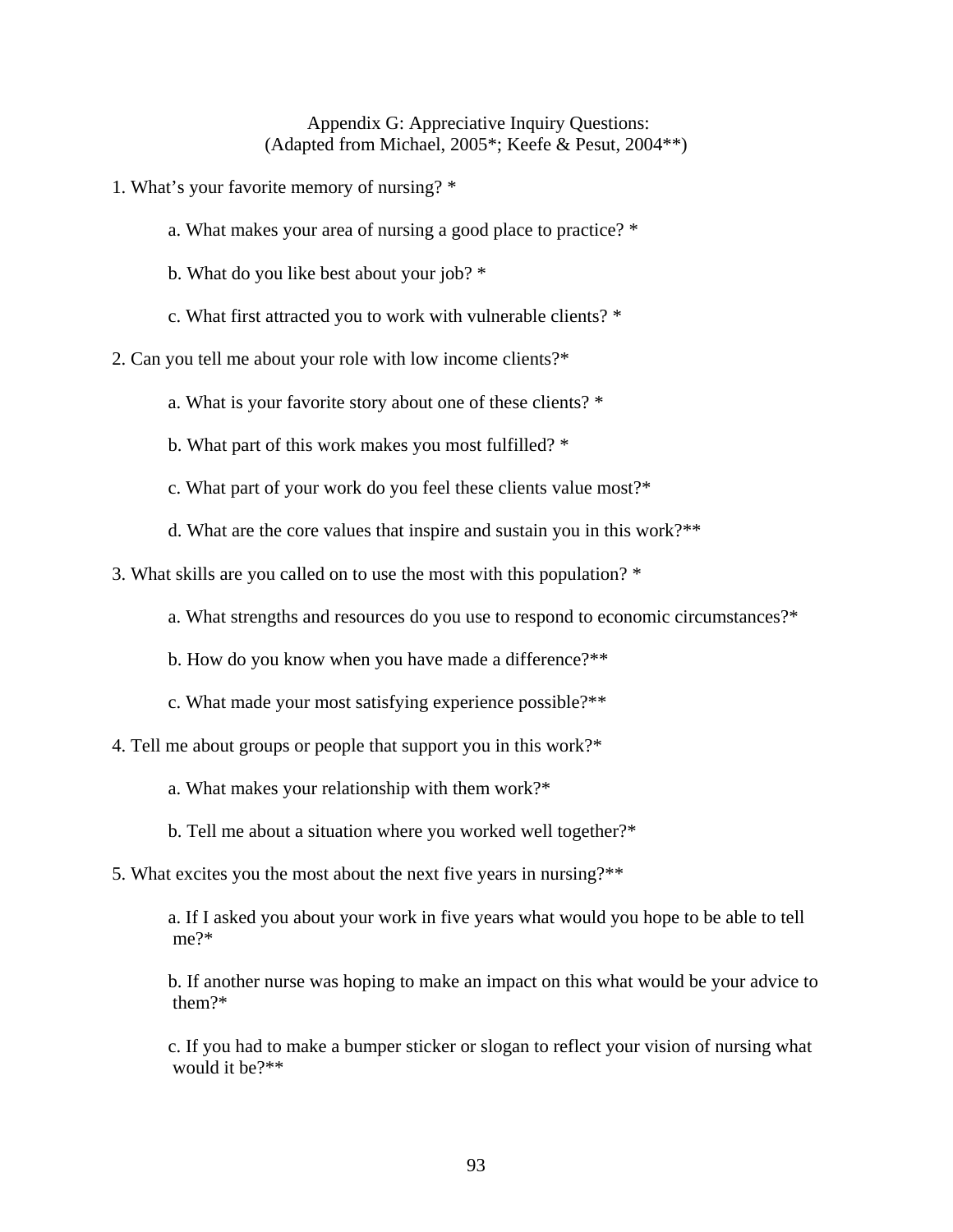# Appendix G: Appreciative Inquiry Questions:
(Adapted from Michael, 2005*; Keefe & Pesut, 2004**)

1. What's your favorite memory of nursing? *

    a. What makes your area of nursing a good place to practice? *

    b. What do you like best about your job? *

    c. What first attracted you to work with vulnerable clients? *

2. Can you tell me about your role with low income clients?*

    a. What is your favorite story about one of these clients? *

    b. What part of this work makes you most fulfilled? *

    c. What part of your work do you feel these clients value most?*

    d. What are the core values that inspire and sustain you in this work?**

3. What skills are you called on to use the most with this population? *

    a. What strengths and resources do you use to respond to economic circumstances?*

    b. How do you know when you have made a difference?**

    c. What made your most satisfying experience possible?**

4. Tell me about groups or people that support you in this work?*

    a. What makes your relationship with them work?*

    b. Tell me about a situation where you worked well together?*

5. What excites you the most about the next five years in nursing?**

    a. If I asked you about your work in five years what would you hope to be able to tell me?*

    b. If another nurse was hoping to make an impact on this what would be your advice to them?*

    c. If you had to make a bumper sticker or slogan to reflect your vision of nursing what would it be?**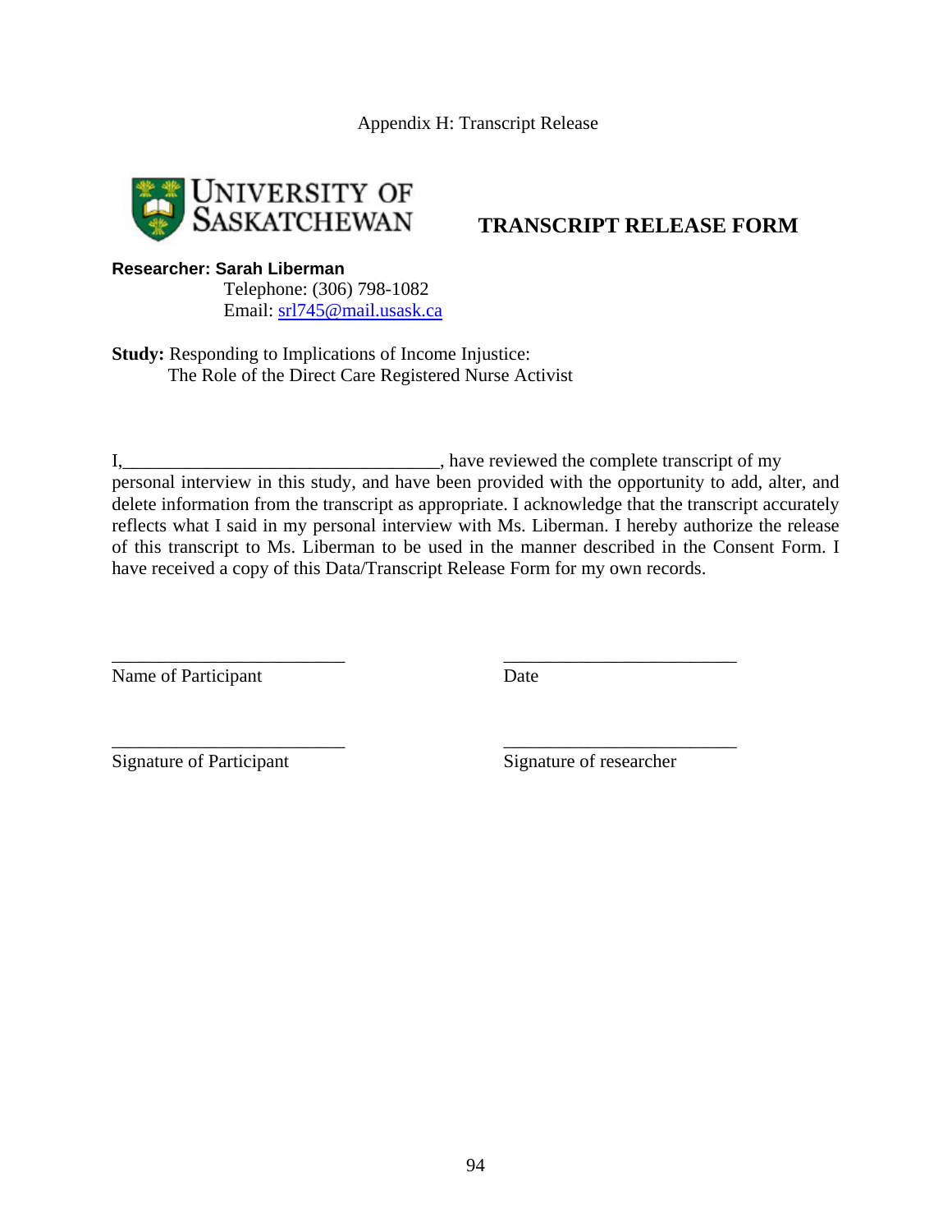Appendix H: Transcript Release

UNIVERSITY OF SASKATCHEWAN

# TRANSCRIPT RELEASE FORM

**Researcher: Sarah Liberman**
Telephone: (306) 798-1082
Email: srl745@mail.usask.ca

**Study:** Responding to Implications of Income Injustice:
The Role of the Direct Care Registered Nurse Activist

I,__________________________________, have reviewed the complete transcript of my personal interview in this study, and have been provided with the opportunity to add, alter, and delete information from the transcript as appropriate. I acknowledge that the transcript accurately reflects what I said in my personal interview with Ms. Liberman. I hereby authorize the release of this transcript to Ms. Liberman to be used in the manner described in the Consent Form. I have received a copy of this Data/Transcript Release Form for my own records.

_________________________ &nbsp;&nbsp;&nbsp;&nbsp;&nbsp;&nbsp;&nbsp;&nbsp; _________________________
Name of Participant &nbsp;&nbsp;&nbsp;&nbsp;&nbsp;&nbsp;&nbsp;&nbsp;&nbsp;&nbsp;&nbsp;&nbsp;&nbsp;&nbsp;&nbsp;&nbsp;&nbsp;&nbsp;&nbsp;&nbsp; Date

_________________________ &nbsp;&nbsp;&nbsp;&nbsp;&nbsp;&nbsp;&nbsp;&nbsp; _________________________
Signature of Participant &nbsp;&nbsp;&nbsp;&nbsp;&nbsp;&nbsp;&nbsp;&nbsp;&nbsp;&nbsp;&nbsp;&nbsp; Signature of researcher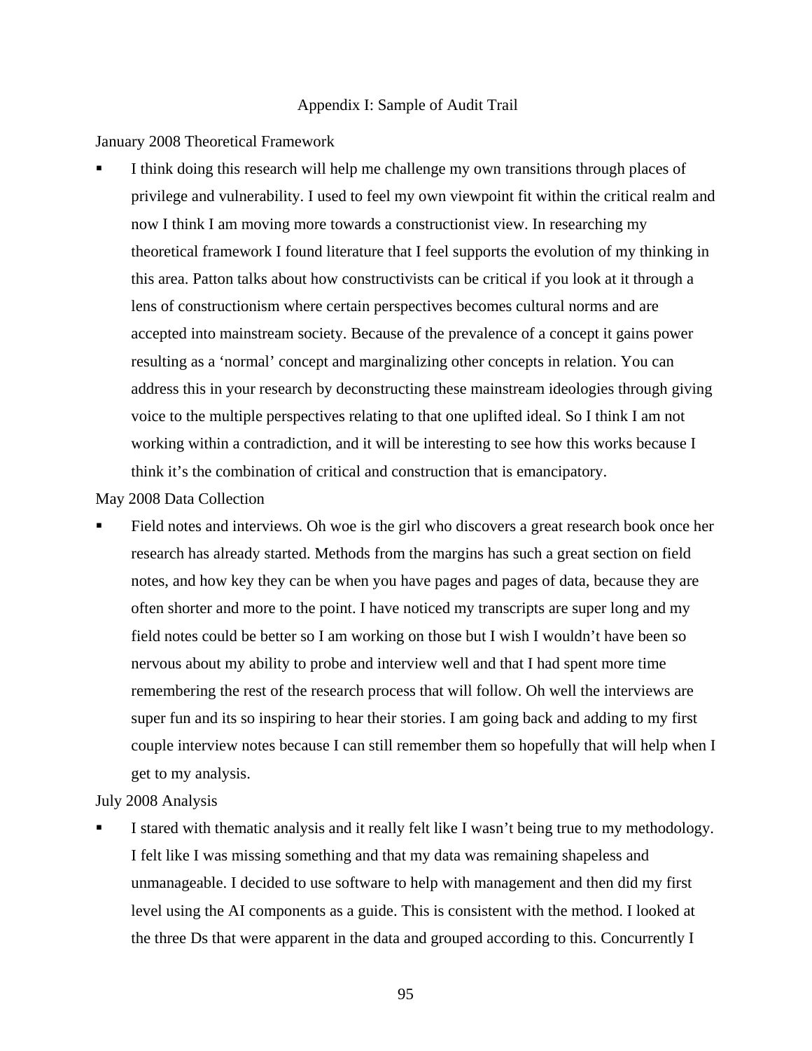Appendix I: Sample of Audit Trail

January 2008 Theoretical Framework

- I think doing this research will help me challenge my own transitions through places of privilege and vulnerability. I used to feel my own viewpoint fit within the critical realm and now I think I am moving more towards a constructionist view. In researching my theoretical framework I found literature that I feel supports the evolution of my thinking in this area. Patton talks about how constructivists can be critical if you look at it through a lens of constructionism where certain perspectives becomes cultural norms and are accepted into mainstream society. Because of the prevalence of a concept it gains power resulting as a 'normal' concept and marginalizing other concepts in relation. You can address this in your research by deconstructing these mainstream ideologies through giving voice to the multiple perspectives relating to that one uplifted ideal. So I think I am not working within a contradiction, and it will be interesting to see how this works because I think it's the combination of critical and construction that is emancipatory.

May 2008 Data Collection

- Field notes and interviews. Oh woe is the girl who discovers a great research book once her research has already started. Methods from the margins has such a great section on field notes, and how key they can be when you have pages and pages of data, because they are often shorter and more to the point. I have noticed my transcripts are super long and my field notes could be better so I am working on those but I wish I wouldn't have been so nervous about my ability to probe and interview well and that I had spent more time remembering the rest of the research process that will follow. Oh well the interviews are super fun and its so inspiring to hear their stories. I am going back and adding to my first couple interview notes because I can still remember them so hopefully that will help when I get to my analysis.

July 2008 Analysis

- I stared with thematic analysis and it really felt like I wasn't being true to my methodology. I felt like I was missing something and that my data was remaining shapeless and unmanageable. I decided to use software to help with management and then did my first level using the AI components as a guide. This is consistent with the method. I looked at the three Ds that were apparent in the data and grouped according to this. Concurrently I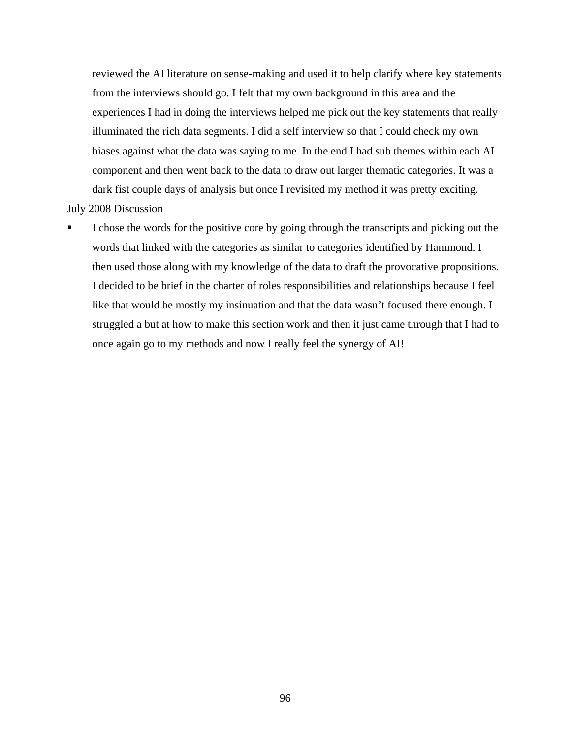reviewed the AI literature on sense-making and used it to help clarify where key statements from the interviews should go. I felt that my own background in this area and the experiences I had in doing the interviews helped me pick out the key statements that really illuminated the rich data segments. I did a self interview so that I could check my own biases against what the data was saying to me. In the end I had sub themes within each AI component and then went back to the data to draw out larger thematic categories. It was a dark fist couple days of analysis but once I revisited my method it was pretty exciting.

July 2008 Discussion

- I chose the words for the positive core by going through the transcripts and picking out the words that linked with the categories as similar to categories identified by Hammond. I then used those along with my knowledge of the data to draft the provocative propositions. I decided to be brief in the charter of roles responsibilities and relationships because I feel like that would be mostly my insinuation and that the data wasn't focused there enough. I struggled a but at how to make this section work and then it just came through that I had to once again go to my methods and now I really feel the synergy of AI!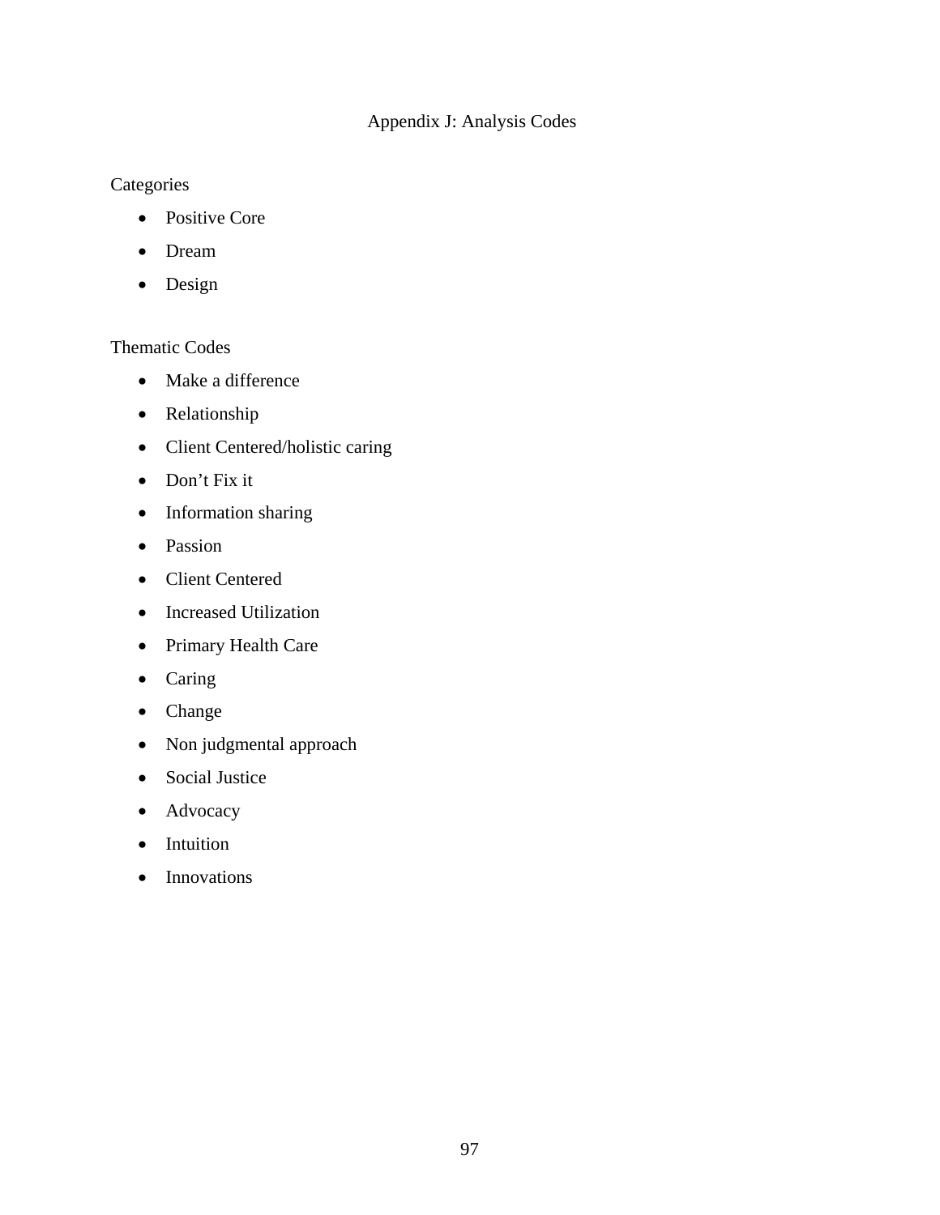# Appendix J: Analysis Codes

Categories

- Positive Core
- Dream
- Design

Thematic Codes

- Make a difference
- Relationship
- Client Centered/holistic caring
- Don’t Fix it
- Information sharing
- Passion
- Client Centered
- Increased Utilization
- Primary Health Care
- Caring
- Change
- Non judgmental approach
- Social Justice
- Advocacy
- Intuition
- Innovations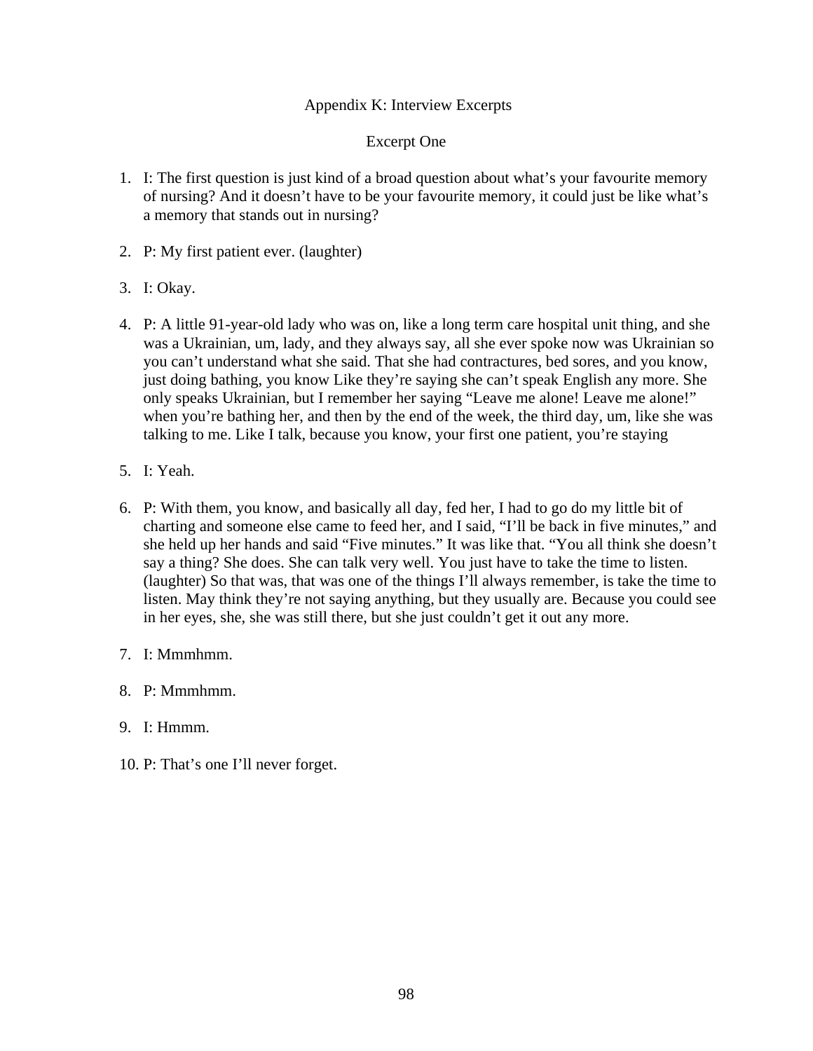# Appendix K: Interview Excerpts

## Excerpt One

1. I: The first question is just kind of a broad question about what's your favourite memory of nursing? And it doesn't have to be your favourite memory, it could just be like what's a memory that stands out in nursing?

2. P: My first patient ever. (laughter)

3. I: Okay.

4. P: A little 91-year-old lady who was on, like a long term care hospital unit thing, and she was a Ukrainian, um, lady, and they always say, all she ever spoke now was Ukrainian so you can't understand what she said. That she had contractures, bed sores, and you know, just doing bathing, you know Like they're saying she can't speak English any more. She only speaks Ukrainian, but I remember her saying "Leave me alone! Leave me alone!" when you're bathing her, and then by the end of the week, the third day, um, like she was talking to me. Like I talk, because you know, your first one patient, you're staying

5. I: Yeah.

6. P: With them, you know, and basically all day, fed her, I had to go do my little bit of charting and someone else came to feed her, and I said, "I'll be back in five minutes," and she held up her hands and said "Five minutes." It was like that. "You all think she doesn't say a thing? She does. She can talk very well. You just have to take the time to listen. (laughter) So that was, that was one of the things I'll always remember, is take the time to listen. May think they're not saying anything, but they usually are. Because you could see in her eyes, she, she was still there, but she just couldn't get it out any more.

7. I: Mmmhmm.

8. P: Mmmhmm.

9. I: Hmmm.

10. P: That's one I'll never forget.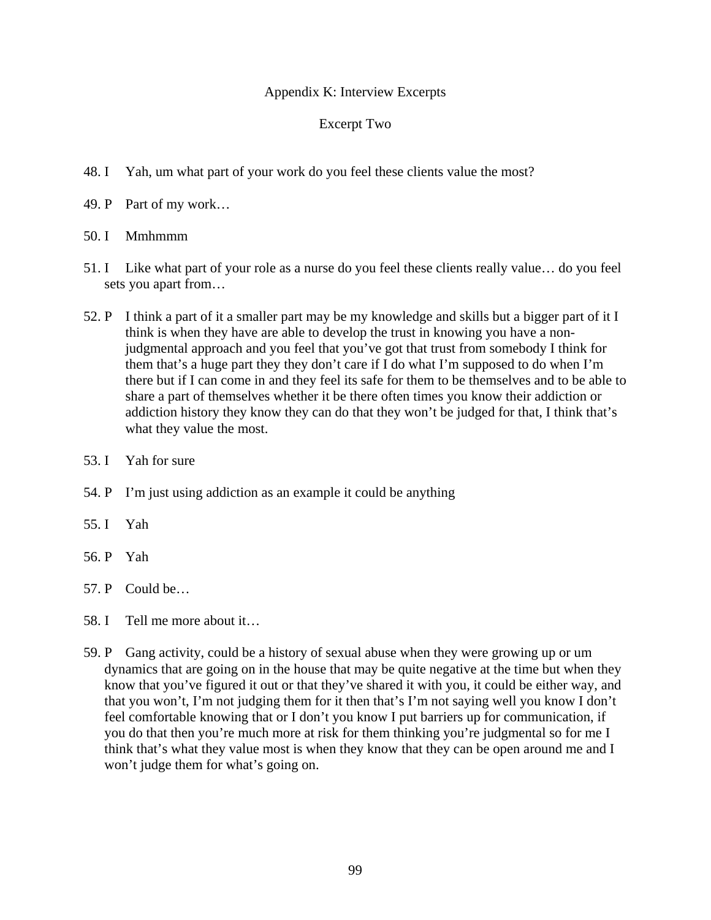Appendix K: Interview Excerpts

Excerpt Two

48. I Yah, um what part of your work do you feel these clients value the most?

49. P Part of my work…

50. I Mmhmmm

51. I Like what part of your role as a nurse do you feel these clients really value… do you feel sets you apart from…

52. P I think a part of it a smaller part may be my knowledge and skills but a bigger part of it I think is when they have are able to develop the trust in knowing you have a non-judgmental approach and you feel that you've got that trust from somebody I think for them that's a huge part they they don't care if I do what I'm supposed to do when I'm there but if I can come in and they feel its safe for them to be themselves and to be able to share a part of themselves whether it be there often times you know their addiction or addiction history they know they can do that they won't be judged for that, I think that's what they value the most.

53. I Yah for sure

54. P I'm just using addiction as an example it could be anything

55. I Yah

56. P Yah

57. P Could be…

58. I Tell me more about it…

59. P Gang activity, could be a history of sexual abuse when they were growing up or um dynamics that are going on in the house that may be quite negative at the time but when they know that you've figured it out or that they've shared it with you, it could be either way, and that you won't, I'm not judging them for it then that's I'm not saying well you know I don't feel comfortable knowing that or I don't you know I put barriers up for communication, if you do that then you're much more at risk for them thinking you're judgmental so for me I think that's what they value most is when they know that they can be open around me and I won't judge them for what's going on.